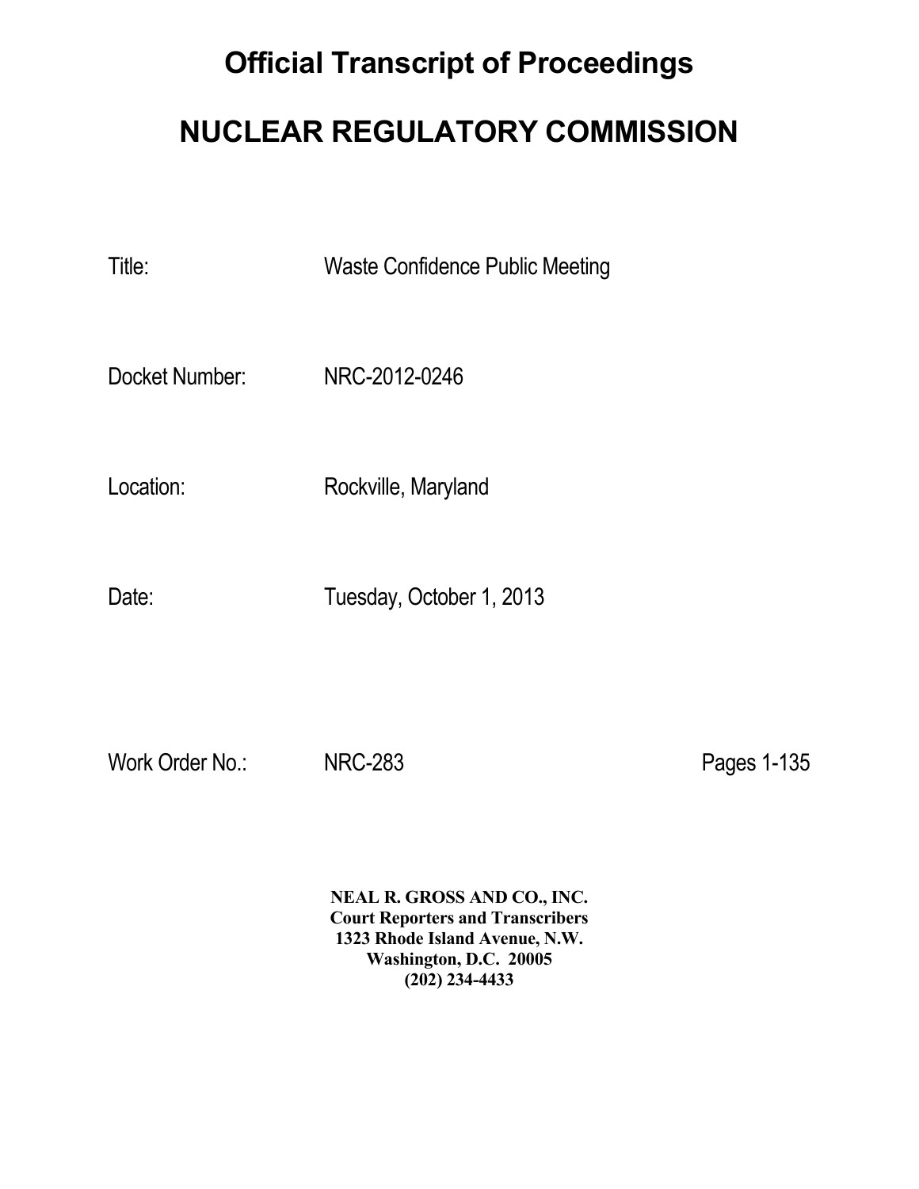# Official Transcript of Proceedings

# NUCLEAR REGULATORY COMMISSION

Title: Waste Confidence Public Meeting

Docket Number: NRC-2012-0246

Location: Rockville, Maryland

Date: Tuesday, October 1, 2013

Work Order No.: NRC-283 Pages 1-135

**NEAL R. GROSS AND CO., INC.**
**Court Reporters and Transcribers**
**1323 Rhode Island Avenue, N.W.**
**Washington, D.C. 20005**
**(202) 234-4433**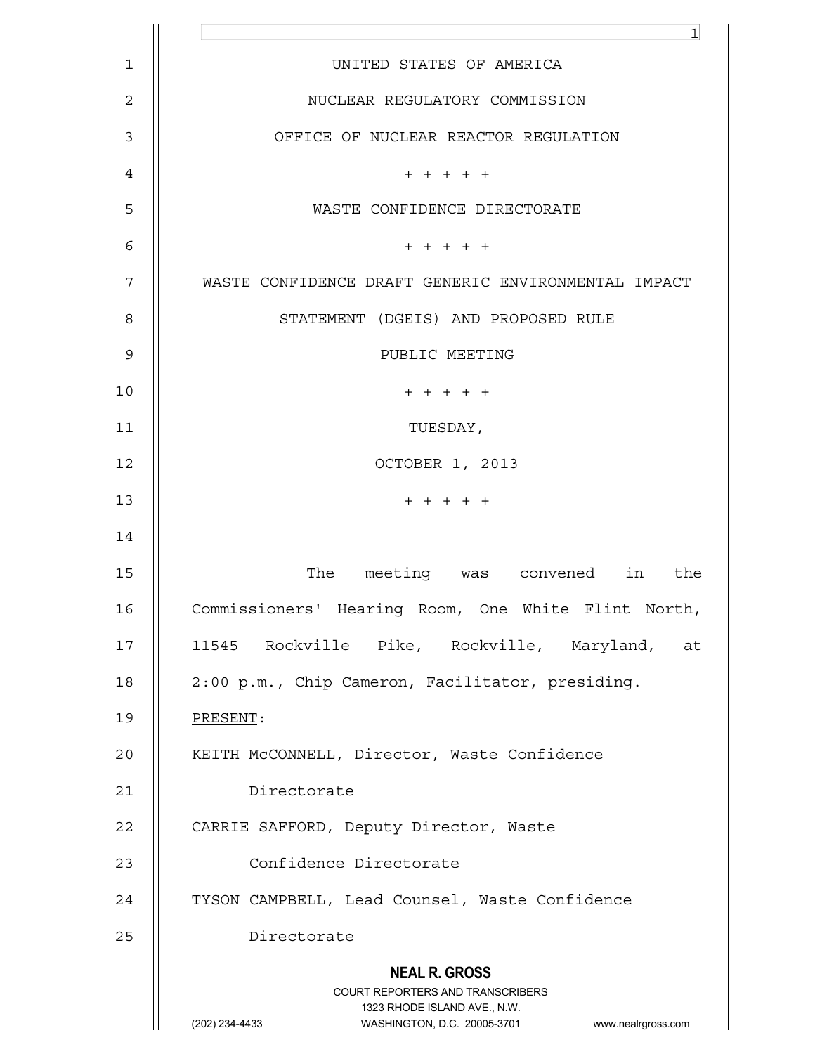UNITED STATES OF AMERICA

NUCLEAR REGULATORY COMMISSION

OFFICE OF NUCLEAR REACTOR REGULATION

\+ + + + +

WASTE CONFIDENCE DIRECTORATE

\+ + + + +

WASTE CONFIDENCE DRAFT GENERIC ENVIRONMENTAL IMPACT STATEMENT (DGEIS) AND PROPOSED RULE

PUBLIC MEETING

\+ + + + +

TUESDAY,

OCTOBER 1, 2013

\+ + + + +

The meeting was convened in the Commissioners' Hearing Room, One White Flint North, 11545 Rockville Pike, Rockville, Maryland, at 2:00 p.m., Chip Cameron, Facilitator, presiding.

PRESENT:

KEITH McCONNELL, Director, Waste Confidence Directorate

CARRIE SAFFORD, Deputy Director, Waste Confidence Directorate

TYSON CAMPBELL, Lead Counsel, Waste Confidence Directorate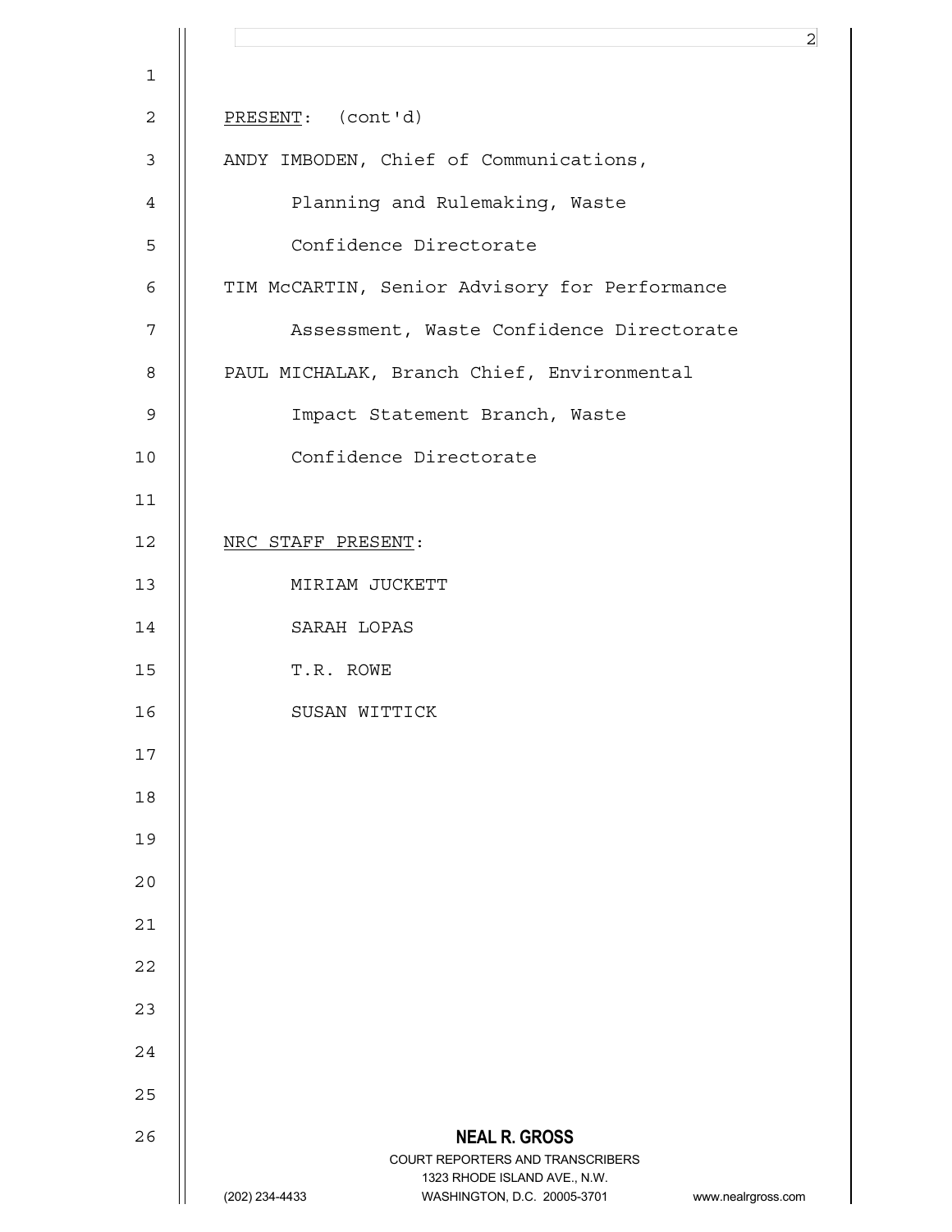PRESENT: (cont'd)

ANDY IMBODEN, Chief of Communications, Planning and Rulemaking, Waste Confidence Directorate

TIM McCARTIN, Senior Advisory for Performance Assessment, Waste Confidence Directorate

PAUL MICHALAK, Branch Chief, Environmental Impact Statement Branch, Waste Confidence Directorate

NRC STAFF PRESENT:

MIRIAM JUCKETT

SARAH LOPAS

T.R. ROWE

SUSAN WITTICK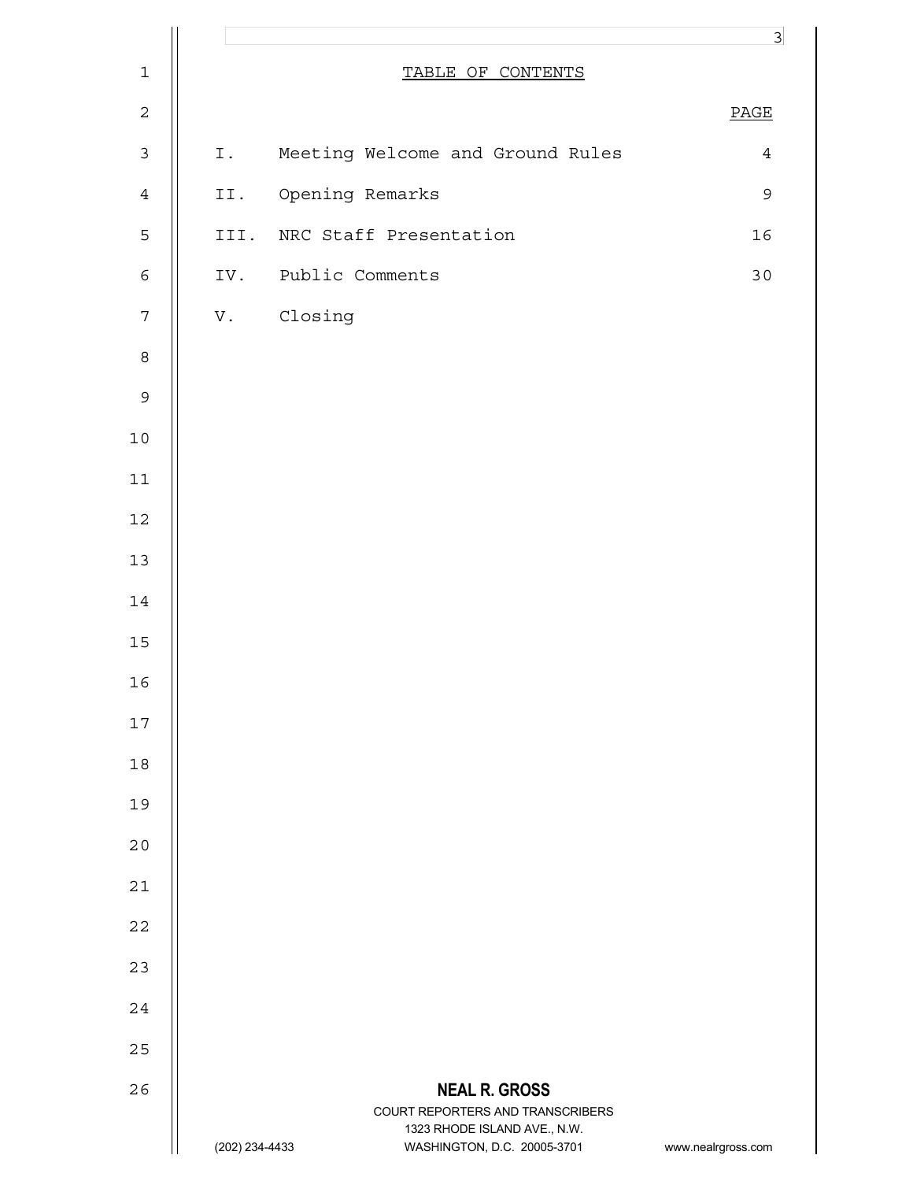## TABLE OF CONTENTS

| | | PAGE |
|---|---|---|
| I. | Meeting Welcome and Ground Rules | 4 |
| II. | Opening Remarks | 9 |
| III. | NRC Staff Presentation | 16 |
| IV. | Public Comments | 30 |
| V. | Closing | |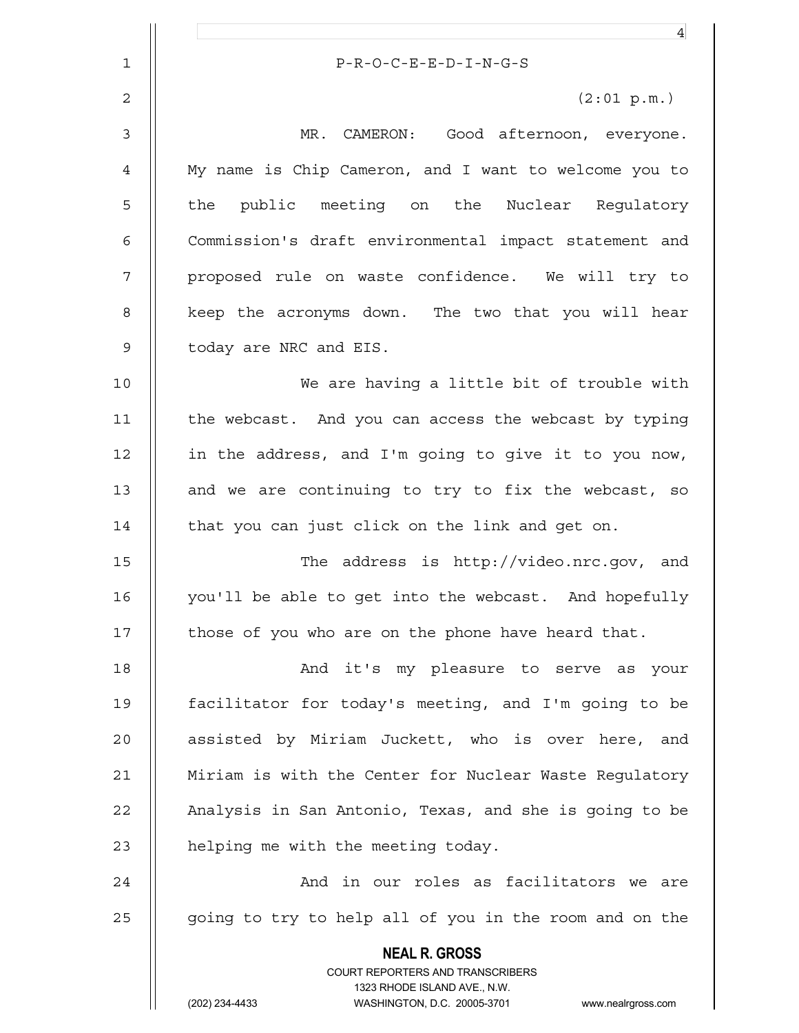P-R-O-C-E-E-D-I-N-G-S

(2:01 p.m.)

MR. CAMERON: Good afternoon, everyone. My name is Chip Cameron, and I want to welcome you to the public meeting on the Nuclear Regulatory Commission's draft environmental impact statement and proposed rule on waste confidence. We will try to keep the acronyms down. The two that you will hear today are NRC and EIS.

We are having a little bit of trouble with the webcast. And you can access the webcast by typing in the address, and I'm going to give it to you now, and we are continuing to try to fix the webcast, so that you can just click on the link and get on.

The address is http://video.nrc.gov, and you'll be able to get into the webcast. And hopefully those of you who are on the phone have heard that.

And it's my pleasure to serve as your facilitator for today's meeting, and I'm going to be assisted by Miriam Juckett, who is over here, and Miriam is with the Center for Nuclear Waste Regulatory Analysis in San Antonio, Texas, and she is going to be helping me with the meeting today.

And in our roles as facilitators we are going to try to help all of you in the room and on the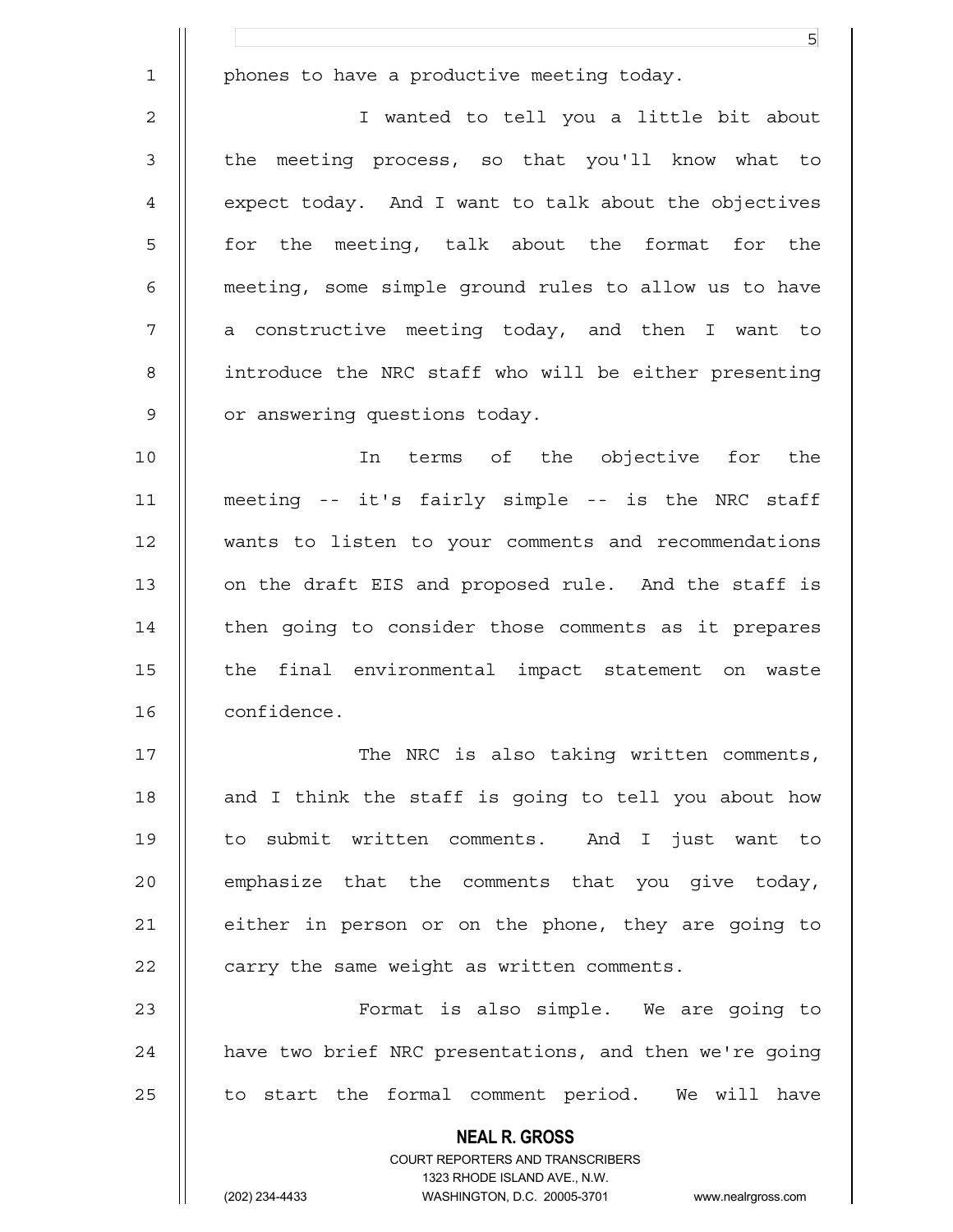phones to have a productive meeting today.

I wanted to tell you a little bit about the meeting process, so that you'll know what to expect today. And I want to talk about the objectives for the meeting, talk about the format for the meeting, some simple ground rules to allow us to have a constructive meeting today, and then I want to introduce the NRC staff who will be either presenting or answering questions today.

In terms of the objective for the meeting -- it's fairly simple -- is the NRC staff wants to listen to your comments and recommendations on the draft EIS and proposed rule. And the staff is then going to consider those comments as it prepares the final environmental impact statement on waste confidence.

The NRC is also taking written comments, and I think the staff is going to tell you about how to submit written comments. And I just want to emphasize that the comments that you give today, either in person or on the phone, they are going to carry the same weight as written comments.

Format is also simple. We are going to have two brief NRC presentations, and then we're going to start the formal comment period. We will have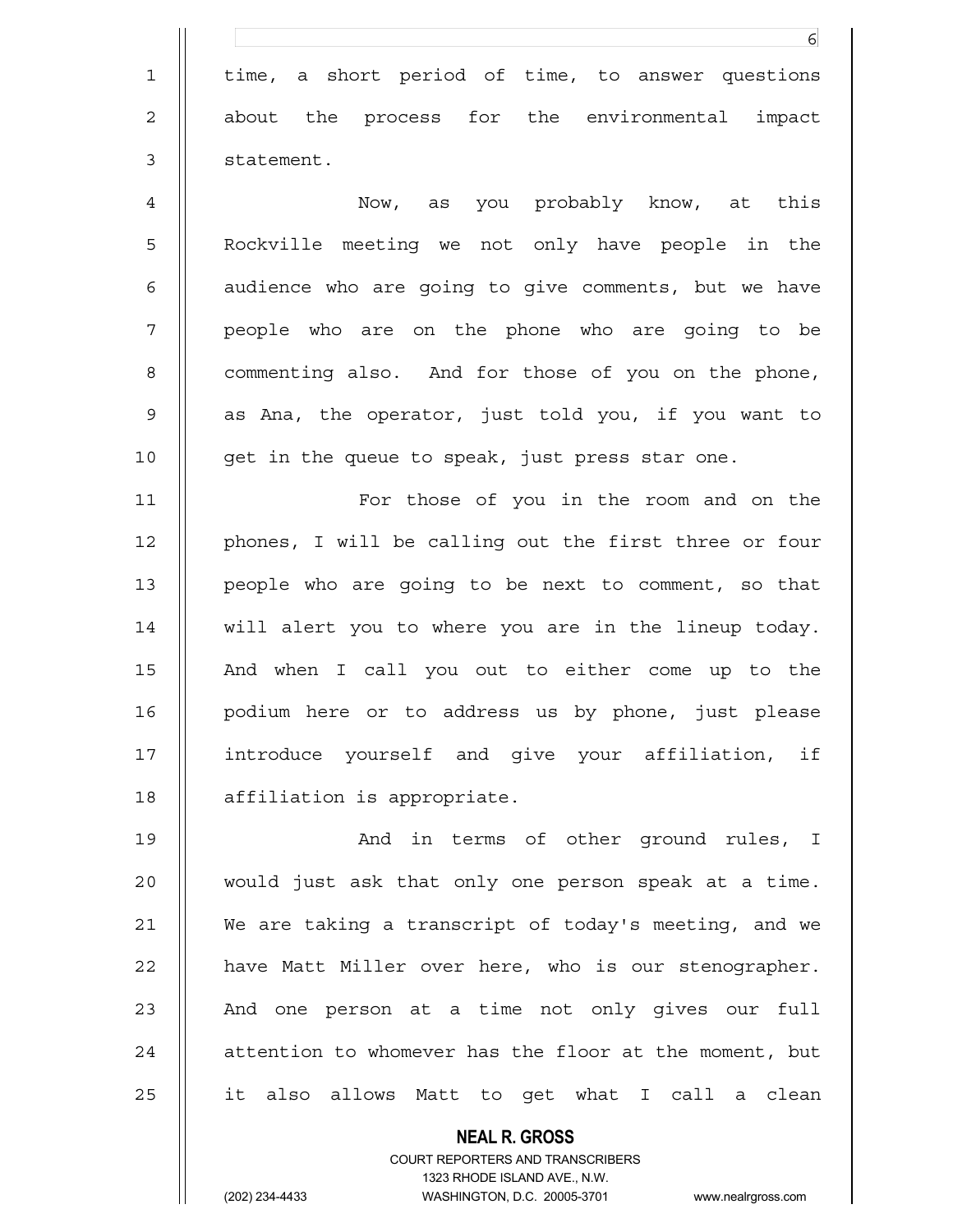time, a short period of time, to answer questions about the process for the environmental impact statement.

Now, as you probably know, at this Rockville meeting we not only have people in the audience who are going to give comments, but we have people who are on the phone who are going to be commenting also. And for those of you on the phone, as Ana, the operator, just told you, if you want to get in the queue to speak, just press star one.

For those of you in the room and on the phones, I will be calling out the first three or four people who are going to be next to comment, so that will alert you to where you are in the lineup today. And when I call you out to either come up to the podium here or to address us by phone, just please introduce yourself and give your affiliation, if affiliation is appropriate.

And in terms of other ground rules, I would just ask that only one person speak at a time. We are taking a transcript of today's meeting, and we have Matt Miller over here, who is our stenographer. And one person at a time not only gives our full attention to whomever has the floor at the moment, but it also allows Matt to get what I call a clean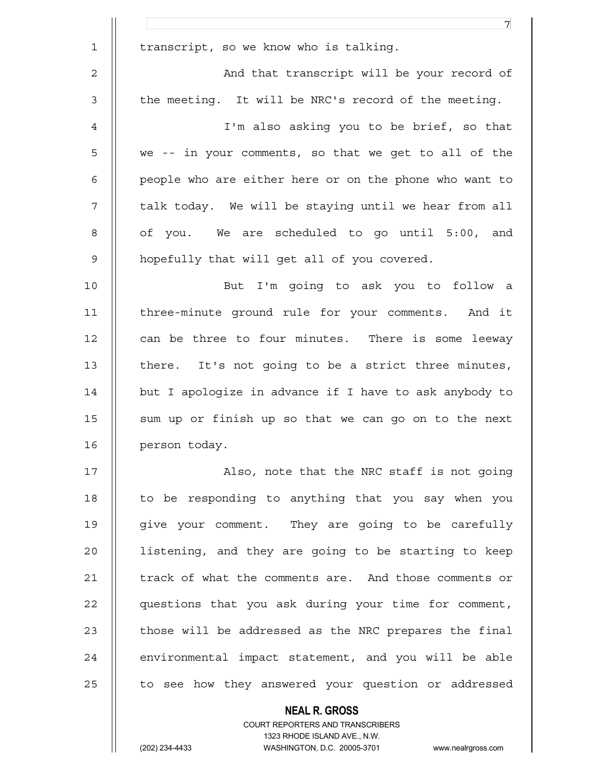transcript, so we know who is talking.

And that transcript will be your record of the meeting. It will be NRC's record of the meeting.

I'm also asking you to be brief, so that we -- in your comments, so that we get to all of the people who are either here or on the phone who want to talk today. We will be staying until we hear from all of you. We are scheduled to go until 5:00, and hopefully that will get all of you covered.

But I'm going to ask you to follow a three-minute ground rule for your comments. And it can be three to four minutes. There is some leeway there. It's not going to be a strict three minutes, but I apologize in advance if I have to ask anybody to sum up or finish up so that we can go on to the next person today.

Also, note that the NRC staff is not going to be responding to anything that you say when you give your comment. They are going to be carefully listening, and they are going to be starting to keep track of what the comments are. And those comments or questions that you ask during your time for comment, those will be addressed as the NRC prepares the final environmental impact statement, and you will be able to see how they answered your question or addressed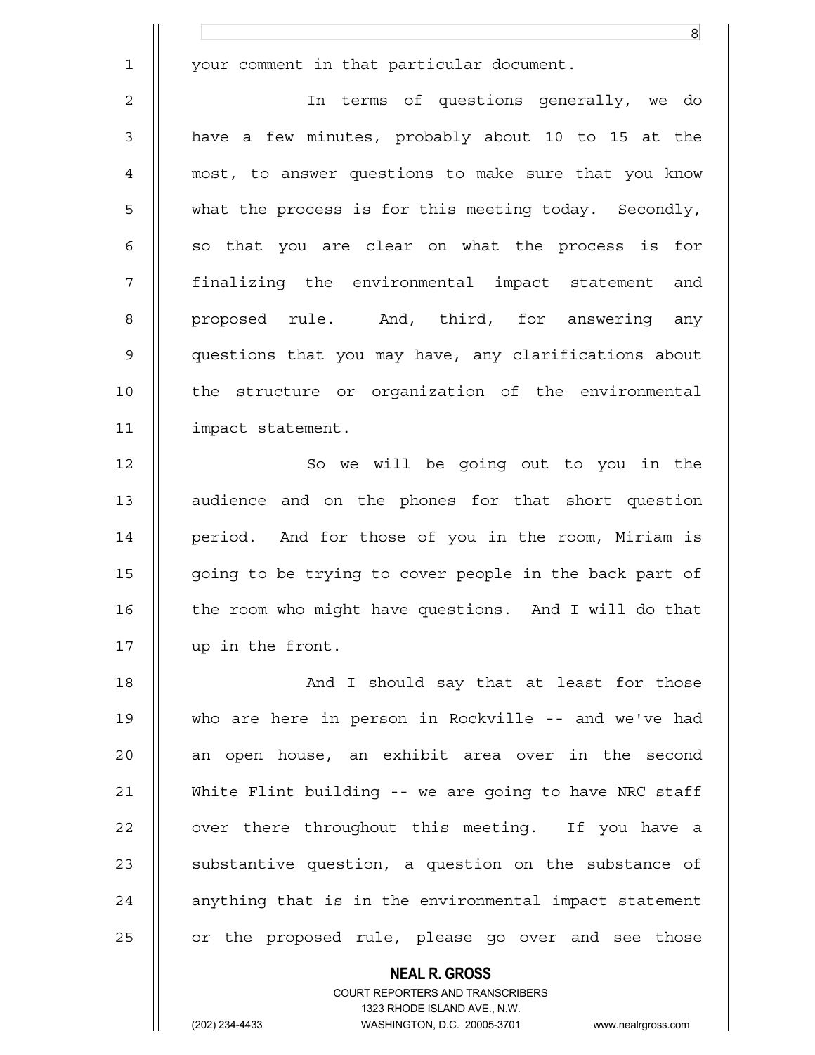your comment in that particular document.

In terms of questions generally, we do have a few minutes, probably about 10 to 15 at the most, to answer questions to make sure that you know what the process is for this meeting today. Secondly, so that you are clear on what the process is for finalizing the environmental impact statement and proposed rule. And, third, for answering any questions that you may have, any clarifications about the structure or organization of the environmental impact statement.

So we will be going out to you in the audience and on the phones for that short question period. And for those of you in the room, Miriam is going to be trying to cover people in the back part of the room who might have questions. And I will do that up in the front.

And I should say that at least for those who are here in person in Rockville -- and we've had an open house, an exhibit area over in the second White Flint building -- we are going to have NRC staff over there throughout this meeting. If you have a substantive question, a question on the substance of anything that is in the environmental impact statement or the proposed rule, please go over and see those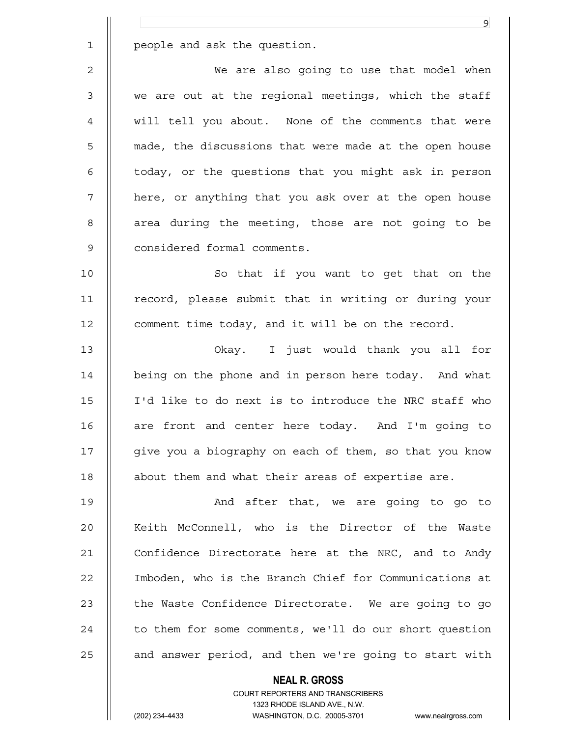people and ask the question.

We are also going to use that model when we are out at the regional meetings, which the staff will tell you about. None of the comments that were made, the discussions that were made at the open house today, or the questions that you might ask in person here, or anything that you ask over at the open house area during the meeting, those are not going to be considered formal comments.

So that if you want to get that on the record, please submit that in writing or during your comment time today, and it will be on the record.

Okay. I just would thank you all for being on the phone and in person here today. And what I'd like to do next is to introduce the NRC staff who are front and center here today. And I'm going to give you a biography on each of them, so that you know about them and what their areas of expertise are.

And after that, we are going to go to Keith McConnell, who is the Director of the Waste Confidence Directorate here at the NRC, and to Andy Imboden, who is the Branch Chief for Communications at the Waste Confidence Directorate. We are going to go to them for some comments, we'll do our short question and answer period, and then we're going to start with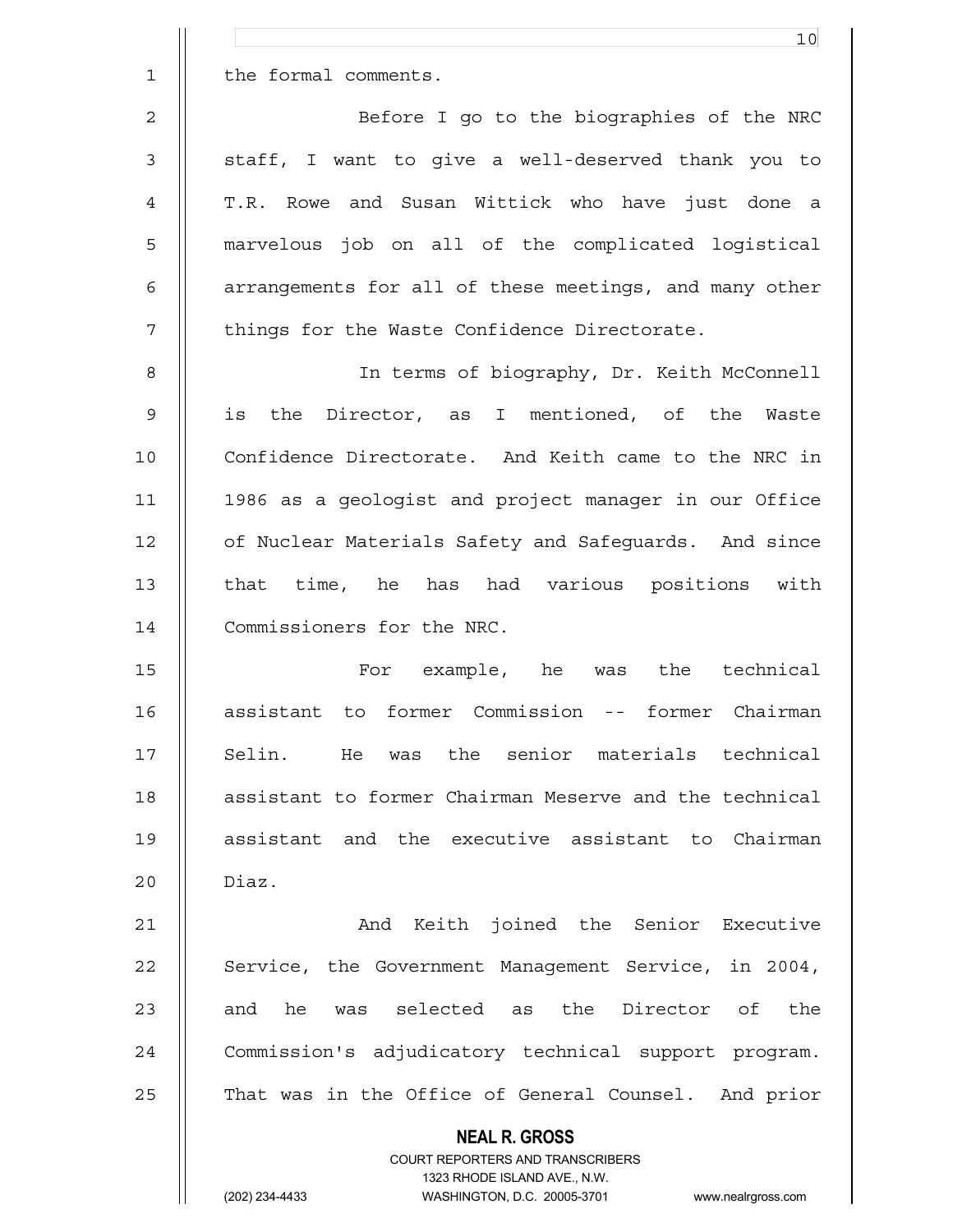the formal comments.

Before I go to the biographies of the NRC staff, I want to give a well-deserved thank you to T.R. Rowe and Susan Wittick who have just done a marvelous job on all of the complicated logistical arrangements for all of these meetings, and many other things for the Waste Confidence Directorate.

In terms of biography, Dr. Keith McConnell is the Director, as I mentioned, of the Waste Confidence Directorate. And Keith came to the NRC in 1986 as a geologist and project manager in our Office of Nuclear Materials Safety and Safeguards. And since that time, he has had various positions with Commissioners for the NRC.

For example, he was the technical assistant to former Commission -- former Chairman Selin. He was the senior materials technical assistant to former Chairman Meserve and the technical assistant and the executive assistant to Chairman Diaz.

And Keith joined the Senior Executive Service, the Government Management Service, in 2004, and he was selected as the Director of the Commission's adjudicatory technical support program. That was in the Office of General Counsel. And prior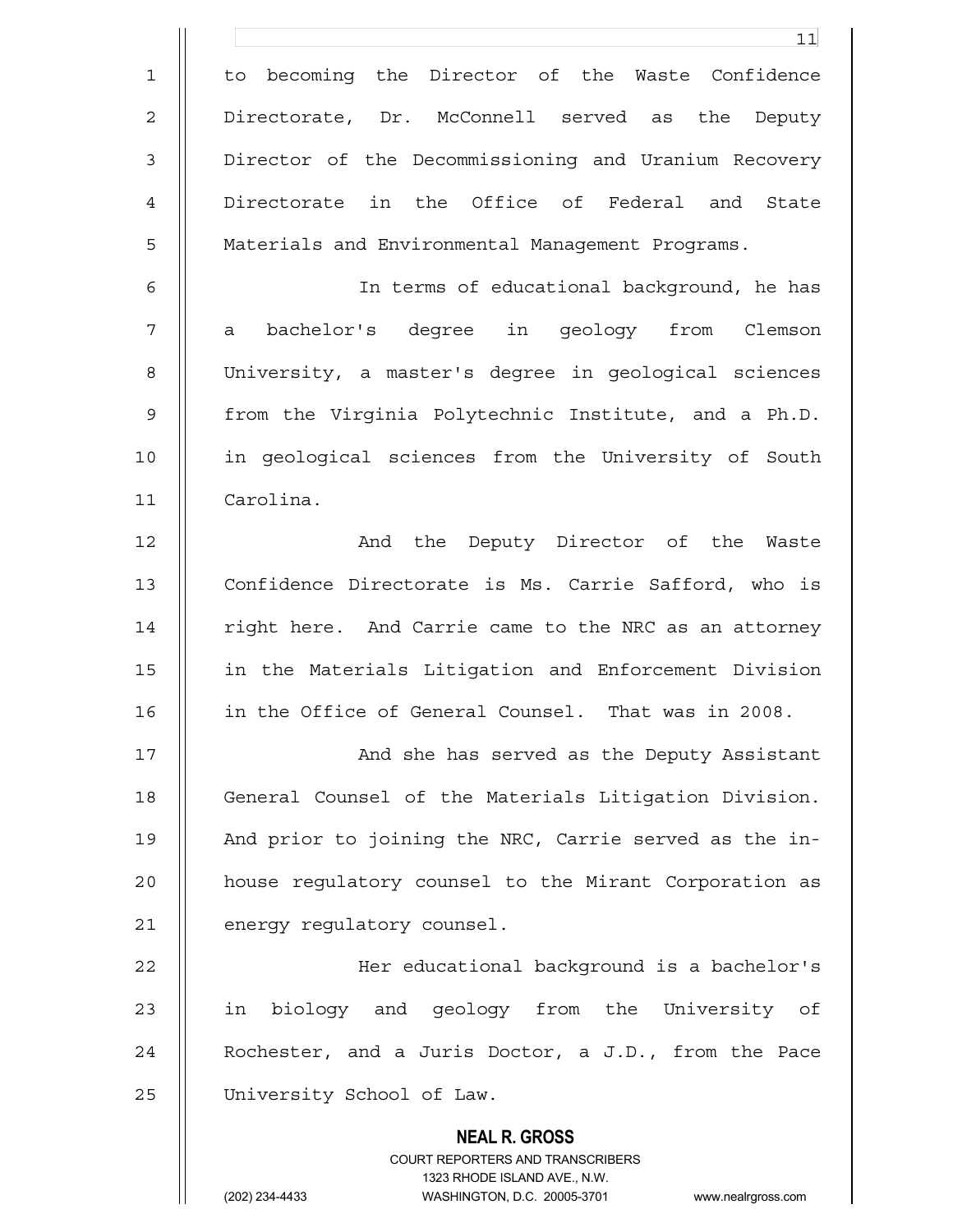to becoming the Director of the Waste Confidence Directorate, Dr. McConnell served as the Deputy Director of the Decommissioning and Uranium Recovery Directorate in the Office of Federal and State Materials and Environmental Management Programs.

In terms of educational background, he has a bachelor's degree in geology from Clemson University, a master's degree in geological sciences from the Virginia Polytechnic Institute, and a Ph.D. in geological sciences from the University of South Carolina.

And the Deputy Director of the Waste Confidence Directorate is Ms. Carrie Safford, who is right here. And Carrie came to the NRC as an attorney in the Materials Litigation and Enforcement Division in the Office of General Counsel. That was in 2008.

And she has served as the Deputy Assistant General Counsel of the Materials Litigation Division. And prior to joining the NRC, Carrie served as the in-house regulatory counsel to the Mirant Corporation as energy regulatory counsel.

Her educational background is a bachelor's in biology and geology from the University of Rochester, and a Juris Doctor, a J.D., from the Pace University School of Law.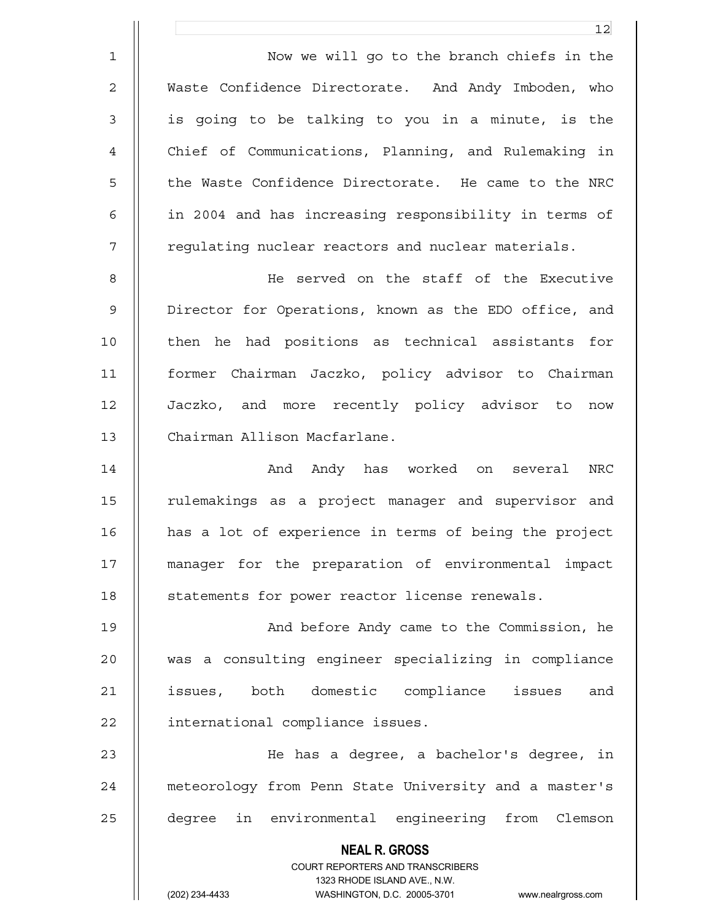Now we will go to the branch chiefs in the Waste Confidence Directorate. And Andy Imboden, who is going to be talking to you in a minute, is the Chief of Communications, Planning, and Rulemaking in the Waste Confidence Directorate. He came to the NRC in 2004 and has increasing responsibility in terms of regulating nuclear reactors and nuclear materials.

He served on the staff of the Executive Director for Operations, known as the EDO office, and then he had positions as technical assistants for former Chairman Jaczko, policy advisor to Chairman Jaczko, and more recently policy advisor to now Chairman Allison Macfarlane.

And Andy has worked on several NRC rulemakings as a project manager and supervisor and has a lot of experience in terms of being the project manager for the preparation of environmental impact statements for power reactor license renewals.

And before Andy came to the Commission, he was a consulting engineer specializing in compliance issues, both domestic compliance issues and international compliance issues.

He has a degree, a bachelor's degree, in meteorology from Penn State University and a master's degree in environmental engineering from Clemson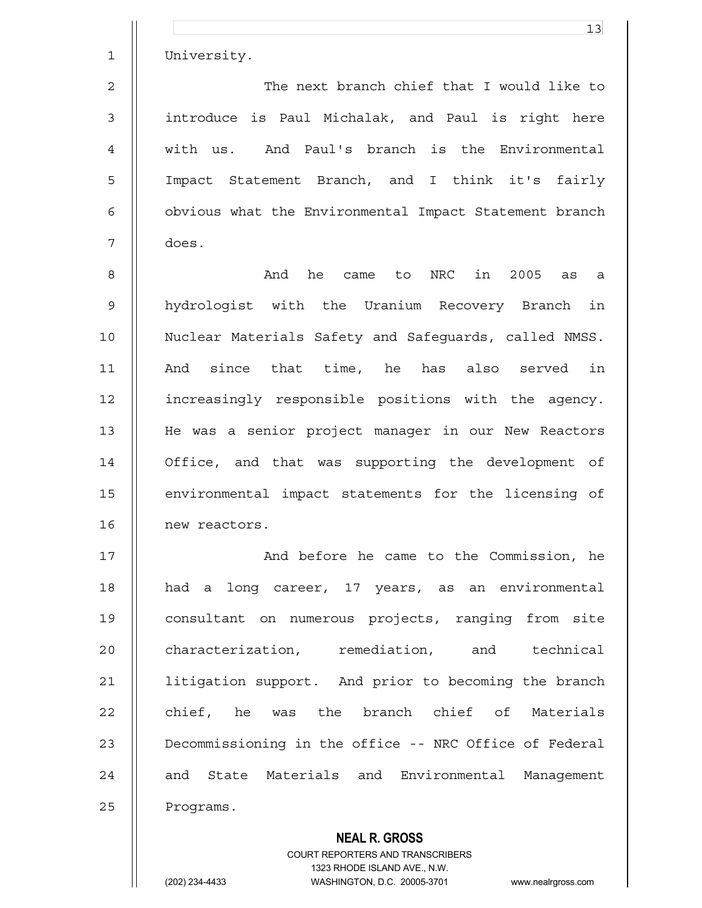University.

The next branch chief that I would like to introduce is Paul Michalak, and Paul is right here with us. And Paul's branch is the Environmental Impact Statement Branch, and I think it's fairly obvious what the Environmental Impact Statement branch does.

And he came to NRC in 2005 as a hydrologist with the Uranium Recovery Branch in Nuclear Materials Safety and Safeguards, called NMSS. And since that time, he has also served in increasingly responsible positions with the agency. He was a senior project manager in our New Reactors Office, and that was supporting the development of environmental impact statements for the licensing of new reactors.

And before he came to the Commission, he had a long career, 17 years, as an environmental consultant on numerous projects, ranging from site characterization, remediation, and technical litigation support. And prior to becoming the branch chief, he was the branch chief of Materials Decommissioning in the office -- NRC Office of Federal and State Materials and Environmental Management Programs.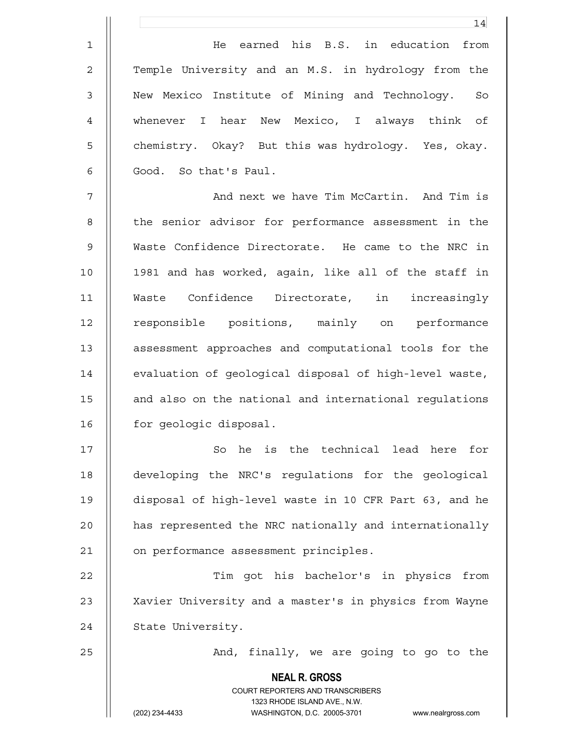He earned his B.S. in education from Temple University and an M.S. in hydrology from the New Mexico Institute of Mining and Technology. So whenever I hear New Mexico, I always think of chemistry. Okay? But this was hydrology. Yes, okay. Good. So that's Paul.

And next we have Tim McCartin. And Tim is the senior advisor for performance assessment in the Waste Confidence Directorate. He came to the NRC in 1981 and has worked, again, like all of the staff in Waste Confidence Directorate, in increasingly responsible positions, mainly on performance assessment approaches and computational tools for the evaluation of geological disposal of high-level waste, and also on the national and international regulations for geologic disposal.

So he is the technical lead here for developing the NRC's regulations for the geological disposal of high-level waste in 10 CFR Part 63, and he has represented the NRC nationally and internationally on performance assessment principles.

Tim got his bachelor's in physics from Xavier University and a master's in physics from Wayne State University.

And, finally, we are going to go to the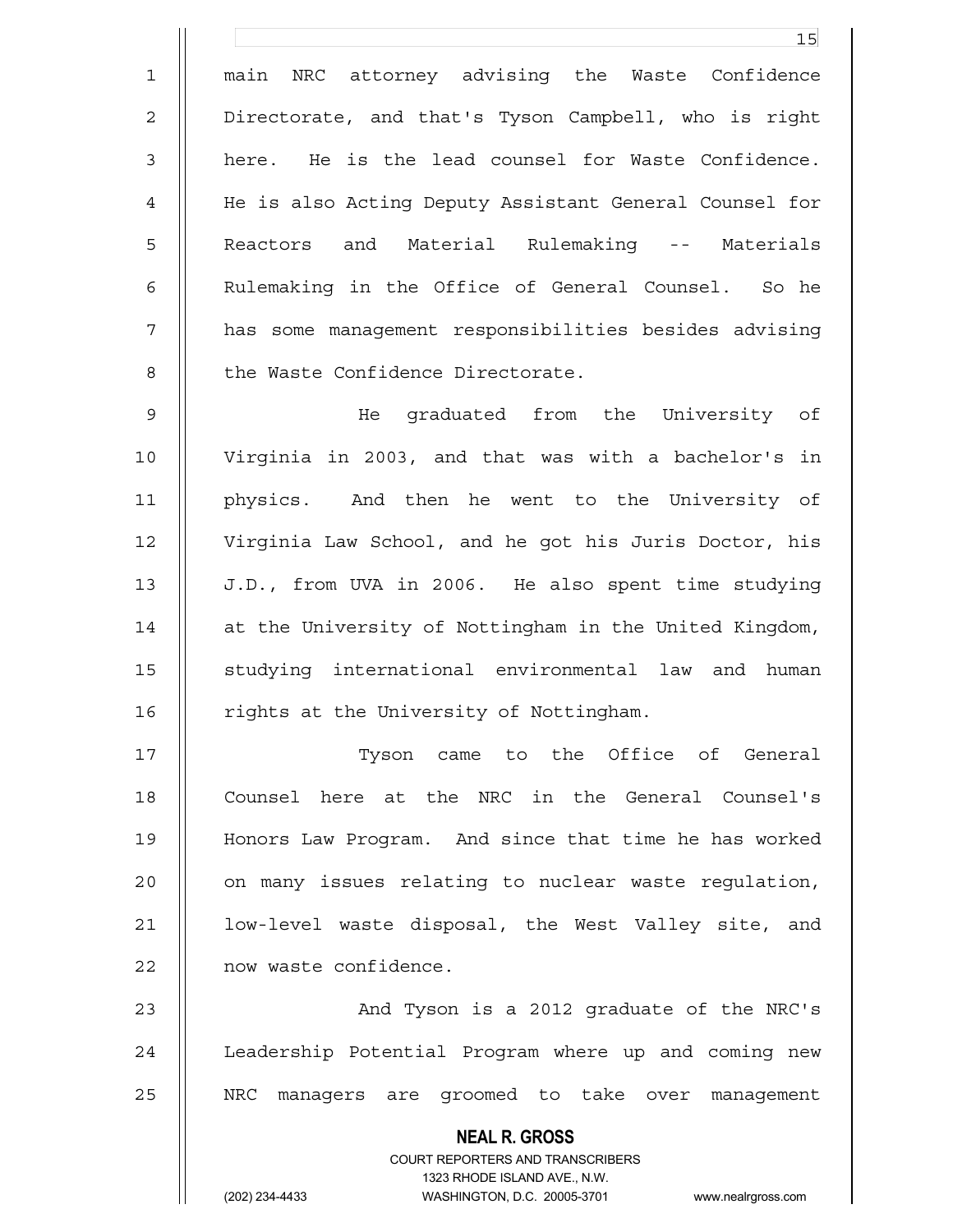main NRC attorney advising the Waste Confidence Directorate, and that's Tyson Campbell, who is right here. He is the lead counsel for Waste Confidence. He is also Acting Deputy Assistant General Counsel for Reactors and Material Rulemaking -- Materials Rulemaking in the Office of General Counsel. So he has some management responsibilities besides advising the Waste Confidence Directorate.

He graduated from the University of Virginia in 2003, and that was with a bachelor's in physics. And then he went to the University of Virginia Law School, and he got his Juris Doctor, his J.D., from UVA in 2006. He also spent time studying at the University of Nottingham in the United Kingdom, studying international environmental law and human rights at the University of Nottingham.

Tyson came to the Office of General Counsel here at the NRC in the General Counsel's Honors Law Program. And since that time he has worked on many issues relating to nuclear waste regulation, low-level waste disposal, the West Valley site, and now waste confidence.

And Tyson is a 2012 graduate of the NRC's Leadership Potential Program where up and coming new NRC managers are groomed to take over management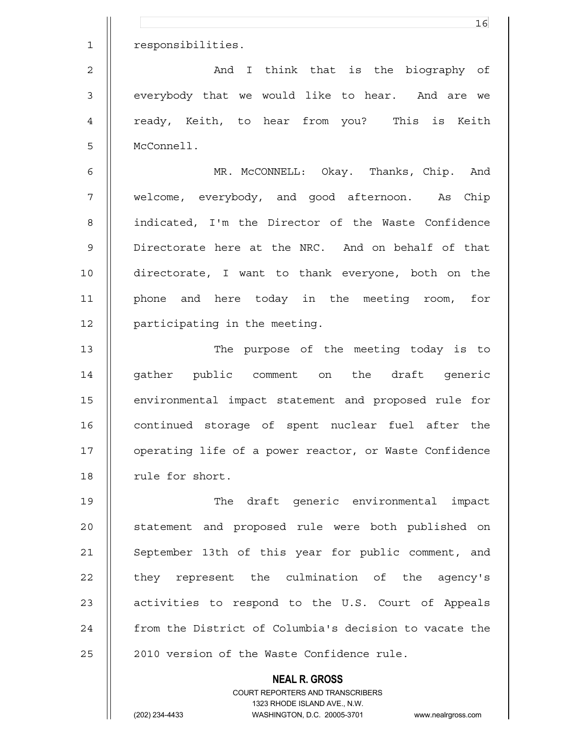responsibilities.

And I think that is the biography of everybody that we would like to hear. And are we ready, Keith, to hear from you? This is Keith McConnell.

MR. McCONNELL: Okay. Thanks, Chip. And welcome, everybody, and good afternoon. As Chip indicated, I'm the Director of the Waste Confidence Directorate here at the NRC. And on behalf of that directorate, I want to thank everyone, both on the phone and here today in the meeting room, for participating in the meeting.

The purpose of the meeting today is to gather public comment on the draft generic environmental impact statement and proposed rule for continued storage of spent nuclear fuel after the operating life of a power reactor, or Waste Confidence rule for short.

The draft generic environmental impact statement and proposed rule were both published on September 13th of this year for public comment, and they represent the culmination of the agency's activities to respond to the U.S. Court of Appeals from the District of Columbia's decision to vacate the 2010 version of the Waste Confidence rule.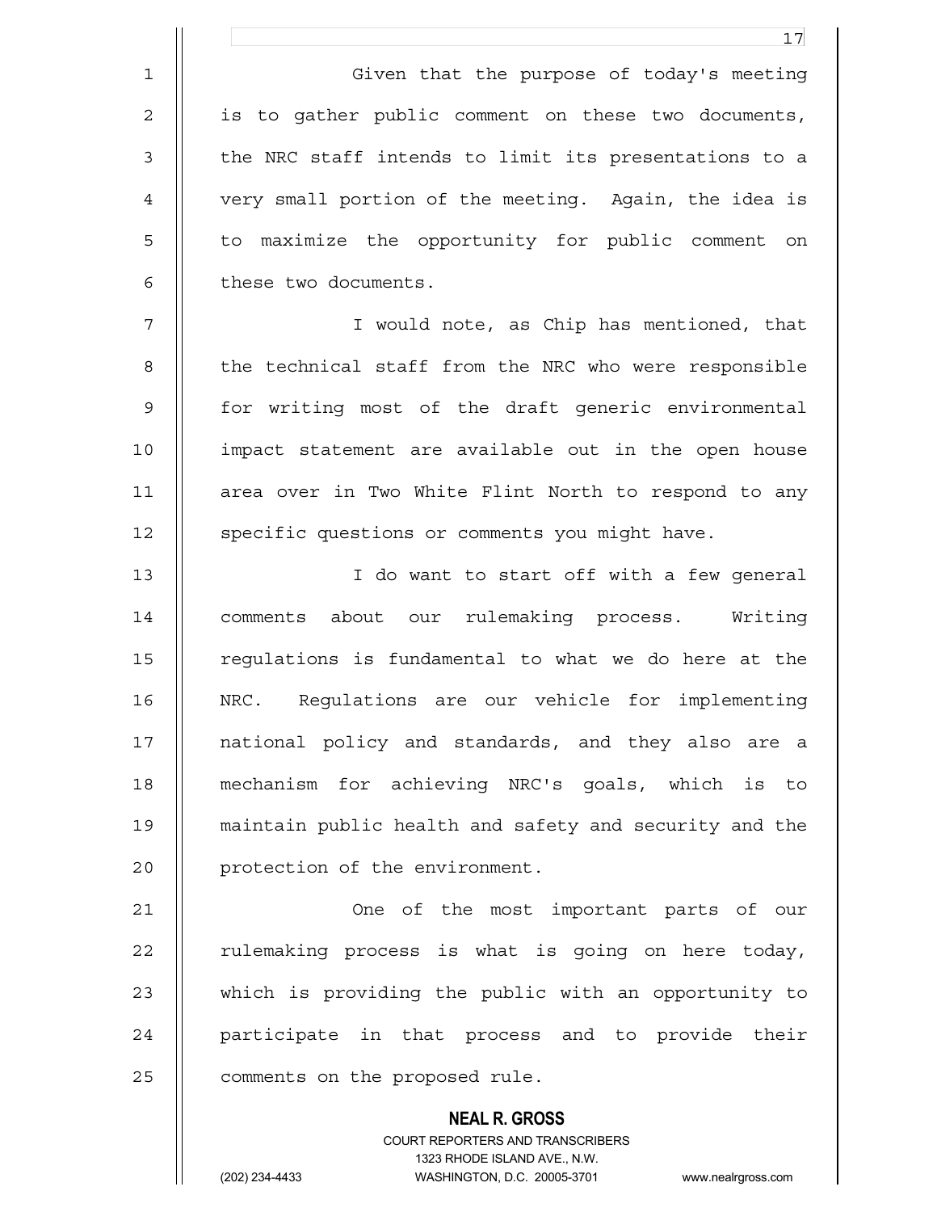Given that the purpose of today's meeting is to gather public comment on these two documents, the NRC staff intends to limit its presentations to a very small portion of the meeting. Again, the idea is to maximize the opportunity for public comment on these two documents.

I would note, as Chip has mentioned, that the technical staff from the NRC who were responsible for writing most of the draft generic environmental impact statement are available out in the open house area over in Two White Flint North to respond to any specific questions or comments you might have.

I do want to start off with a few general comments about our rulemaking process. Writing regulations is fundamental to what we do here at the NRC. Regulations are our vehicle for implementing national policy and standards, and they also are a mechanism for achieving NRC's goals, which is to maintain public health and safety and security and the protection of the environment.

One of the most important parts of our rulemaking process is what is going on here today, which is providing the public with an opportunity to participate in that process and to provide their comments on the proposed rule.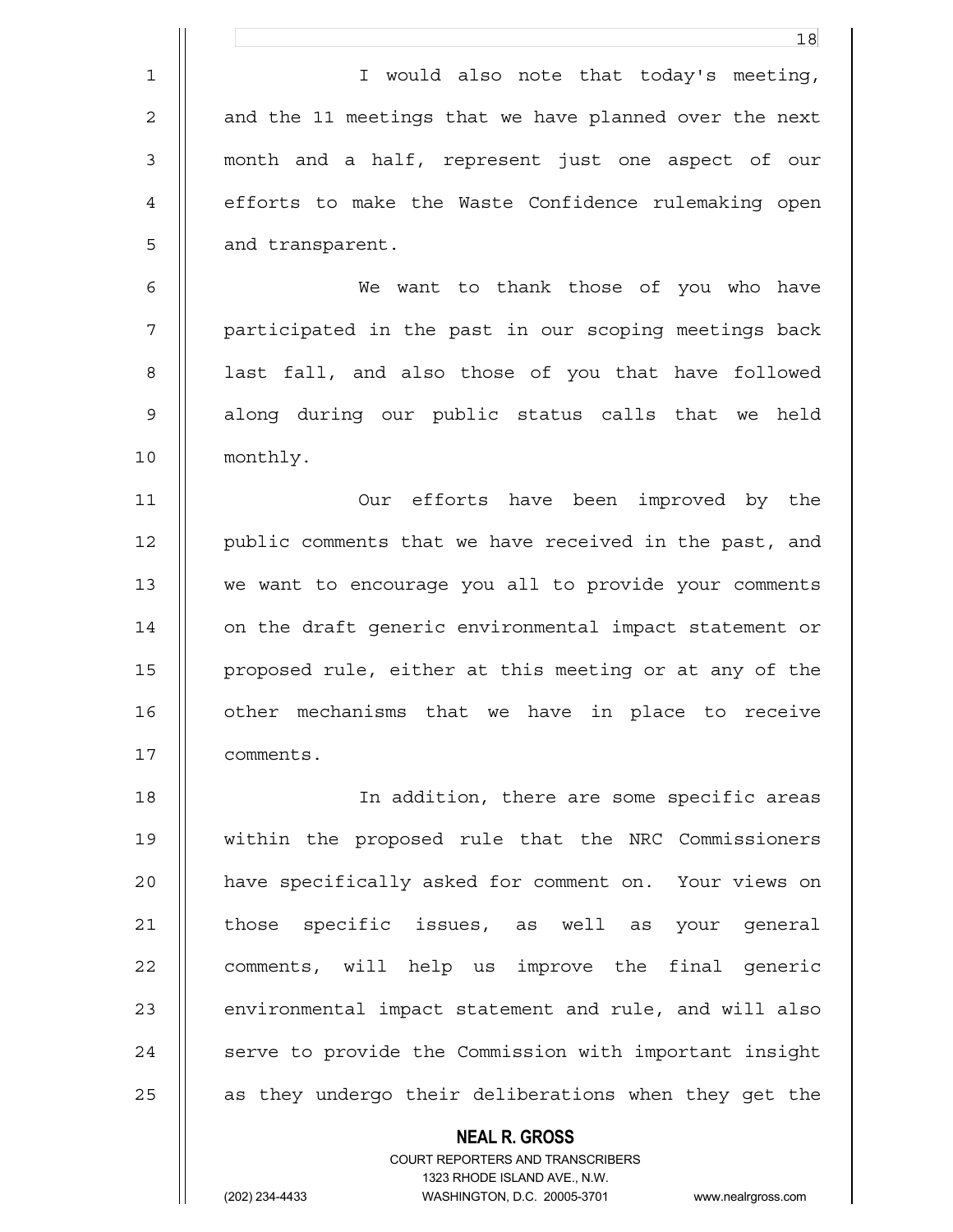I would also note that today's meeting, and the 11 meetings that we have planned over the next month and a half, represent just one aspect of our efforts to make the Waste Confidence rulemaking open and transparent.

We want to thank those of you who have participated in the past in our scoping meetings back last fall, and also those of you that have followed along during our public status calls that we held monthly.

Our efforts have been improved by the public comments that we have received in the past, and we want to encourage you all to provide your comments on the draft generic environmental impact statement or proposed rule, either at this meeting or at any of the other mechanisms that we have in place to receive comments.

In addition, there are some specific areas within the proposed rule that the NRC Commissioners have specifically asked for comment on. Your views on those specific issues, as well as your general comments, will help us improve the final generic environmental impact statement and rule, and will also serve to provide the Commission with important insight as they undergo their deliberations when they get the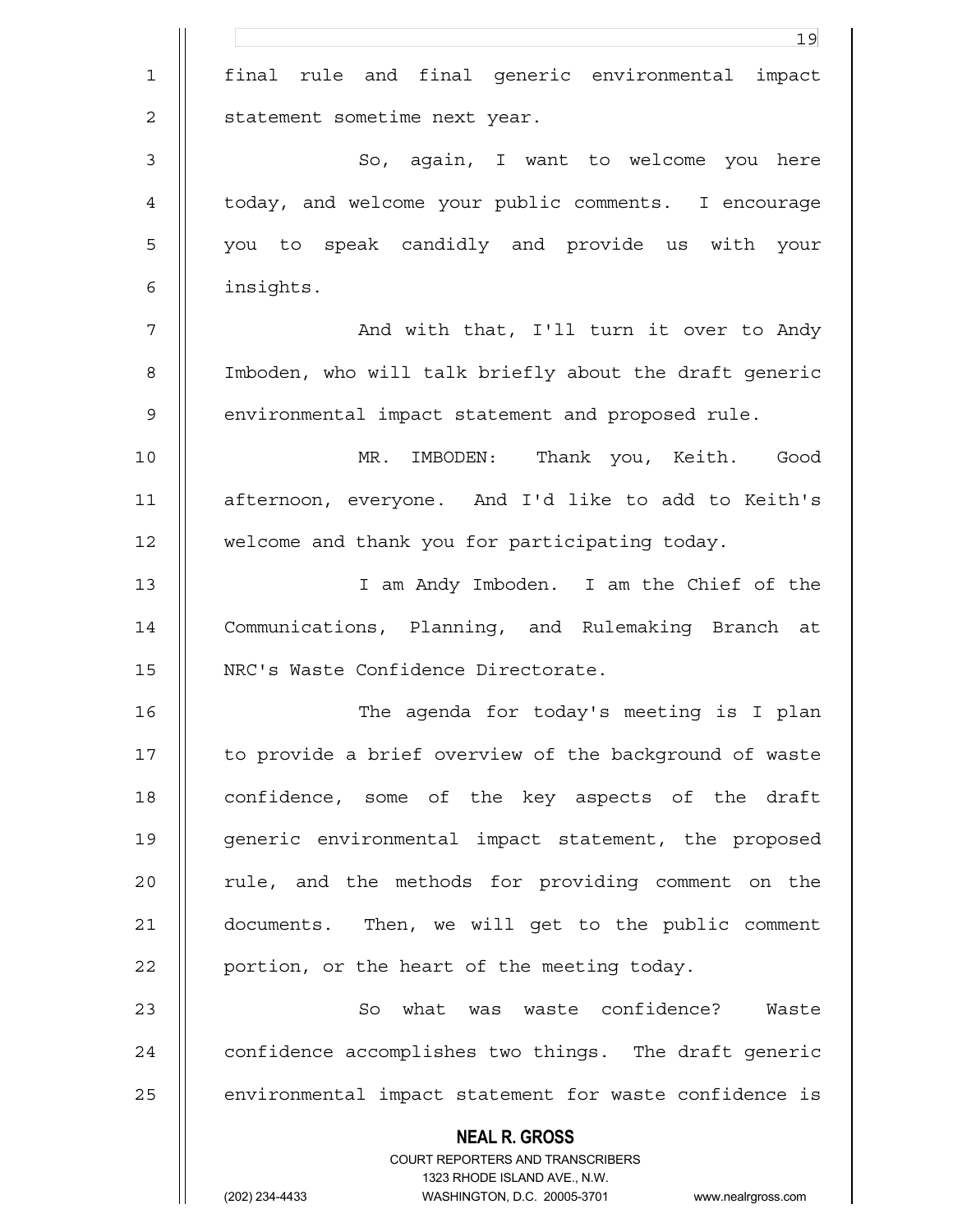final rule and final generic environmental impact statement sometime next year.

So, again, I want to welcome you here today, and welcome your public comments. I encourage you to speak candidly and provide us with your insights.

And with that, I'll turn it over to Andy Imboden, who will talk briefly about the draft generic environmental impact statement and proposed rule.

MR. IMBODEN: Thank you, Keith. Good afternoon, everyone. And I'd like to add to Keith's welcome and thank you for participating today.

I am Andy Imboden. I am the Chief of the Communications, Planning, and Rulemaking Branch at NRC's Waste Confidence Directorate.

The agenda for today's meeting is I plan to provide a brief overview of the background of waste confidence, some of the key aspects of the draft generic environmental impact statement, the proposed rule, and the methods for providing comment on the documents. Then, we will get to the public comment portion, or the heart of the meeting today.

So what was waste confidence? Waste confidence accomplishes two things. The draft generic environmental impact statement for waste confidence is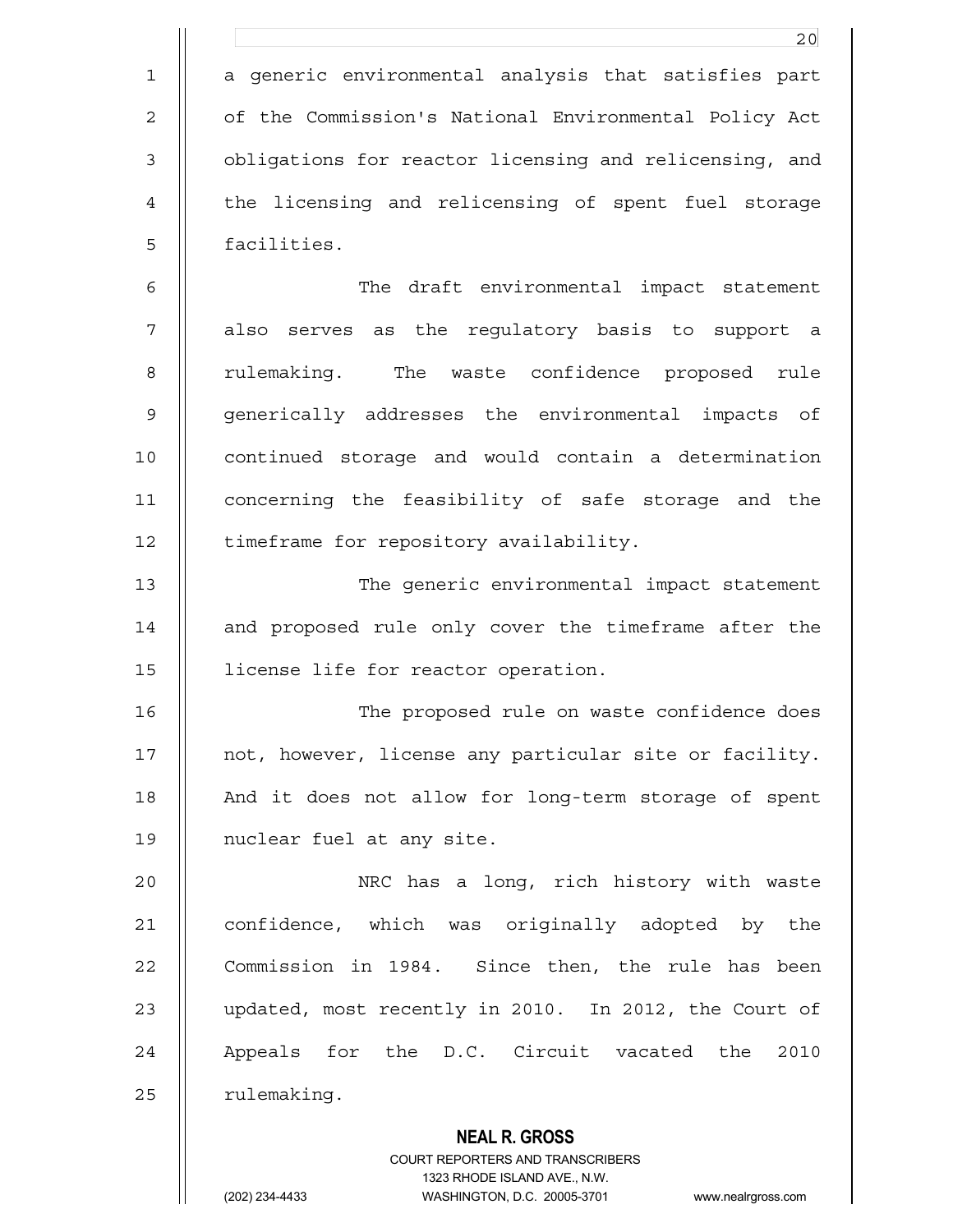a generic environmental analysis that satisfies part of the Commission's National Environmental Policy Act obligations for reactor licensing and relicensing, and the licensing and relicensing of spent fuel storage facilities.

The draft environmental impact statement also serves as the regulatory basis to support a rulemaking. The waste confidence proposed rule generically addresses the environmental impacts of continued storage and would contain a determination concerning the feasibility of safe storage and the timeframe for repository availability.

The generic environmental impact statement and proposed rule only cover the timeframe after the license life for reactor operation.

The proposed rule on waste confidence does not, however, license any particular site or facility. And it does not allow for long-term storage of spent nuclear fuel at any site.

NRC has a long, rich history with waste confidence, which was originally adopted by the Commission in 1984. Since then, the rule has been updated, most recently in 2010. In 2012, the Court of Appeals for the D.C. Circuit vacated the 2010 rulemaking.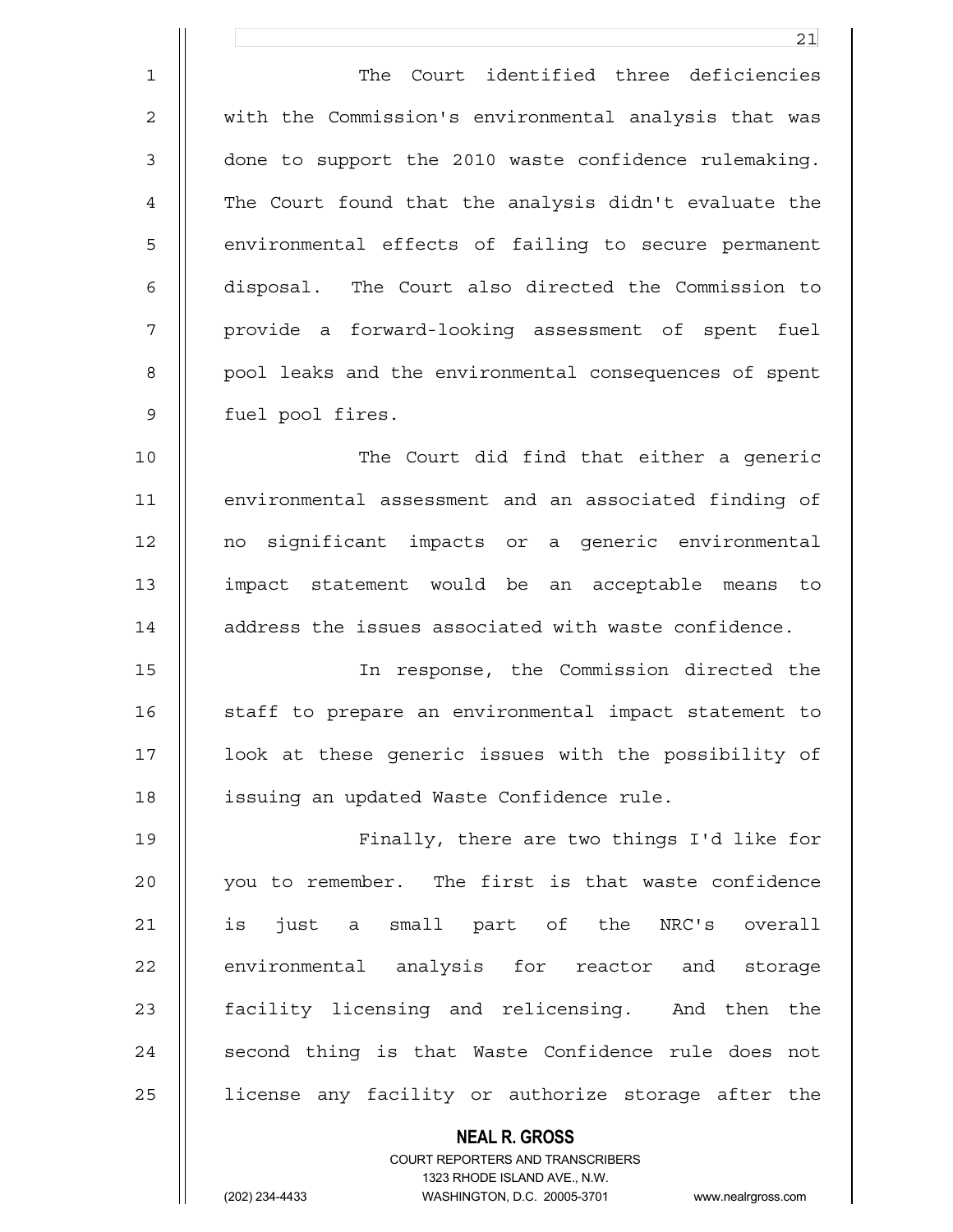The Court identified three deficiencies with the Commission's environmental analysis that was done to support the 2010 waste confidence rulemaking. The Court found that the analysis didn't evaluate the environmental effects of failing to secure permanent disposal. The Court also directed the Commission to provide a forward-looking assessment of spent fuel pool leaks and the environmental consequences of spent fuel pool fires.

The Court did find that either a generic environmental assessment and an associated finding of no significant impacts or a generic environmental impact statement would be an acceptable means to address the issues associated with waste confidence.

In response, the Commission directed the staff to prepare an environmental impact statement to look at these generic issues with the possibility of issuing an updated Waste Confidence rule.

Finally, there are two things I'd like for you to remember. The first is that waste confidence is just a small part of the NRC's overall environmental analysis for reactor and storage facility licensing and relicensing. And then the second thing is that Waste Confidence rule does not license any facility or authorize storage after the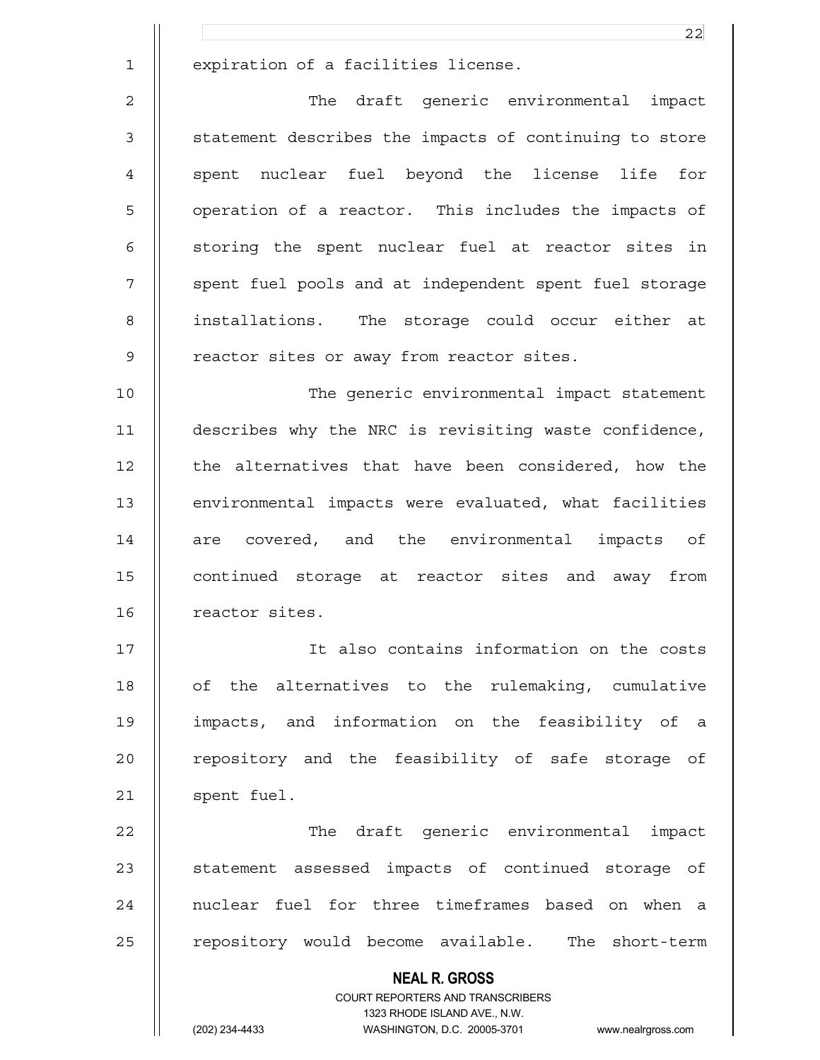expiration of a facilities license.

The draft generic environmental impact statement describes the impacts of continuing to store spent nuclear fuel beyond the license life for operation of a reactor. This includes the impacts of storing the spent nuclear fuel at reactor sites in spent fuel pools and at independent spent fuel storage installations. The storage could occur either at reactor sites or away from reactor sites.

The generic environmental impact statement describes why the NRC is revisiting waste confidence, the alternatives that have been considered, how the environmental impacts were evaluated, what facilities are covered, and the environmental impacts of continued storage at reactor sites and away from reactor sites.

It also contains information on the costs of the alternatives to the rulemaking, cumulative impacts, and information on the feasibility of a repository and the feasibility of safe storage of spent fuel.

The draft generic environmental impact statement assessed impacts of continued storage of nuclear fuel for three timeframes based on when a repository would become available. The short-term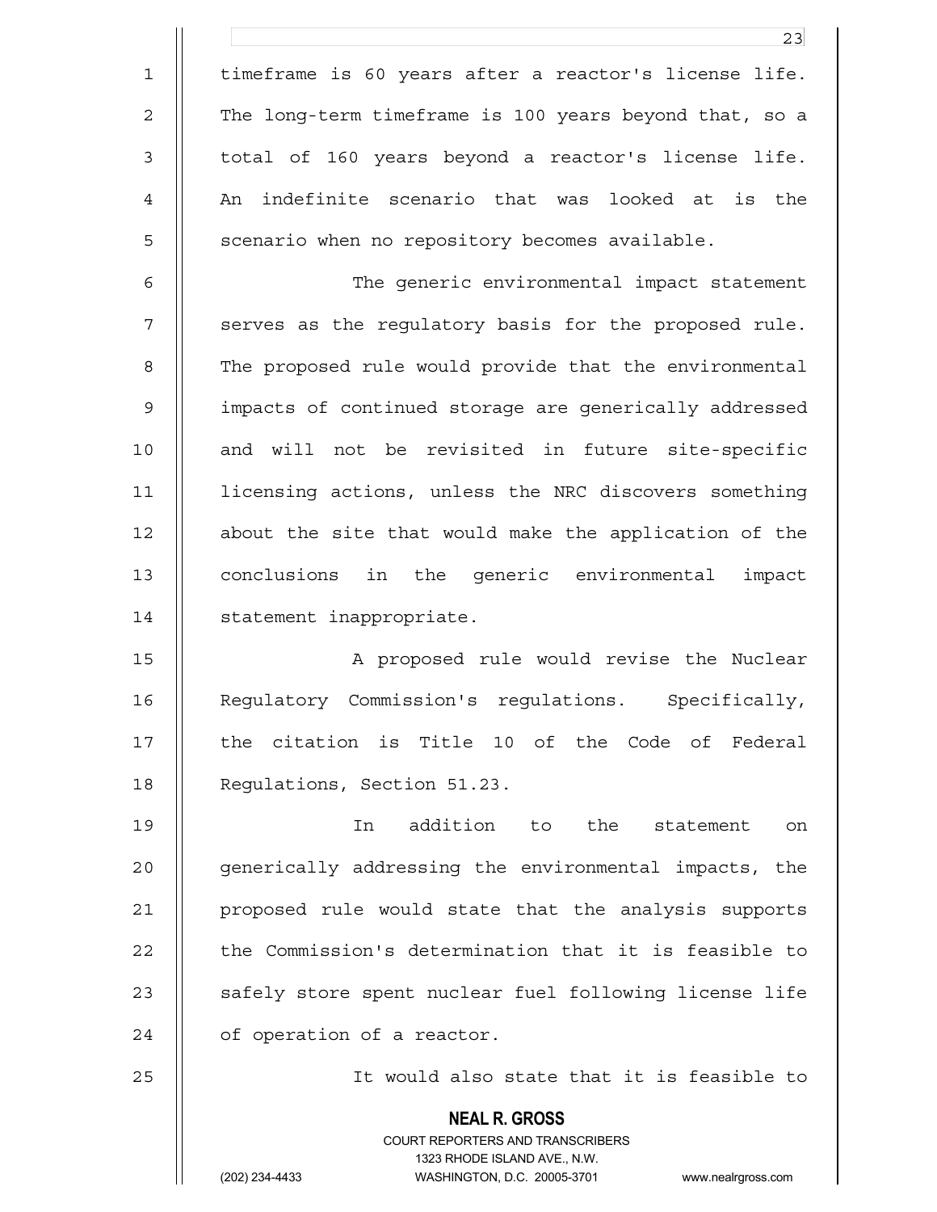timeframe is 60 years after a reactor's license life. The long-term timeframe is 100 years beyond that, so a total of 160 years beyond a reactor's license life. An indefinite scenario that was looked at is the scenario when no repository becomes available.

The generic environmental impact statement serves as the regulatory basis for the proposed rule. The proposed rule would provide that the environmental impacts of continued storage are generically addressed and will not be revisited in future site-specific licensing actions, unless the NRC discovers something about the site that would make the application of the conclusions in the generic environmental impact statement inappropriate.

A proposed rule would revise the Nuclear Regulatory Commission's regulations. Specifically, the citation is Title 10 of the Code of Federal Regulations, Section 51.23.

In addition to the statement on generically addressing the environmental impacts, the proposed rule would state that the analysis supports the Commission's determination that it is feasible to safely store spent nuclear fuel following license life of operation of a reactor.

It would also state that it is feasible to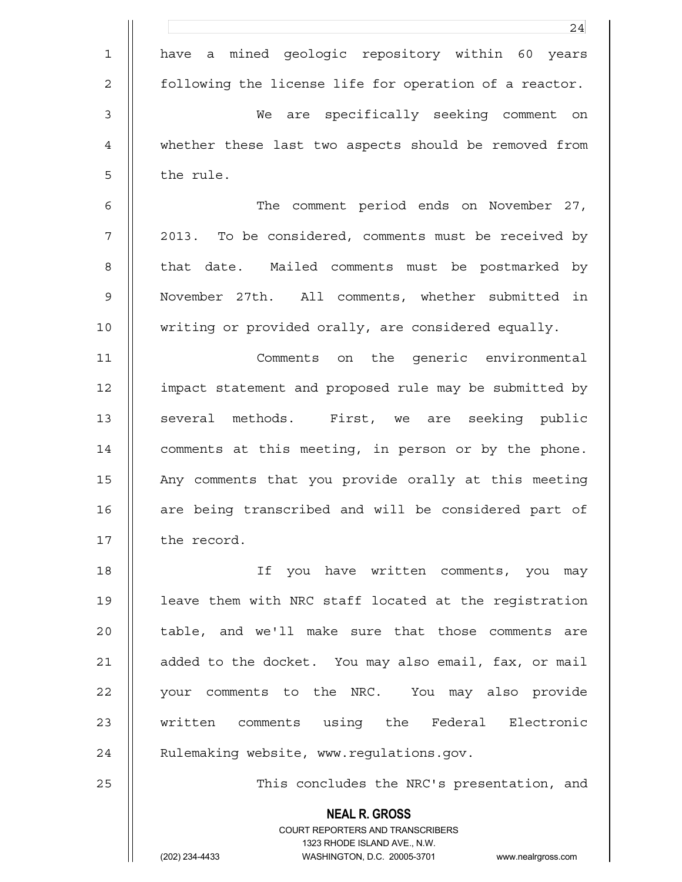have a mined geologic repository within 60 years following the license life for operation of a reactor.

We are specifically seeking comment on whether these last two aspects should be removed from the rule.

The comment period ends on November 27, 2013. To be considered, comments must be received by that date. Mailed comments must be postmarked by November 27th. All comments, whether submitted in writing or provided orally, are considered equally.

Comments on the generic environmental impact statement and proposed rule may be submitted by several methods. First, we are seeking public comments at this meeting, in person or by the phone. Any comments that you provide orally at this meeting are being transcribed and will be considered part of the record.

If you have written comments, you may leave them with NRC staff located at the registration table, and we'll make sure that those comments are added to the docket. You may also email, fax, or mail your comments to the NRC. You may also provide written comments using the Federal Electronic Rulemaking website, www.regulations.gov.

This concludes the NRC's presentation, and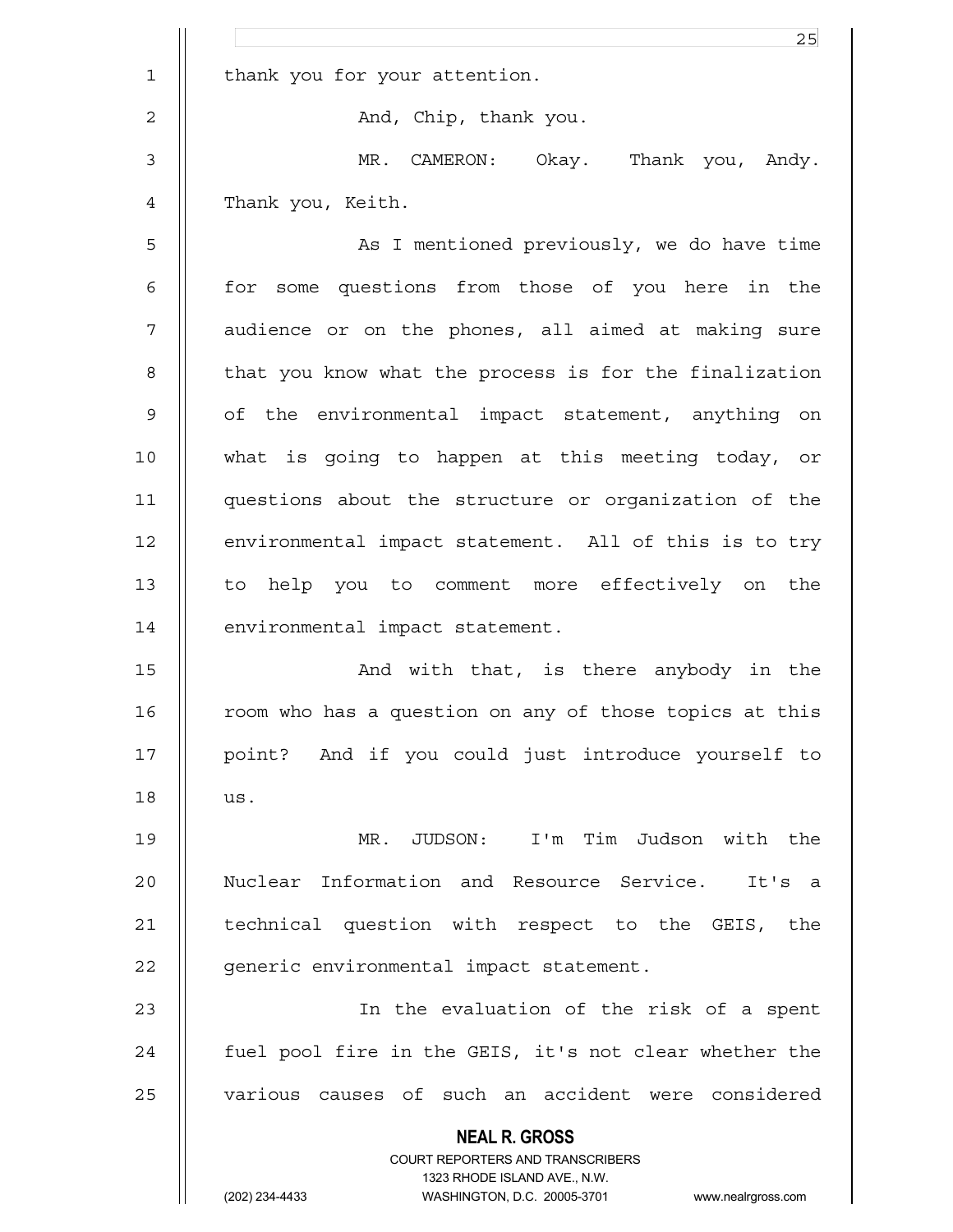thank you for your attention.

And, Chip, thank you.

MR. CAMERON: Okay. Thank you, Andy. Thank you, Keith.

As I mentioned previously, we do have time for some questions from those of you here in the audience or on the phones, all aimed at making sure that you know what the process is for the finalization of the environmental impact statement, anything on what is going to happen at this meeting today, or questions about the structure or organization of the environmental impact statement. All of this is to try to help you to comment more effectively on the environmental impact statement.

And with that, is there anybody in the room who has a question on any of those topics at this point? And if you could just introduce yourself to us.

MR. JUDSON: I'm Tim Judson with the Nuclear Information and Resource Service. It's a technical question with respect to the GEIS, the generic environmental impact statement.

In the evaluation of the risk of a spent fuel pool fire in the GEIS, it's not clear whether the various causes of such an accident were considered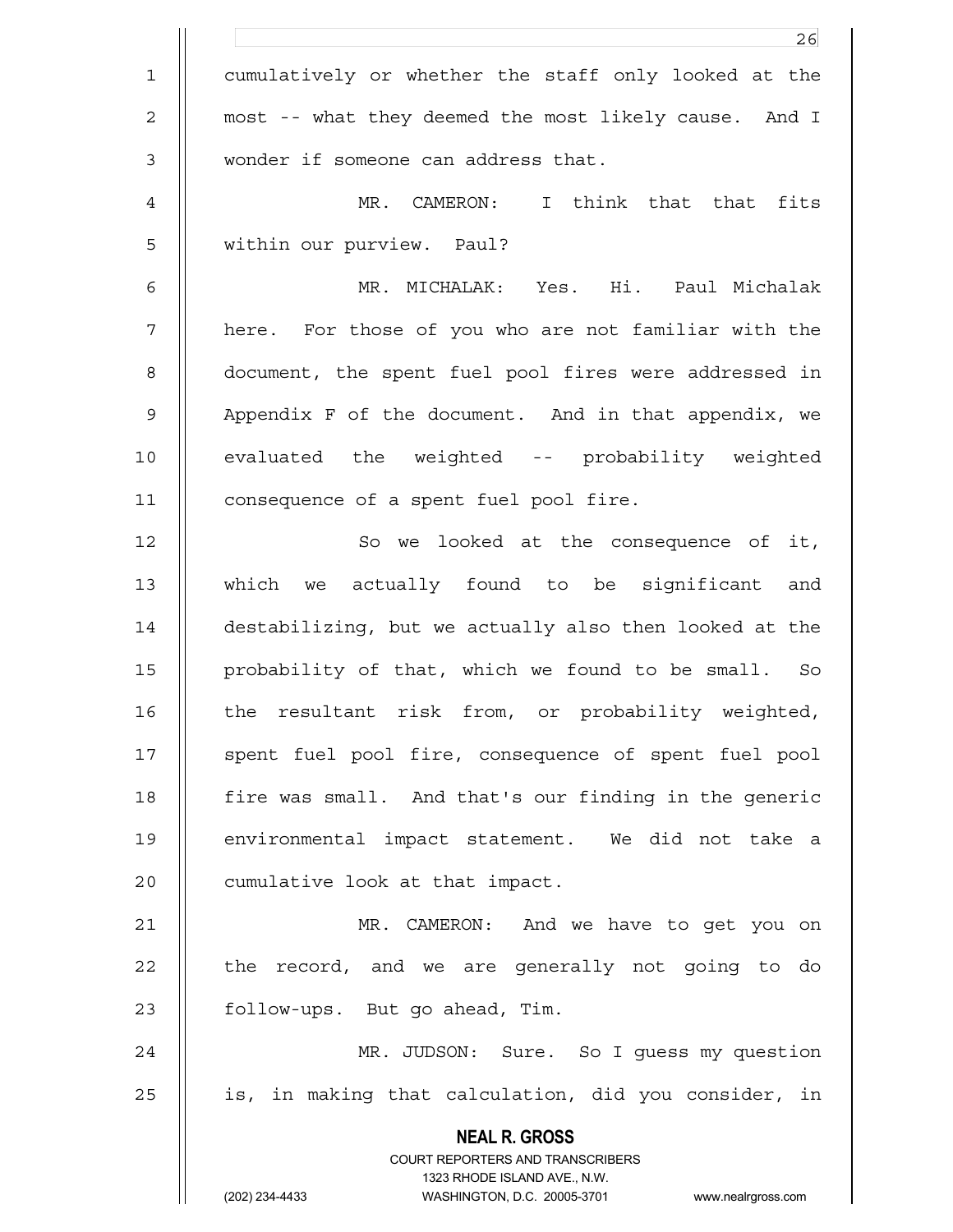cumulatively or whether the staff only looked at the most -- what they deemed the most likely cause. And I wonder if someone can address that.

MR. CAMERON: I think that that fits within our purview. Paul?

MR. MICHALAK: Yes. Hi. Paul Michalak here. For those of you who are not familiar with the document, the spent fuel pool fires were addressed in Appendix F of the document. And in that appendix, we evaluated the weighted -- probability weighted consequence of a spent fuel pool fire.

So we looked at the consequence of it, which we actually found to be significant and destabilizing, but we actually also then looked at the probability of that, which we found to be small. So the resultant risk from, or probability weighted, spent fuel pool fire, consequence of spent fuel pool fire was small. And that's our finding in the generic environmental impact statement. We did not take a cumulative look at that impact.

MR. CAMERON: And we have to get you on the record, and we are generally not going to do follow-ups. But go ahead, Tim.

MR. JUDSON: Sure. So I guess my question is, in making that calculation, did you consider, in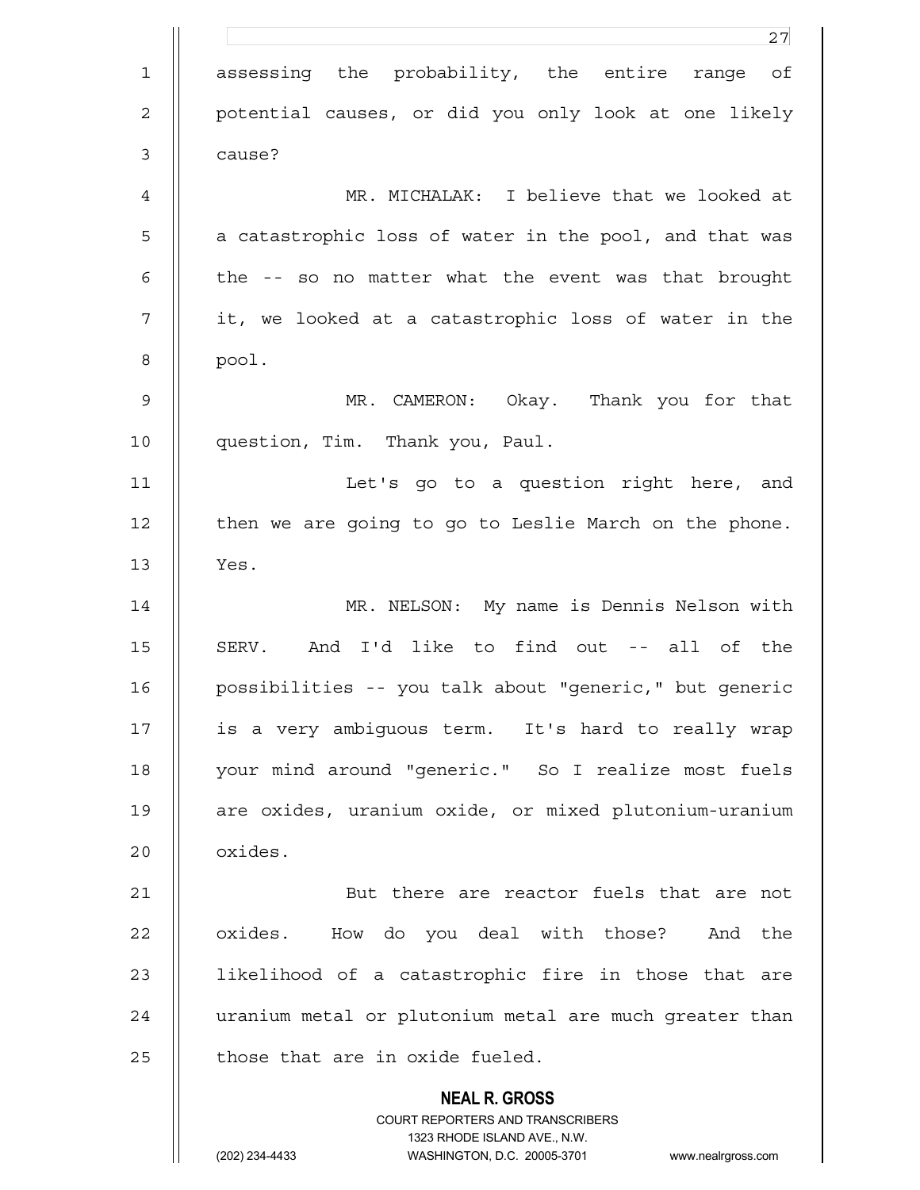assessing the probability, the entire range of potential causes, or did you only look at one likely cause?

MR. MICHALAK: I believe that we looked at a catastrophic loss of water in the pool, and that was the -- so no matter what the event was that brought it, we looked at a catastrophic loss of water in the pool.

MR. CAMERON: Okay. Thank you for that question, Tim. Thank you, Paul.

Let's go to a question right here, and then we are going to go to Leslie March on the phone. Yes.

MR. NELSON: My name is Dennis Nelson with SERV. And I'd like to find out -- all of the possibilities -- you talk about "generic," but generic is a very ambiguous term. It's hard to really wrap your mind around "generic." So I realize most fuels are oxides, uranium oxide, or mixed plutonium-uranium oxides.

But there are reactor fuels that are not oxides. How do you deal with those? And the likelihood of a catastrophic fire in those that are uranium metal or plutonium metal are much greater than those that are in oxide fueled.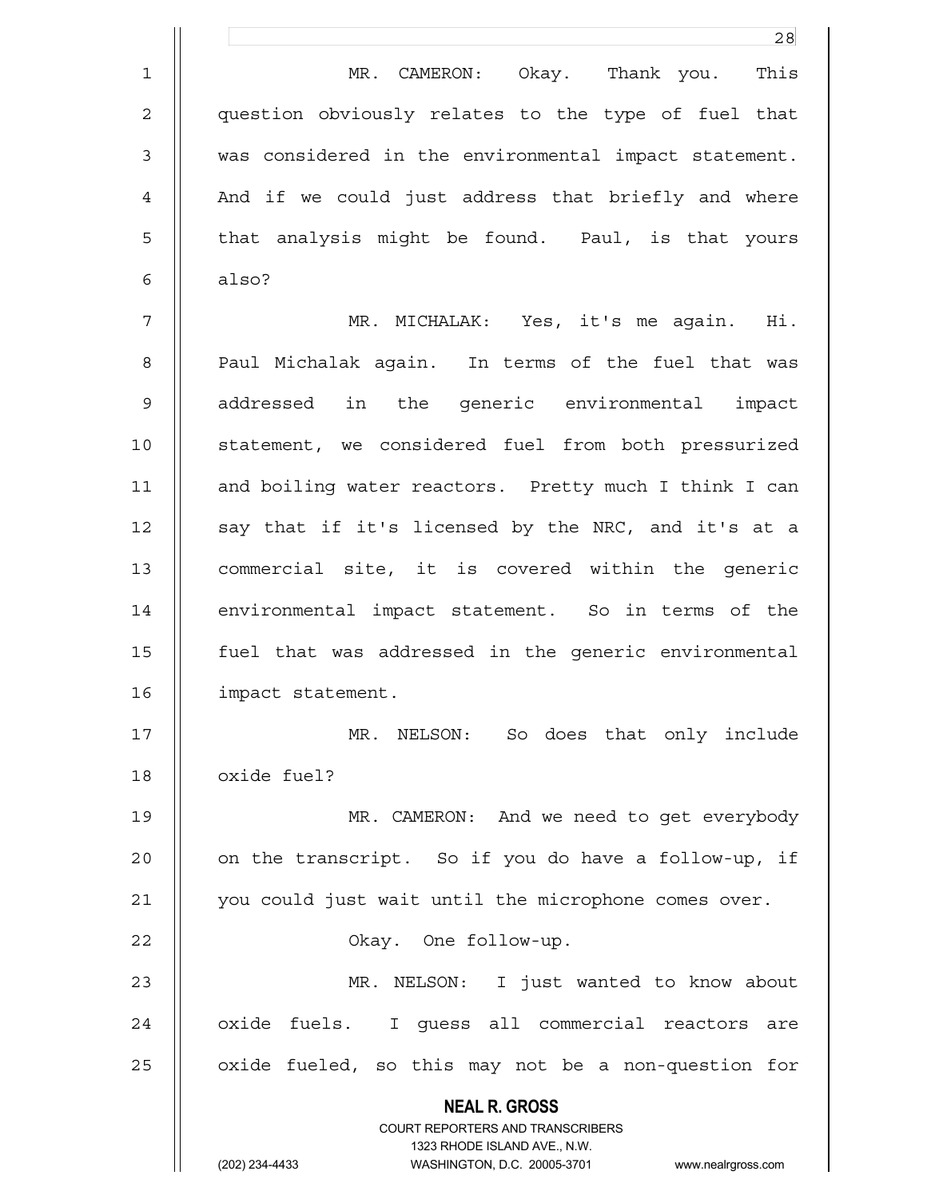MR. CAMERON: Okay. Thank you. This question obviously relates to the type of fuel that was considered in the environmental impact statement. And if we could just address that briefly and where that analysis might be found. Paul, is that yours also?

MR. MICHALAK: Yes, it's me again. Hi. Paul Michalak again. In terms of the fuel that was addressed in the generic environmental impact statement, we considered fuel from both pressurized and boiling water reactors. Pretty much I think I can say that if it's licensed by the NRC, and it's at a commercial site, it is covered within the generic environmental impact statement. So in terms of the fuel that was addressed in the generic environmental impact statement.

MR. NELSON: So does that only include oxide fuel?

MR. CAMERON: And we need to get everybody on the transcript. So if you do have a follow-up, if you could just wait until the microphone comes over.

Okay. One follow-up.

MR. NELSON: I just wanted to know about oxide fuels. I guess all commercial reactors are oxide fueled, so this may not be a non-question for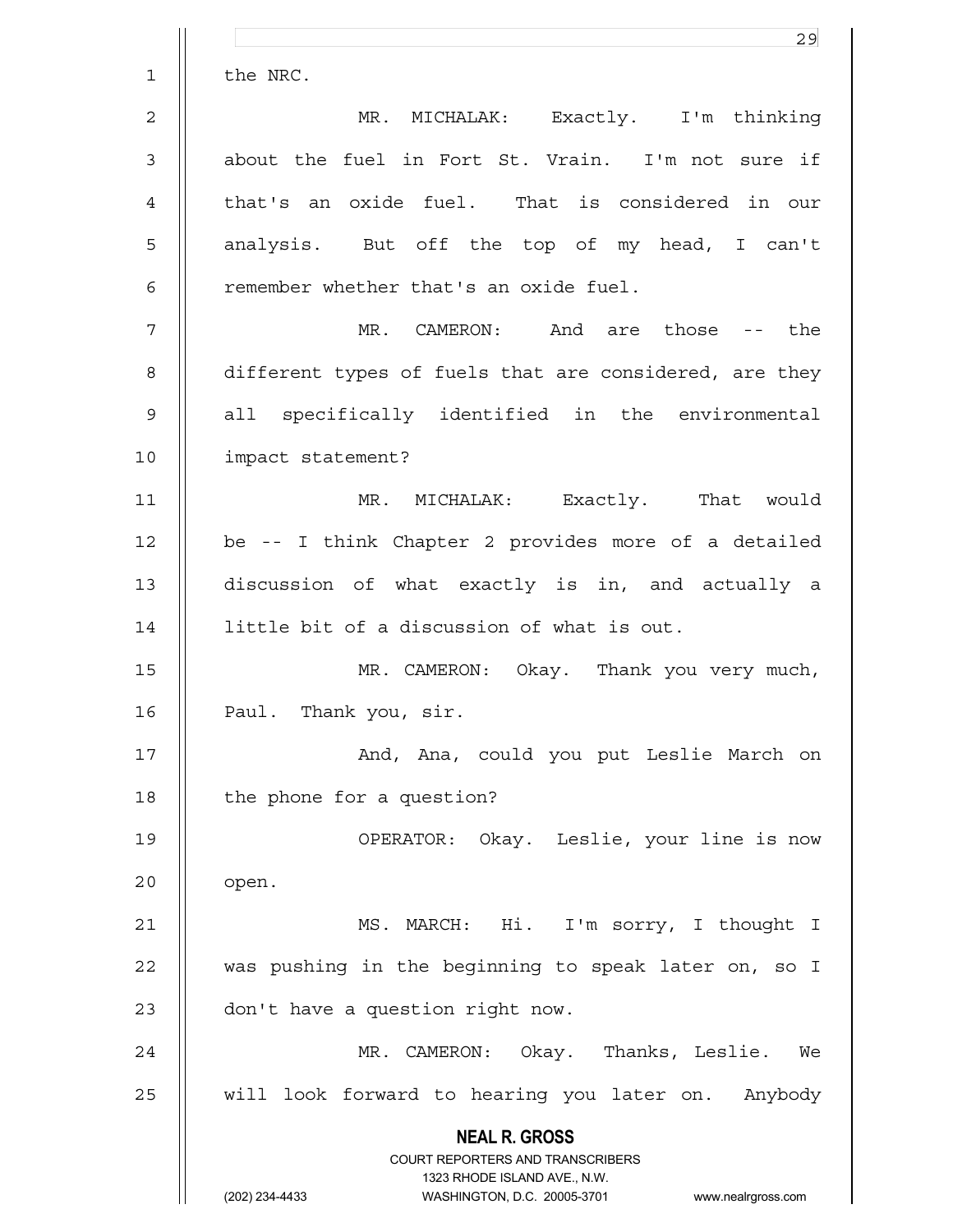the NRC.

MR. MICHALAK: Exactly. I'm thinking about the fuel in Fort St. Vrain. I'm not sure if that's an oxide fuel. That is considered in our analysis. But off the top of my head, I can't remember whether that's an oxide fuel.

MR. CAMERON: And are those -- the different types of fuels that are considered, are they all specifically identified in the environmental impact statement?

MR. MICHALAK: Exactly. That would be -- I think Chapter 2 provides more of a detailed discussion of what exactly is in, and actually a little bit of a discussion of what is out.

MR. CAMERON: Okay. Thank you very much, Paul. Thank you, sir.

And, Ana, could you put Leslie March on the phone for a question?

OPERATOR: Okay. Leslie, your line is now open.

MS. MARCH: Hi. I'm sorry, I thought I was pushing in the beginning to speak later on, so I don't have a question right now.

MR. CAMERON: Okay. Thanks, Leslie. We will look forward to hearing you later on. Anybody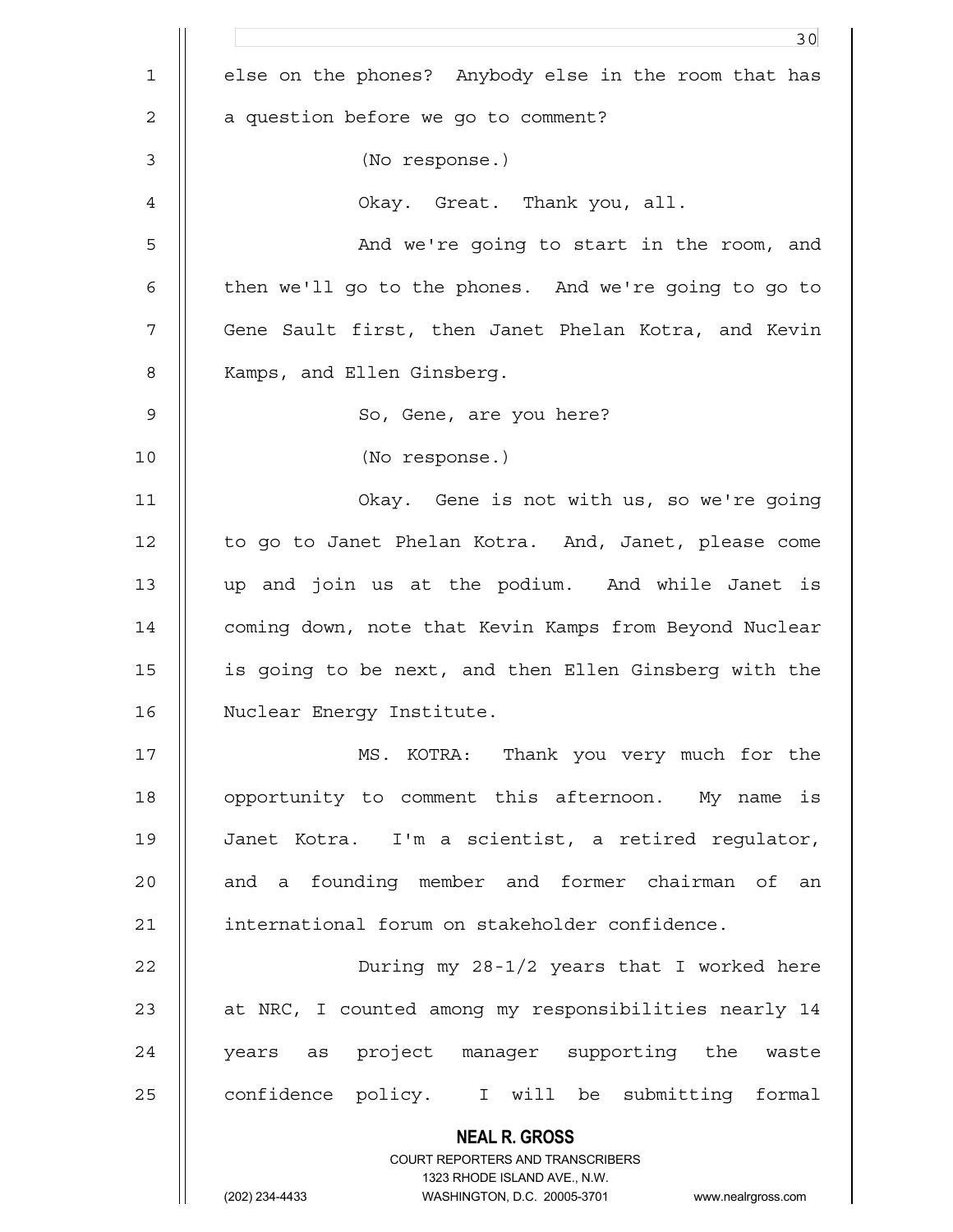else on the phones? Anybody else in the room that has a question before we go to comment?

(No response.)

Okay. Great. Thank you, all.

And we're going to start in the room, and then we'll go to the phones. And we're going to go to Gene Sault first, then Janet Phelan Kotra, and Kevin Kamps, and Ellen Ginsberg.

So, Gene, are you here?

(No response.)

Okay. Gene is not with us, so we're going to go to Janet Phelan Kotra. And, Janet, please come up and join us at the podium. And while Janet is coming down, note that Kevin Kamps from Beyond Nuclear is going to be next, and then Ellen Ginsberg with the Nuclear Energy Institute.

MS. KOTRA: Thank you very much for the opportunity to comment this afternoon. My name is Janet Kotra. I'm a scientist, a retired regulator, and a founding member and former chairman of an international forum on stakeholder confidence.

During my 28-1/2 years that I worked here at NRC, I counted among my responsibilities nearly 14 years as project manager supporting the waste confidence policy. I will be submitting formal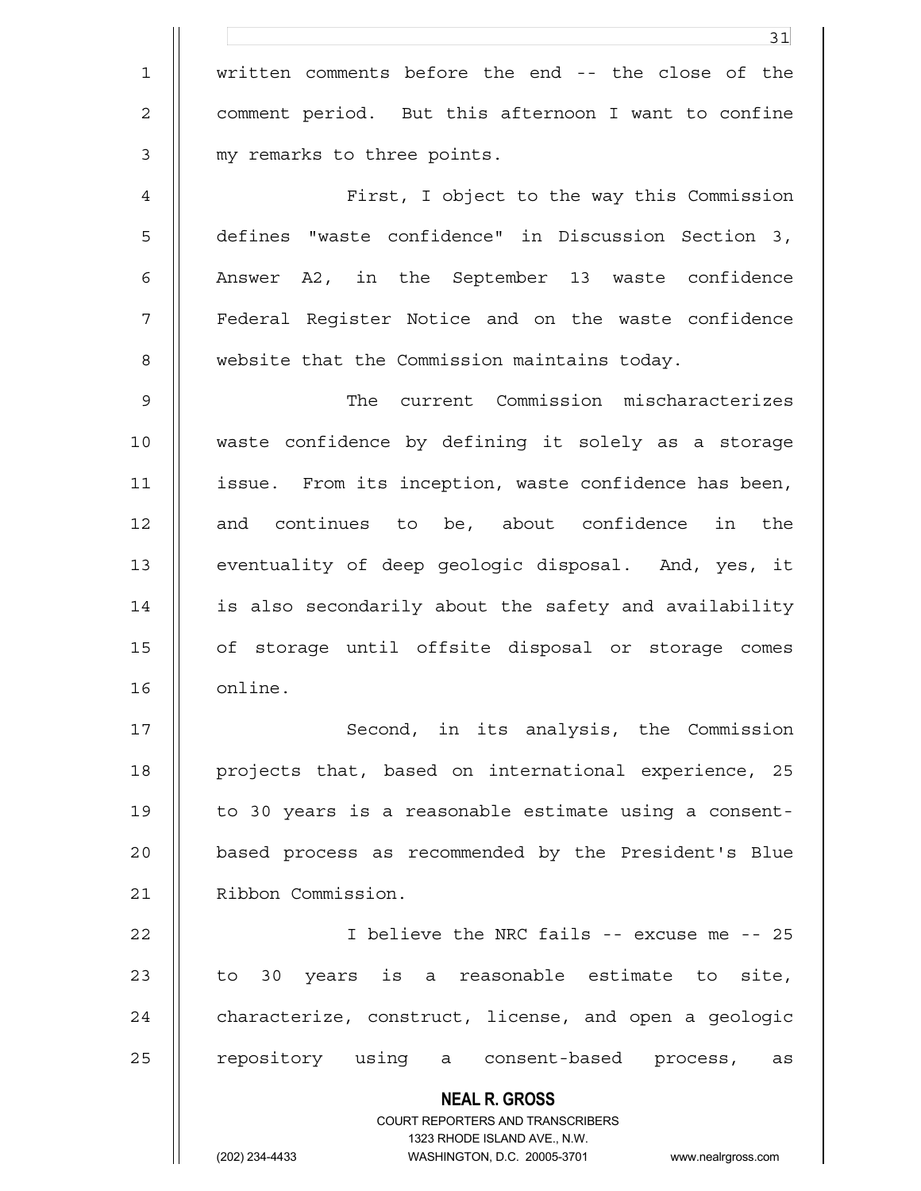written comments before the end -- the close of the comment period. But this afternoon I want to confine my remarks to three points.

First, I object to the way this Commission defines "waste confidence" in Discussion Section 3, Answer A2, in the September 13 waste confidence Federal Register Notice and on the waste confidence website that the Commission maintains today.

The current Commission mischaracterizes waste confidence by defining it solely as a storage issue. From its inception, waste confidence has been, and continues to be, about confidence in the eventuality of deep geologic disposal. And, yes, it is also secondarily about the safety and availability of storage until offsite disposal or storage comes online.

Second, in its analysis, the Commission projects that, based on international experience, 25 to 30 years is a reasonable estimate using a consent-based process as recommended by the President's Blue Ribbon Commission.

I believe the NRC fails -- excuse me -- 25 to 30 years is a reasonable estimate to site, characterize, construct, license, and open a geologic repository using a consent-based process, as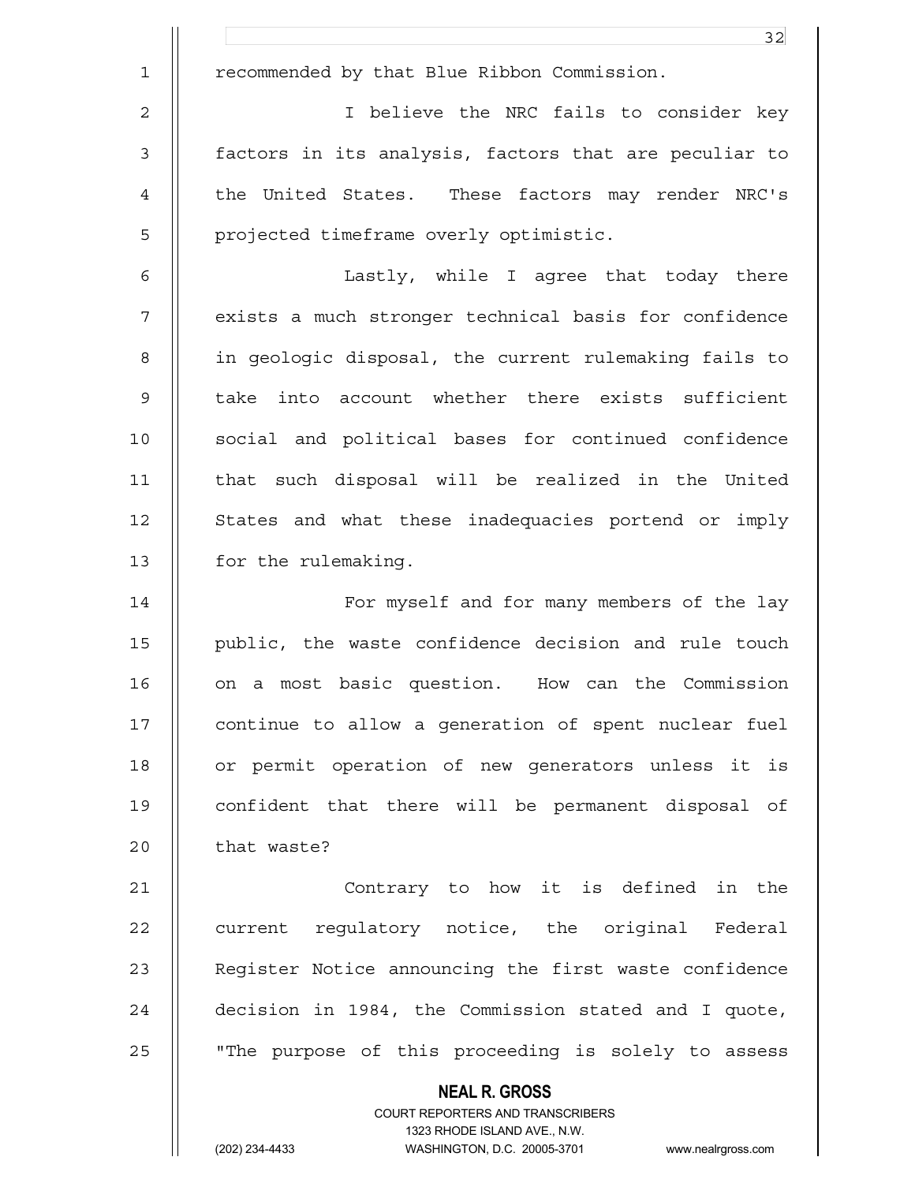recommended by that Blue Ribbon Commission.

I believe the NRC fails to consider key factors in its analysis, factors that are peculiar to the United States. These factors may render NRC's projected timeframe overly optimistic.

Lastly, while I agree that today there exists a much stronger technical basis for confidence in geologic disposal, the current rulemaking fails to take into account whether there exists sufficient social and political bases for continued confidence that such disposal will be realized in the United States and what these inadequacies portend or imply for the rulemaking.

For myself and for many members of the lay public, the waste confidence decision and rule touch on a most basic question. How can the Commission continue to allow a generation of spent nuclear fuel or permit operation of new generators unless it is confident that there will be permanent disposal of that waste?

Contrary to how it is defined in the current regulatory notice, the original Federal Register Notice announcing the first waste confidence decision in 1984, the Commission stated and I quote, "The purpose of this proceeding is solely to assess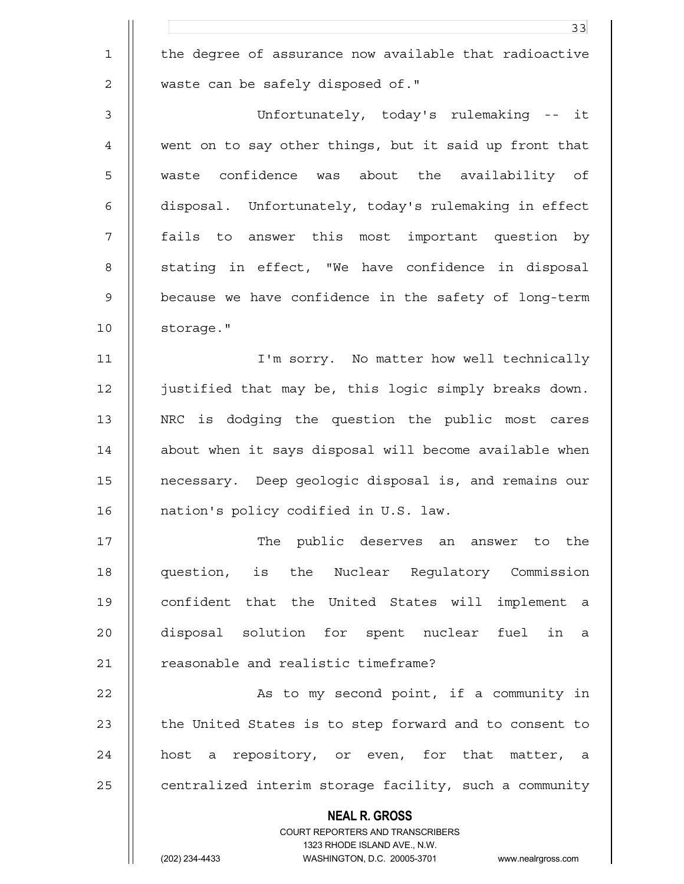the degree of assurance now available that radioactive waste can be safely disposed of."

Unfortunately, today's rulemaking -- it went on to say other things, but it said up front that waste confidence was about the availability of disposal. Unfortunately, today's rulemaking in effect fails to answer this most important question by stating in effect, "We have confidence in disposal because we have confidence in the safety of long-term storage."

I'm sorry. No matter how well technically justified that may be, this logic simply breaks down. NRC is dodging the question the public most cares about when it says disposal will become available when necessary. Deep geologic disposal is, and remains our nation's policy codified in U.S. law.

The public deserves an answer to the question, is the Nuclear Regulatory Commission confident that the United States will implement a disposal solution for spent nuclear fuel in a reasonable and realistic timeframe?

As to my second point, if a community in the United States is to step forward and to consent to host a repository, or even, for that matter, a centralized interim storage facility, such a community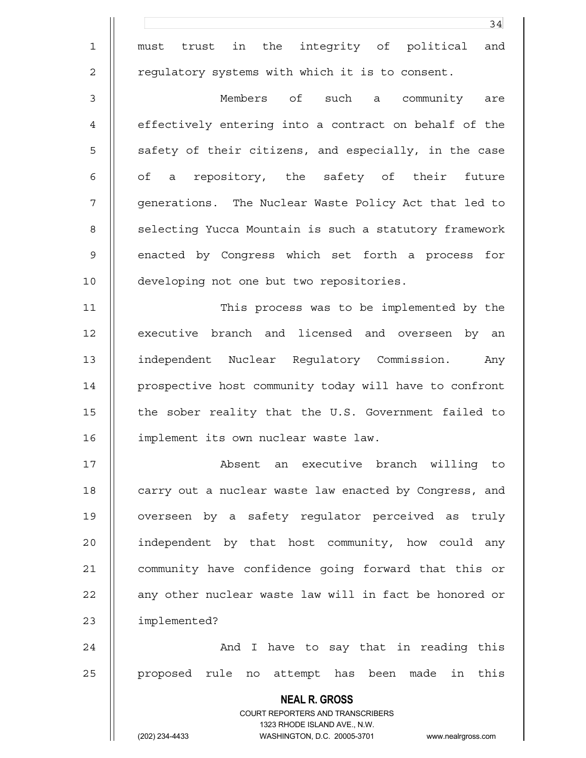must trust in the integrity of political and regulatory systems with which it is to consent.

Members of such a community are effectively entering into a contract on behalf of the safety of their citizens, and especially, in the case of a repository, the safety of their future generations. The Nuclear Waste Policy Act that led to selecting Yucca Mountain is such a statutory framework enacted by Congress which set forth a process for developing not one but two repositories.

This process was to be implemented by the executive branch and licensed and overseen by an independent Nuclear Regulatory Commission. Any prospective host community today will have to confront the sober reality that the U.S. Government failed to implement its own nuclear waste law.

Absent an executive branch willing to carry out a nuclear waste law enacted by Congress, and overseen by a safety regulator perceived as truly independent by that host community, how could any community have confidence going forward that this or any other nuclear waste law will in fact be honored or implemented?

And I have to say that in reading this proposed rule no attempt has been made in this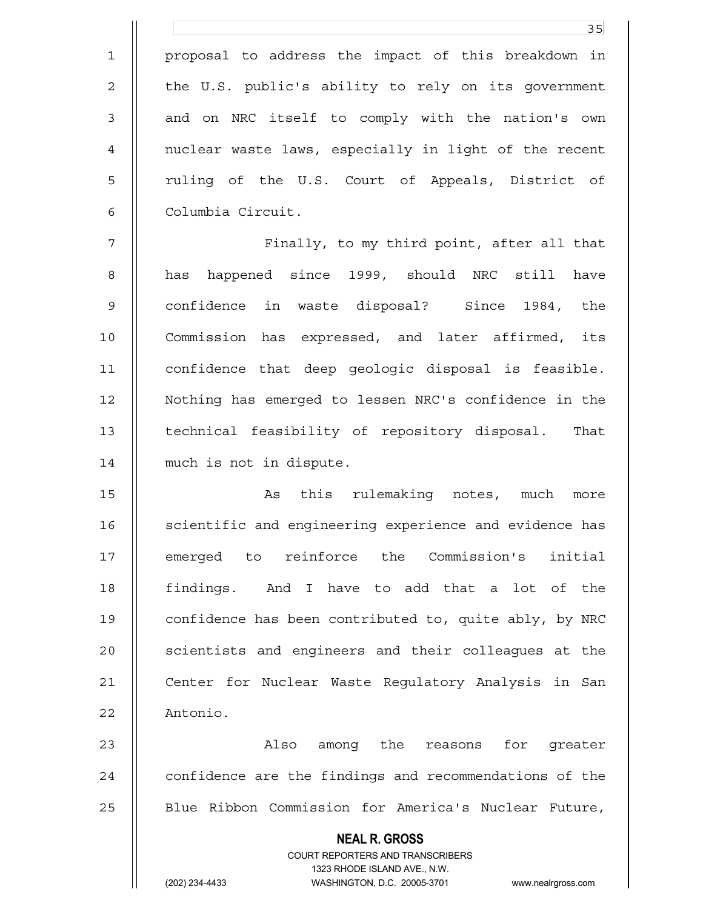proposal to address the impact of this breakdown in the U.S. public's ability to rely on its government and on NRC itself to comply with the nation's own nuclear waste laws, especially in light of the recent ruling of the U.S. Court of Appeals, District of Columbia Circuit.

Finally, to my third point, after all that has happened since 1999, should NRC still have confidence in waste disposal? Since 1984, the Commission has expressed, and later affirmed, its confidence that deep geologic disposal is feasible. Nothing has emerged to lessen NRC's confidence in the technical feasibility of repository disposal. That much is not in dispute.

As this rulemaking notes, much more scientific and engineering experience and evidence has emerged to reinforce the Commission's initial findings. And I have to add that a lot of the confidence has been contributed to, quite ably, by NRC scientists and engineers and their colleagues at the Center for Nuclear Waste Regulatory Analysis in San Antonio.

Also among the reasons for greater confidence are the findings and recommendations of the Blue Ribbon Commission for America's Nuclear Future,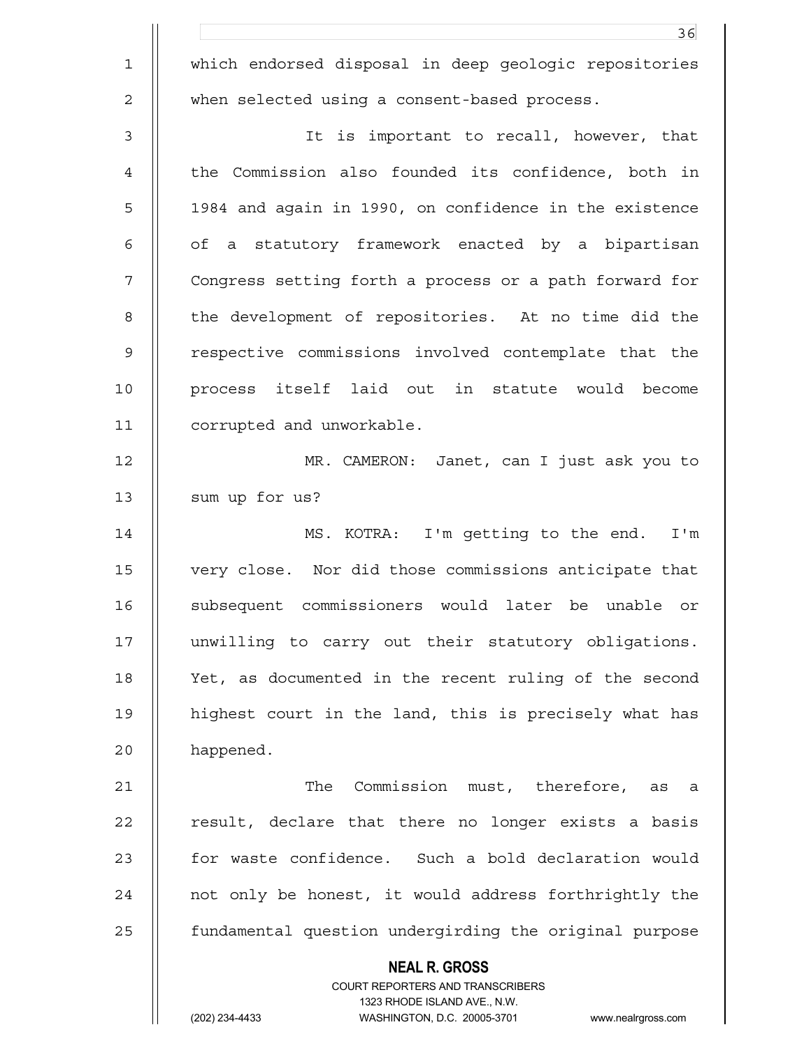which endorsed disposal in deep geologic repositories when selected using a consent-based process.

It is important to recall, however, that the Commission also founded its confidence, both in 1984 and again in 1990, on confidence in the existence of a statutory framework enacted by a bipartisan Congress setting forth a process or a path forward for the development of repositories. At no time did the respective commissions involved contemplate that the process itself laid out in statute would become corrupted and unworkable.

MR. CAMERON: Janet, can I just ask you to sum up for us?

MS. KOTRA: I'm getting to the end. I'm very close. Nor did those commissions anticipate that subsequent commissioners would later be unable or unwilling to carry out their statutory obligations. Yet, as documented in the recent ruling of the second highest court in the land, this is precisely what has happened.

The Commission must, therefore, as a result, declare that there no longer exists a basis for waste confidence. Such a bold declaration would not only be honest, it would address forthrightly the fundamental question undergirding the original purpose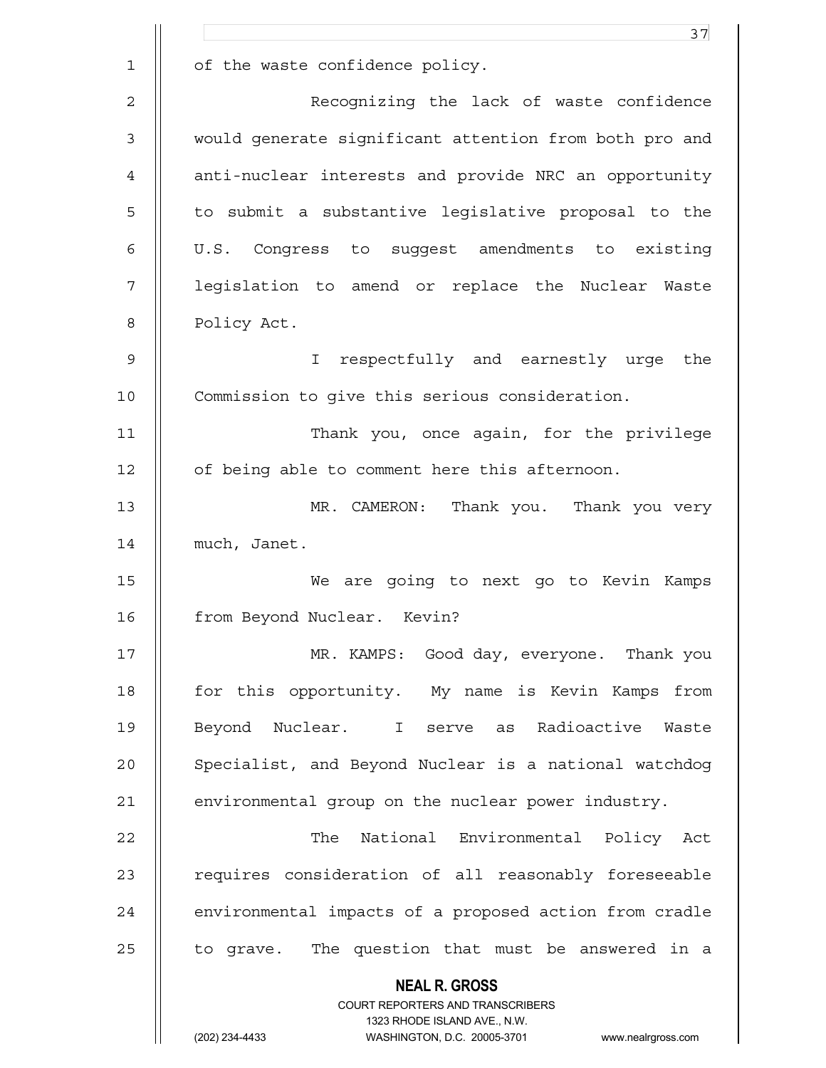of the waste confidence policy.

Recognizing the lack of waste confidence would generate significant attention from both pro and anti-nuclear interests and provide NRC an opportunity to submit a substantive legislative proposal to the U.S. Congress to suggest amendments to existing legislation to amend or replace the Nuclear Waste Policy Act.

I respectfully and earnestly urge the Commission to give this serious consideration.

Thank you, once again, for the privilege of being able to comment here this afternoon.

MR. CAMERON: Thank you. Thank you very much, Janet.

We are going to next go to Kevin Kamps from Beyond Nuclear. Kevin?

MR. KAMPS: Good day, everyone. Thank you for this opportunity. My name is Kevin Kamps from Beyond Nuclear. I serve as Radioactive Waste Specialist, and Beyond Nuclear is a national watchdog environmental group on the nuclear power industry.

The National Environmental Policy Act requires consideration of all reasonably foreseeable environmental impacts of a proposed action from cradle to grave. The question that must be answered in a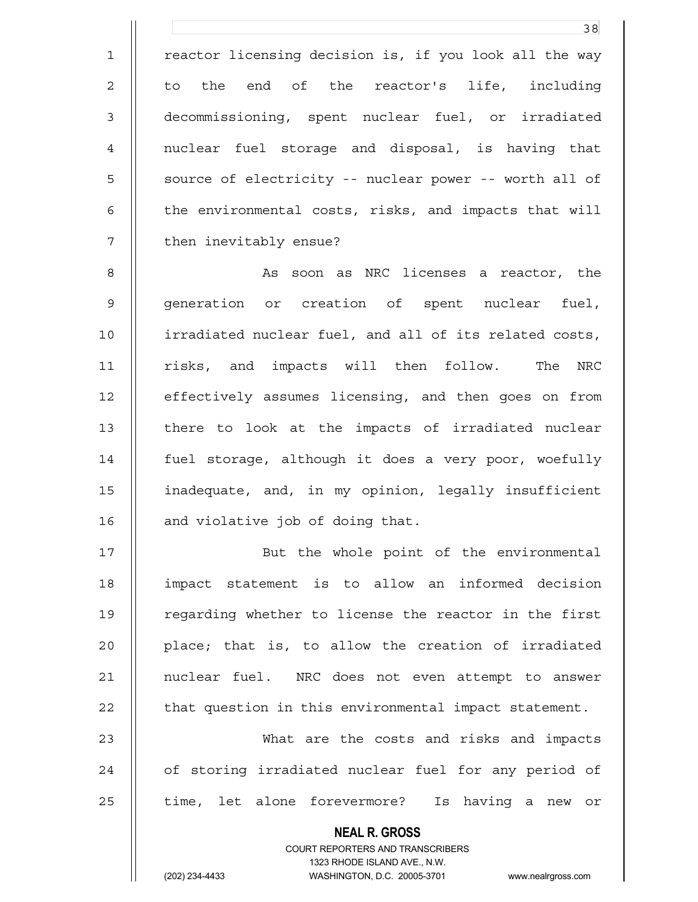reactor licensing decision is, if you look all the way to the end of the reactor's life, including decommissioning, spent nuclear fuel, or irradiated nuclear fuel storage and disposal, is having that source of electricity -- nuclear power -- worth all of the environmental costs, risks, and impacts that will then inevitably ensue?

As soon as NRC licenses a reactor, the generation or creation of spent nuclear fuel, irradiated nuclear fuel, and all of its related costs, risks, and impacts will then follow. The NRC effectively assumes licensing, and then goes on from there to look at the impacts of irradiated nuclear fuel storage, although it does a very poor, woefully inadequate, and, in my opinion, legally insufficient and violative job of doing that.

But the whole point of the environmental impact statement is to allow an informed decision regarding whether to license the reactor in the first place; that is, to allow the creation of irradiated nuclear fuel. NRC does not even attempt to answer that question in this environmental impact statement.

What are the costs and risks and impacts of storing irradiated nuclear fuel for any period of time, let alone forevermore? Is having a new or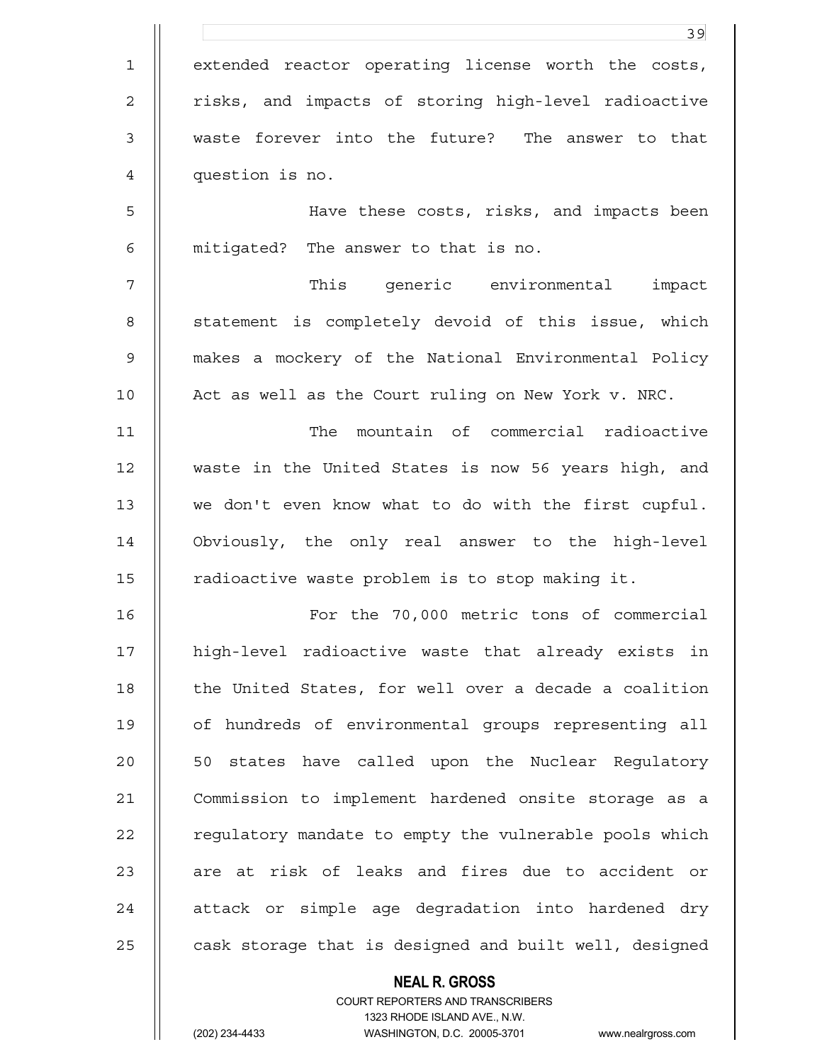extended reactor operating license worth the costs, risks, and impacts of storing high-level radioactive waste forever into the future? The answer to that question is no.

Have these costs, risks, and impacts been mitigated? The answer to that is no.

This generic environmental impact statement is completely devoid of this issue, which makes a mockery of the National Environmental Policy Act as well as the Court ruling on New York v. NRC.

The mountain of commercial radioactive waste in the United States is now 56 years high, and we don't even know what to do with the first cupful. Obviously, the only real answer to the high-level radioactive waste problem is to stop making it.

For the 70,000 metric tons of commercial high-level radioactive waste that already exists in the United States, for well over a decade a coalition of hundreds of environmental groups representing all 50 states have called upon the Nuclear Regulatory Commission to implement hardened onsite storage as a regulatory mandate to empty the vulnerable pools which are at risk of leaks and fires due to accident or attack or simple age degradation into hardened dry cask storage that is designed and built well, designed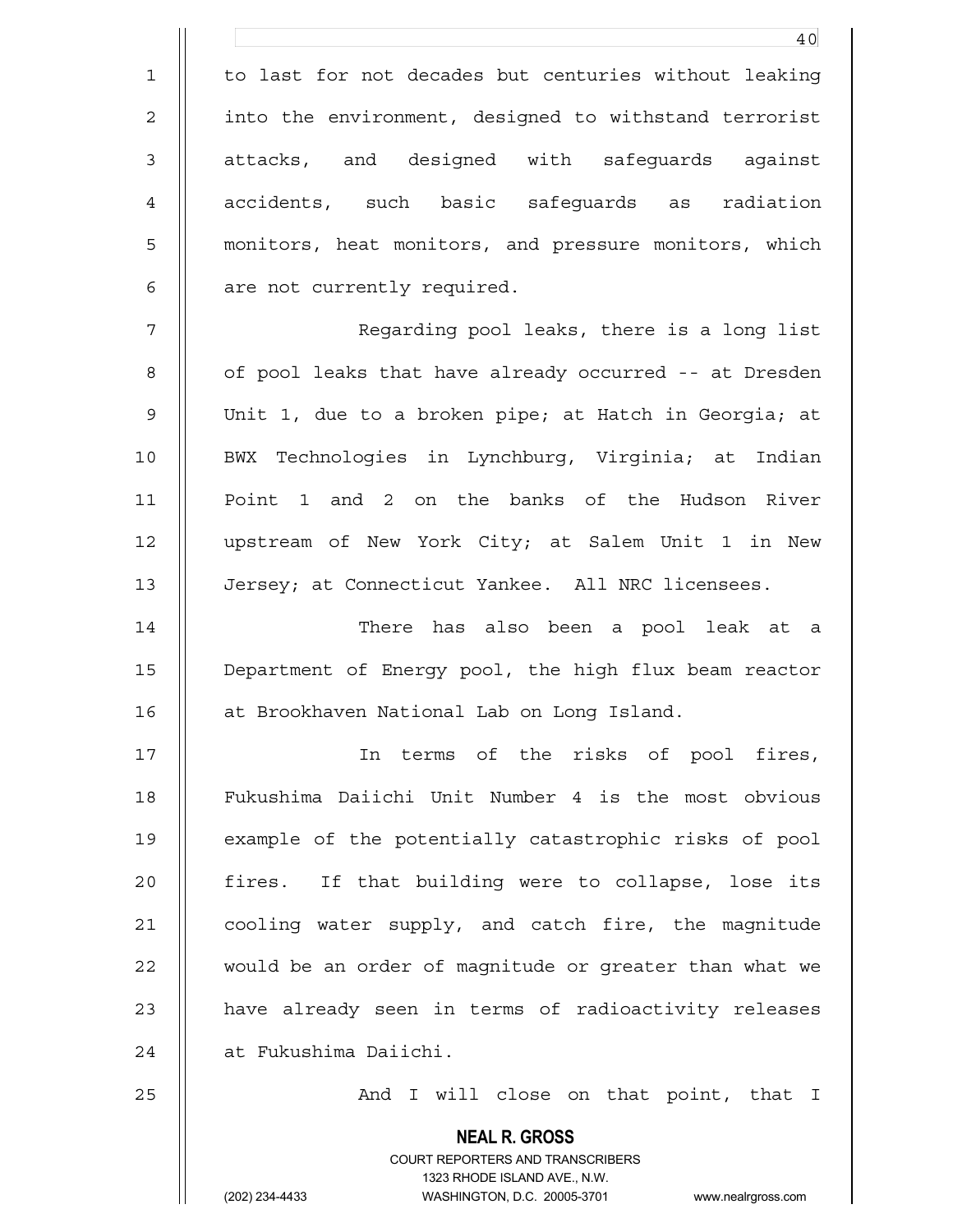to last for not decades but centuries without leaking into the environment, designed to withstand terrorist attacks, and designed with safeguards against accidents, such basic safeguards as radiation monitors, heat monitors, and pressure monitors, which are not currently required.

Regarding pool leaks, there is a long list of pool leaks that have already occurred -- at Dresden Unit 1, due to a broken pipe; at Hatch in Georgia; at BWX Technologies in Lynchburg, Virginia; at Indian Point 1 and 2 on the banks of the Hudson River upstream of New York City; at Salem Unit 1 in New Jersey; at Connecticut Yankee. All NRC licensees.

There has also been a pool leak at a Department of Energy pool, the high flux beam reactor at Brookhaven National Lab on Long Island.

In terms of the risks of pool fires, Fukushima Daiichi Unit Number 4 is the most obvious example of the potentially catastrophic risks of pool fires. If that building were to collapse, lose its cooling water supply, and catch fire, the magnitude would be an order of magnitude or greater than what we have already seen in terms of radioactivity releases at Fukushima Daiichi.

And I will close on that point, that I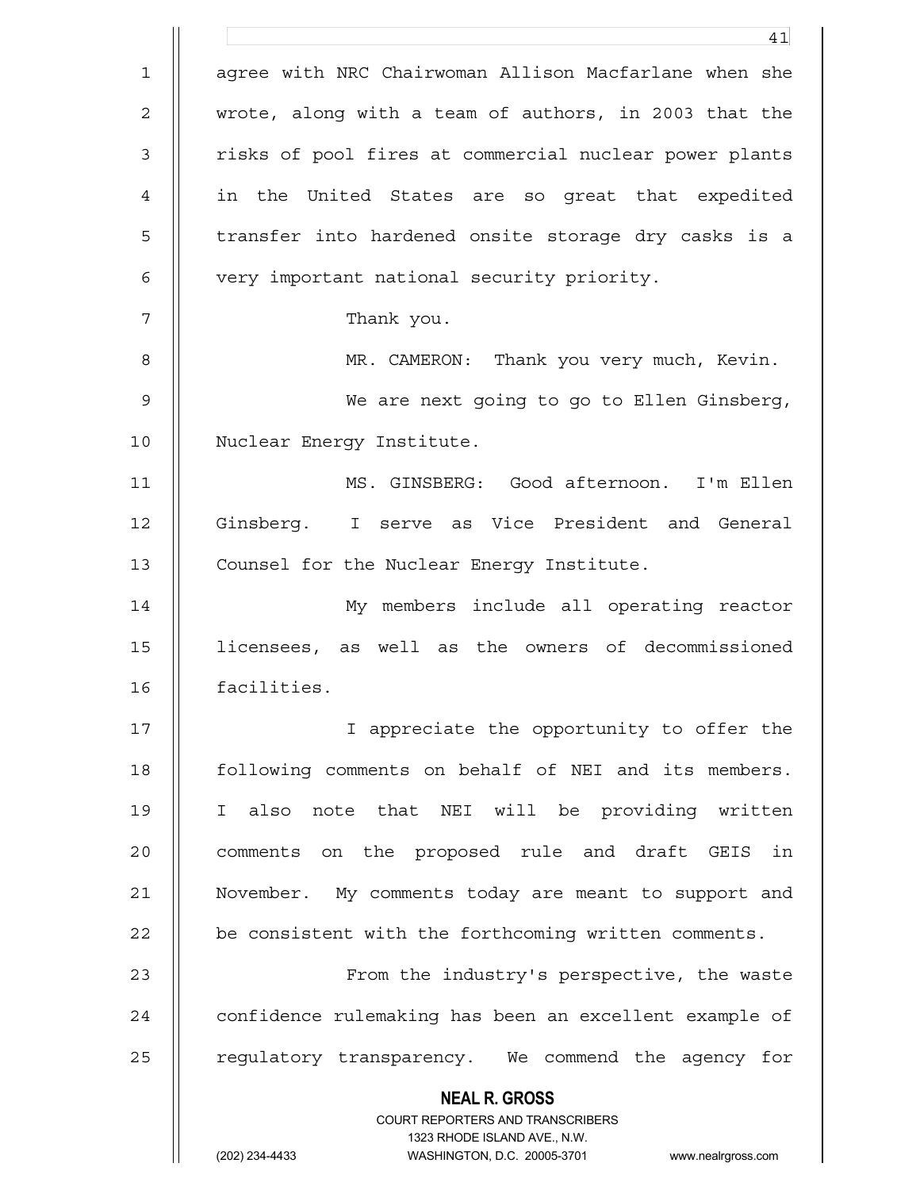agree with NRC Chairwoman Allison Macfarlane when she wrote, along with a team of authors, in 2003 that the risks of pool fires at commercial nuclear power plants in the United States are so great that expedited transfer into hardened onsite storage dry casks is a very important national security priority.

Thank you.

MR. CAMERON: Thank you very much, Kevin.

We are next going to go to Ellen Ginsberg, Nuclear Energy Institute.

MS. GINSBERG: Good afternoon. I'm Ellen Ginsberg. I serve as Vice President and General Counsel for the Nuclear Energy Institute.

My members include all operating reactor licensees, as well as the owners of decommissioned facilities.

I appreciate the opportunity to offer the following comments on behalf of NEI and its members. I also note that NEI will be providing written comments on the proposed rule and draft GEIS in November. My comments today are meant to support and be consistent with the forthcoming written comments.

From the industry's perspective, the waste confidence rulemaking has been an excellent example of regulatory transparency. We commend the agency for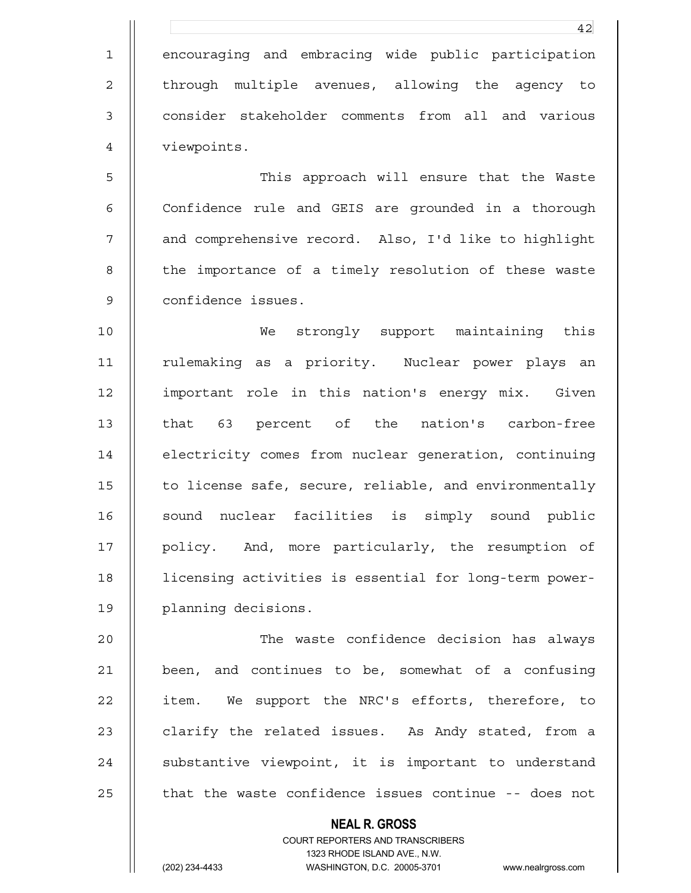encouraging and embracing wide public participation through multiple avenues, allowing the agency to consider stakeholder comments from all and various viewpoints.

This approach will ensure that the Waste Confidence rule and GEIS are grounded in a thorough and comprehensive record. Also, I'd like to highlight the importance of a timely resolution of these waste confidence issues.

We strongly support maintaining this rulemaking as a priority. Nuclear power plays an important role in this nation's energy mix. Given that 63 percent of the nation's carbon-free electricity comes from nuclear generation, continuing to license safe, secure, reliable, and environmentally sound nuclear facilities is simply sound public policy. And, more particularly, the resumption of licensing activities is essential for long-term power-planning decisions.

The waste confidence decision has always been, and continues to be, somewhat of a confusing item. We support the NRC's efforts, therefore, to clarify the related issues. As Andy stated, from a substantive viewpoint, it is important to understand that the waste confidence issues continue -- does not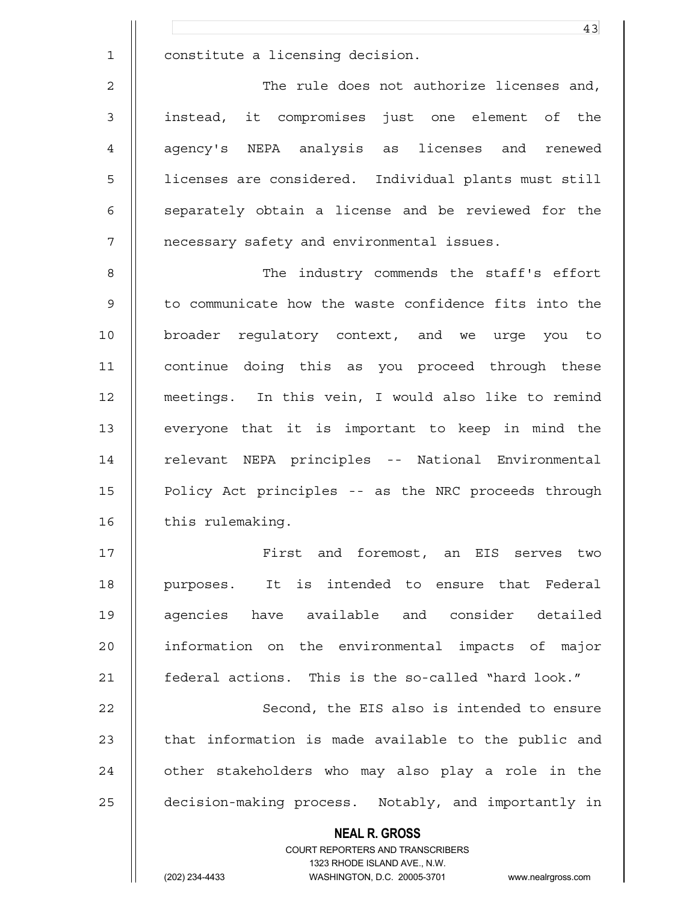constitute a licensing decision.

The rule does not authorize licenses and, instead, it compromises just one element of the agency's NEPA analysis as licenses and renewed licenses are considered. Individual plants must still separately obtain a license and be reviewed for the necessary safety and environmental issues.

The industry commends the staff's effort to communicate how the waste confidence fits into the broader regulatory context, and we urge you to continue doing this as you proceed through these meetings. In this vein, I would also like to remind everyone that it is important to keep in mind the relevant NEPA principles -- National Environmental Policy Act principles -- as the NRC proceeds through this rulemaking.

First and foremost, an EIS serves two purposes. It is intended to ensure that Federal agencies have available and consider detailed information on the environmental impacts of major federal actions. This is the so-called "hard look."

Second, the EIS also is intended to ensure that information is made available to the public and other stakeholders who may also play a role in the decision-making process. Notably, and importantly in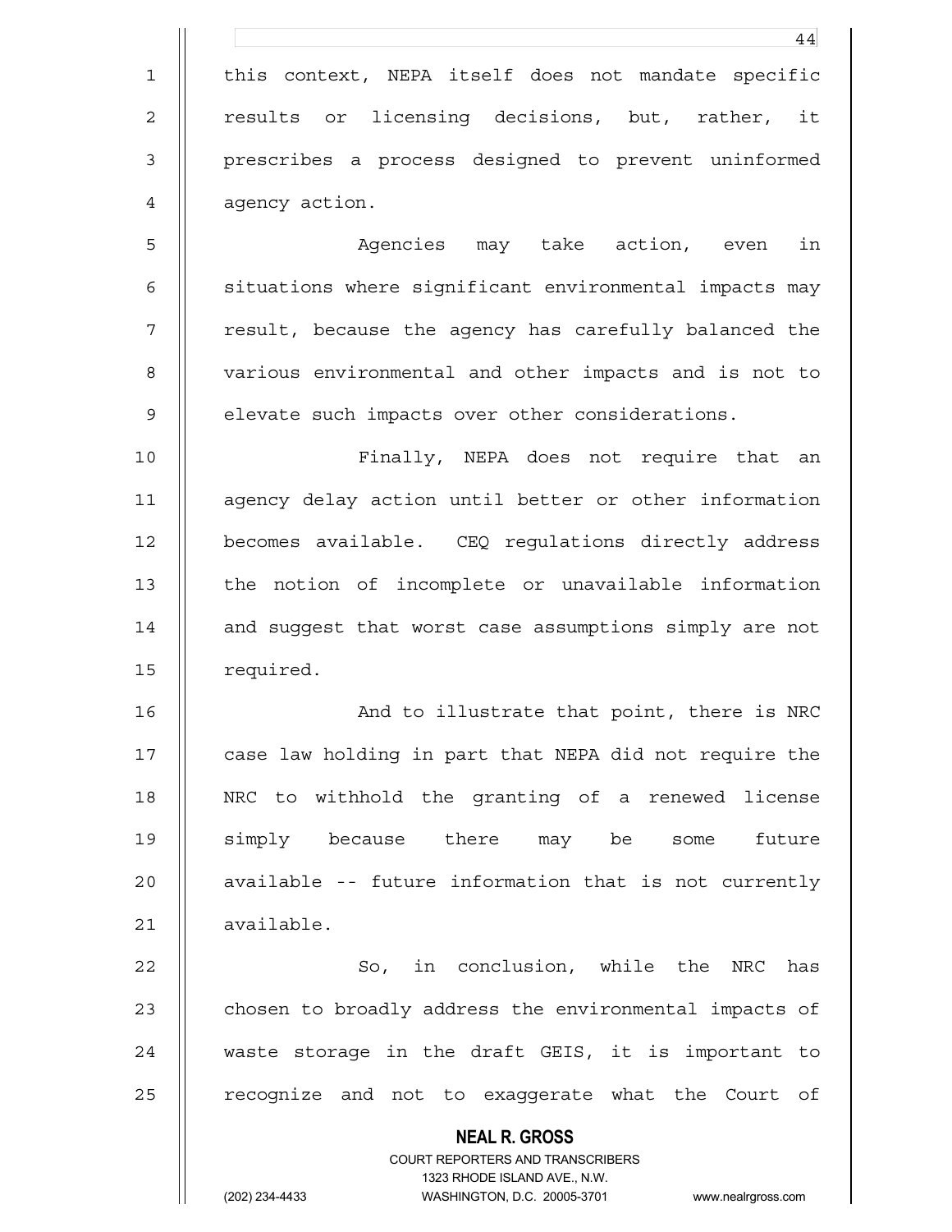this context, NEPA itself does not mandate specific results or licensing decisions, but, rather, it prescribes a process designed to prevent uninformed agency action.

Agencies may take action, even in situations where significant environmental impacts may result, because the agency has carefully balanced the various environmental and other impacts and is not to elevate such impacts over other considerations.

Finally, NEPA does not require that an agency delay action until better or other information becomes available. CEQ regulations directly address the notion of incomplete or unavailable information and suggest that worst case assumptions simply are not required.

And to illustrate that point, there is NRC case law holding in part that NEPA did not require the NRC to withhold the granting of a renewed license simply because there may be some future available -- future information that is not currently available.

So, in conclusion, while the NRC has chosen to broadly address the environmental impacts of waste storage in the draft GEIS, it is important to recognize and not to exaggerate what the Court of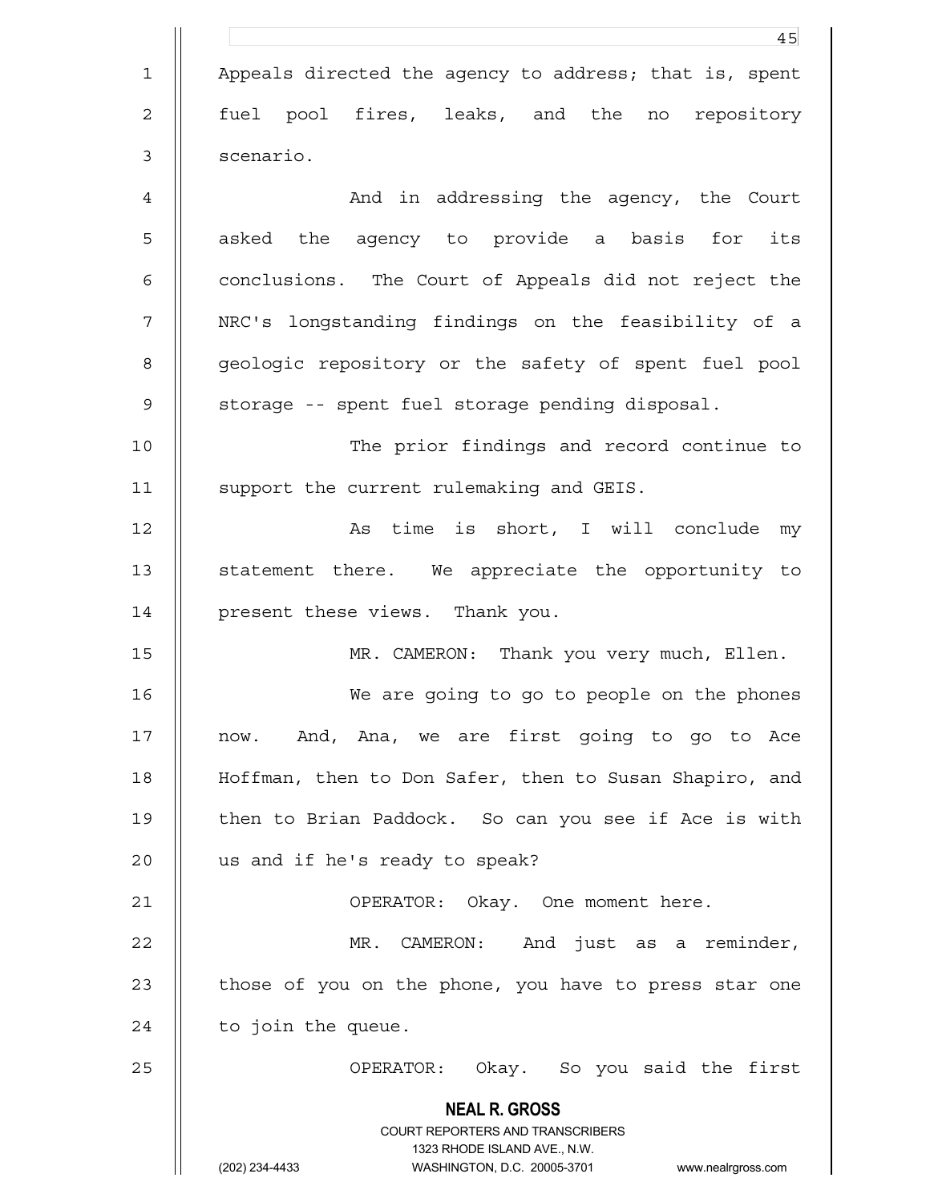Appeals directed the agency to address; that is, spent fuel pool fires, leaks, and the no repository scenario.

And in addressing the agency, the Court asked the agency to provide a basis for its conclusions. The Court of Appeals did not reject the NRC's longstanding findings on the feasibility of a geologic repository or the safety of spent fuel pool storage -- spent fuel storage pending disposal.

The prior findings and record continue to support the current rulemaking and GEIS.

As time is short, I will conclude my statement there. We appreciate the opportunity to present these views. Thank you.

MR. CAMERON: Thank you very much, Ellen.

We are going to go to people on the phones now. And, Ana, we are first going to go to Ace Hoffman, then to Don Safer, then to Susan Shapiro, and then to Brian Paddock. So can you see if Ace is with us and if he's ready to speak?

OPERATOR: Okay. One moment here.

MR. CAMERON: And just as a reminder, those of you on the phone, you have to press star one to join the queue.

OPERATOR: Okay. So you said the first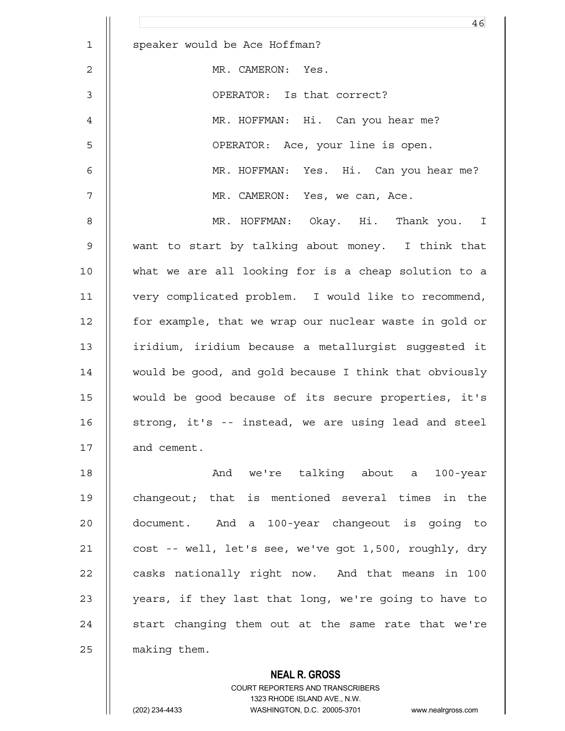speaker would be Ace Hoffman?

MR. CAMERON: Yes.

OPERATOR: Is that correct?

MR. HOFFMAN: Hi. Can you hear me?

OPERATOR: Ace, your line is open.

MR. HOFFMAN: Yes. Hi. Can you hear me?

MR. CAMERON: Yes, we can, Ace.

MR. HOFFMAN: Okay. Hi. Thank you. I want to start by talking about money. I think that what we are all looking for is a cheap solution to a very complicated problem. I would like to recommend, for example, that we wrap our nuclear waste in gold or iridium, iridium because a metallurgist suggested it would be good, and gold because I think that obviously would be good because of its secure properties, it's strong, it's -- instead, we are using lead and steel and cement.

And we're talking about a 100-year changeout; that is mentioned several times in the document. And a 100-year changeout is going to cost -- well, let's see, we've got 1,500, roughly, dry casks nationally right now. And that means in 100 years, if they last that long, we're going to have to start changing them out at the same rate that we're making them.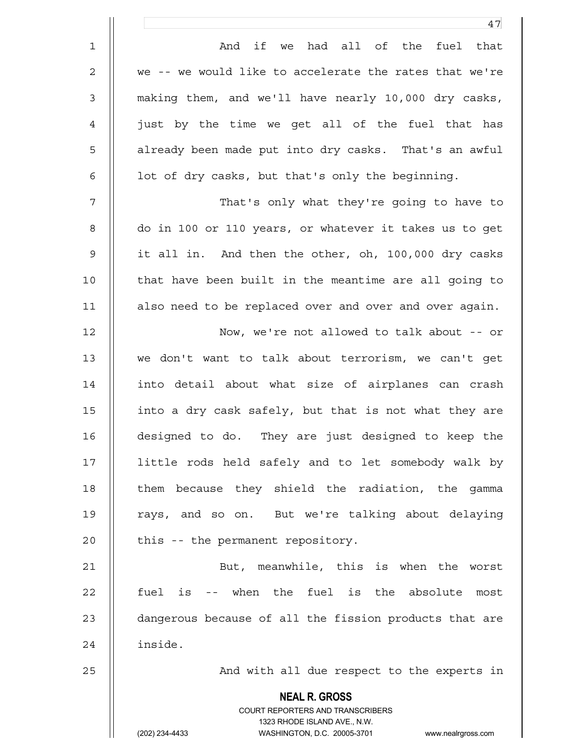And if we had all of the fuel that we -- we would like to accelerate the rates that we're making them, and we'll have nearly 10,000 dry casks, just by the time we get all of the fuel that has already been made put into dry casks. That's an awful lot of dry casks, but that's only the beginning.

That's only what they're going to have to do in 100 or 110 years, or whatever it takes us to get it all in. And then the other, oh, 100,000 dry casks that have been built in the meantime are all going to also need to be replaced over and over and over again.

Now, we're not allowed to talk about -- or we don't want to talk about terrorism, we can't get into detail about what size of airplanes can crash into a dry cask safely, but that is not what they are designed to do. They are just designed to keep the little rods held safely and to let somebody walk by them because they shield the radiation, the gamma rays, and so on. But we're talking about delaying this -- the permanent repository.

But, meanwhile, this is when the worst fuel is -- when the fuel is the absolute most dangerous because of all the fission products that are inside.

And with all due respect to the experts in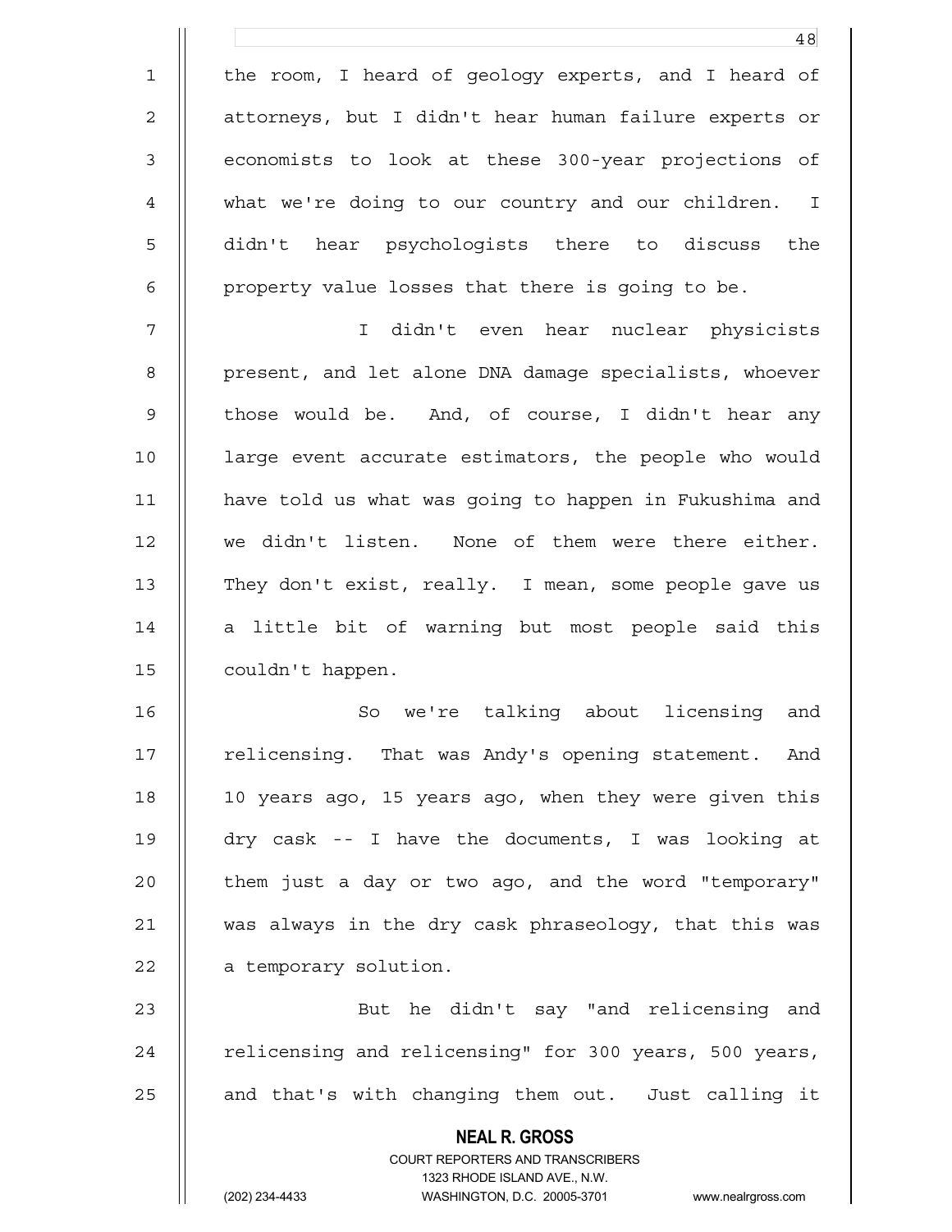the room, I heard of geology experts, and I heard of attorneys, but I didn't hear human failure experts or economists to look at these 300-year projections of what we're doing to our country and our children. I didn't hear psychologists there to discuss the property value losses that there is going to be.

I didn't even hear nuclear physicists present, and let alone DNA damage specialists, whoever those would be. And, of course, I didn't hear any large event accurate estimators, the people who would have told us what was going to happen in Fukushima and we didn't listen. None of them were there either. They don't exist, really. I mean, some people gave us a little bit of warning but most people said this couldn't happen.

So we're talking about licensing and relicensing. That was Andy's opening statement. And 10 years ago, 15 years ago, when they were given this dry cask -- I have the documents, I was looking at them just a day or two ago, and the word "temporary" was always in the dry cask phraseology, that this was a temporary solution.

But he didn't say "and relicensing and relicensing and relicensing" for 300 years, 500 years, and that's with changing them out. Just calling it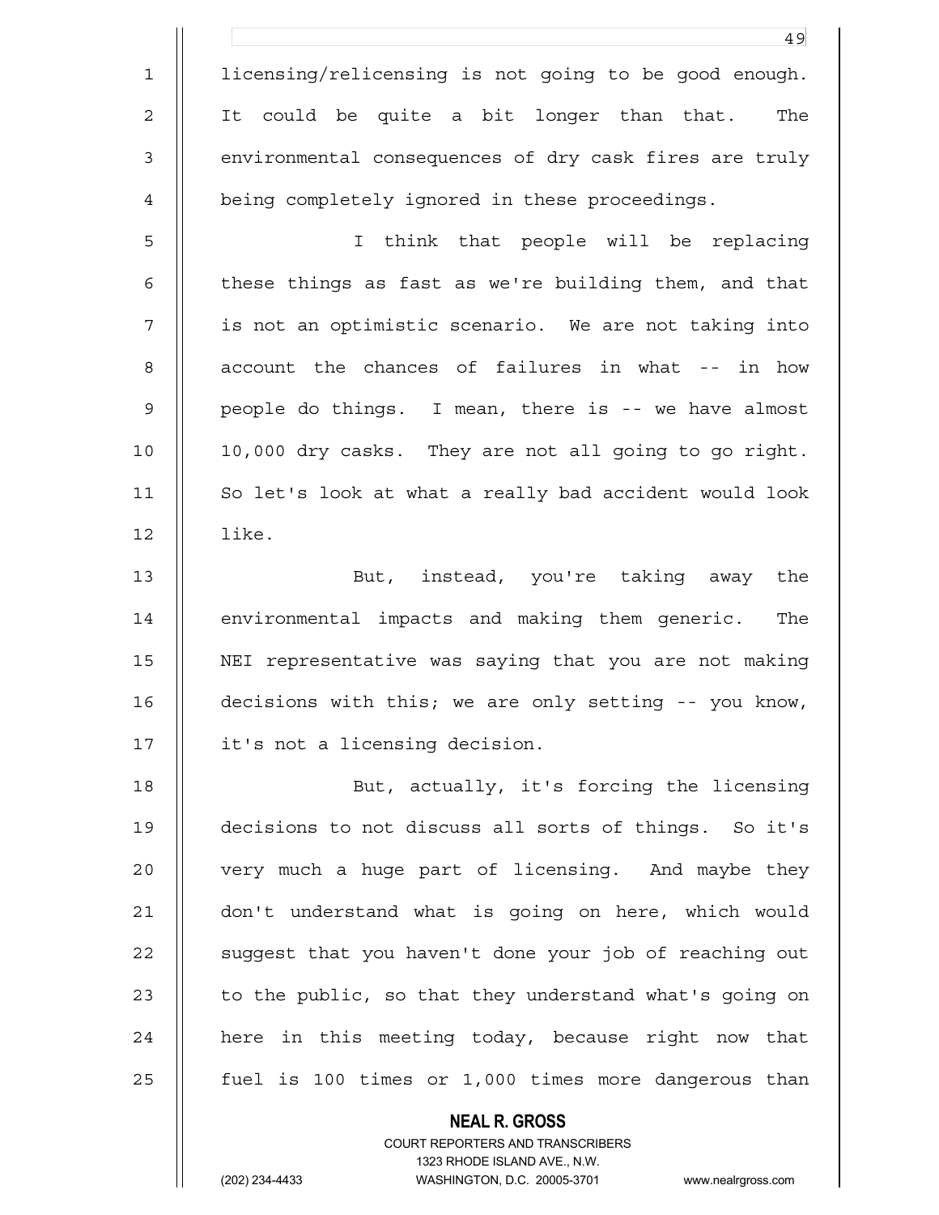licensing/relicensing is not going to be good enough. It could be quite a bit longer than that. The environmental consequences of dry cask fires are truly being completely ignored in these proceedings.

I think that people will be replacing these things as fast as we're building them, and that is not an optimistic scenario. We are not taking into account the chances of failures in what -- in how people do things. I mean, there is -- we have almost 10,000 dry casks. They are not all going to go right. So let's look at what a really bad accident would look like.

But, instead, you're taking away the environmental impacts and making them generic. The NEI representative was saying that you are not making decisions with this; we are only setting -- you know, it's not a licensing decision.

But, actually, it's forcing the licensing decisions to not discuss all sorts of things. So it's very much a huge part of licensing. And maybe they don't understand what is going on here, which would suggest that you haven't done your job of reaching out to the public, so that they understand what's going on here in this meeting today, because right now that fuel is 100 times or 1,000 times more dangerous than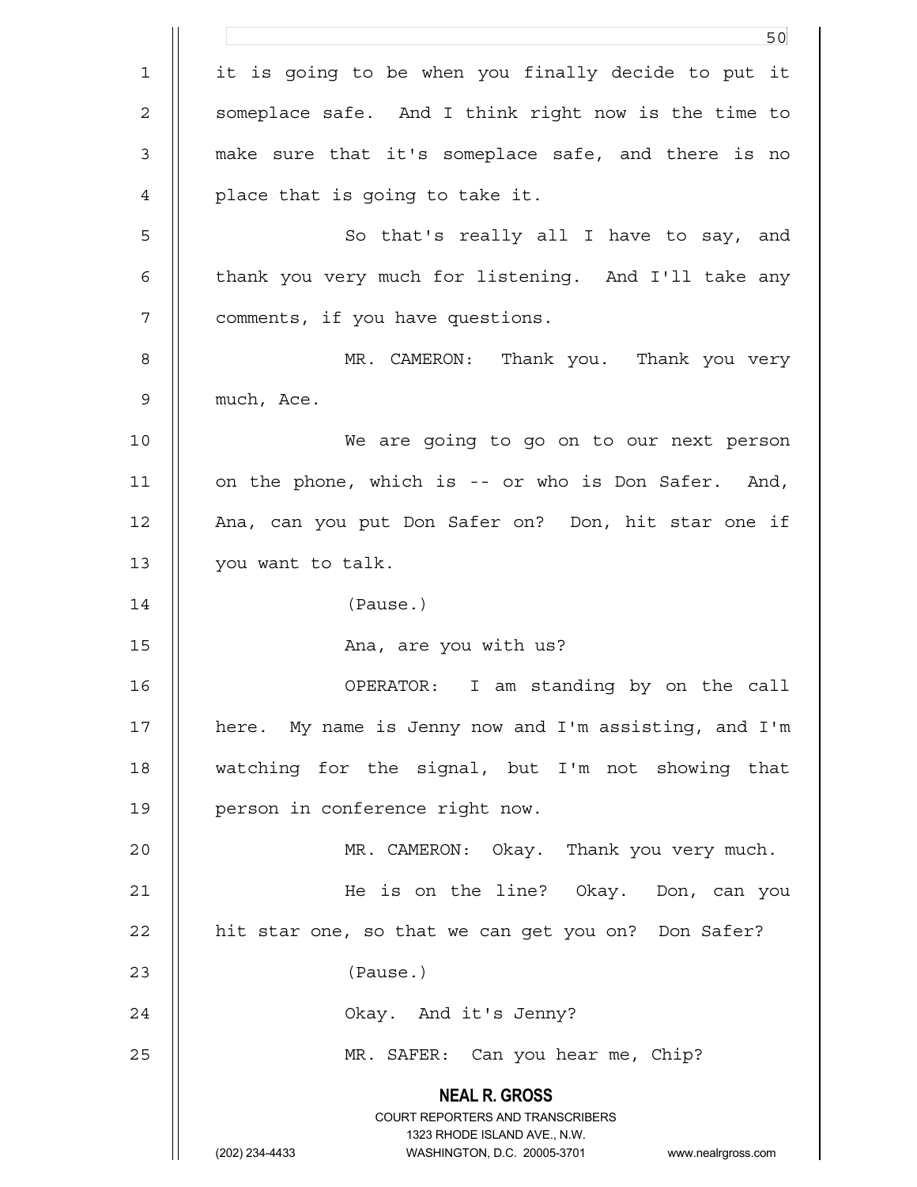it is going to be when you finally decide to put it someplace safe. And I think right now is the time to make sure that it's someplace safe, and there is no place that is going to take it.

So that's really all I have to say, and thank you very much for listening. And I'll take any comments, if you have questions.

MR. CAMERON: Thank you. Thank you very much, Ace.

We are going to go on to our next person on the phone, which is -- or who is Don Safer. And, Ana, can you put Don Safer on? Don, hit star one if you want to talk.

(Pause.)

Ana, are you with us?

OPERATOR: I am standing by on the call here. My name is Jenny now and I'm assisting, and I'm watching for the signal, but I'm not showing that person in conference right now.

MR. CAMERON: Okay. Thank you very much.

He is on the line? Okay. Don, can you hit star one, so that we can get you on? Don Safer?

(Pause.)

Okay. And it's Jenny?

MR. SAFER: Can you hear me, Chip?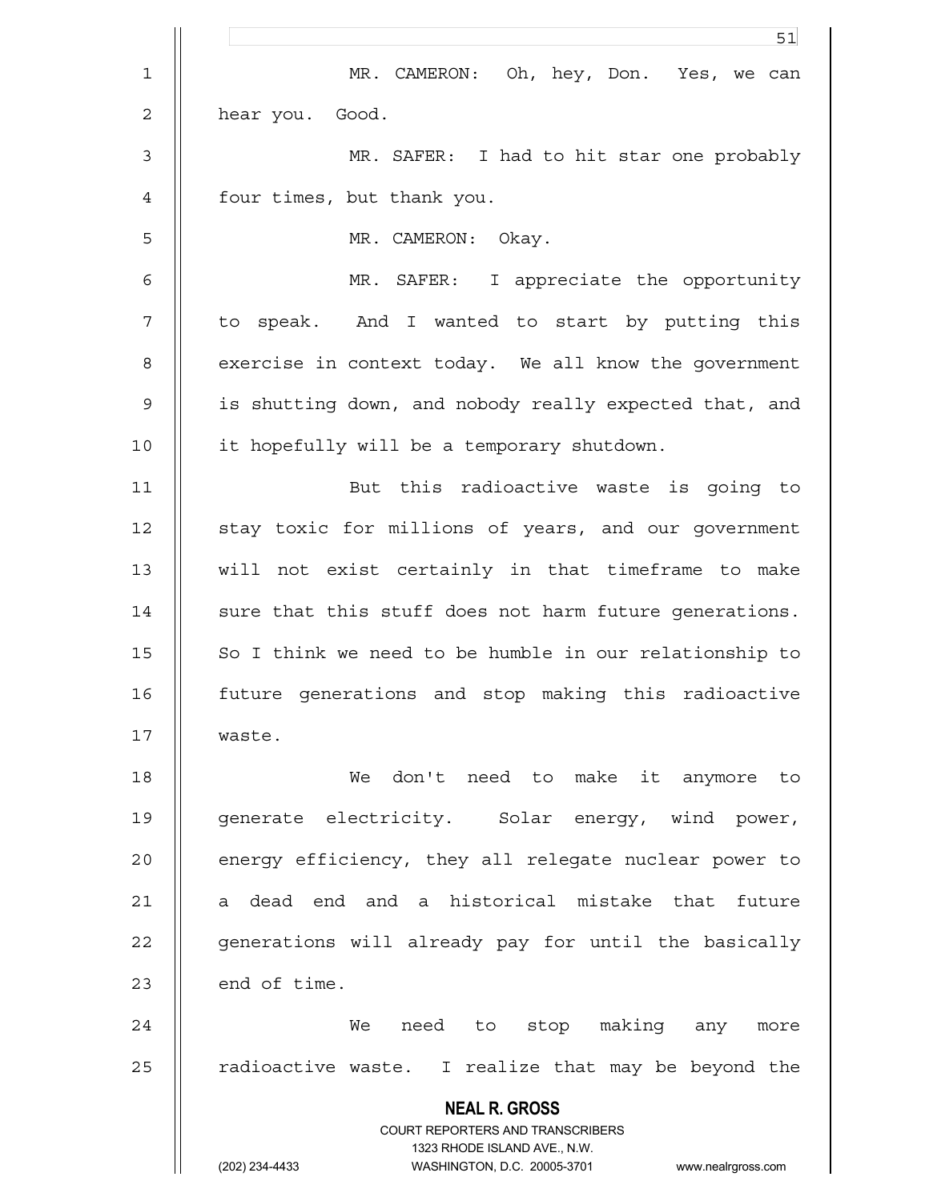MR. CAMERON: Oh, hey, Don. Yes, we can hear you. Good.

MR. SAFER: I had to hit star one probably four times, but thank you.

MR. CAMERON: Okay.

MR. SAFER: I appreciate the opportunity to speak. And I wanted to start by putting this exercise in context today. We all know the government is shutting down, and nobody really expected that, and it hopefully will be a temporary shutdown.

But this radioactive waste is going to stay toxic for millions of years, and our government will not exist certainly in that timeframe to make sure that this stuff does not harm future generations. So I think we need to be humble in our relationship to future generations and stop making this radioactive waste.

We don't need to make it anymore to generate electricity. Solar energy, wind power, energy efficiency, they all relegate nuclear power to a dead end and a historical mistake that future generations will already pay for until the basically end of time.

We need to stop making any more radioactive waste. I realize that may be beyond the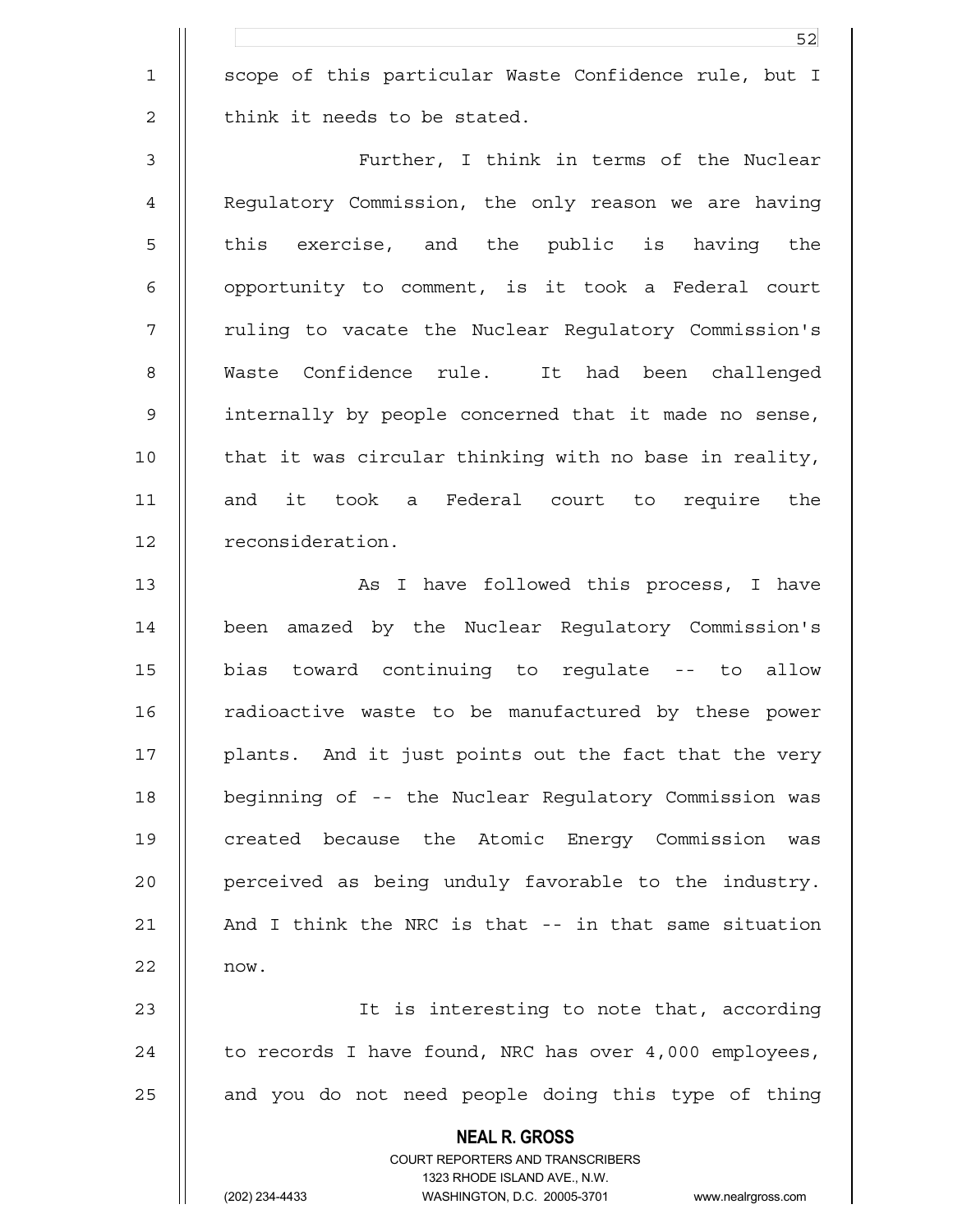scope of this particular Waste Confidence rule, but I think it needs to be stated.

Further, I think in terms of the Nuclear Regulatory Commission, the only reason we are having this exercise, and the public is having the opportunity to comment, is it took a Federal court ruling to vacate the Nuclear Regulatory Commission's Waste Confidence rule. It had been challenged internally by people concerned that it made no sense, that it was circular thinking with no base in reality, and it took a Federal court to require the reconsideration.

As I have followed this process, I have been amazed by the Nuclear Regulatory Commission's bias toward continuing to regulate -- to allow radioactive waste to be manufactured by these power plants. And it just points out the fact that the very beginning of -- the Nuclear Regulatory Commission was created because the Atomic Energy Commission was perceived as being unduly favorable to the industry. And I think the NRC is that -- in that same situation now.

It is interesting to note that, according to records I have found, NRC has over 4,000 employees, and you do not need people doing this type of thing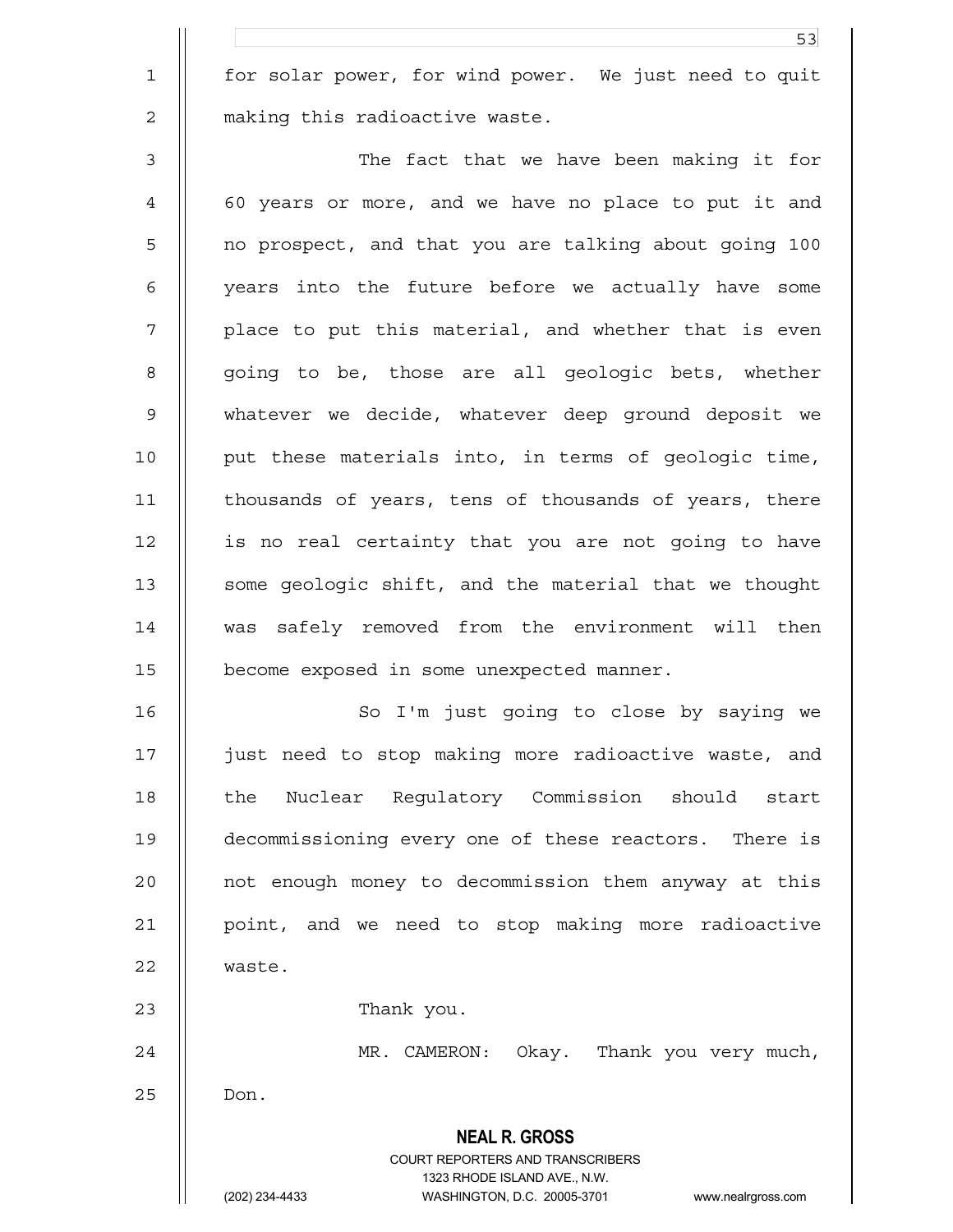for solar power, for wind power. We just need to quit making this radioactive waste.

The fact that we have been making it for 60 years or more, and we have no place to put it and no prospect, and that you are talking about going 100 years into the future before we actually have some place to put this material, and whether that is even going to be, those are all geologic bets, whether whatever we decide, whatever deep ground deposit we put these materials into, in terms of geologic time, thousands of years, tens of thousands of years, there is no real certainty that you are not going to have some geologic shift, and the material that we thought was safely removed from the environment will then become exposed in some unexpected manner.

So I'm just going to close by saying we just need to stop making more radioactive waste, and the Nuclear Regulatory Commission should start decommissioning every one of these reactors. There is not enough money to decommission them anyway at this point, and we need to stop making more radioactive waste.

Thank you.

MR. CAMERON: Okay. Thank you very much, Don.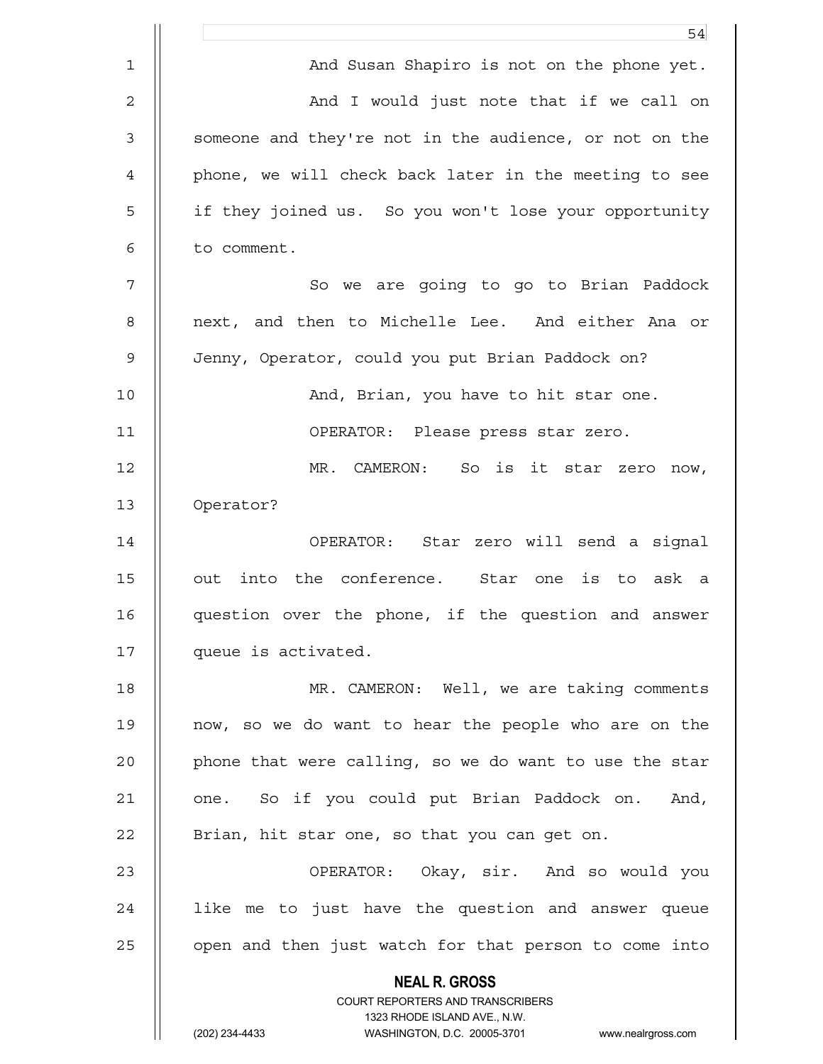And Susan Shapiro is not on the phone yet.

And I would just note that if we call on someone and they're not in the audience, or not on the phone, we will check back later in the meeting to see if they joined us. So you won't lose your opportunity to comment.

So we are going to go to Brian Paddock next, and then to Michelle Lee. And either Ana or Jenny, Operator, could you put Brian Paddock on?

And, Brian, you have to hit star one.

OPERATOR: Please press star zero.

MR. CAMERON: So is it star zero now, Operator?

OPERATOR: Star zero will send a signal out into the conference. Star one is to ask a question over the phone, if the question and answer queue is activated.

MR. CAMERON: Well, we are taking comments now, so we do want to hear the people who are on the phone that were calling, so we do want to use the star one. So if you could put Brian Paddock on. And, Brian, hit star one, so that you can get on.

OPERATOR: Okay, sir. And so would you like me to just have the question and answer queue open and then just watch for that person to come into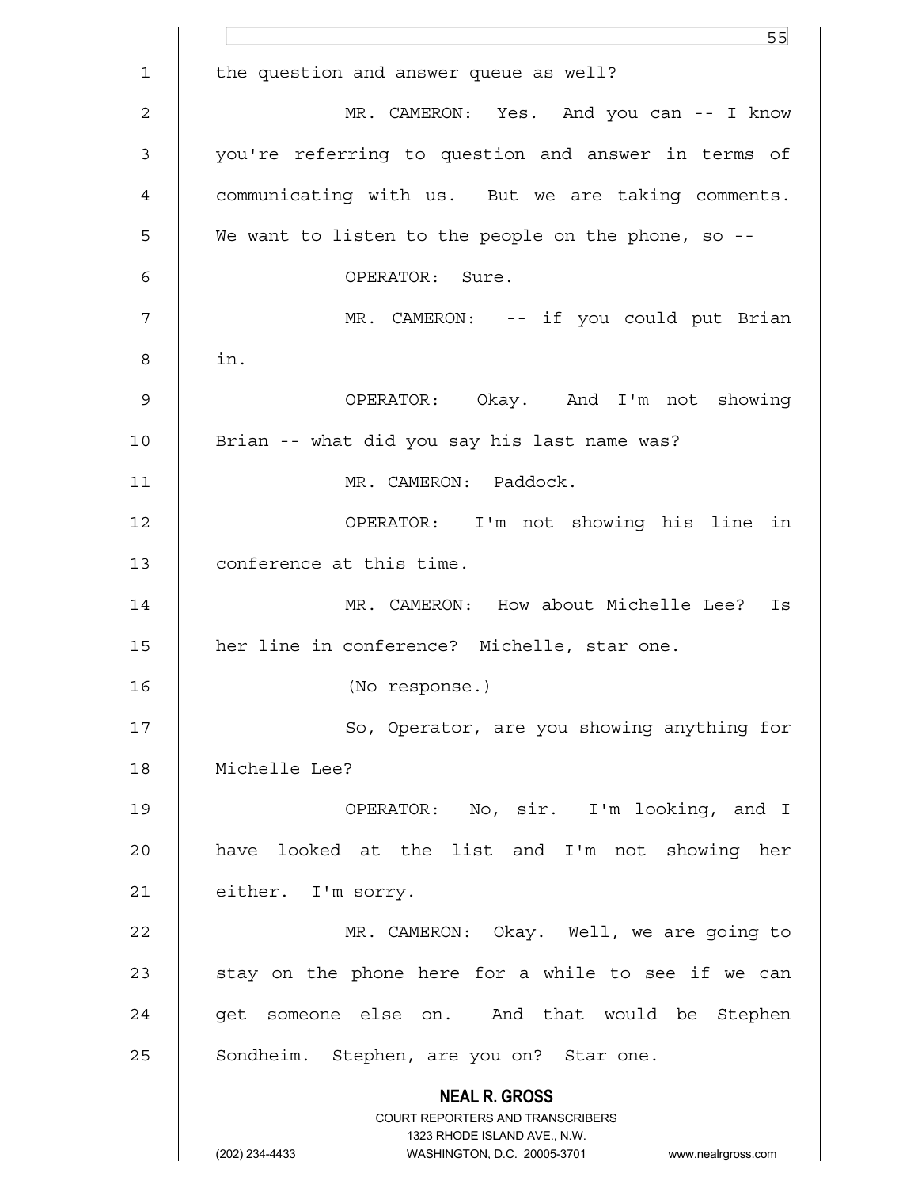the question and answer queue as well?

MR. CAMERON: Yes. And you can -- I know you're referring to question and answer in terms of communicating with us. But we are taking comments. We want to listen to the people on the phone, so --

OPERATOR: Sure.

MR. CAMERON: -- if you could put Brian in.

OPERATOR: Okay. And I'm not showing Brian -- what did you say his last name was?

MR. CAMERON: Paddock.

OPERATOR: I'm not showing his line in conference at this time.

MR. CAMERON: How about Michelle Lee? Is her line in conference? Michelle, star one.

(No response.)

So, Operator, are you showing anything for Michelle Lee?

OPERATOR: No, sir. I'm looking, and I have looked at the list and I'm not showing her either. I'm sorry.

MR. CAMERON: Okay. Well, we are going to stay on the phone here for a while to see if we can get someone else on. And that would be Stephen Sondheim. Stephen, are you on? Star one.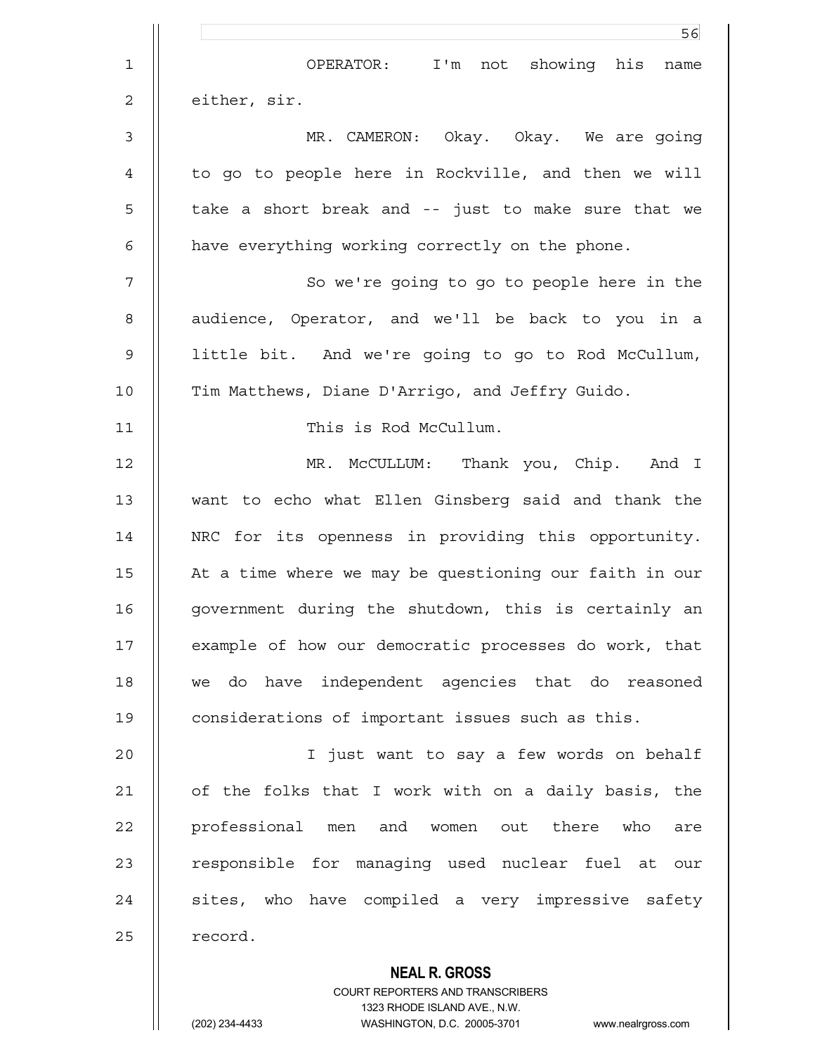OPERATOR: I'm not showing his name either, sir.

MR. CAMERON: Okay. Okay. We are going to go to people here in Rockville, and then we will take a short break and -- just to make sure that we have everything working correctly on the phone.

So we're going to go to people here in the audience, Operator, and we'll be back to you in a little bit. And we're going to go to Rod McCullum, Tim Matthews, Diane D'Arrigo, and Jeffry Guido.

This is Rod McCullum.

MR. McCULLUM: Thank you, Chip. And I want to echo what Ellen Ginsberg said and thank the NRC for its openness in providing this opportunity. At a time where we may be questioning our faith in our government during the shutdown, this is certainly an example of how our democratic processes do work, that we do have independent agencies that do reasoned considerations of important issues such as this.

I just want to say a few words on behalf of the folks that I work with on a daily basis, the professional men and women out there who are responsible for managing used nuclear fuel at our sites, who have compiled a very impressive safety record.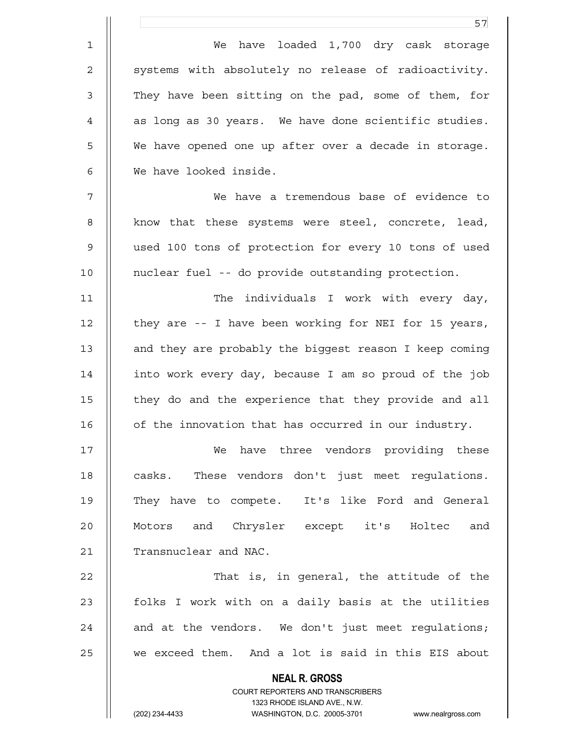We have loaded 1,700 dry cask storage systems with absolutely no release of radioactivity. They have been sitting on the pad, some of them, for as long as 30 years. We have done scientific studies. We have opened one up after over a decade in storage. We have looked inside.

We have a tremendous base of evidence to know that these systems were steel, concrete, lead, used 100 tons of protection for every 10 tons of used nuclear fuel -- do provide outstanding protection.

The individuals I work with every day, they are -- I have been working for NEI for 15 years, and they are probably the biggest reason I keep coming into work every day, because I am so proud of the job they do and the experience that they provide and all of the innovation that has occurred in our industry.

We have three vendors providing these casks. These vendors don't just meet regulations. They have to compete. It's like Ford and General Motors and Chrysler except it's Holtec and Transnuclear and NAC.

That is, in general, the attitude of the folks I work with on a daily basis at the utilities and at the vendors. We don't just meet regulations; we exceed them. And a lot is said in this EIS about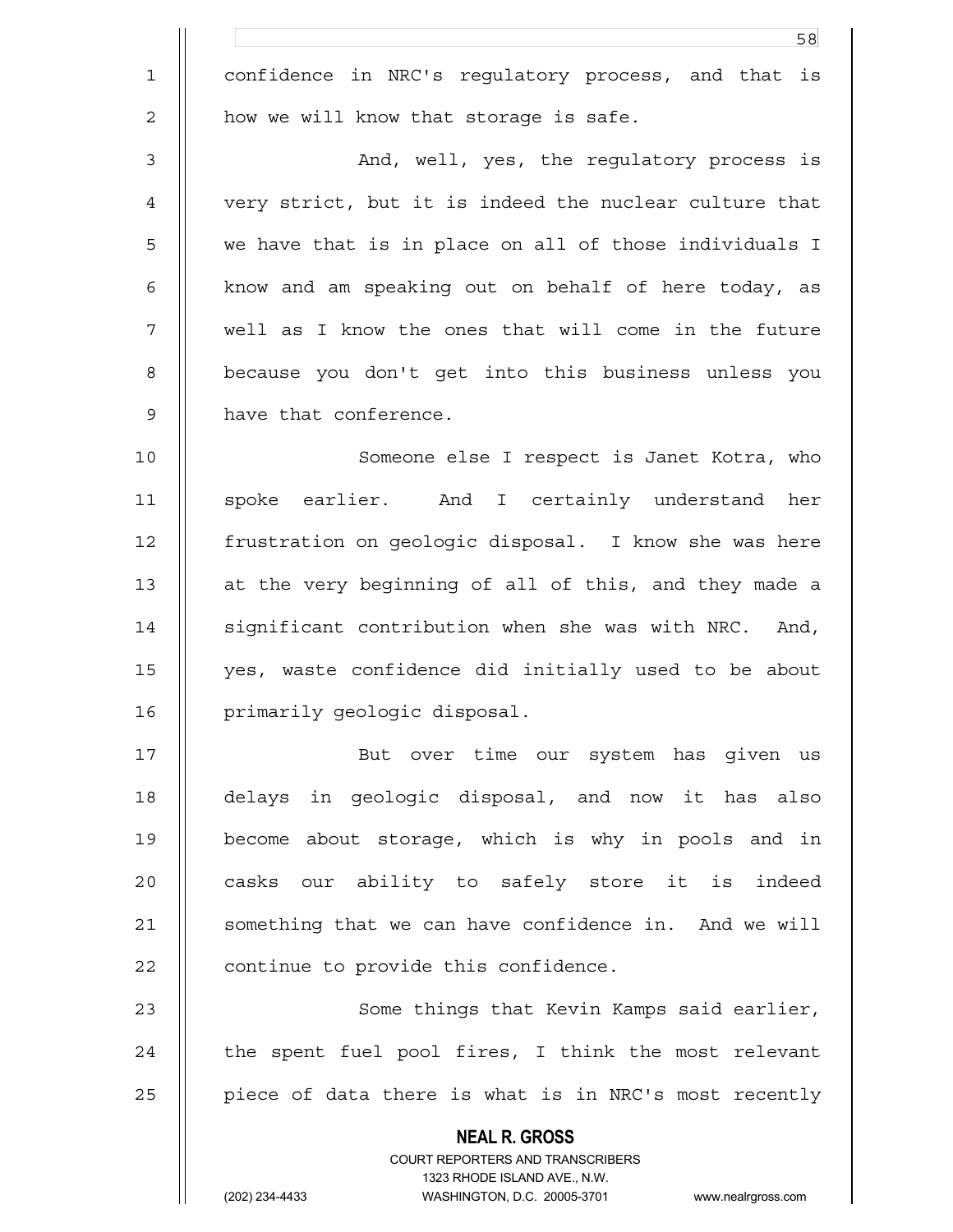confidence in NRC's regulatory process, and that is how we will know that storage is safe.

And, well, yes, the regulatory process is very strict, but it is indeed the nuclear culture that we have that is in place on all of those individuals I know and am speaking out on behalf of here today, as well as I know the ones that will come in the future because you don't get into this business unless you have that conference.

Someone else I respect is Janet Kotra, who spoke earlier. And I certainly understand her frustration on geologic disposal. I know she was here at the very beginning of all of this, and they made a significant contribution when she was with NRC. And, yes, waste confidence did initially used to be about primarily geologic disposal.

But over time our system has given us delays in geologic disposal, and now it has also become about storage, which is why in pools and in casks our ability to safely store it is indeed something that we can have confidence in. And we will continue to provide this confidence.

Some things that Kevin Kamps said earlier, the spent fuel pool fires, I think the most relevant piece of data there is what is in NRC's most recently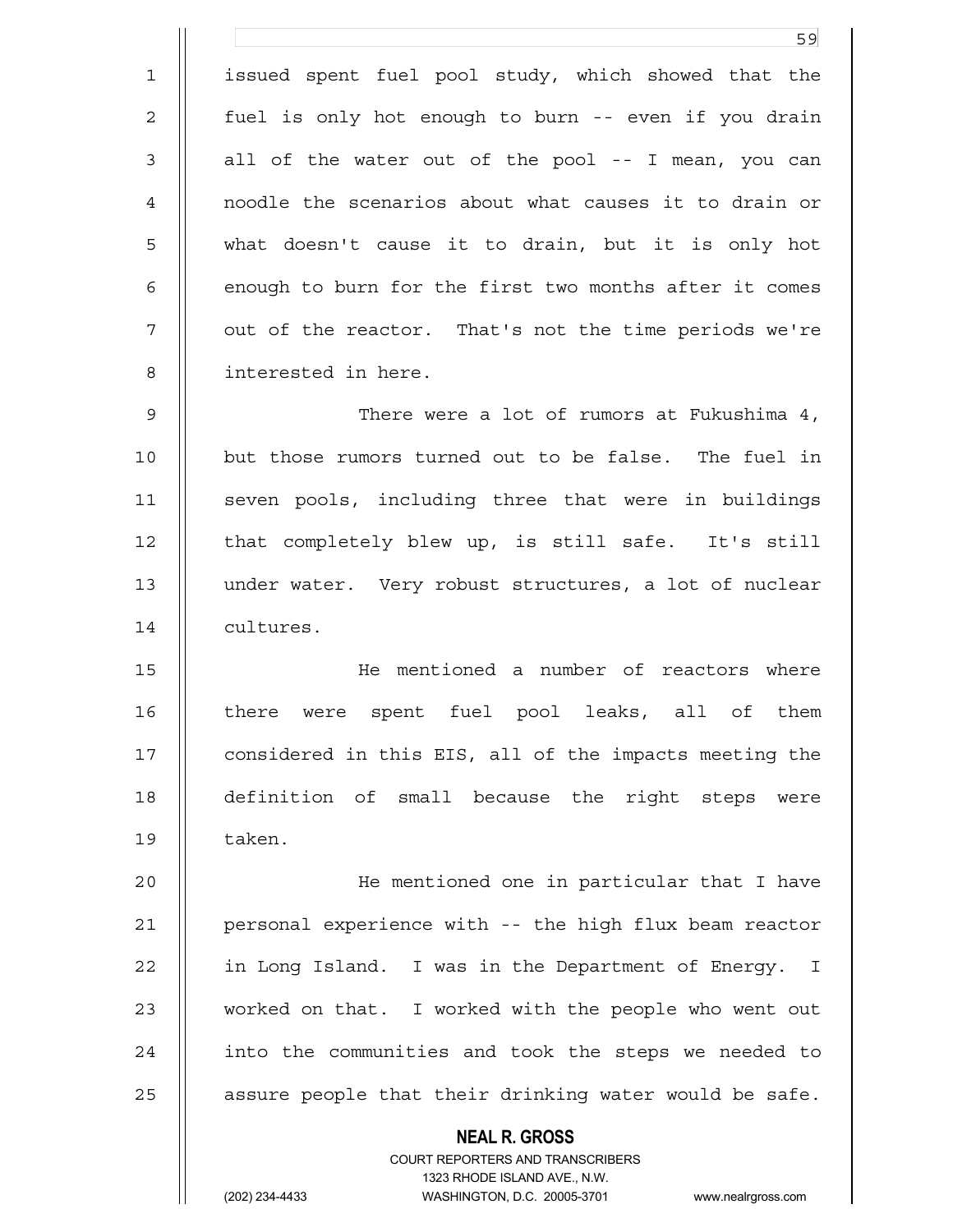issued spent fuel pool study, which showed that the fuel is only hot enough to burn -- even if you drain all of the water out of the pool -- I mean, you can noodle the scenarios about what causes it to drain or what doesn't cause it to drain, but it is only hot enough to burn for the first two months after it comes out of the reactor. That's not the time periods we're interested in here.

There were a lot of rumors at Fukushima 4, but those rumors turned out to be false. The fuel in seven pools, including three that were in buildings that completely blew up, is still safe. It's still under water. Very robust structures, a lot of nuclear cultures.

He mentioned a number of reactors where there were spent fuel pool leaks, all of them considered in this EIS, all of the impacts meeting the definition of small because the right steps were taken.

He mentioned one in particular that I have personal experience with -- the high flux beam reactor in Long Island. I was in the Department of Energy. I worked on that. I worked with the people who went out into the communities and took the steps we needed to assure people that their drinking water would be safe.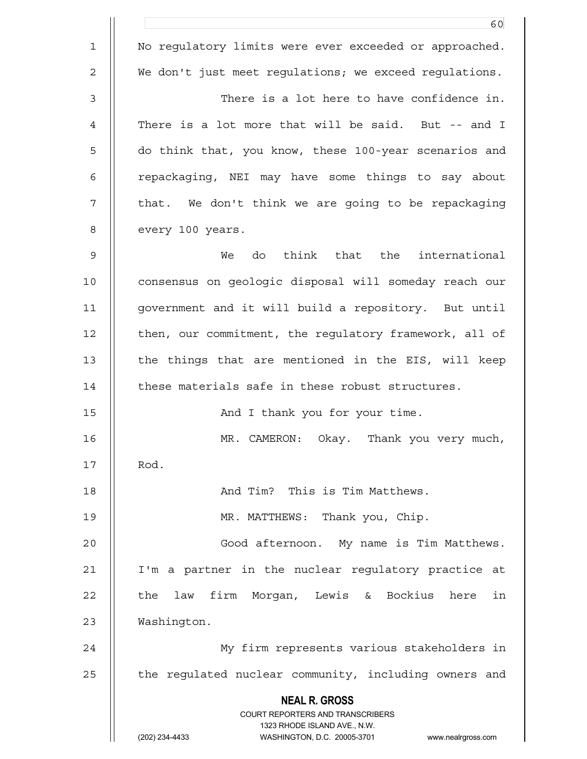No regulatory limits were ever exceeded or approached. We don't just meet regulations; we exceed regulations.

There is a lot here to have confidence in. There is a lot more that will be said. But -- and I do think that, you know, these 100-year scenarios and repackaging, NEI may have some things to say about that. We don't think we are going to be repackaging every 100 years.

We do think that the international consensus on geologic disposal will someday reach our government and it will build a repository. But until then, our commitment, the regulatory framework, all of the things that are mentioned in the EIS, will keep these materials safe in these robust structures.

And I thank you for your time.

MR. CAMERON: Okay. Thank you very much, Rod.

And Tim? This is Tim Matthews.

MR. MATTHEWS: Thank you, Chip.

Good afternoon. My name is Tim Matthews. I'm a partner in the nuclear regulatory practice at the law firm Morgan, Lewis & Bockius here in Washington.

My firm represents various stakeholders in the regulated nuclear community, including owners and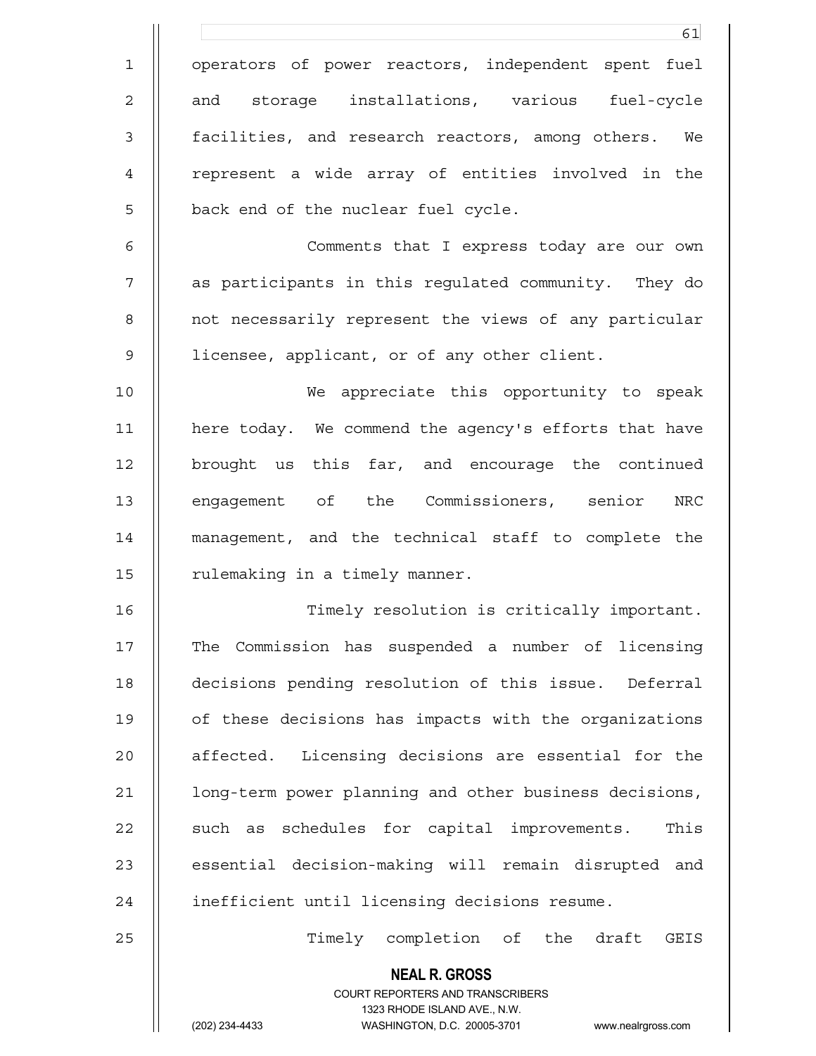operators of power reactors, independent spent fuel and storage installations, various fuel-cycle facilities, and research reactors, among others. We represent a wide array of entities involved in the back end of the nuclear fuel cycle.

Comments that I express today are our own as participants in this regulated community. They do not necessarily represent the views of any particular licensee, applicant, or of any other client.

We appreciate this opportunity to speak here today. We commend the agency's efforts that have brought us this far, and encourage the continued engagement of the Commissioners, senior NRC management, and the technical staff to complete the rulemaking in a timely manner.

Timely resolution is critically important. The Commission has suspended a number of licensing decisions pending resolution of this issue. Deferral of these decisions has impacts with the organizations affected. Licensing decisions are essential for the long-term power planning and other business decisions, such as schedules for capital improvements. This essential decision-making will remain disrupted and inefficient until licensing decisions resume.

Timely completion of the draft GEIS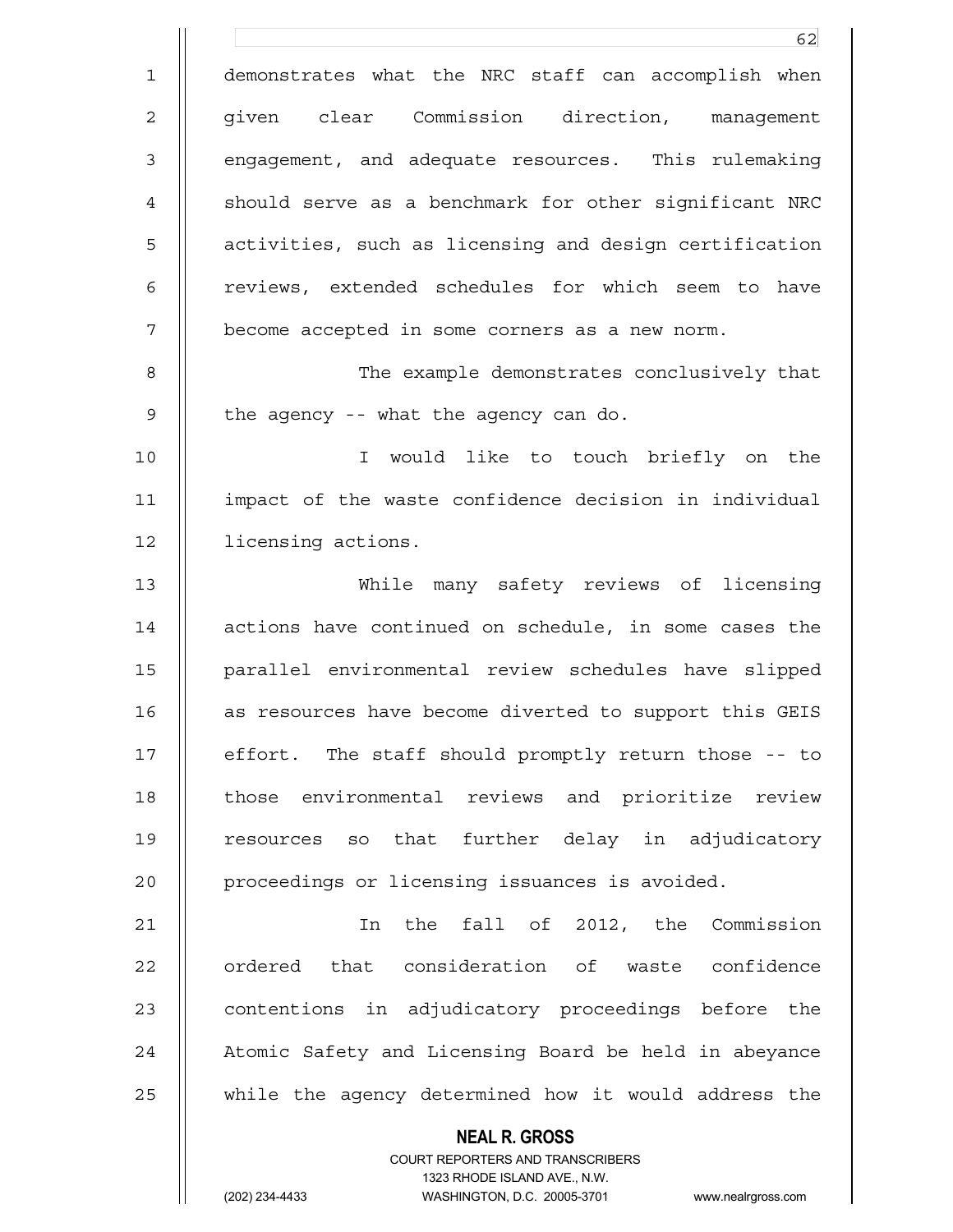demonstrates what the NRC staff can accomplish when given clear Commission direction, management engagement, and adequate resources. This rulemaking should serve as a benchmark for other significant NRC activities, such as licensing and design certification reviews, extended schedules for which seem to have become accepted in some corners as a new norm.

The example demonstrates conclusively that the agency -- what the agency can do.

I would like to touch briefly on the impact of the waste confidence decision in individual licensing actions.

While many safety reviews of licensing actions have continued on schedule, in some cases the parallel environmental review schedules have slipped as resources have become diverted to support this GEIS effort. The staff should promptly return those -- to those environmental reviews and prioritize review resources so that further delay in adjudicatory proceedings or licensing issuances is avoided.

In the fall of 2012, the Commission ordered that consideration of waste confidence contentions in adjudicatory proceedings before the Atomic Safety and Licensing Board be held in abeyance while the agency determined how it would address the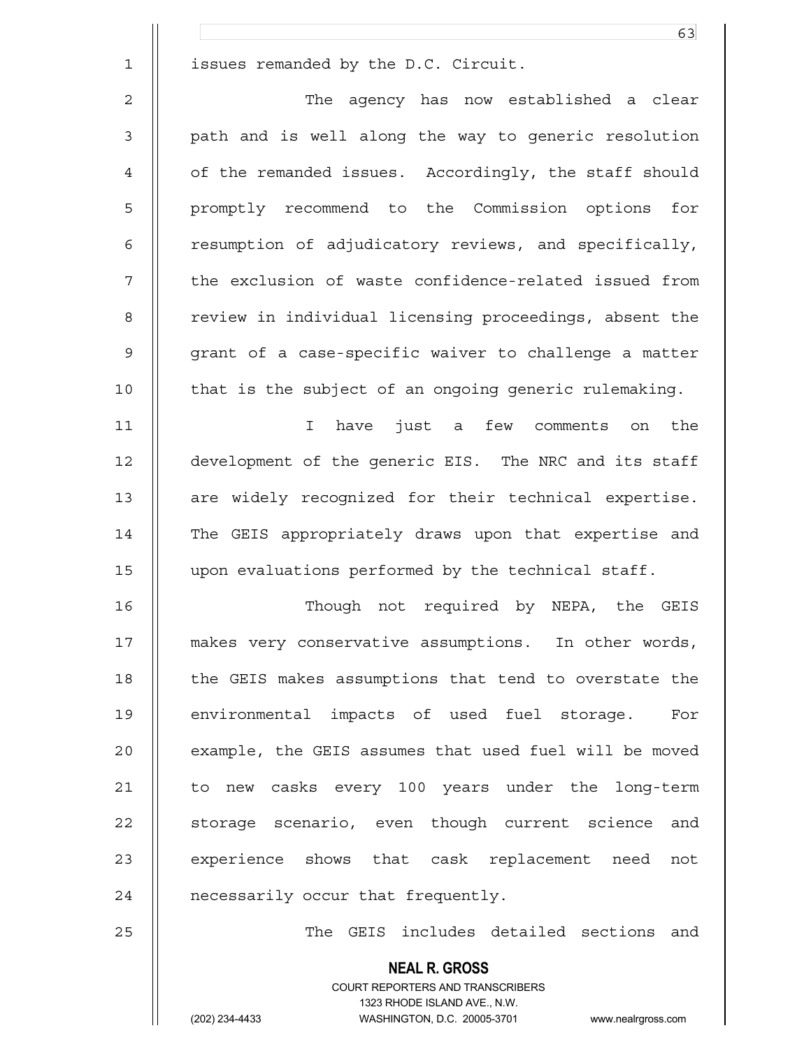issues remanded by the D.C. Circuit.

The agency has now established a clear path and is well along the way to generic resolution of the remanded issues. Accordingly, the staff should promptly recommend to the Commission options for resumption of adjudicatory reviews, and specifically, the exclusion of waste confidence-related issued from review in individual licensing proceedings, absent the grant of a case-specific waiver to challenge a matter that is the subject of an ongoing generic rulemaking.

I have just a few comments on the development of the generic EIS. The NRC and its staff are widely recognized for their technical expertise. The GEIS appropriately draws upon that expertise and upon evaluations performed by the technical staff.

Though not required by NEPA, the GEIS makes very conservative assumptions. In other words, the GEIS makes assumptions that tend to overstate the environmental impacts of used fuel storage. For example, the GEIS assumes that used fuel will be moved to new casks every 100 years under the long-term storage scenario, even though current science and experience shows that cask replacement need not necessarily occur that frequently.

The GEIS includes detailed sections and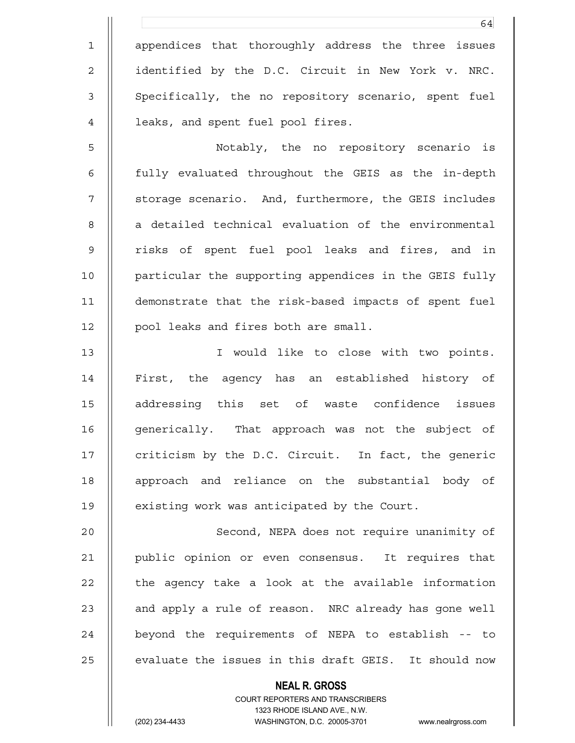appendices that thoroughly address the three issues identified by the D.C. Circuit in New York v. NRC. Specifically, the no repository scenario, spent fuel leaks, and spent fuel pool fires.

Notably, the no repository scenario is fully evaluated throughout the GEIS as the in-depth storage scenario. And, furthermore, the GEIS includes a detailed technical evaluation of the environmental risks of spent fuel pool leaks and fires, and in particular the supporting appendices in the GEIS fully demonstrate that the risk-based impacts of spent fuel pool leaks and fires both are small.

I would like to close with two points. First, the agency has an established history of addressing this set of waste confidence issues generically. That approach was not the subject of criticism by the D.C. Circuit. In fact, the generic approach and reliance on the substantial body of existing work was anticipated by the Court.

Second, NEPA does not require unanimity of public opinion or even consensus. It requires that the agency take a look at the available information and apply a rule of reason. NRC already has gone well beyond the requirements of NEPA to establish -- to evaluate the issues in this draft GEIS. It should now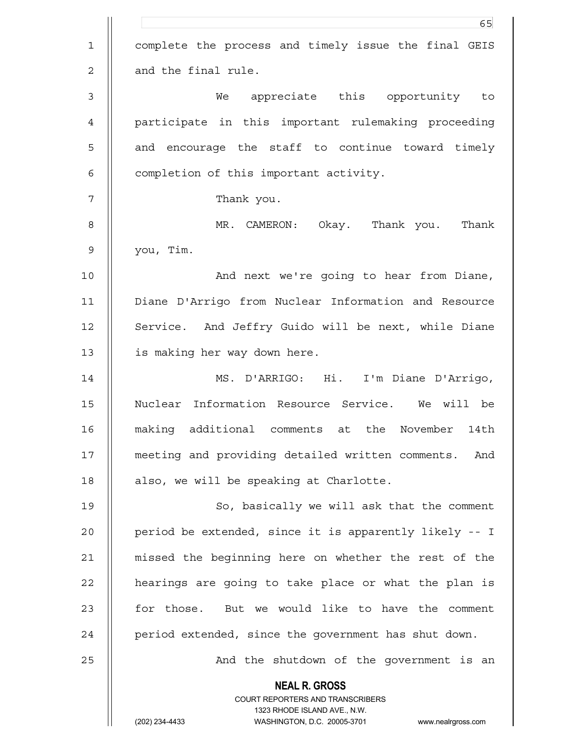complete the process and timely issue the final GEIS and the final rule.

We appreciate this opportunity to participate in this important rulemaking proceeding and encourage the staff to continue toward timely completion of this important activity.

Thank you.

MR. CAMERON: Okay. Thank you. Thank you, Tim.

And next we're going to hear from Diane, Diane D'Arrigo from Nuclear Information and Resource Service. And Jeffry Guido will be next, while Diane is making her way down here.

MS. D'ARRIGO: Hi. I'm Diane D'Arrigo, Nuclear Information Resource Service. We will be making additional comments at the November 14th meeting and providing detailed written comments. And also, we will be speaking at Charlotte.

So, basically we will ask that the comment period be extended, since it is apparently likely -- I missed the beginning here on whether the rest of the hearings are going to take place or what the plan is for those. But we would like to have the comment period extended, since the government has shut down.

And the shutdown of the government is an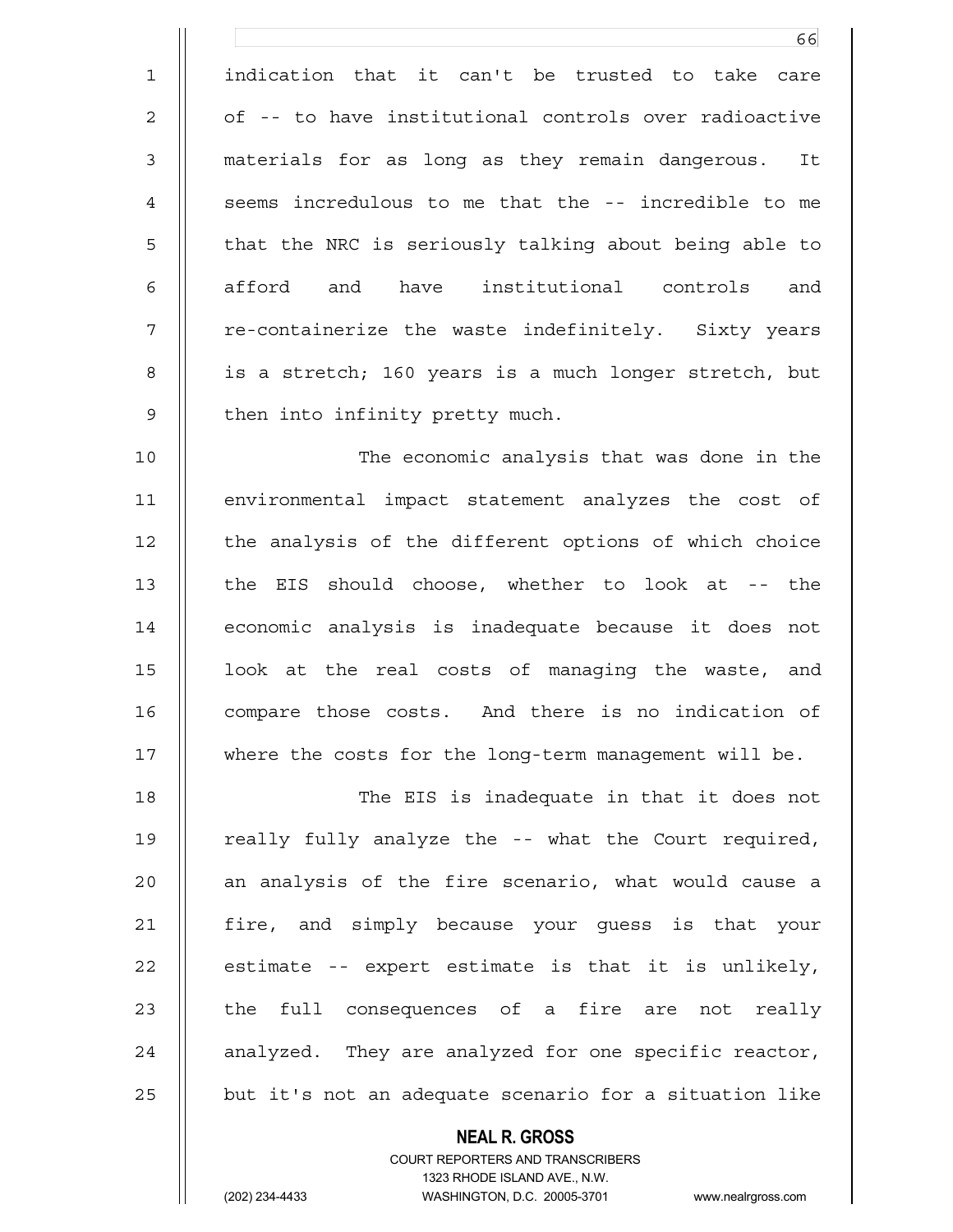indication that it can't be trusted to take care of -- to have institutional controls over radioactive materials for as long as they remain dangerous. It seems incredulous to me that the -- incredible to me that the NRC is seriously talking about being able to afford and have institutional controls and re-containerize the waste indefinitely. Sixty years is a stretch; 160 years is a much longer stretch, but then into infinity pretty much.

The economic analysis that was done in the environmental impact statement analyzes the cost of the analysis of the different options of which choice the EIS should choose, whether to look at -- the economic analysis is inadequate because it does not look at the real costs of managing the waste, and compare those costs. And there is no indication of where the costs for the long-term management will be.

The EIS is inadequate in that it does not really fully analyze the -- what the Court required, an analysis of the fire scenario, what would cause a fire, and simply because your guess is that your estimate -- expert estimate is that it is unlikely, the full consequences of a fire are not really analyzed. They are analyzed for one specific reactor, but it's not an adequate scenario for a situation like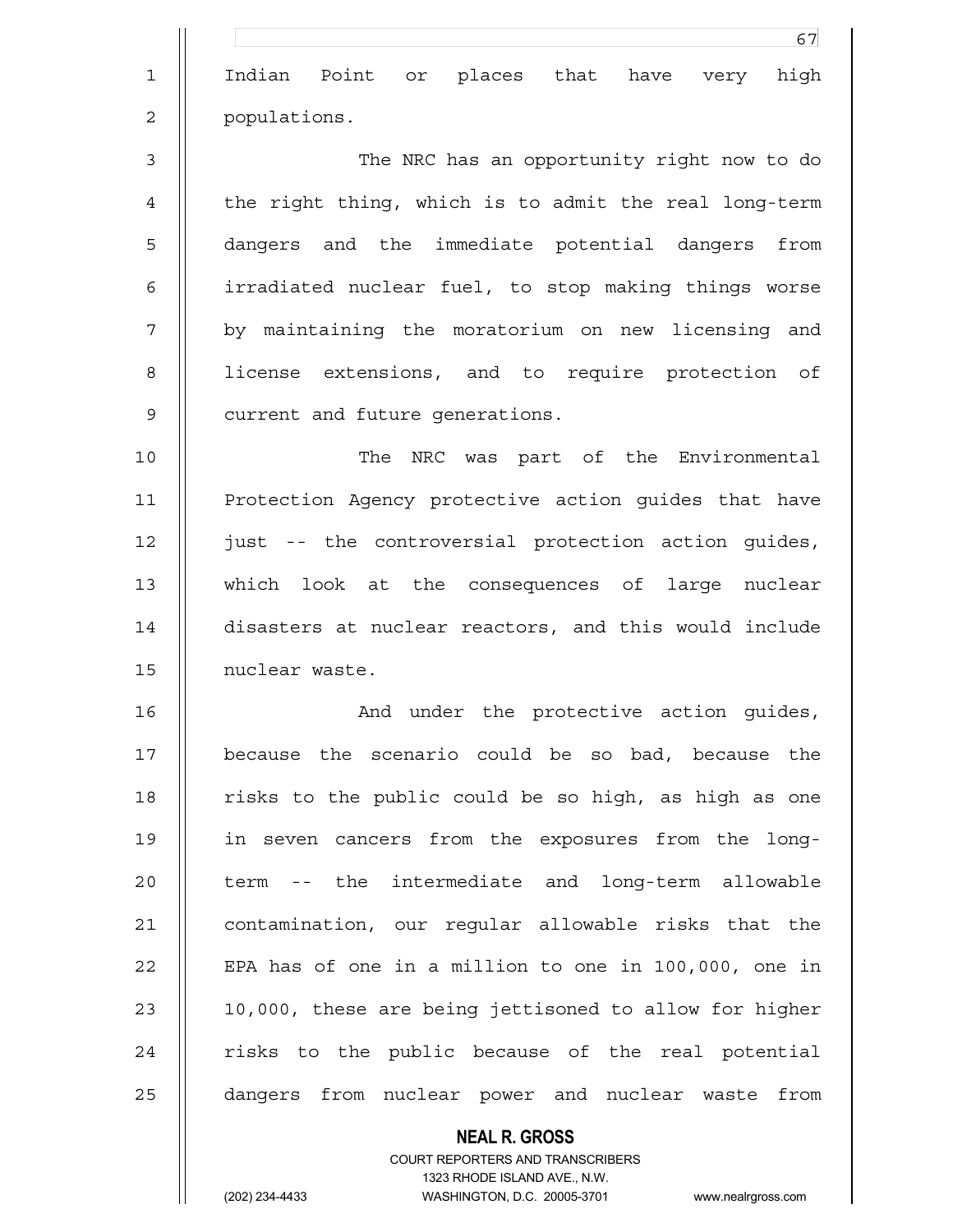Indian Point or places that have very high populations.

The NRC has an opportunity right now to do the right thing, which is to admit the real long-term dangers and the immediate potential dangers from irradiated nuclear fuel, to stop making things worse by maintaining the moratorium on new licensing and license extensions, and to require protection of current and future generations.

The NRC was part of the Environmental Protection Agency protective action guides that have just -- the controversial protection action guides, which look at the consequences of large nuclear disasters at nuclear reactors, and this would include nuclear waste.

And under the protective action guides, because the scenario could be so bad, because the risks to the public could be so high, as high as one in seven cancers from the exposures from the long-term -- the intermediate and long-term allowable contamination, our regular allowable risks that the EPA has of one in a million to one in 100,000, one in 10,000, these are being jettisoned to allow for higher risks to the public because of the real potential dangers from nuclear power and nuclear waste from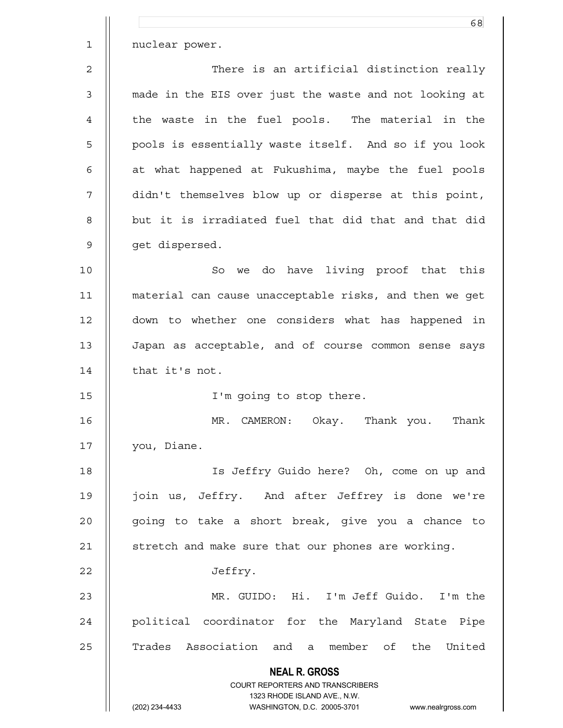nuclear power.

There is an artificial distinction really made in the EIS over just the waste and not looking at the waste in the fuel pools. The material in the pools is essentially waste itself. And so if you look at what happened at Fukushima, maybe the fuel pools didn't themselves blow up or disperse at this point, but it is irradiated fuel that did that and that did get dispersed.

So we do have living proof that this material can cause unacceptable risks, and then we get down to whether one considers what has happened in Japan as acceptable, and of course common sense says that it's not.

I'm going to stop there.

MR. CAMERON: Okay. Thank you. Thank you, Diane.

Is Jeffry Guido here? Oh, come on up and join us, Jeffry. And after Jeffrey is done we're going to take a short break, give you a chance to stretch and make sure that our phones are working.

Jeffry.

MR. GUIDO: Hi. I'm Jeff Guido. I'm the political coordinator for the Maryland State Pipe Trades Association and a member of the United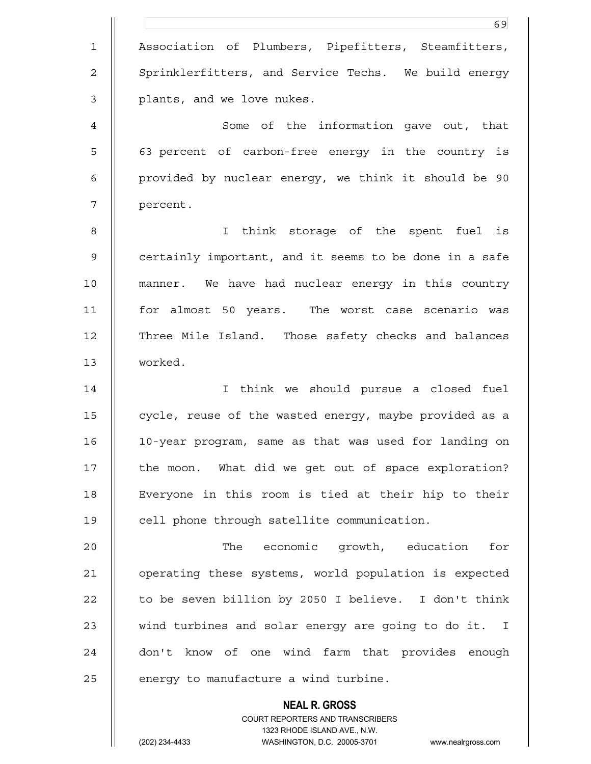Association of Plumbers, Pipefitters, Steamfitters, Sprinklerfitters, and Service Techs. We build energy plants, and we love nukes.

Some of the information gave out, that 63 percent of carbon-free energy in the country is provided by nuclear energy, we think it should be 90 percent.

I think storage of the spent fuel is certainly important, and it seems to be done in a safe manner. We have had nuclear energy in this country for almost 50 years. The worst case scenario was Three Mile Island. Those safety checks and balances worked.

I think we should pursue a closed fuel cycle, reuse of the wasted energy, maybe provided as a 10-year program, same as that was used for landing on the moon. What did we get out of space exploration? Everyone in this room is tied at their hip to their cell phone through satellite communication.

The economic growth, education for operating these systems, world population is expected to be seven billion by 2050 I believe. I don't think wind turbines and solar energy are going to do it. I don't know of one wind farm that provides enough energy to manufacture a wind turbine.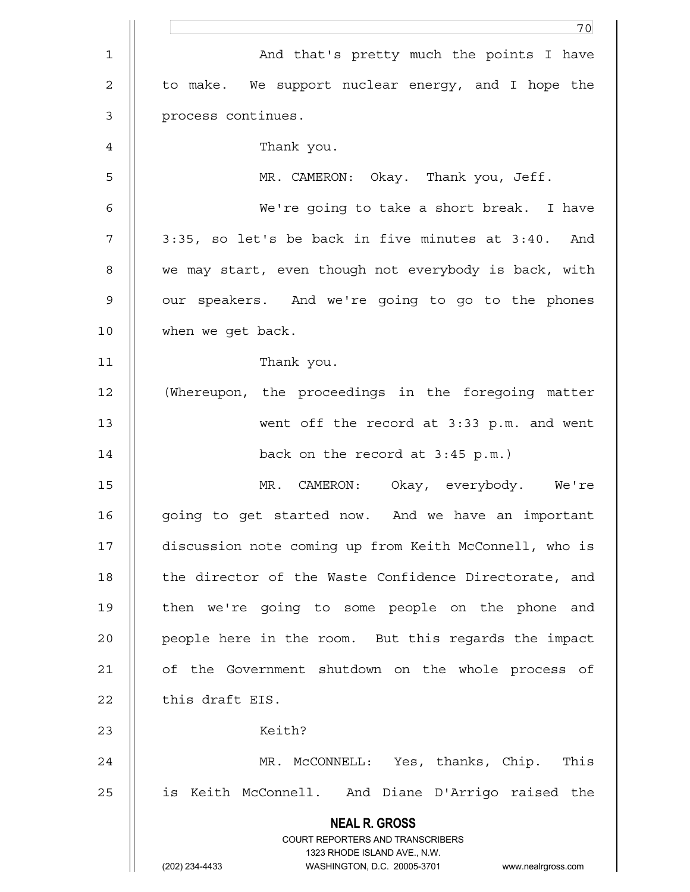And that's pretty much the points I have to make. We support nuclear energy, and I hope the process continues.

Thank you.

MR. CAMERON: Okay. Thank you, Jeff.

We're going to take a short break. I have 3:35, so let's be back in five minutes at 3:40. And we may start, even though not everybody is back, with our speakers. And we're going to go to the phones when we get back.

Thank you.

(Whereupon, the proceedings in the foregoing matter went off the record at 3:33 p.m. and went back on the record at 3:45 p.m.)

MR. CAMERON: Okay, everybody. We're going to get started now. And we have an important discussion note coming up from Keith McConnell, who is the director of the Waste Confidence Directorate, and then we're going to some people on the phone and people here in the room. But this regards the impact of the Government shutdown on the whole process of this draft EIS.

Keith?

MR. McCONNELL: Yes, thanks, Chip. This is Keith McConnell. And Diane D'Arrigo raised the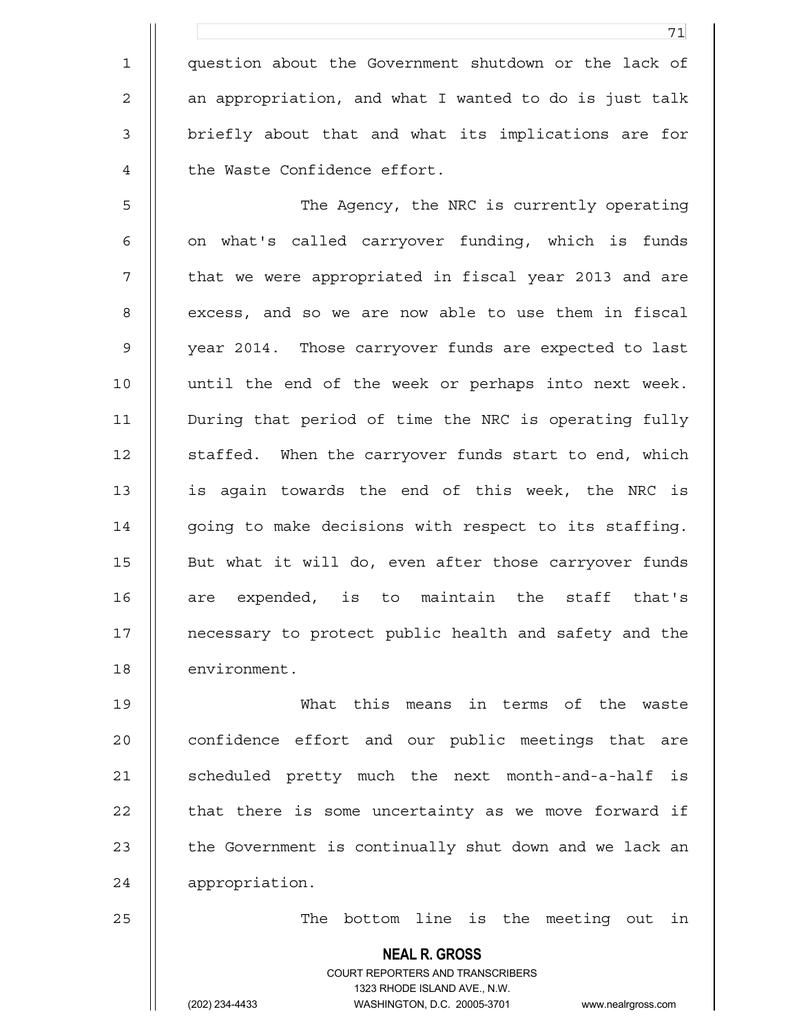question about the Government shutdown or the lack of an appropriation, and what I wanted to do is just talk briefly about that and what its implications are for the Waste Confidence effort.

The Agency, the NRC is currently operating on what's called carryover funding, which is funds that we were appropriated in fiscal year 2013 and are excess, and so we are now able to use them in fiscal year 2014. Those carryover funds are expected to last until the end of the week or perhaps into next week. During that period of time the NRC is operating fully staffed. When the carryover funds start to end, which is again towards the end of this week, the NRC is going to make decisions with respect to its staffing. But what it will do, even after those carryover funds are expended, is to maintain the staff that's necessary to protect public health and safety and the environment.

What this means in terms of the waste confidence effort and our public meetings that are scheduled pretty much the next month-and-a-half is that there is some uncertainty as we move forward if the Government is continually shut down and we lack an appropriation.

The bottom line is the meeting out in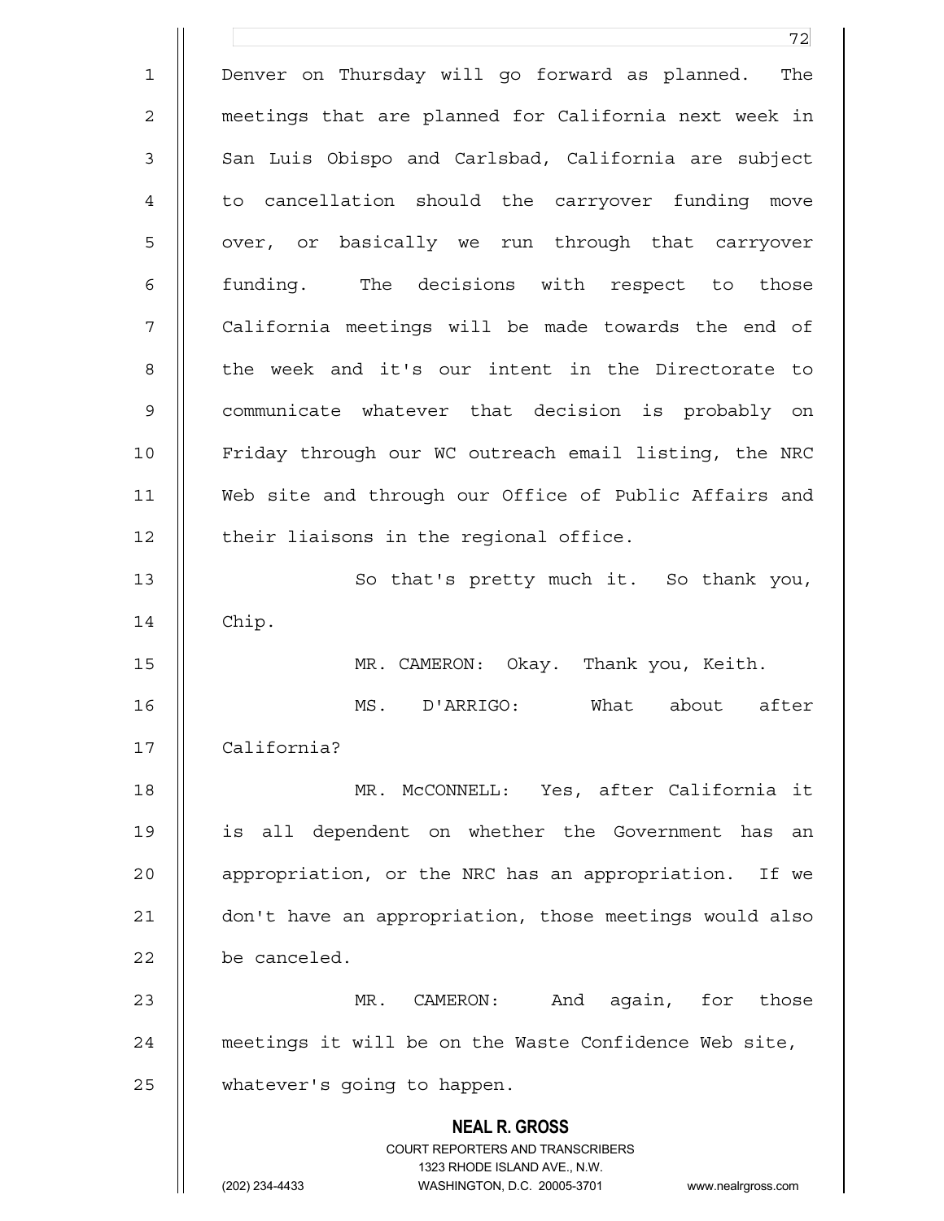Denver on Thursday will go forward as planned. The meetings that are planned for California next week in San Luis Obispo and Carlsbad, California are subject to cancellation should the carryover funding move over, or basically we run through that carryover funding. The decisions with respect to those California meetings will be made towards the end of the week and it's our intent in the Directorate to communicate whatever that decision is probably on Friday through our WC outreach email listing, the NRC Web site and through our Office of Public Affairs and their liaisons in the regional office.

So that's pretty much it. So thank you, Chip.

MR. CAMERON: Okay. Thank you, Keith.

MS. D'ARRIGO: What about after California?

MR. McCONNELL: Yes, after California it is all dependent on whether the Government has an appropriation, or the NRC has an appropriation. If we don't have an appropriation, those meetings would also be canceled.

MR. CAMERON: And again, for those meetings it will be on the Waste Confidence Web site, whatever's going to happen.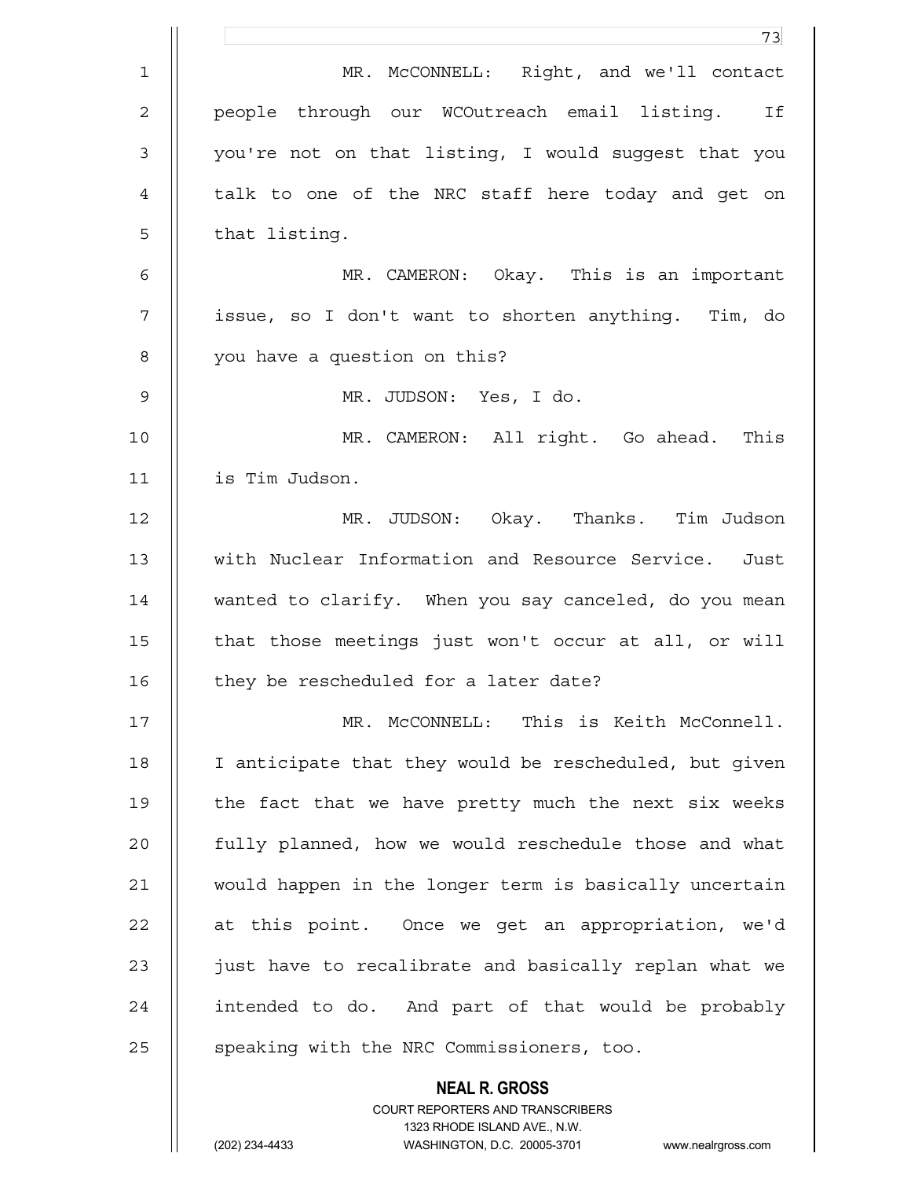MR. McCONNELL: Right, and we'll contact people through our WCOutreach email listing. If you're not on that listing, I would suggest that you talk to one of the NRC staff here today and get on that listing.

MR. CAMERON: Okay. This is an important issue, so I don't want to shorten anything. Tim, do you have a question on this?

MR. JUDSON: Yes, I do.

MR. CAMERON: All right. Go ahead. This is Tim Judson.

MR. JUDSON: Okay. Thanks. Tim Judson with Nuclear Information and Resource Service. Just wanted to clarify. When you say canceled, do you mean that those meetings just won't occur at all, or will they be rescheduled for a later date?

MR. McCONNELL: This is Keith McConnell. I anticipate that they would be rescheduled, but given the fact that we have pretty much the next six weeks fully planned, how we would reschedule those and what would happen in the longer term is basically uncertain at this point. Once we get an appropriation, we'd just have to recalibrate and basically replan what we intended to do. And part of that would be probably speaking with the NRC Commissioners, too.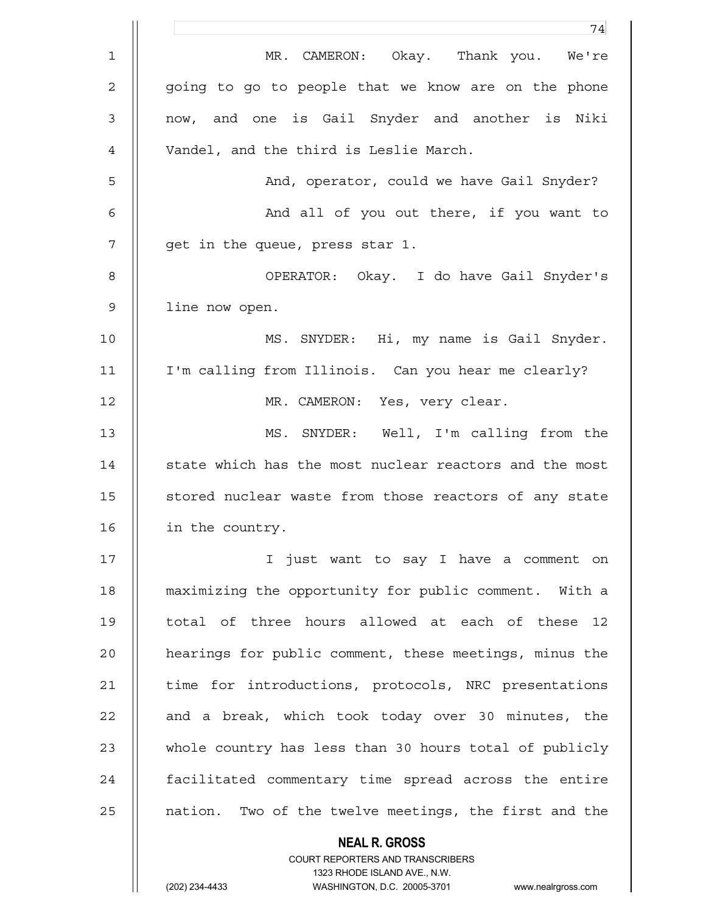MR. CAMERON: Okay. Thank you. We're going to go to people that we know are on the phone now, and one is Gail Snyder and another is Niki Vandel, and the third is Leslie March.

And, operator, could we have Gail Snyder?

And all of you out there, if you want to get in the queue, press star 1.

OPERATOR: Okay. I do have Gail Snyder's line now open.

MS. SNYDER: Hi, my name is Gail Snyder. I'm calling from Illinois. Can you hear me clearly?

MR. CAMERON: Yes, very clear.

MS. SNYDER: Well, I'm calling from the state which has the most nuclear reactors and the most stored nuclear waste from those reactors of any state in the country.

I just want to say I have a comment on maximizing the opportunity for public comment. With a total of three hours allowed at each of these 12 hearings for public comment, these meetings, minus the time for introductions, protocols, NRC presentations and a break, which took today over 30 minutes, the whole country has less than 30 hours total of publicly facilitated commentary time spread across the entire nation. Two of the twelve meetings, the first and the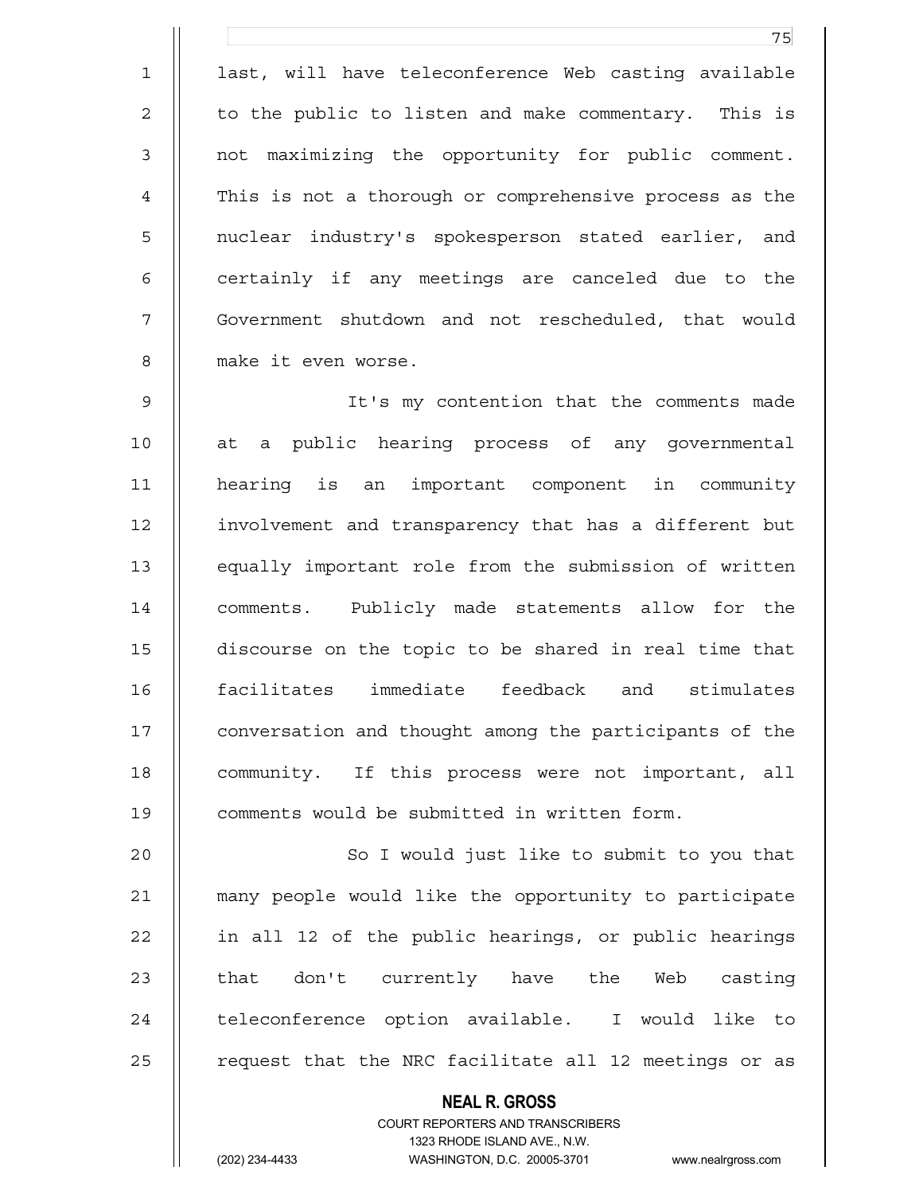last, will have teleconference Web casting available to the public to listen and make commentary. This is not maximizing the opportunity for public comment. This is not a thorough or comprehensive process as the nuclear industry's spokesperson stated earlier, and certainly if any meetings are canceled due to the Government shutdown and not rescheduled, that would make it even worse.

It's my contention that the comments made at a public hearing process of any governmental hearing is an important component in community involvement and transparency that has a different but equally important role from the submission of written comments. Publicly made statements allow for the discourse on the topic to be shared in real time that facilitates immediate feedback and stimulates conversation and thought among the participants of the community. If this process were not important, all comments would be submitted in written form.

So I would just like to submit to you that many people would like the opportunity to participate in all 12 of the public hearings, or public hearings that don't currently have the Web casting teleconference option available. I would like to request that the NRC facilitate all 12 meetings or as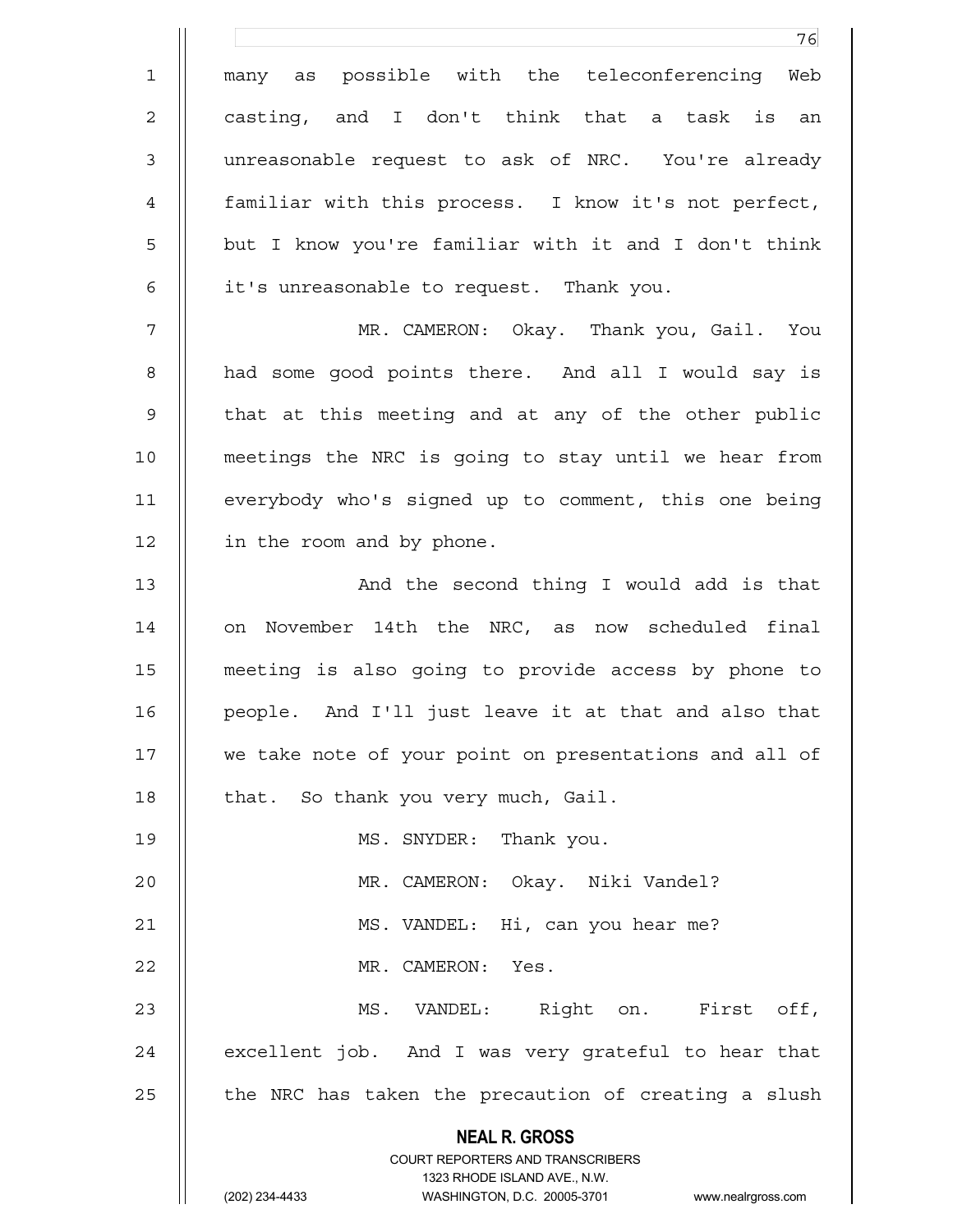many as possible with the teleconferencing Web casting, and I don't think that a task is an unreasonable request to ask of NRC. You're already familiar with this process. I know it's not perfect, but I know you're familiar with it and I don't think it's unreasonable to request. Thank you.

MR. CAMERON: Okay. Thank you, Gail. You had some good points there. And all I would say is that at this meeting and at any of the other public meetings the NRC is going to stay until we hear from everybody who's signed up to comment, this one being in the room and by phone.

And the second thing I would add is that on November 14th the NRC, as now scheduled final meeting is also going to provide access by phone to people. And I'll just leave it at that and also that we take note of your point on presentations and all of that. So thank you very much, Gail.

MS. SNYDER: Thank you.

MR. CAMERON: Okay. Niki Vandel?

MS. VANDEL: Hi, can you hear me?

MR. CAMERON: Yes.

MS. VANDEL: Right on. First off, excellent job. And I was very grateful to hear that the NRC has taken the precaution of creating a slush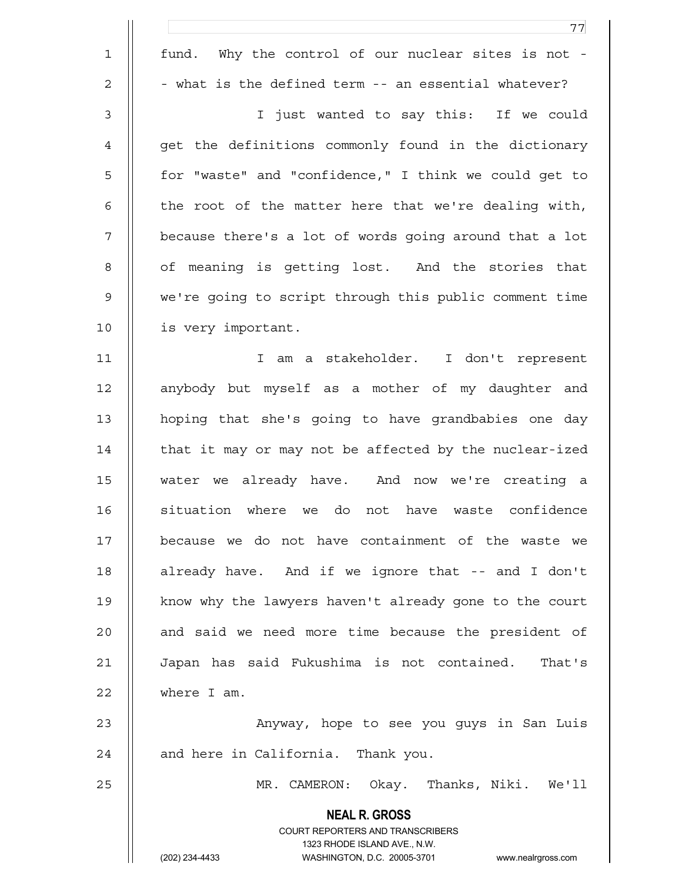fund. Why the control of our nuclear sites is not -- what is the defined term -- an essential whatever?

I just wanted to say this: If we could get the definitions commonly found in the dictionary for "waste" and "confidence," I think we could get to the root of the matter here that we're dealing with, because there's a lot of words going around that a lot of meaning is getting lost. And the stories that we're going to script through this public comment time is very important.

I am a stakeholder. I don't represent anybody but myself as a mother of my daughter and hoping that she's going to have grandbabies one day that it may or may not be affected by the nuclear-ized water we already have. And now we're creating a situation where we do not have waste confidence because we do not have containment of the waste we already have. And if we ignore that -- and I don't know why the lawyers haven't already gone to the court and said we need more time because the president of Japan has said Fukushima is not contained. That's where I am.

Anyway, hope to see you guys in San Luis and here in California. Thank you.

MR. CAMERON: Okay. Thanks, Niki. We'll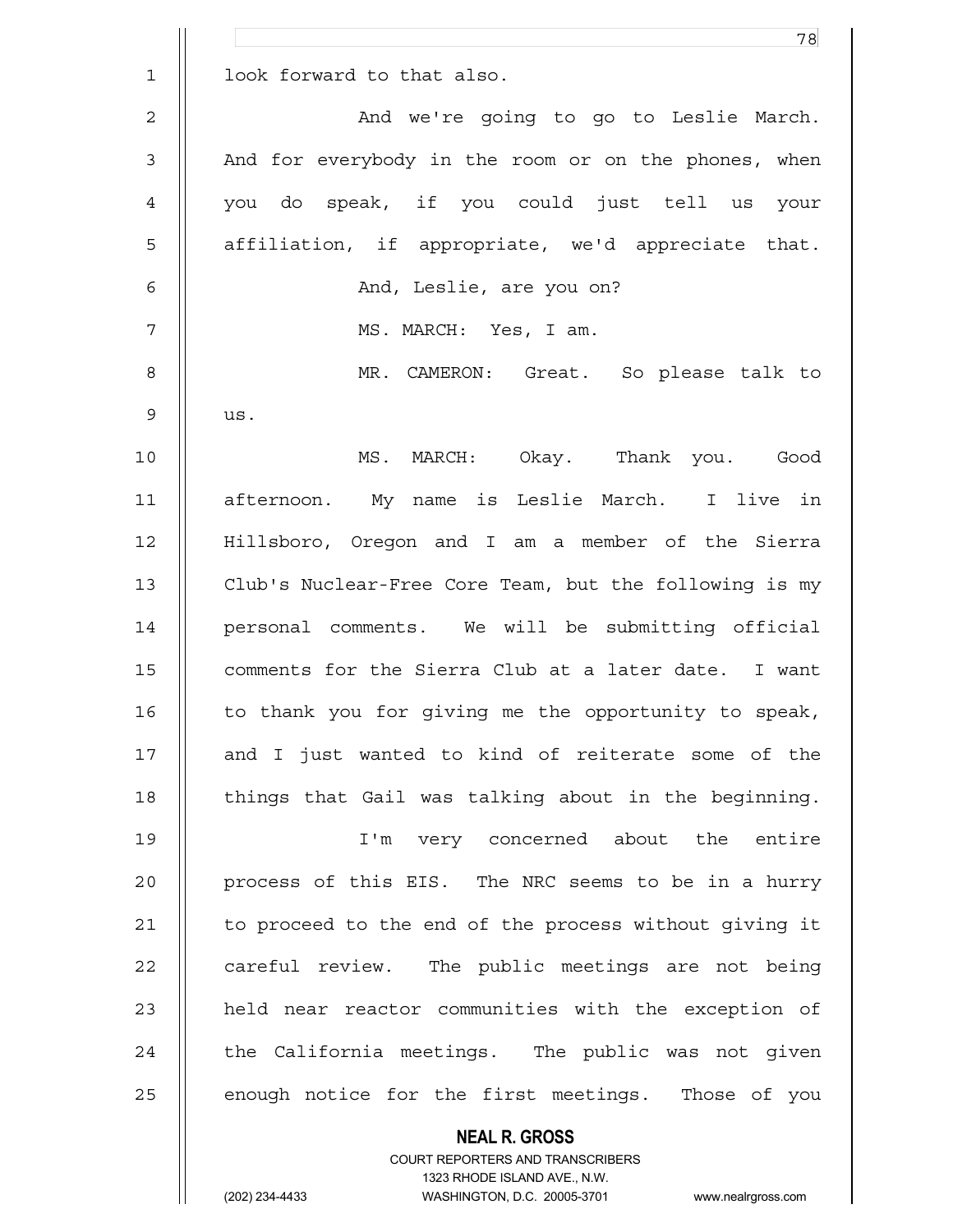look forward to that also.

And we're going to go to Leslie March. And for everybody in the room or on the phones, when you do speak, if you could just tell us your affiliation, if appropriate, we'd appreciate that.

And, Leslie, are you on?

MS. MARCH: Yes, I am.

MR. CAMERON: Great. So please talk to us.

MS. MARCH: Okay. Thank you. Good afternoon. My name is Leslie March. I live in Hillsboro, Oregon and I am a member of the Sierra Club's Nuclear-Free Core Team, but the following is my personal comments. We will be submitting official comments for the Sierra Club at a later date. I want to thank you for giving me the opportunity to speak, and I just wanted to kind of reiterate some of the things that Gail was talking about in the beginning.

I'm very concerned about the entire process of this EIS. The NRC seems to be in a hurry to proceed to the end of the process without giving it careful review. The public meetings are not being held near reactor communities with the exception of the California meetings. The public was not given enough notice for the first meetings. Those of you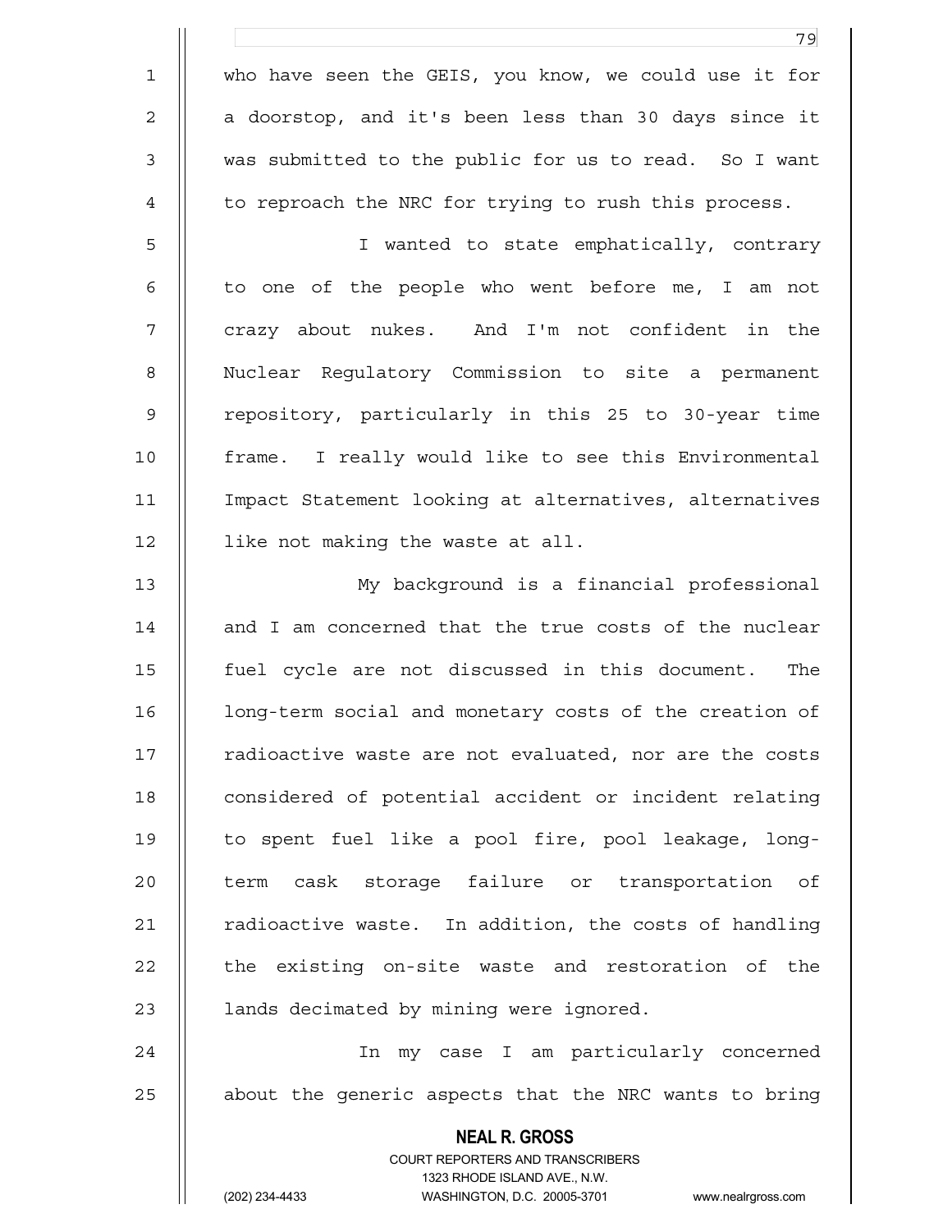who have seen the GEIS, you know, we could use it for a doorstop, and it's been less than 30 days since it was submitted to the public for us to read. So I want to reproach the NRC for trying to rush this process.

I wanted to state emphatically, contrary to one of the people who went before me, I am not crazy about nukes. And I'm not confident in the Nuclear Regulatory Commission to site a permanent repository, particularly in this 25 to 30-year time frame. I really would like to see this Environmental Impact Statement looking at alternatives, alternatives like not making the waste at all.

My background is a financial professional and I am concerned that the true costs of the nuclear fuel cycle are not discussed in this document. The long-term social and monetary costs of the creation of radioactive waste are not evaluated, nor are the costs considered of potential accident or incident relating to spent fuel like a pool fire, pool leakage, long-term cask storage failure or transportation of radioactive waste. In addition, the costs of handling the existing on-site waste and restoration of the lands decimated by mining were ignored.

In my case I am particularly concerned about the generic aspects that the NRC wants to bring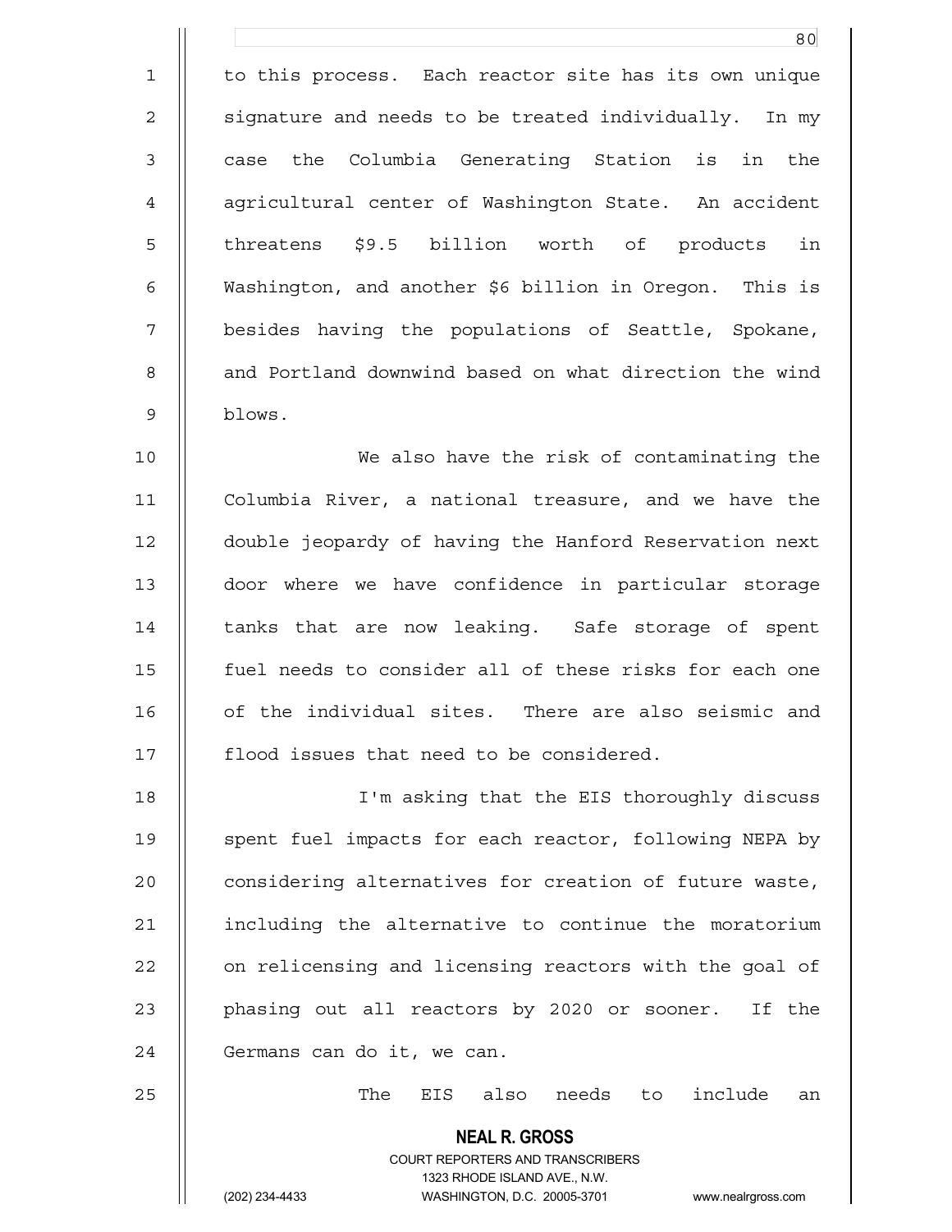to this process. Each reactor site has its own unique signature and needs to be treated individually. In my case the Columbia Generating Station is in the agricultural center of Washington State. An accident threatens $9.5 billion worth of products in Washington, and another $6 billion in Oregon. This is besides having the populations of Seattle, Spokane, and Portland downwind based on what direction the wind blows.

We also have the risk of contaminating the Columbia River, a national treasure, and we have the double jeopardy of having the Hanford Reservation next door where we have confidence in particular storage tanks that are now leaking. Safe storage of spent fuel needs to consider all of these risks for each one of the individual sites. There are also seismic and flood issues that need to be considered.

I'm asking that the EIS thoroughly discuss spent fuel impacts for each reactor, following NEPA by considering alternatives for creation of future waste, including the alternative to continue the moratorium on relicensing and licensing reactors with the goal of phasing out all reactors by 2020 or sooner. If the Germans can do it, we can.

The EIS also needs to include an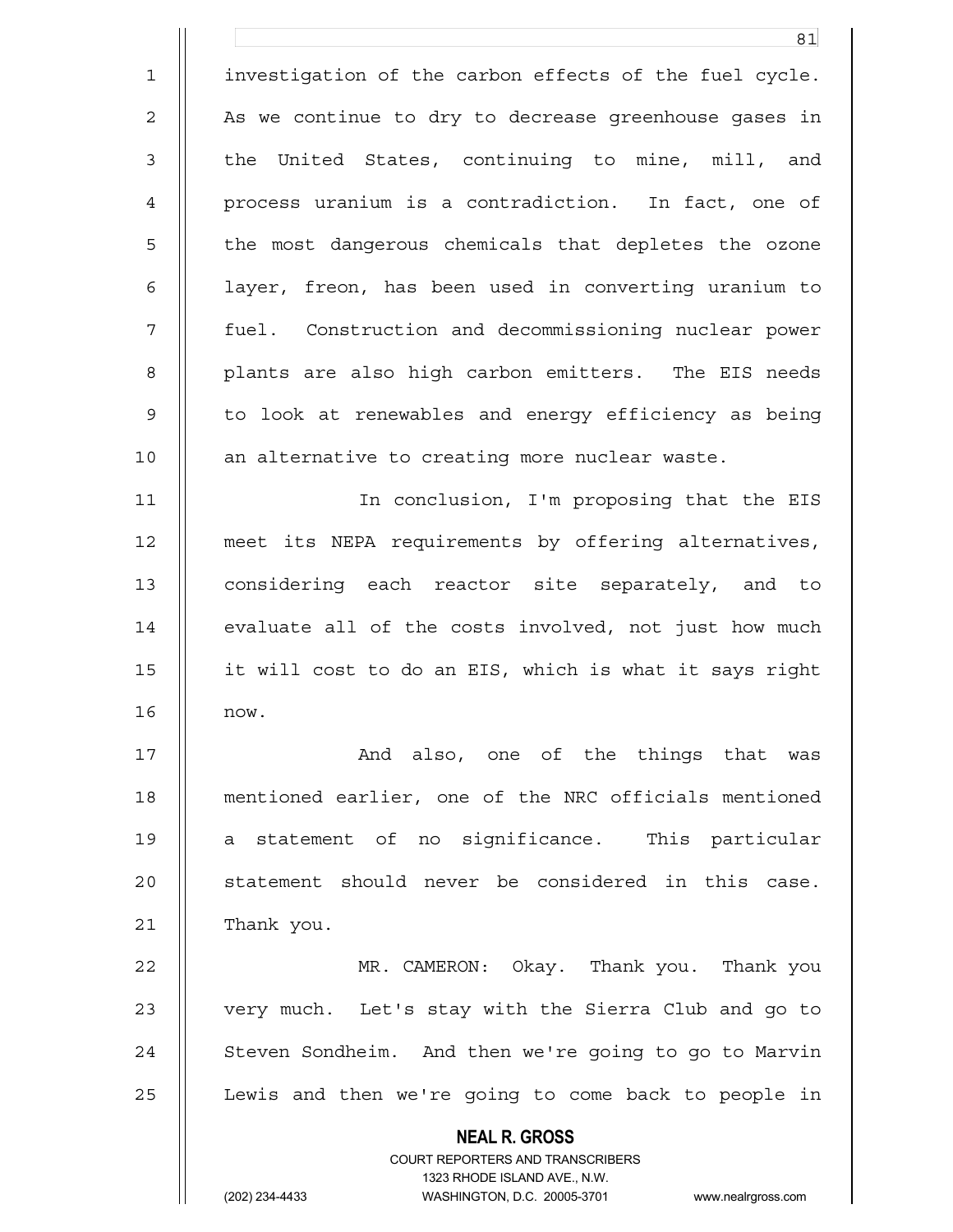investigation of the carbon effects of the fuel cycle. As we continue to dry to decrease greenhouse gases in the United States, continuing to mine, mill, and process uranium is a contradiction. In fact, one of the most dangerous chemicals that depletes the ozone layer, freon, has been used in converting uranium to fuel. Construction and decommissioning nuclear power plants are also high carbon emitters. The EIS needs to look at renewables and energy efficiency as being an alternative to creating more nuclear waste.

In conclusion, I'm proposing that the EIS meet its NEPA requirements by offering alternatives, considering each reactor site separately, and to evaluate all of the costs involved, not just how much it will cost to do an EIS, which is what it says right now.

And also, one of the things that was mentioned earlier, one of the NRC officials mentioned a statement of no significance. This particular statement should never be considered in this case. Thank you.

MR. CAMERON: Okay. Thank you. Thank you very much. Let's stay with the Sierra Club and go to Steven Sondheim. And then we're going to go to Marvin Lewis and then we're going to come back to people in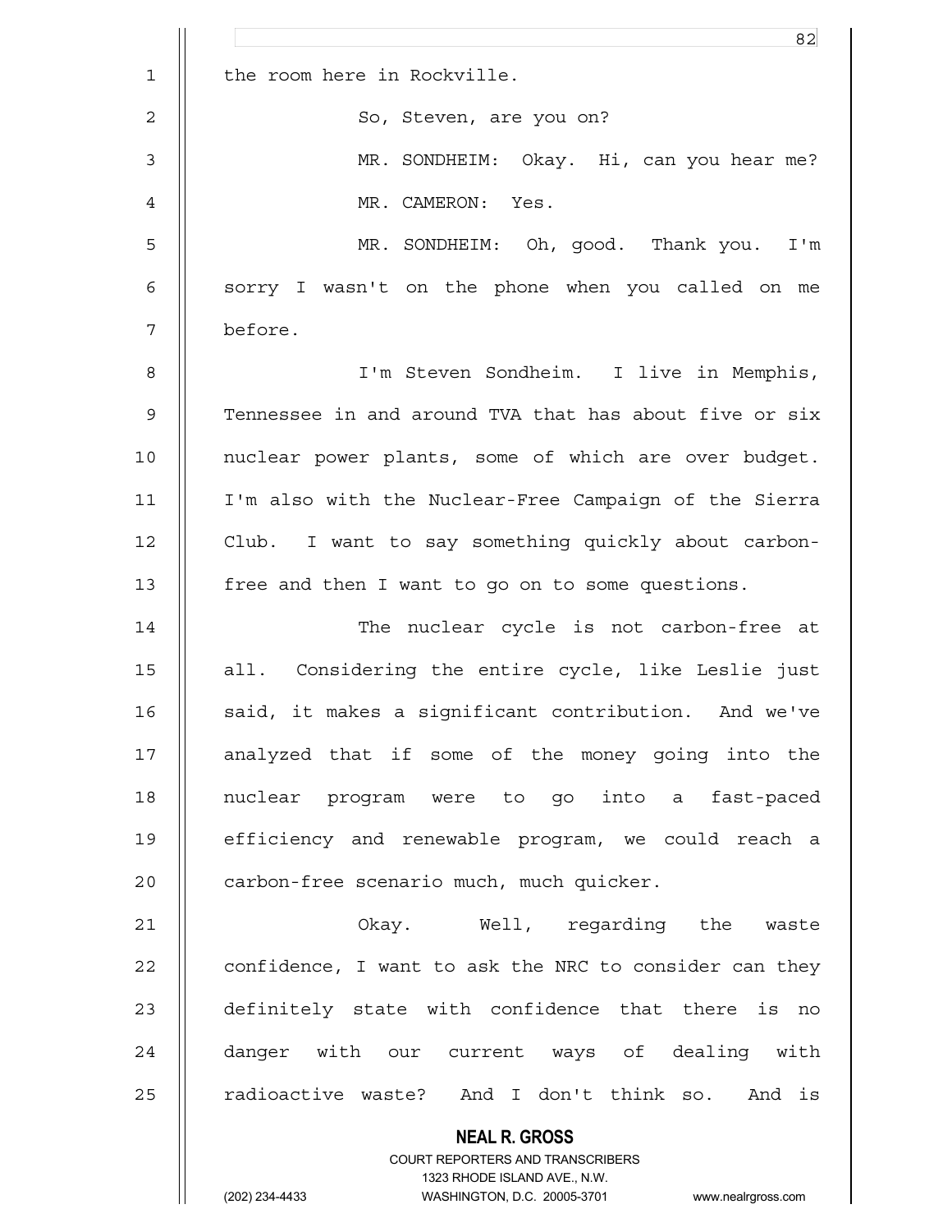the room here in Rockville.

So, Steven, are you on?

MR. SONDHEIM: Okay. Hi, can you hear me?

MR. CAMERON: Yes.

MR. SONDHEIM: Oh, good. Thank you. I'm sorry I wasn't on the phone when you called on me before.

I'm Steven Sondheim. I live in Memphis, Tennessee in and around TVA that has about five or six nuclear power plants, some of which are over budget. I'm also with the Nuclear-Free Campaign of the Sierra Club. I want to say something quickly about carbon-free and then I want to go on to some questions.

The nuclear cycle is not carbon-free at all. Considering the entire cycle, like Leslie just said, it makes a significant contribution. And we've analyzed that if some of the money going into the nuclear program were to go into a fast-paced efficiency and renewable program, we could reach a carbon-free scenario much, much quicker.

Okay. Well, regarding the waste confidence, I want to ask the NRC to consider can they definitely state with confidence that there is no danger with our current ways of dealing with radioactive waste? And I don't think so. And is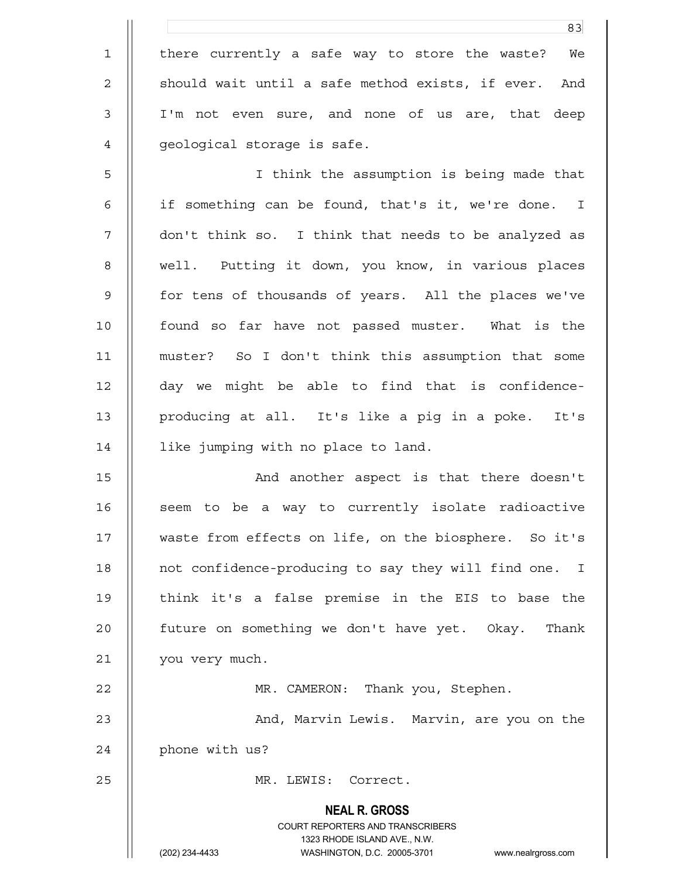there currently a safe way to store the waste? We should wait until a safe method exists, if ever. And I'm not even sure, and none of us are, that deep geological storage is safe.

I think the assumption is being made that if something can be found, that's it, we're done. I don't think so. I think that needs to be analyzed as well. Putting it down, you know, in various places for tens of thousands of years. All the places we've found so far have not passed muster. What is the muster? So I don't think this assumption that some day we might be able to find that is confidence-producing at all. It's like a pig in a poke. It's like jumping with no place to land.

And another aspect is that there doesn't seem to be a way to currently isolate radioactive waste from effects on life, on the biosphere. So it's not confidence-producing to say they will find one. I think it's a false premise in the EIS to base the future on something we don't have yet. Okay. Thank you very much.

MR. CAMERON: Thank you, Stephen.

And, Marvin Lewis. Marvin, are you on the phone with us?

MR. LEWIS: Correct.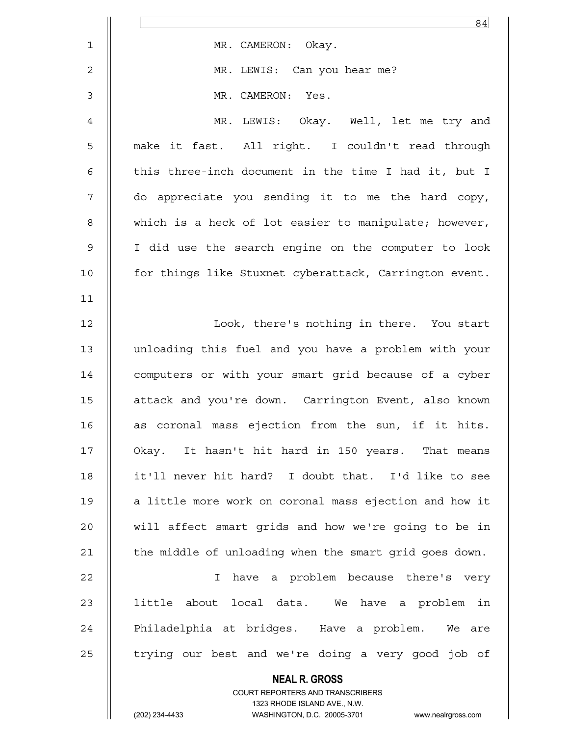MR. CAMERON: Okay.

MR. LEWIS: Can you hear me?

MR. CAMERON: Yes.

MR. LEWIS: Okay. Well, let me try and make it fast. All right. I couldn't read through this three-inch document in the time I had it, but I do appreciate you sending it to me the hard copy, which is a heck of lot easier to manipulate; however, I did use the search engine on the computer to look for things like Stuxnet cyberattack, Carrington event.

Look, there's nothing in there. You start unloading this fuel and you have a problem with your computers or with your smart grid because of a cyber attack and you're down. Carrington Event, also known as coronal mass ejection from the sun, if it hits. Okay. It hasn't hit hard in 150 years. That means it'll never hit hard? I doubt that. I'd like to see a little more work on coronal mass ejection and how it will affect smart grids and how we're going to be in the middle of unloading when the smart grid goes down.

I have a problem because there's very little about local data. We have a problem in Philadelphia at bridges. Have a problem. We are trying our best and we're doing a very good job of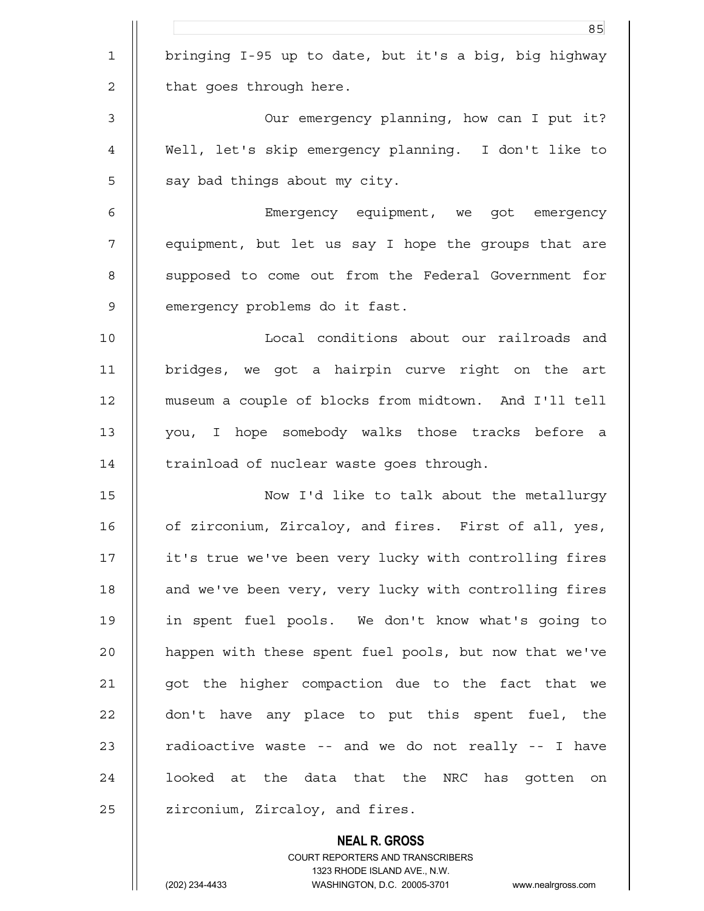bringing I-95 up to date, but it's a big, big highway that goes through here.

Our emergency planning, how can I put it? Well, let's skip emergency planning. I don't like to say bad things about my city.

Emergency equipment, we got emergency equipment, but let us say I hope the groups that are supposed to come out from the Federal Government for emergency problems do it fast.

Local conditions about our railroads and bridges, we got a hairpin curve right on the art museum a couple of blocks from midtown. And I'll tell you, I hope somebody walks those tracks before a trainload of nuclear waste goes through.

Now I'd like to talk about the metallurgy of zirconium, Zircaloy, and fires. First of all, yes, it's true we've been very lucky with controlling fires and we've been very, very lucky with controlling fires in spent fuel pools. We don't know what's going to happen with these spent fuel pools, but now that we've got the higher compaction due to the fact that we don't have any place to put this spent fuel, the radioactive waste -- and we do not really -- I have looked at the data that the NRC has gotten on zirconium, Zircaloy, and fires.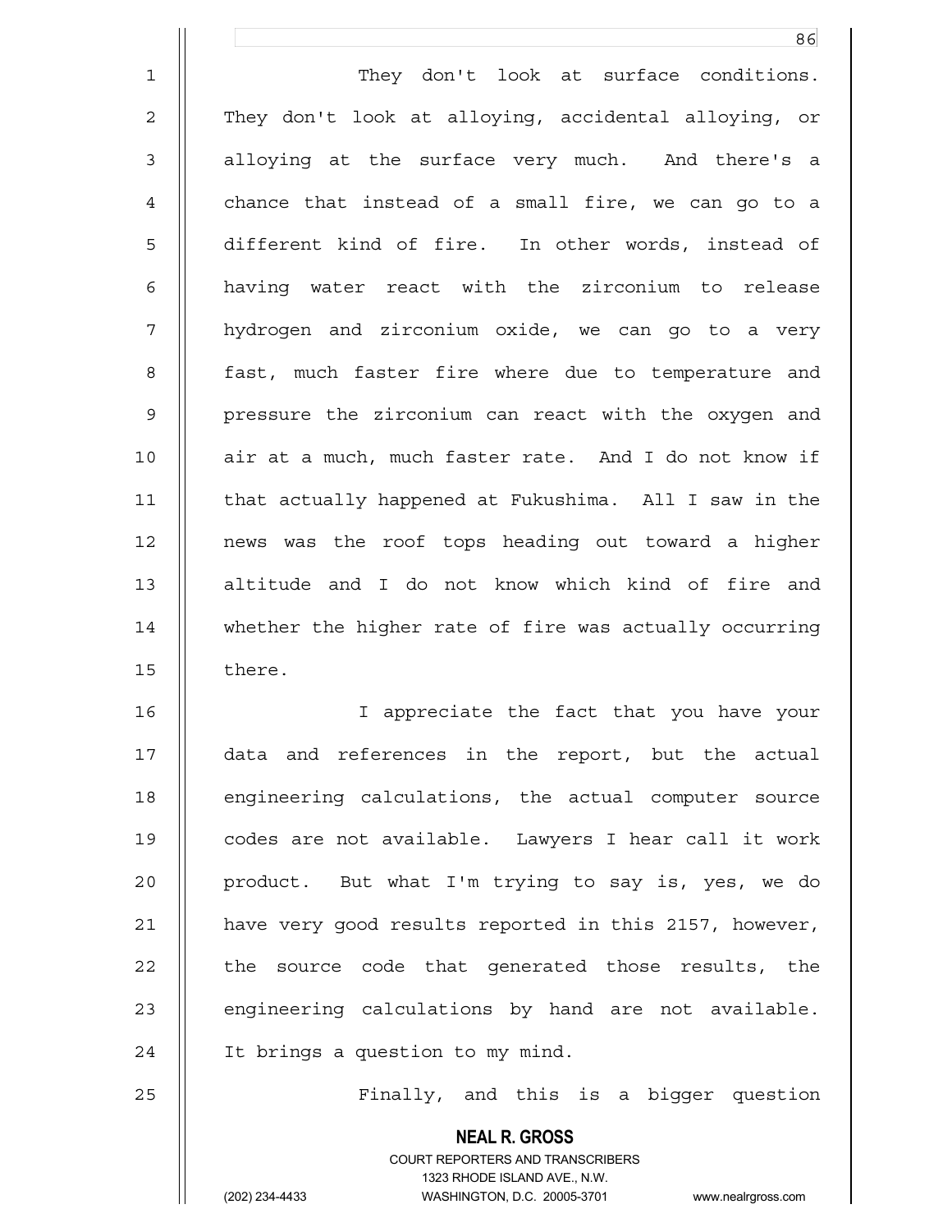They don't look at surface conditions. They don't look at alloying, accidental alloying, or alloying at the surface very much. And there's a chance that instead of a small fire, we can go to a different kind of fire. In other words, instead of having water react with the zirconium to release hydrogen and zirconium oxide, we can go to a very fast, much faster fire where due to temperature and pressure the zirconium can react with the oxygen and air at a much, much faster rate. And I do not know if that actually happened at Fukushima. All I saw in the news was the roof tops heading out toward a higher altitude and I do not know which kind of fire and whether the higher rate of fire was actually occurring there.

I appreciate the fact that you have your data and references in the report, but the actual engineering calculations, the actual computer source codes are not available. Lawyers I hear call it work product. But what I'm trying to say is, yes, we do have very good results reported in this 2157, however, the source code that generated those results, the engineering calculations by hand are not available. It brings a question to my mind.

Finally, and this is a bigger question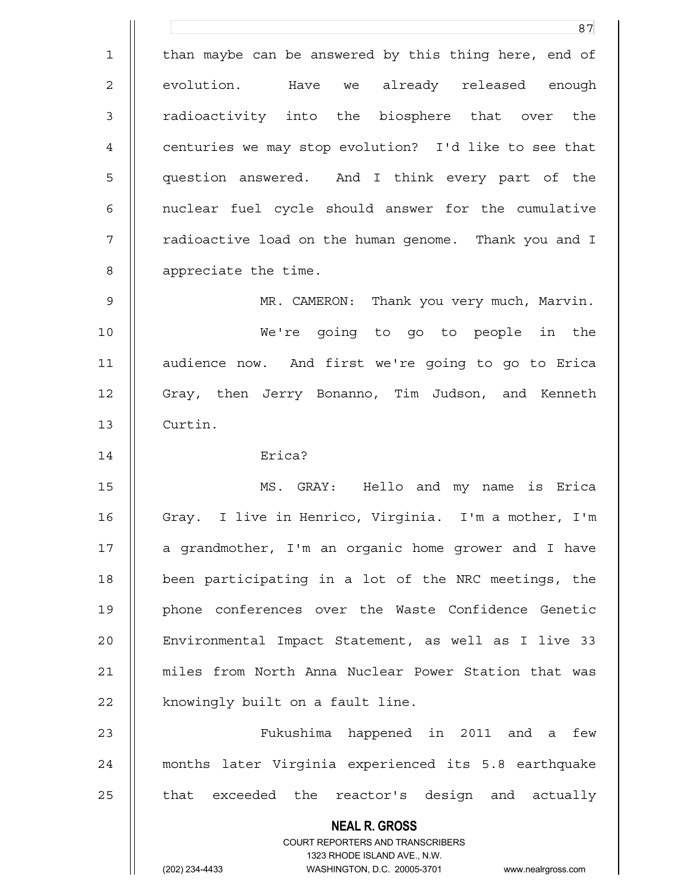than maybe can be answered by this thing here, end of evolution. Have we already released enough radioactivity into the biosphere that over the centuries we may stop evolution? I'd like to see that question answered. And I think every part of the nuclear fuel cycle should answer for the cumulative radioactive load on the human genome. Thank you and I appreciate the time.

MR. CAMERON: Thank you very much, Marvin.

We're going to go to people in the audience now. And first we're going to go to Erica Gray, then Jerry Bonanno, Tim Judson, and Kenneth Curtin.

Erica?

MS. GRAY: Hello and my name is Erica Gray. I live in Henrico, Virginia. I'm a mother, I'm a grandmother, I'm an organic home grower and I have been participating in a lot of the NRC meetings, the phone conferences over the Waste Confidence Genetic Environmental Impact Statement, as well as I live 33 miles from North Anna Nuclear Power Station that was knowingly built on a fault line.

Fukushima happened in 2011 and a few months later Virginia experienced its 5.8 earthquake that exceeded the reactor's design and actually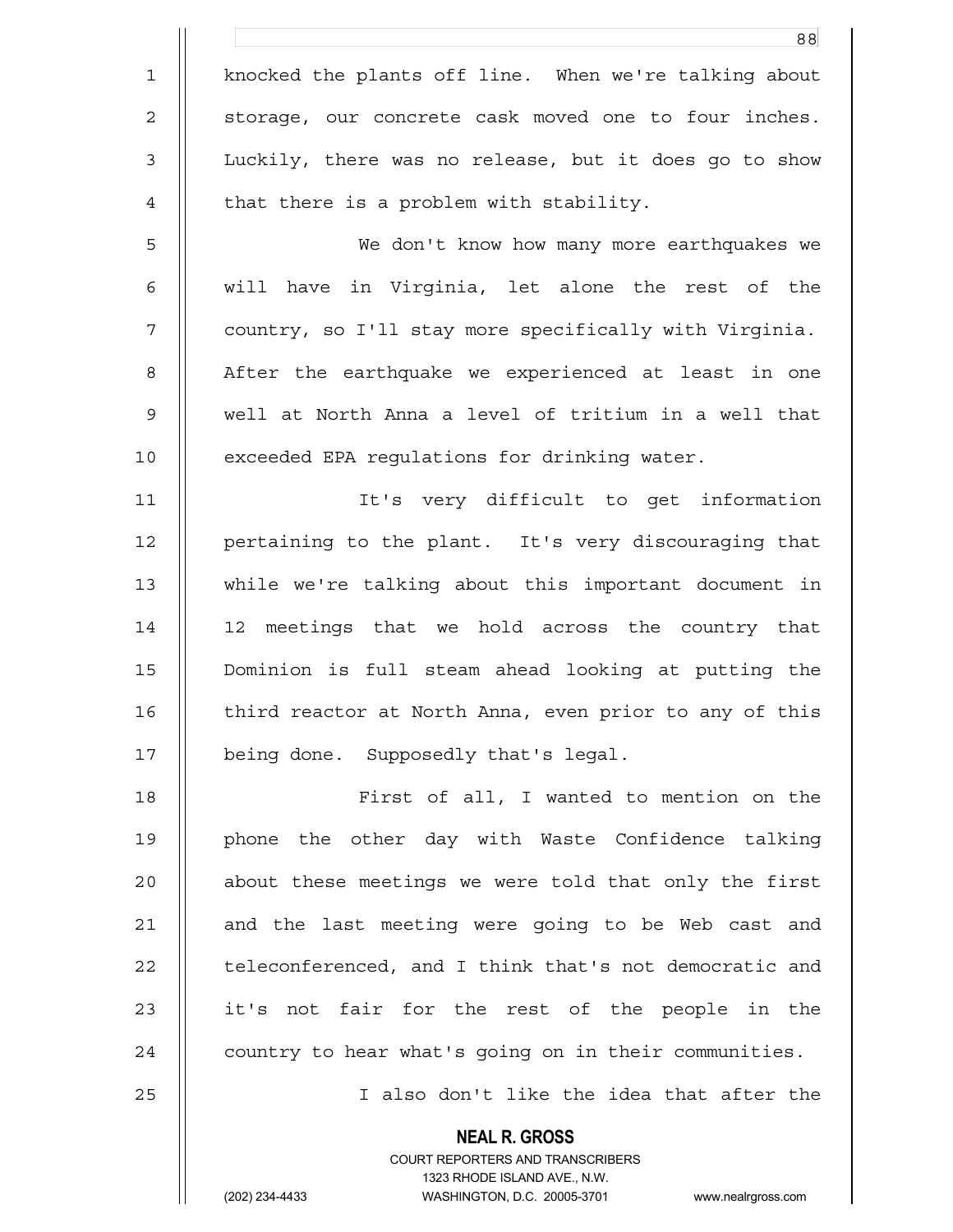knocked the plants off line. When we're talking about storage, our concrete cask moved one to four inches. Luckily, there was no release, but it does go to show that there is a problem with stability.

We don't know how many more earthquakes we will have in Virginia, let alone the rest of the country, so I'll stay more specifically with Virginia. After the earthquake we experienced at least in one well at North Anna a level of tritium in a well that exceeded EPA regulations for drinking water.

It's very difficult to get information pertaining to the plant. It's very discouraging that while we're talking about this important document in 12 meetings that we hold across the country that Dominion is full steam ahead looking at putting the third reactor at North Anna, even prior to any of this being done. Supposedly that's legal.

First of all, I wanted to mention on the phone the other day with Waste Confidence talking about these meetings we were told that only the first and the last meeting were going to be Web cast and teleconferenced, and I think that's not democratic and it's not fair for the rest of the people in the country to hear what's going on in their communities.

I also don't like the idea that after the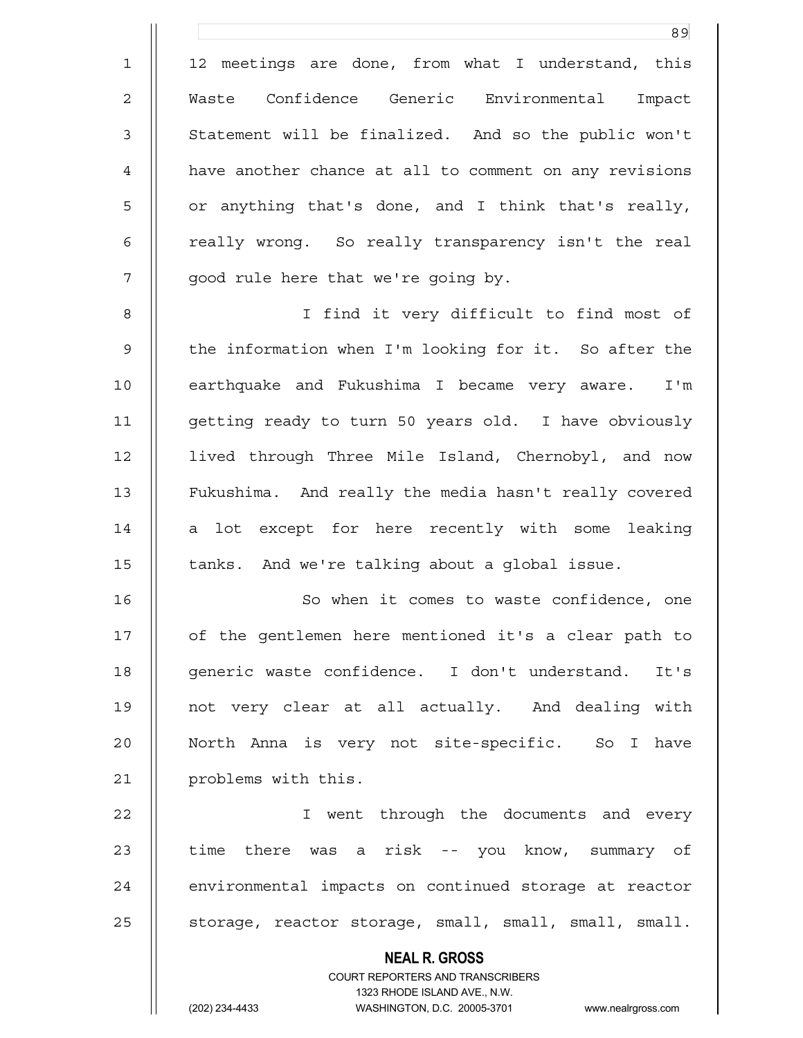12 meetings are done, from what I understand, this Waste Confidence Generic Environmental Impact Statement will be finalized. And so the public won't have another chance at all to comment on any revisions or anything that's done, and I think that's really, really wrong. So really transparency isn't the real good rule here that we're going by.

I find it very difficult to find most of the information when I'm looking for it. So after the earthquake and Fukushima I became very aware. I'm getting ready to turn 50 years old. I have obviously lived through Three Mile Island, Chernobyl, and now Fukushima. And really the media hasn't really covered a lot except for here recently with some leaking tanks. And we're talking about a global issue.

So when it comes to waste confidence, one of the gentlemen here mentioned it's a clear path to generic waste confidence. I don't understand. It's not very clear at all actually. And dealing with North Anna is very not site-specific. So I have problems with this.

I went through the documents and every time there was a risk -- you know, summary of environmental impacts on continued storage at reactor storage, reactor storage, small, small, small, small.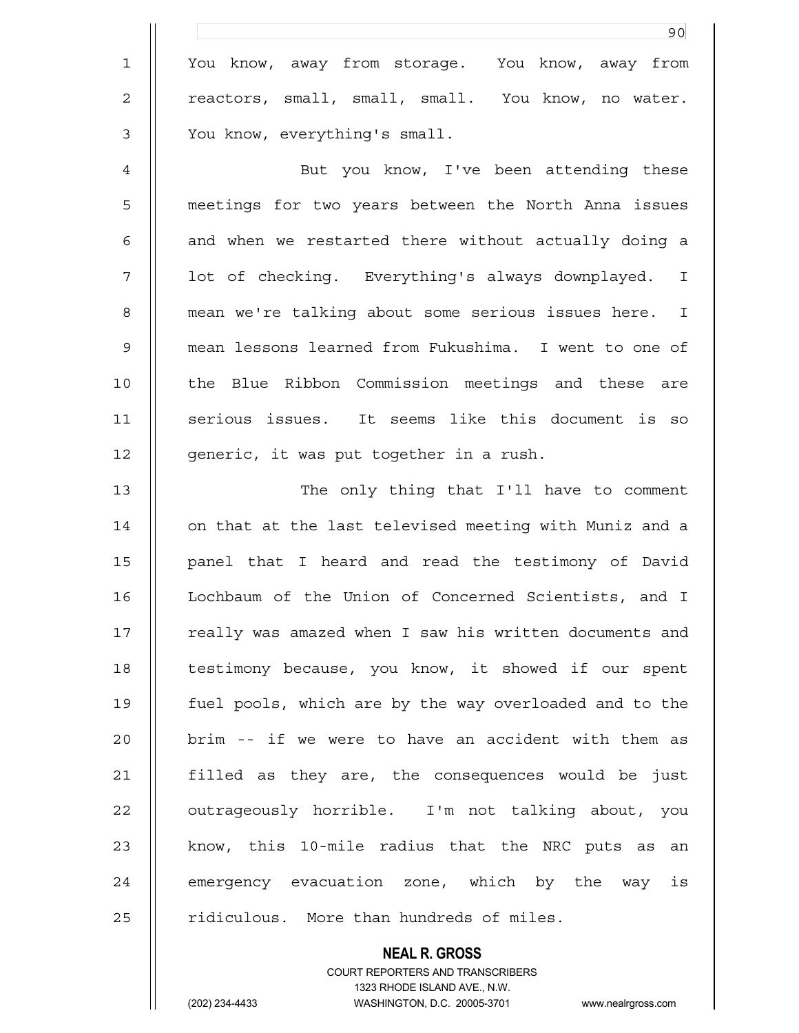You know, away from storage. You know, away from reactors, small, small, small. You know, no water. You know, everything's small.

But you know, I've been attending these meetings for two years between the North Anna issues and when we restarted there without actually doing a lot of checking. Everything's always downplayed. I mean we're talking about some serious issues here. I mean lessons learned from Fukushima. I went to one of the Blue Ribbon Commission meetings and these are serious issues. It seems like this document is so generic, it was put together in a rush.

The only thing that I'll have to comment on that at the last televised meeting with Muniz and a panel that I heard and read the testimony of David Lochbaum of the Union of Concerned Scientists, and I really was amazed when I saw his written documents and testimony because, you know, it showed if our spent fuel pools, which are by the way overloaded and to the brim -- if we were to have an accident with them as filled as they are, the consequences would be just outrageously horrible. I'm not talking about, you know, this 10-mile radius that the NRC puts as an emergency evacuation zone, which by the way is ridiculous. More than hundreds of miles.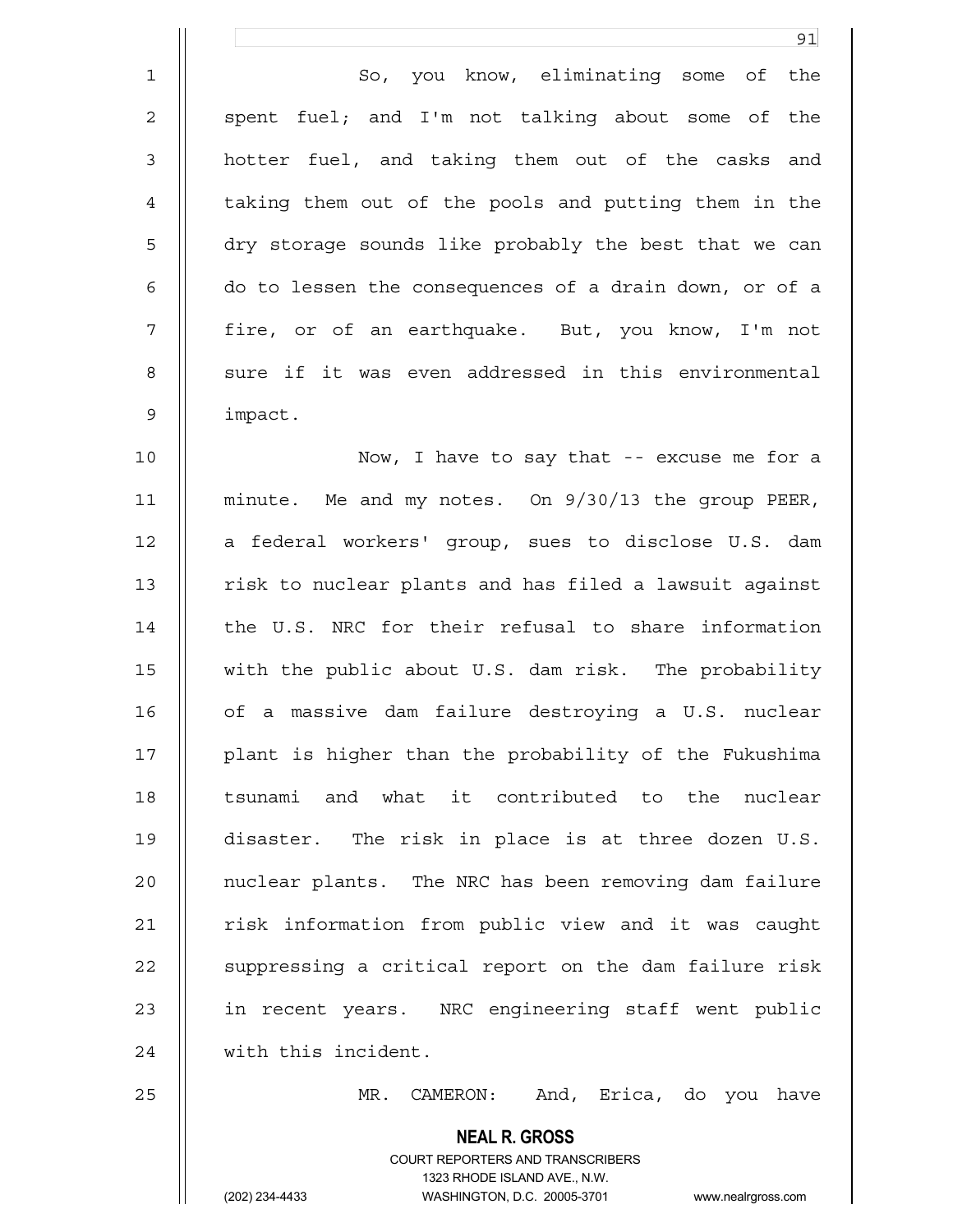So, you know, eliminating some of the spent fuel; and I'm not talking about some of the hotter fuel, and taking them out of the casks and taking them out of the pools and putting them in the dry storage sounds like probably the best that we can do to lessen the consequences of a drain down, or of a fire, or of an earthquake. But, you know, I'm not sure if it was even addressed in this environmental impact.

Now, I have to say that -- excuse me for a minute. Me and my notes. On 9/30/13 the group PEER, a federal workers' group, sues to disclose U.S. dam risk to nuclear plants and has filed a lawsuit against the U.S. NRC for their refusal to share information with the public about U.S. dam risk. The probability of a massive dam failure destroying a U.S. nuclear plant is higher than the probability of the Fukushima tsunami and what it contributed to the nuclear disaster. The risk in place is at three dozen U.S. nuclear plants. The NRC has been removing dam failure risk information from public view and it was caught suppressing a critical report on the dam failure risk in recent years. NRC engineering staff went public with this incident.

MR. CAMERON: And, Erica, do you have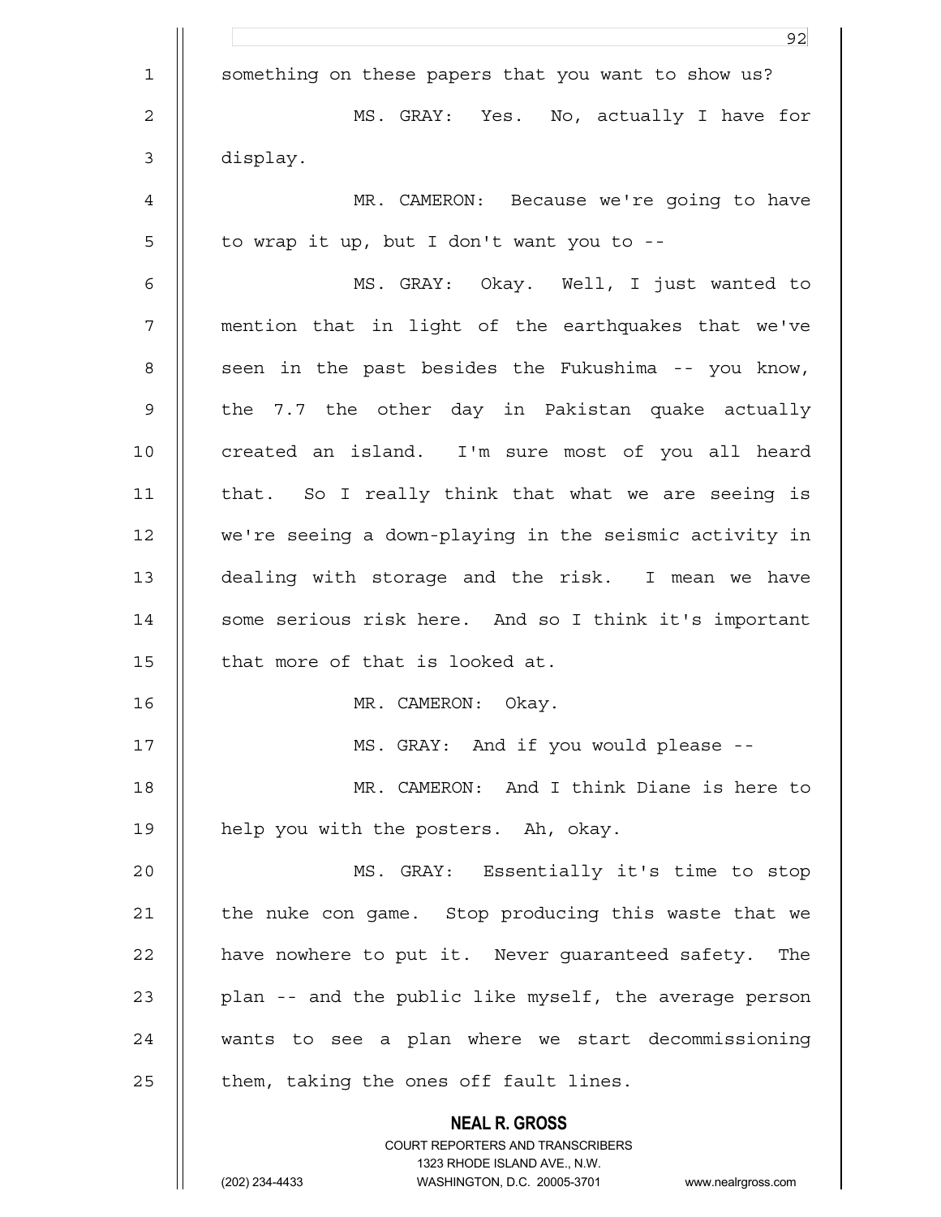something on these papers that you want to show us?

MS. GRAY: Yes. No, actually I have for display.

MR. CAMERON: Because we're going to have to wrap it up, but I don't want you to --

MS. GRAY: Okay. Well, I just wanted to mention that in light of the earthquakes that we've seen in the past besides the Fukushima -- you know, the 7.7 the other day in Pakistan quake actually created an island. I'm sure most of you all heard that. So I really think that what we are seeing is we're seeing a down-playing in the seismic activity in dealing with storage and the risk. I mean we have some serious risk here. And so I think it's important that more of that is looked at.

MR. CAMERON: Okay.

MS. GRAY: And if you would please --

MR. CAMERON: And I think Diane is here to help you with the posters. Ah, okay.

MS. GRAY: Essentially it's time to stop the nuke con game. Stop producing this waste that we have nowhere to put it. Never guaranteed safety. The plan -- and the public like myself, the average person wants to see a plan where we start decommissioning them, taking the ones off fault lines.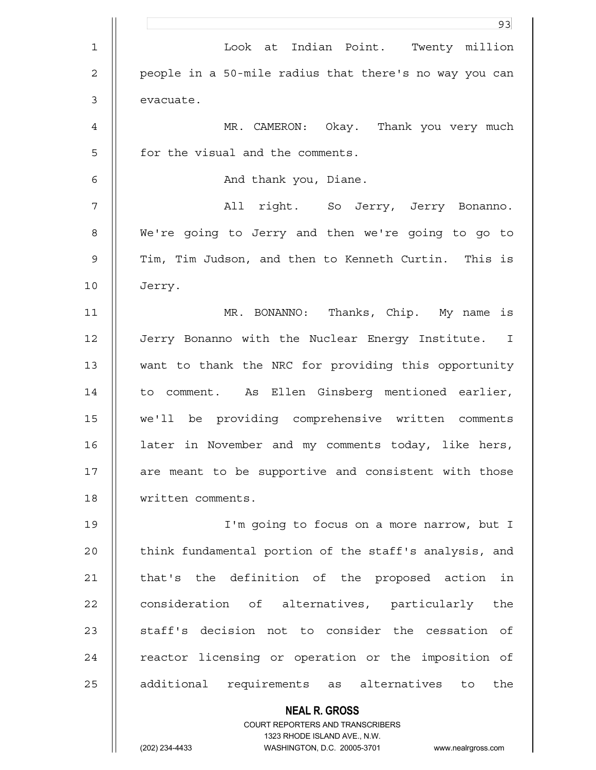Look at Indian Point. Twenty million people in a 50-mile radius that there's no way you can evacuate.

MR. CAMERON: Okay. Thank you very much for the visual and the comments.

And thank you, Diane.

All right. So Jerry, Jerry Bonanno. We're going to Jerry and then we're going to go to Tim, Tim Judson, and then to Kenneth Curtin. This is Jerry.

MR. BONANNO: Thanks, Chip. My name is Jerry Bonanno with the Nuclear Energy Institute. I want to thank the NRC for providing this opportunity to comment. As Ellen Ginsberg mentioned earlier, we'll be providing comprehensive written comments later in November and my comments today, like hers, are meant to be supportive and consistent with those written comments.

I'm going to focus on a more narrow, but I think fundamental portion of the staff's analysis, and that's the definition of the proposed action in consideration of alternatives, particularly the staff's decision not to consider the cessation of reactor licensing or operation or the imposition of additional requirements as alternatives to the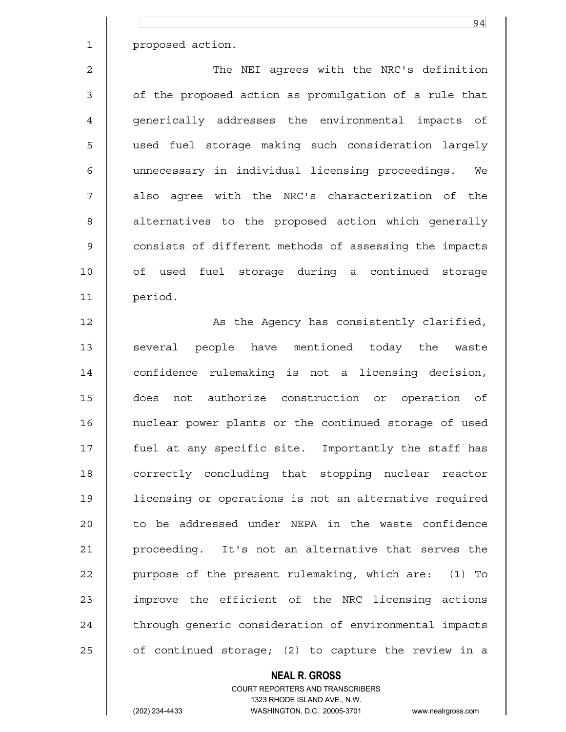proposed action.

The NEI agrees with the NRC's definition of the proposed action as promulgation of a rule that generically addresses the environmental impacts of used fuel storage making such consideration largely unnecessary in individual licensing proceedings. We also agree with the NRC's characterization of the alternatives to the proposed action which generally consists of different methods of assessing the impacts of used fuel storage during a continued storage period.

As the Agency has consistently clarified, several people have mentioned today the waste confidence rulemaking is not a licensing decision, does not authorize construction or operation of nuclear power plants or the continued storage of used fuel at any specific site. Importantly the staff has correctly concluding that stopping nuclear reactor licensing or operations is not an alternative required to be addressed under NEPA in the waste confidence proceeding. It's not an alternative that serves the purpose of the present rulemaking, which are: (1) To improve the efficient of the NRC licensing actions through generic consideration of environmental impacts of continued storage; (2) to capture the review in a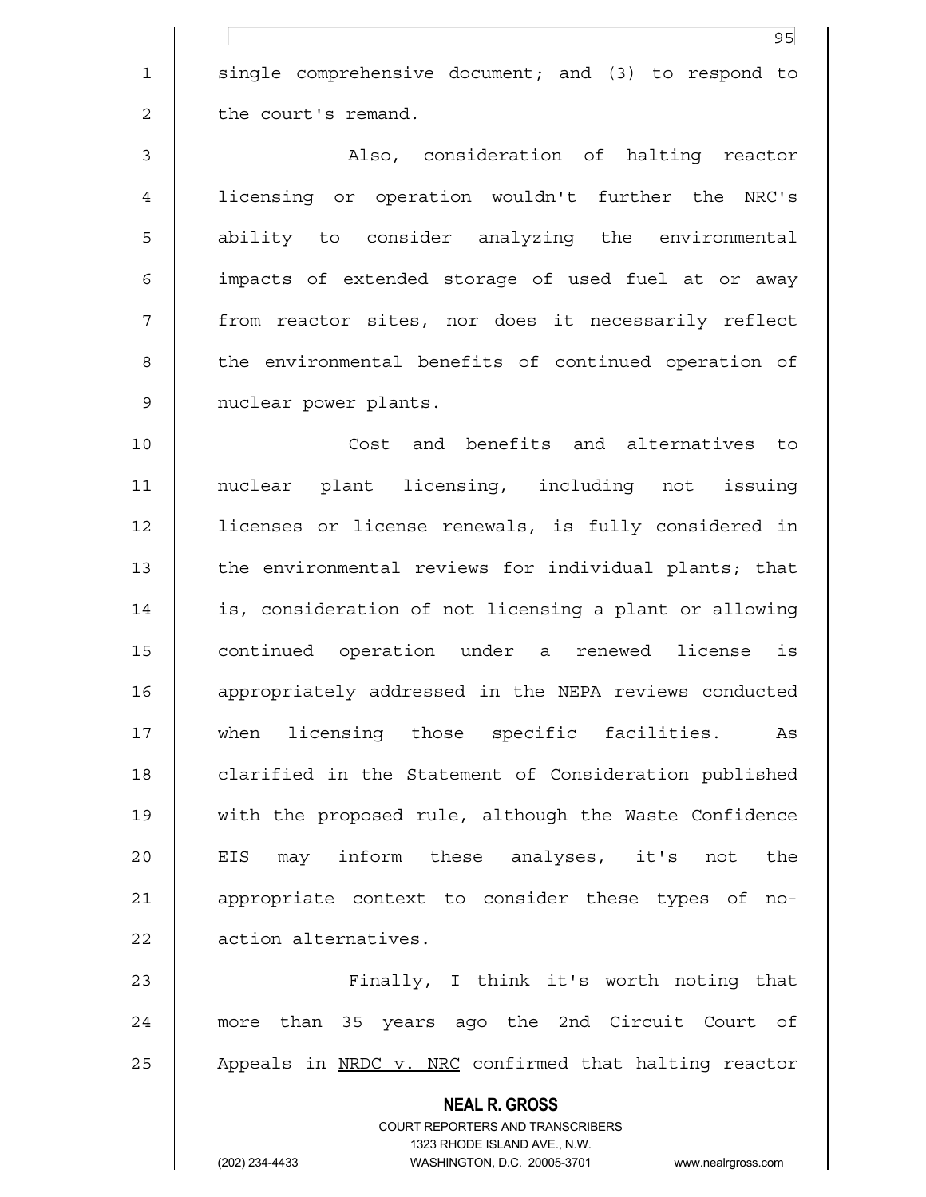single comprehensive document; and (3) to respond to the court's remand.

Also, consideration of halting reactor licensing or operation wouldn't further the NRC's ability to consider analyzing the environmental impacts of extended storage of used fuel at or away from reactor sites, nor does it necessarily reflect the environmental benefits of continued operation of nuclear power plants.

Cost and benefits and alternatives to nuclear plant licensing, including not issuing licenses or license renewals, is fully considered in the environmental reviews for individual plants; that is, consideration of not licensing a plant or allowing continued operation under a renewed license is appropriately addressed in the NEPA reviews conducted when licensing those specific facilities. As clarified in the Statement of Consideration published with the proposed rule, although the Waste Confidence EIS may inform these analyses, it's not the appropriate context to consider these types of no-action alternatives.

Finally, I think it's worth noting that more than 35 years ago the 2nd Circuit Court of Appeals in NRDC v. NRC confirmed that halting reactor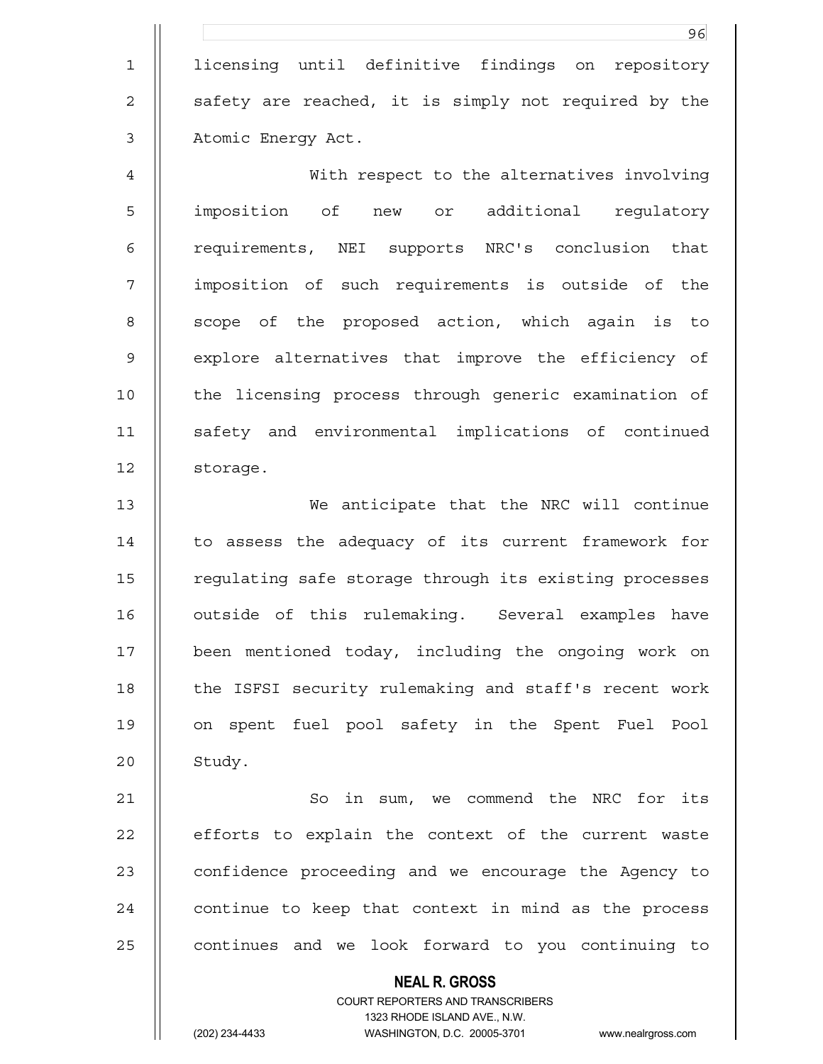licensing until definitive findings on repository safety are reached, it is simply not required by the Atomic Energy Act.

With respect to the alternatives involving imposition of new or additional regulatory requirements, NEI supports NRC's conclusion that imposition of such requirements is outside of the scope of the proposed action, which again is to explore alternatives that improve the efficiency of the licensing process through generic examination of safety and environmental implications of continued storage.

We anticipate that the NRC will continue to assess the adequacy of its current framework for regulating safe storage through its existing processes outside of this rulemaking. Several examples have been mentioned today, including the ongoing work on the ISFSI security rulemaking and staff's recent work on spent fuel pool safety in the Spent Fuel Pool Study.

So in sum, we commend the NRC for its efforts to explain the context of the current waste confidence proceeding and we encourage the Agency to continue to keep that context in mind as the process continues and we look forward to you continuing to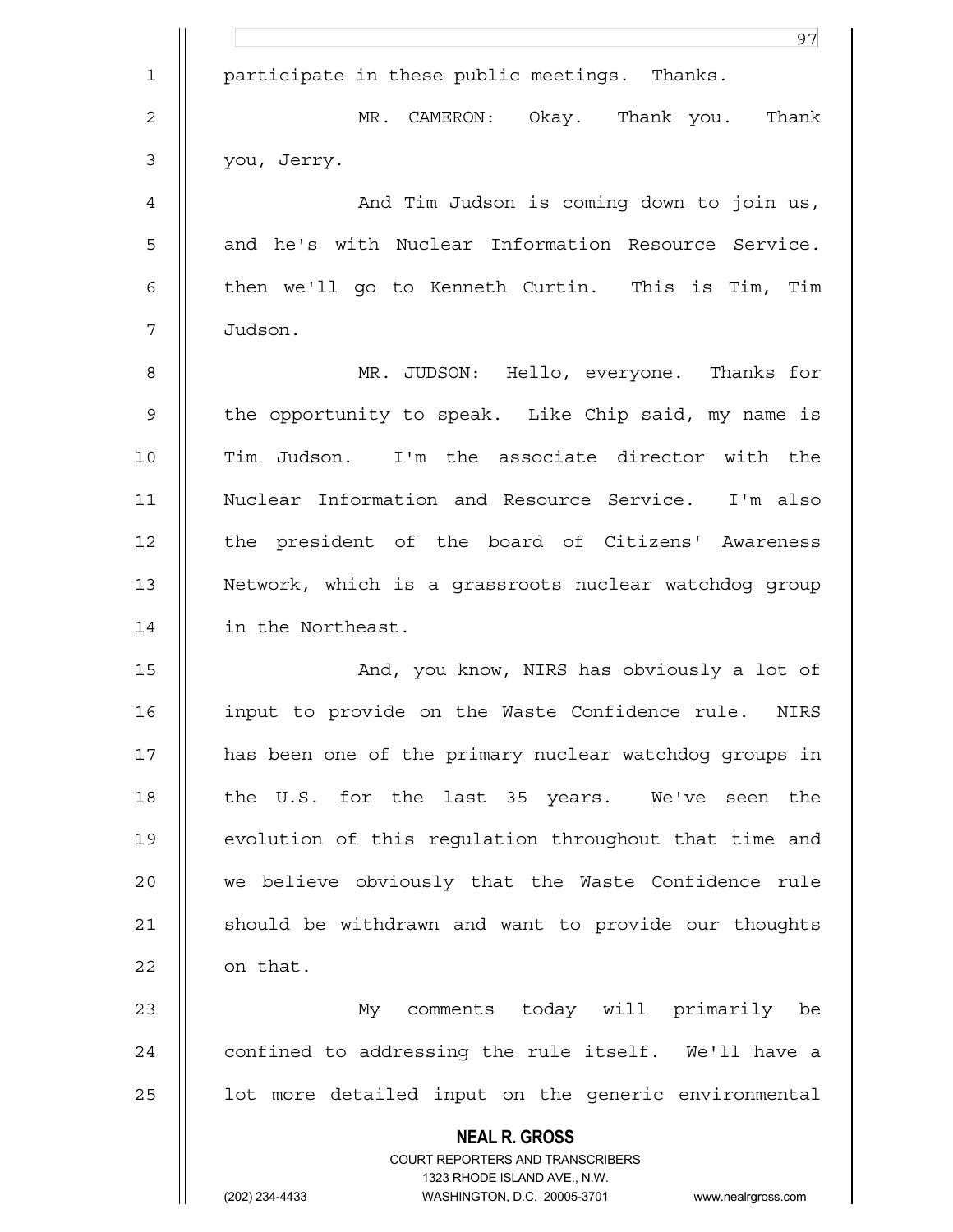participate in these public meetings. Thanks.

MR. CAMERON: Okay. Thank you. Thank you, Jerry.

And Tim Judson is coming down to join us, and he's with Nuclear Information Resource Service. then we'll go to Kenneth Curtin. This is Tim, Tim Judson.

MR. JUDSON: Hello, everyone. Thanks for the opportunity to speak. Like Chip said, my name is Tim Judson. I'm the associate director with the Nuclear Information and Resource Service. I'm also the president of the board of Citizens' Awareness Network, which is a grassroots nuclear watchdog group in the Northeast.

And, you know, NIRS has obviously a lot of input to provide on the Waste Confidence rule. NIRS has been one of the primary nuclear watchdog groups in the U.S. for the last 35 years. We've seen the evolution of this regulation throughout that time and we believe obviously that the Waste Confidence rule should be withdrawn and want to provide our thoughts on that.

My comments today will primarily be confined to addressing the rule itself. We'll have a lot more detailed input on the generic environmental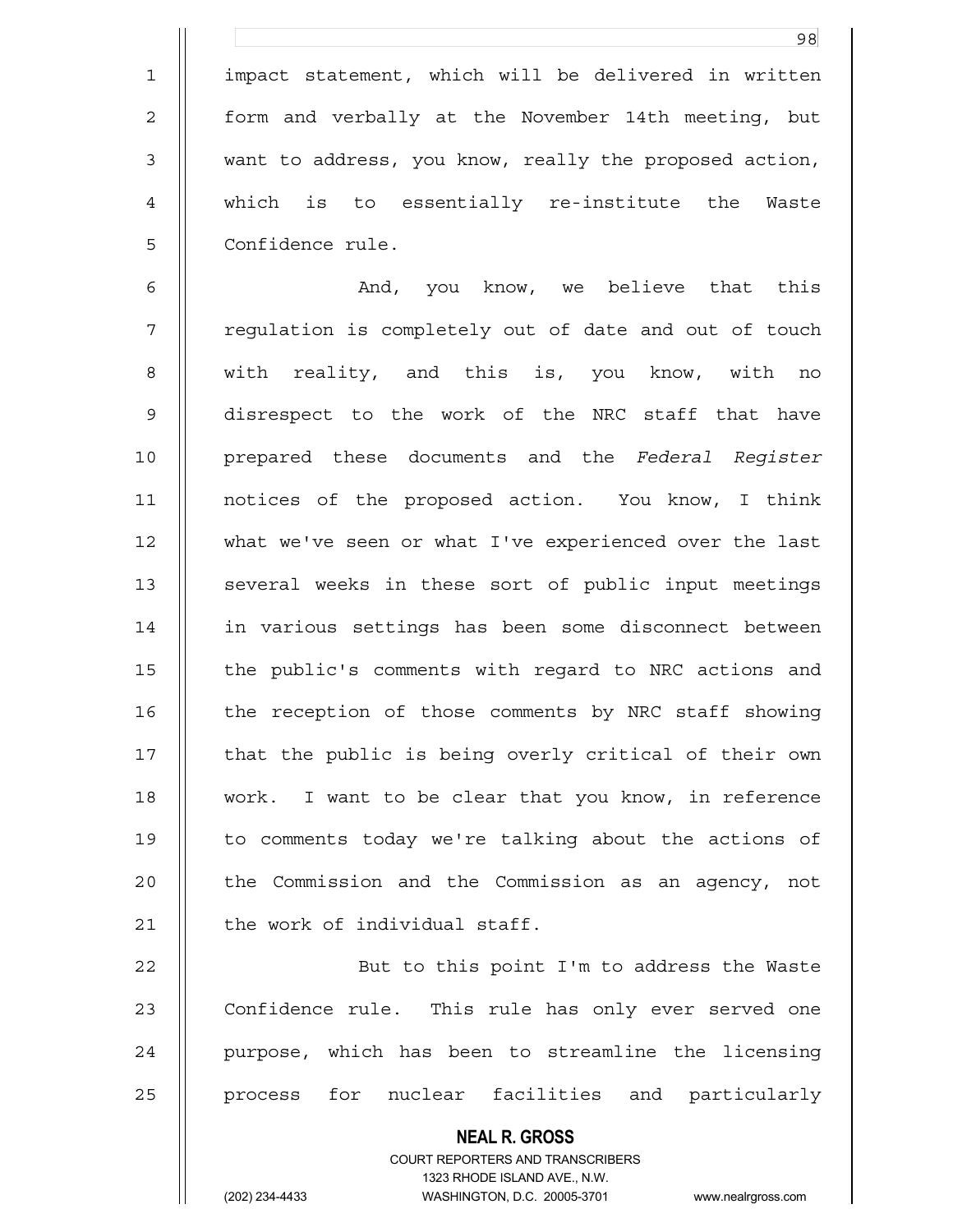impact statement, which will be delivered in written form and verbally at the November 14th meeting, but want to address, you know, really the proposed action, which is to essentially re-institute the Waste Confidence rule.

And, you know, we believe that this regulation is completely out of date and out of touch with reality, and this is, you know, with no disrespect to the work of the NRC staff that have prepared these documents and the *Federal Register* notices of the proposed action. You know, I think what we've seen or what I've experienced over the last several weeks in these sort of public input meetings in various settings has been some disconnect between the public's comments with regard to NRC actions and the reception of those comments by NRC staff showing that the public is being overly critical of their own work. I want to be clear that you know, in reference to comments today we're talking about the actions of the Commission and the Commission as an agency, not the work of individual staff.

But to this point I'm to address the Waste Confidence rule. This rule has only ever served one purpose, which has been to streamline the licensing process for nuclear facilities and particularly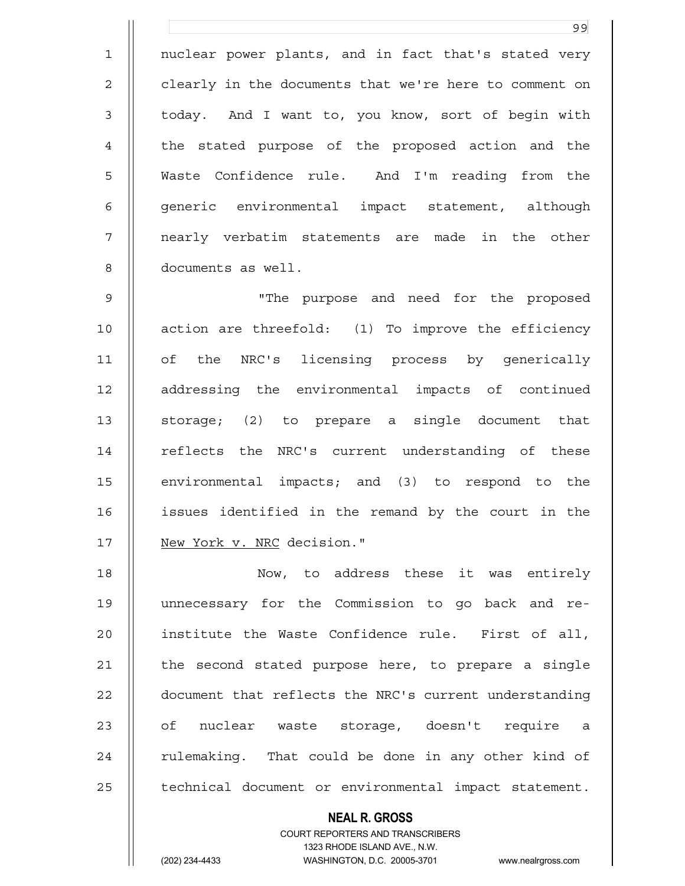nuclear power plants, and in fact that's stated very clearly in the documents that we're here to comment on today. And I want to, you know, sort of begin with the stated purpose of the proposed action and the Waste Confidence rule. And I'm reading from the generic environmental impact statement, although nearly verbatim statements are made in the other documents as well.

"The purpose and need for the proposed action are threefold: (1) To improve the efficiency of the NRC's licensing process by generically addressing the environmental impacts of continued storage; (2) to prepare a single document that reflects the NRC's current understanding of these environmental impacts; and (3) to respond to the issues identified in the remand by the court in the _New York v. NRC_ decision."

Now, to address these it was entirely unnecessary for the Commission to go back and re-institute the Waste Confidence rule. First of all, the second stated purpose here, to prepare a single document that reflects the NRC's current understanding of nuclear waste storage, doesn't require a rulemaking. That could be done in any other kind of technical document or environmental impact statement.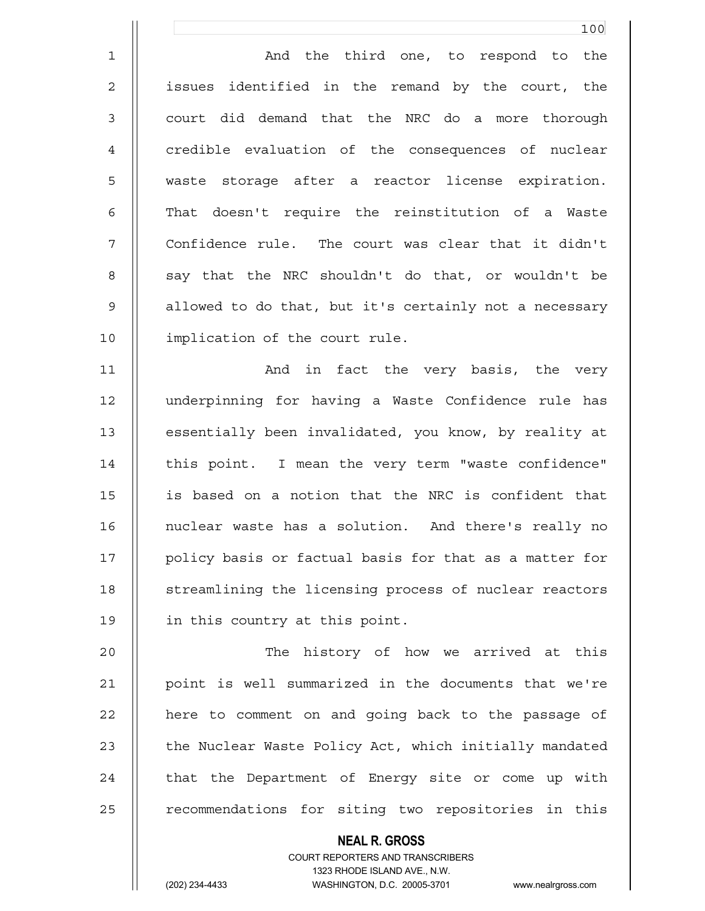And the third one, to respond to the issues identified in the remand by the court, the court did demand that the NRC do a more thorough credible evaluation of the consequences of nuclear waste storage after a reactor license expiration. That doesn't require the reinstitution of a Waste Confidence rule. The court was clear that it didn't say that the NRC shouldn't do that, or wouldn't be allowed to do that, but it's certainly not a necessary implication of the court rule.

And in fact the very basis, the very underpinning for having a Waste Confidence rule has essentially been invalidated, you know, by reality at this point. I mean the very term "waste confidence" is based on a notion that the NRC is confident that nuclear waste has a solution. And there's really no policy basis or factual basis for that as a matter for streamlining the licensing process of nuclear reactors in this country at this point.

The history of how we arrived at this point is well summarized in the documents that we're here to comment on and going back to the passage of the Nuclear Waste Policy Act, which initially mandated that the Department of Energy site or come up with recommendations for siting two repositories in this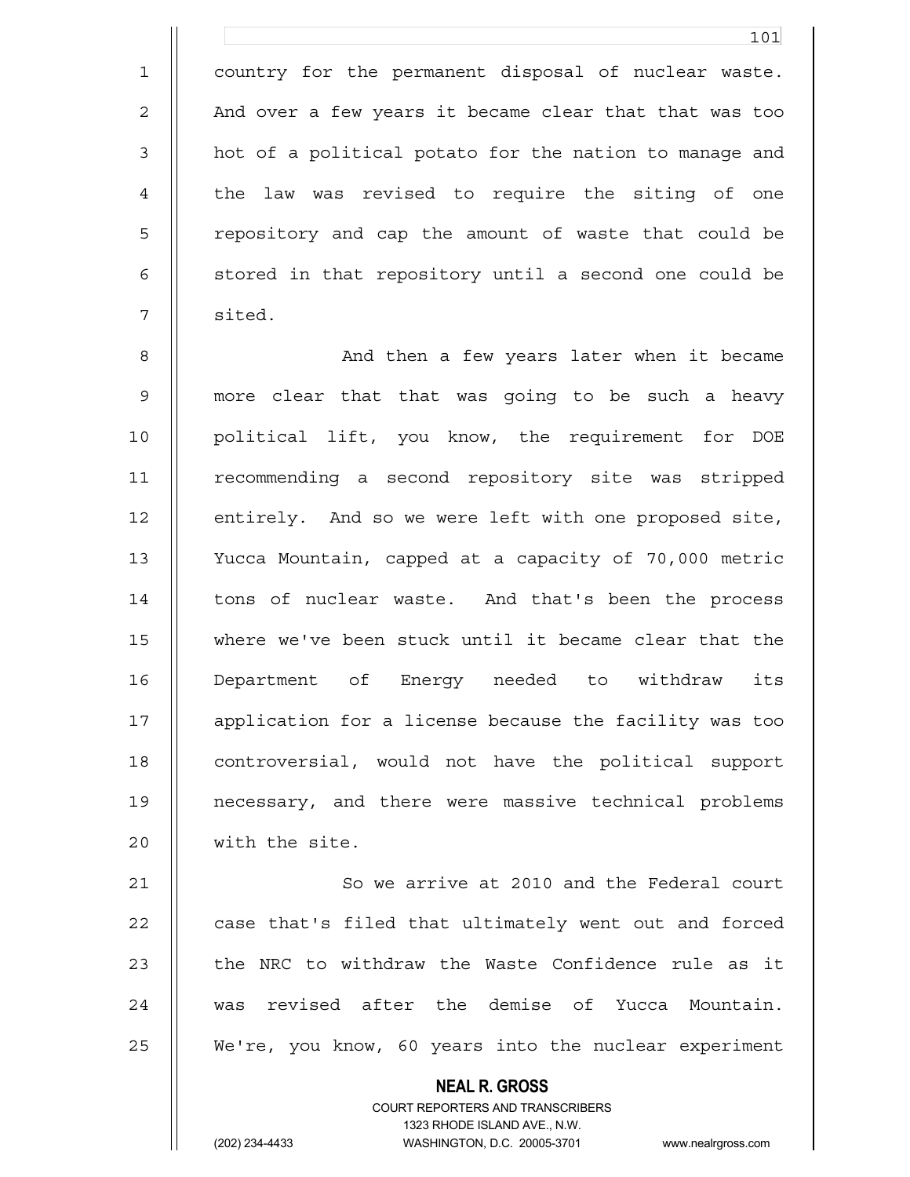country for the permanent disposal of nuclear waste. And over a few years it became clear that that was too hot of a political potato for the nation to manage and the law was revised to require the siting of one repository and cap the amount of waste that could be stored in that repository until a second one could be sited.

And then a few years later when it became more clear that that was going to be such a heavy political lift, you know, the requirement for DOE recommending a second repository site was stripped entirely. And so we were left with one proposed site, Yucca Mountain, capped at a capacity of 70,000 metric tons of nuclear waste. And that's been the process where we've been stuck until it became clear that the Department of Energy needed to withdraw its application for a license because the facility was too controversial, would not have the political support necessary, and there were massive technical problems with the site.

So we arrive at 2010 and the Federal court case that's filed that ultimately went out and forced the NRC to withdraw the Waste Confidence rule as it was revised after the demise of Yucca Mountain. We're, you know, 60 years into the nuclear experiment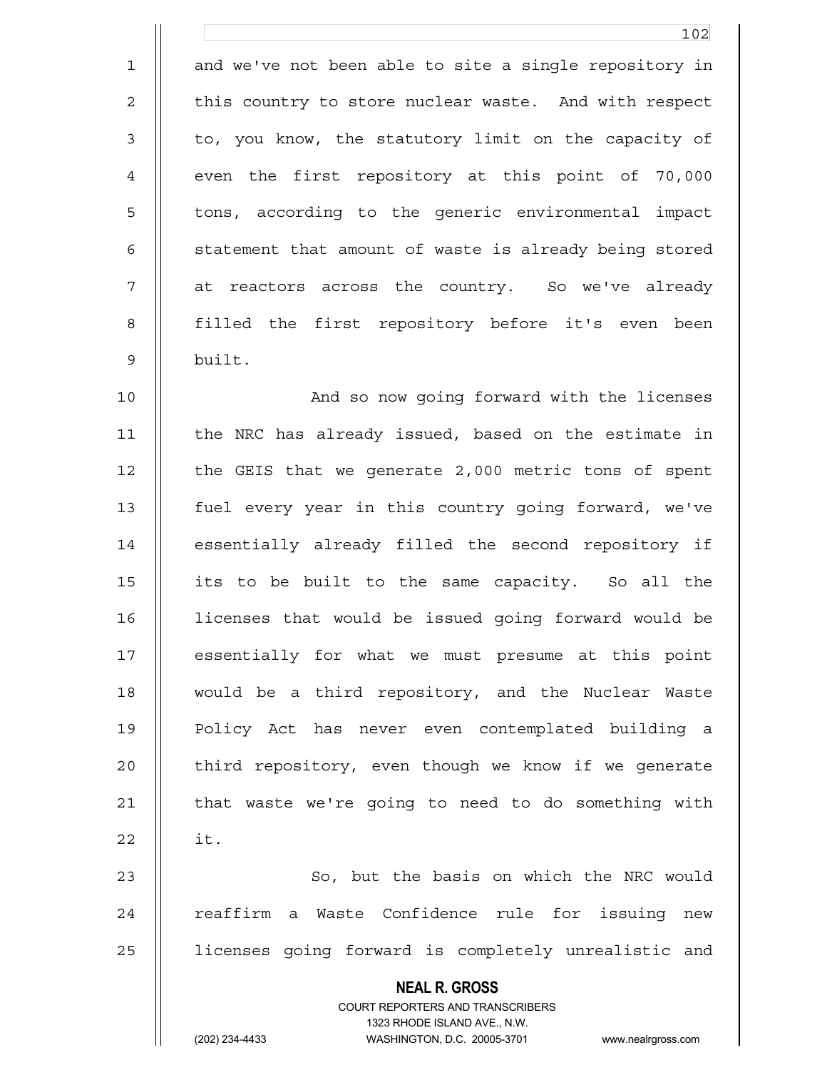and we've not been able to site a single repository in this country to store nuclear waste. And with respect to, you know, the statutory limit on the capacity of even the first repository at this point of 70,000 tons, according to the generic environmental impact statement that amount of waste is already being stored at reactors across the country. So we've already filled the first repository before it's even been built.

And so now going forward with the licenses the NRC has already issued, based on the estimate in the GEIS that we generate 2,000 metric tons of spent fuel every year in this country going forward, we've essentially already filled the second repository if its to be built to the same capacity. So all the licenses that would be issued going forward would be essentially for what we must presume at this point would be a third repository, and the Nuclear Waste Policy Act has never even contemplated building a third repository, even though we know if we generate that waste we're going to need to do something with it.

So, but the basis on which the NRC would reaffirm a Waste Confidence rule for issuing new licenses going forward is completely unrealistic and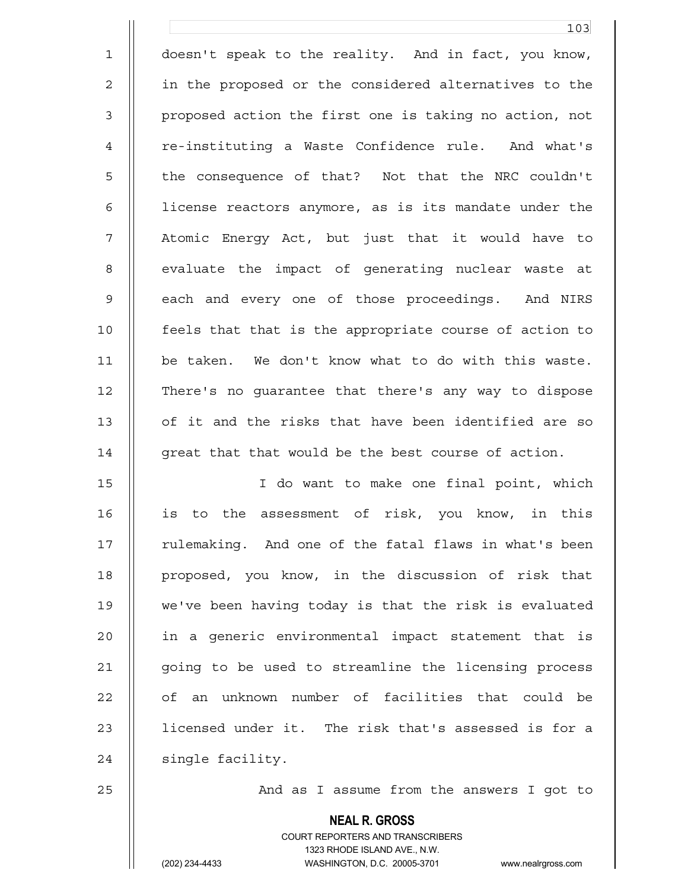doesn't speak to the reality. And in fact, you know, in the proposed or the considered alternatives to the proposed action the first one is taking no action, not re-instituting a Waste Confidence rule. And what's the consequence of that? Not that the NRC couldn't license reactors anymore, as is its mandate under the Atomic Energy Act, but just that it would have to evaluate the impact of generating nuclear waste at each and every one of those proceedings. And NIRS feels that that is the appropriate course of action to be taken. We don't know what to do with this waste. There's no guarantee that there's any way to dispose of it and the risks that have been identified are so great that that would be the best course of action.

I do want to make one final point, which is to the assessment of risk, you know, in this rulemaking. And one of the fatal flaws in what's been proposed, you know, in the discussion of risk that we've been having today is that the risk is evaluated in a generic environmental impact statement that is going to be used to streamline the licensing process of an unknown number of facilities that could be licensed under it. The risk that's assessed is for a single facility.

And as I assume from the answers I got to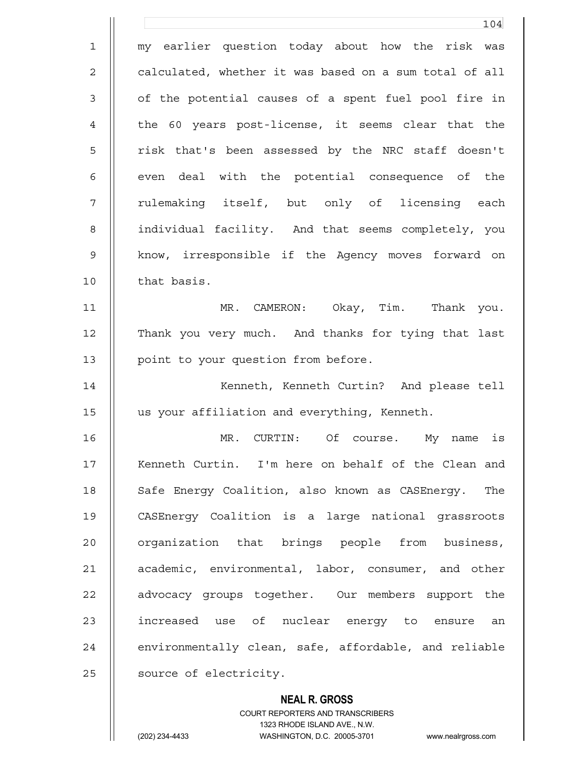my earlier question today about how the risk was calculated, whether it was based on a sum total of all of the potential causes of a spent fuel pool fire in the 60 years post-license, it seems clear that the risk that's been assessed by the NRC staff doesn't even deal with the potential consequence of the rulemaking itself, but only of licensing each individual facility. And that seems completely, you know, irresponsible if the Agency moves forward on that basis.

MR. CAMERON: Okay, Tim. Thank you. Thank you very much. And thanks for tying that last point to your question from before.

Kenneth, Kenneth Curtin? And please tell us your affiliation and everything, Kenneth.

MR. CURTIN: Of course. My name is Kenneth Curtin. I'm here on behalf of the Clean and Safe Energy Coalition, also known as CASEnergy. The CASEnergy Coalition is a large national grassroots organization that brings people from business, academic, environmental, labor, consumer, and other advocacy groups together. Our members support the increased use of nuclear energy to ensure an environmentally clean, safe, affordable, and reliable source of electricity.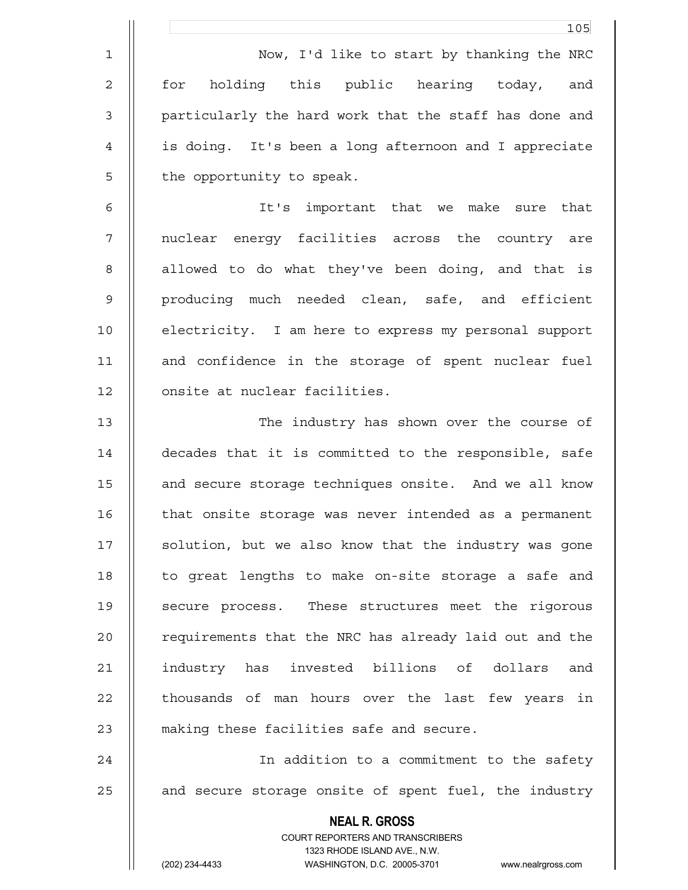Now, I'd like to start by thanking the NRC for holding this public hearing today, and particularly the hard work that the staff has done and is doing. It's been a long afternoon and I appreciate the opportunity to speak.

It's important that we make sure that nuclear energy facilities across the country are allowed to do what they've been doing, and that is producing much needed clean, safe, and efficient electricity. I am here to express my personal support and confidence in the storage of spent nuclear fuel onsite at nuclear facilities.

The industry has shown over the course of decades that it is committed to the responsible, safe and secure storage techniques onsite. And we all know that onsite storage was never intended as a permanent solution, but we also know that the industry was gone to great lengths to make on-site storage a safe and secure process. These structures meet the rigorous requirements that the NRC has already laid out and the industry has invested billions of dollars and thousands of man hours over the last few years in making these facilities safe and secure.

In addition to a commitment to the safety and secure storage onsite of spent fuel, the industry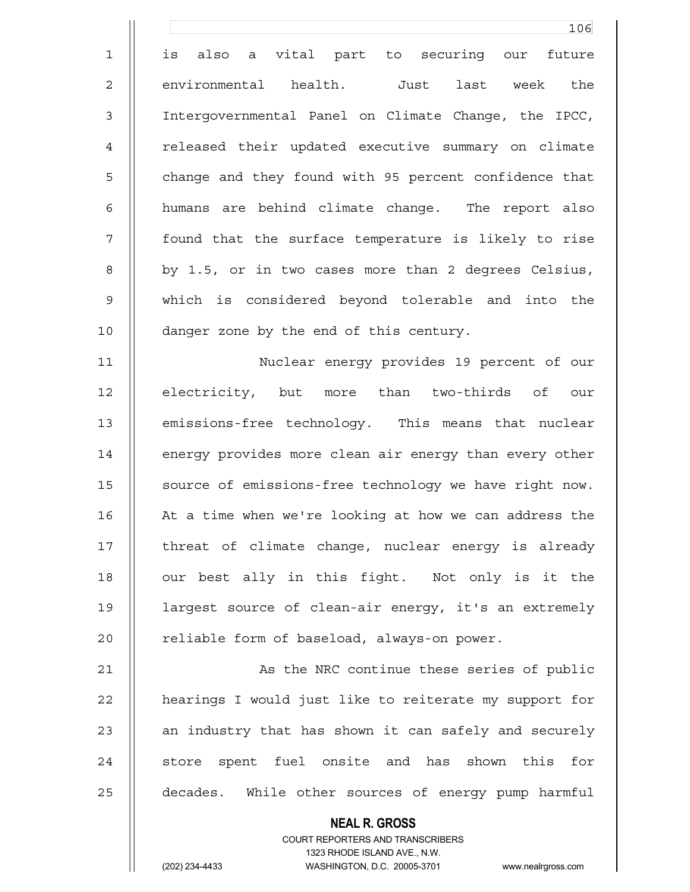is also a vital part to securing our future environmental health. Just last week the Intergovernmental Panel on Climate Change, the IPCC, released their updated executive summary on climate change and they found with 95 percent confidence that humans are behind climate change. The report also found that the surface temperature is likely to rise by 1.5, or in two cases more than 2 degrees Celsius, which is considered beyond tolerable and into the danger zone by the end of this century.

Nuclear energy provides 19 percent of our electricity, but more than two-thirds of our emissions-free technology. This means that nuclear energy provides more clean air energy than every other source of emissions-free technology we have right now. At a time when we're looking at how we can address the threat of climate change, nuclear energy is already our best ally in this fight. Not only is it the largest source of clean-air energy, it's an extremely reliable form of baseload, always-on power.

As the NRC continue these series of public hearings I would just like to reiterate my support for an industry that has shown it can safely and securely store spent fuel onsite and has shown this for decades. While other sources of energy pump harmful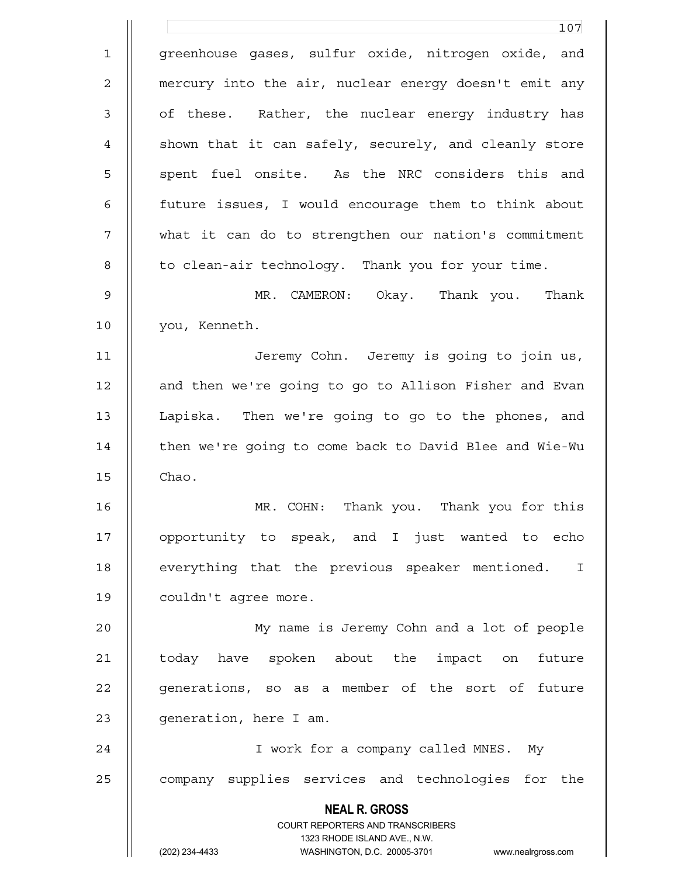greenhouse gases, sulfur oxide, nitrogen oxide, and mercury into the air, nuclear energy doesn't emit any of these. Rather, the nuclear energy industry has shown that it can safely, securely, and cleanly store spent fuel onsite. As the NRC considers this and future issues, I would encourage them to think about what it can do to strengthen our nation's commitment to clean-air technology. Thank you for your time.

MR. CAMERON: Okay. Thank you. Thank you, Kenneth.

Jeremy Cohn. Jeremy is going to join us, and then we're going to go to Allison Fisher and Evan Lapiska. Then we're going to go to the phones, and then we're going to come back to David Blee and Wie-Wu Chao.

MR. COHN: Thank you. Thank you for this opportunity to speak, and I just wanted to echo everything that the previous speaker mentioned. I couldn't agree more.

My name is Jeremy Cohn and a lot of people today have spoken about the impact on future generations, so as a member of the sort of future generation, here I am.

I work for a company called MNES. My company supplies services and technologies for the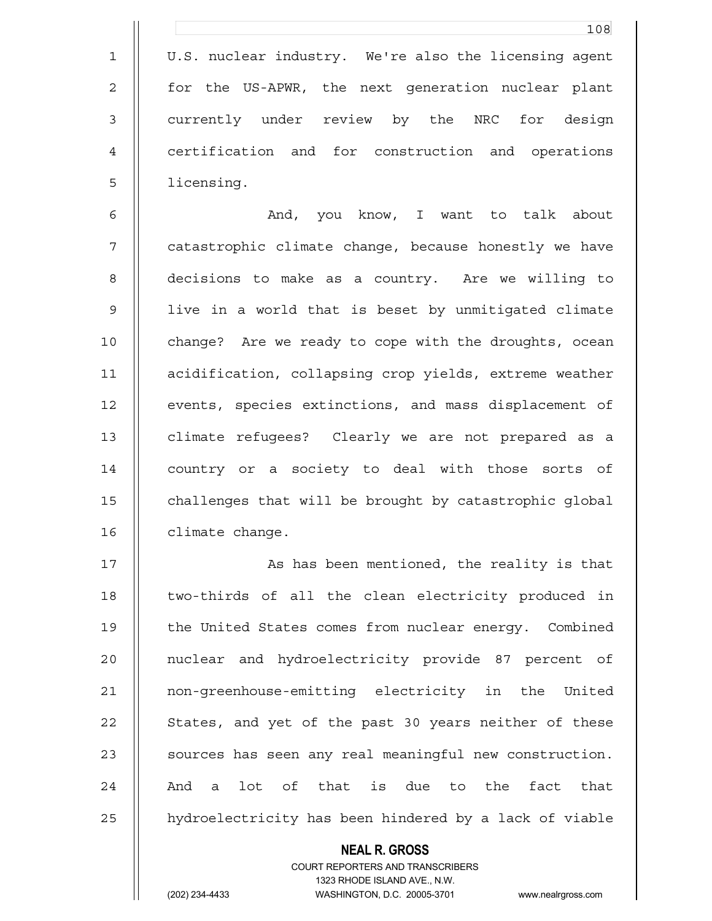U.S. nuclear industry. We're also the licensing agent for the US-APWR, the next generation nuclear plant currently under review by the NRC for design certification and for construction and operations licensing.

And, you know, I want to talk about catastrophic climate change, because honestly we have decisions to make as a country. Are we willing to live in a world that is beset by unmitigated climate change? Are we ready to cope with the droughts, ocean acidification, collapsing crop yields, extreme weather events, species extinctions, and mass displacement of climate refugees? Clearly we are not prepared as a country or a society to deal with those sorts of challenges that will be brought by catastrophic global climate change.

As has been mentioned, the reality is that two-thirds of all the clean electricity produced in the United States comes from nuclear energy. Combined nuclear and hydroelectricity provide 87 percent of non-greenhouse-emitting electricity in the United States, and yet of the past 30 years neither of these sources has seen any real meaningful new construction. And a lot of that is due to the fact that hydroelectricity has been hindered by a lack of viable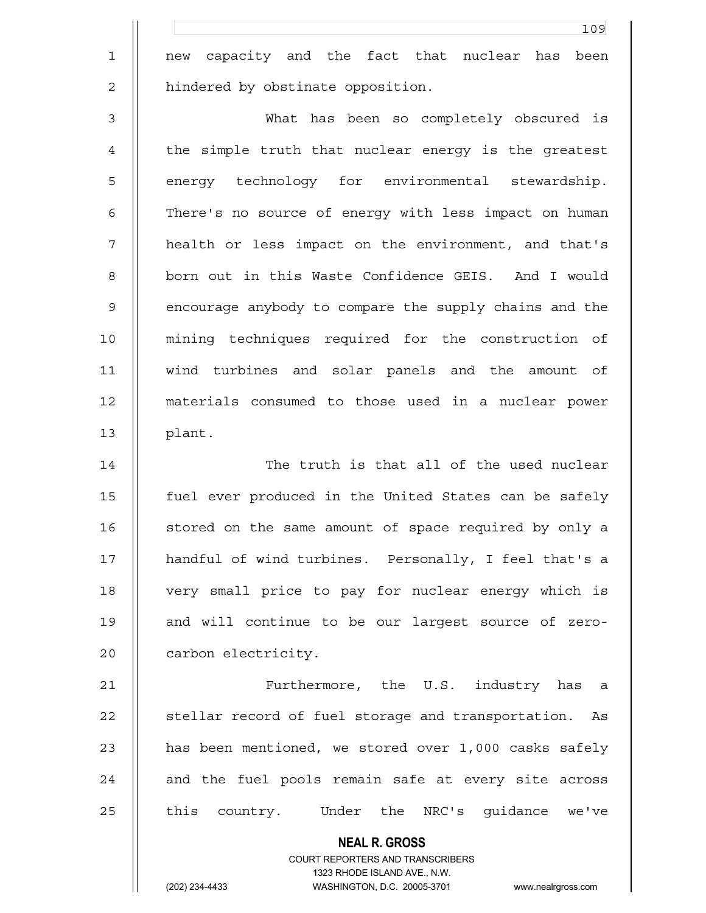new capacity and the fact that nuclear has been hindered by obstinate opposition.

What has been so completely obscured is the simple truth that nuclear energy is the greatest energy technology for environmental stewardship. There's no source of energy with less impact on human health or less impact on the environment, and that's born out in this Waste Confidence GEIS. And I would encourage anybody to compare the supply chains and the mining techniques required for the construction of wind turbines and solar panels and the amount of materials consumed to those used in a nuclear power plant.

The truth is that all of the used nuclear fuel ever produced in the United States can be safely stored on the same amount of space required by only a handful of wind turbines. Personally, I feel that's a very small price to pay for nuclear energy which is and will continue to be our largest source of zero-carbon electricity.

Furthermore, the U.S. industry has a stellar record of fuel storage and transportation. As has been mentioned, we stored over 1,000 casks safely and the fuel pools remain safe at every site across this country. Under the NRC's guidance we've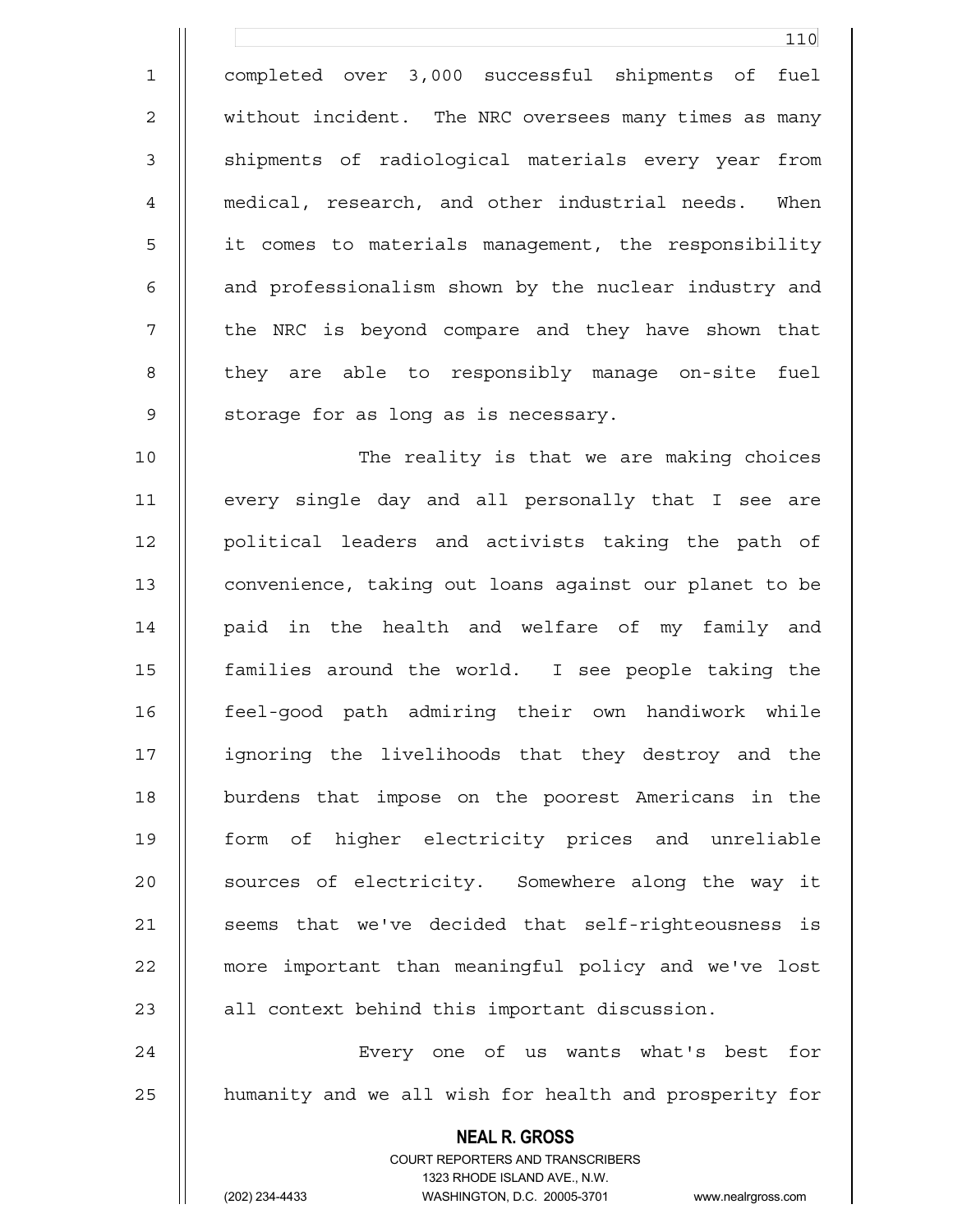completed over 3,000 successful shipments of fuel without incident. The NRC oversees many times as many shipments of radiological materials every year from medical, research, and other industrial needs. When it comes to materials management, the responsibility and professionalism shown by the nuclear industry and the NRC is beyond compare and they have shown that they are able to responsibly manage on-site fuel storage for as long as is necessary.

The reality is that we are making choices every single day and all personally that I see are political leaders and activists taking the path of convenience, taking out loans against our planet to be paid in the health and welfare of my family and families around the world. I see people taking the feel-good path admiring their own handiwork while ignoring the livelihoods that they destroy and the burdens that impose on the poorest Americans in the form of higher electricity prices and unreliable sources of electricity. Somewhere along the way it seems that we've decided that self-righteousness is more important than meaningful policy and we've lost all context behind this important discussion.

Every one of us wants what's best for humanity and we all wish for health and prosperity for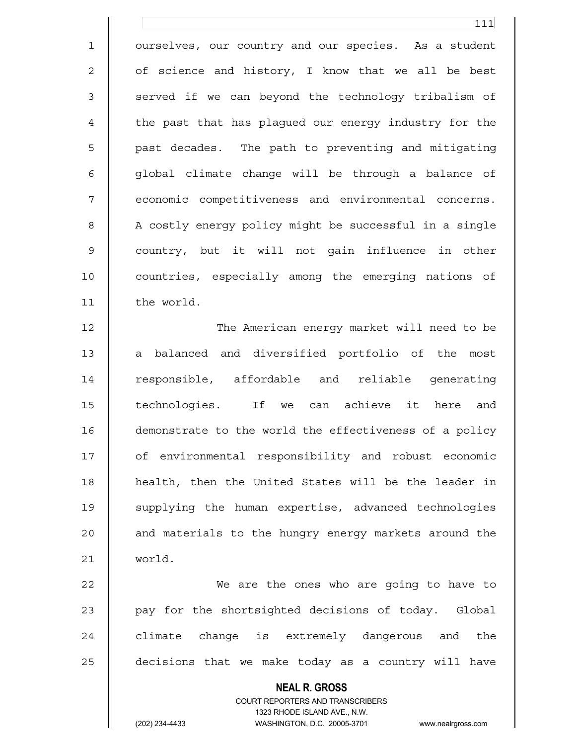ourselves, our country and our species. As a student of science and history, I know that we all be best served if we can beyond the technology tribalism of the past that has plagued our energy industry for the past decades. The path to preventing and mitigating global climate change will be through a balance of economic competitiveness and environmental concerns. A costly energy policy might be successful in a single country, but it will not gain influence in other countries, especially among the emerging nations of the world.

The American energy market will need to be a balanced and diversified portfolio of the most responsible, affordable and reliable generating technologies. If we can achieve it here and demonstrate to the world the effectiveness of a policy of environmental responsibility and robust economic health, then the United States will be the leader in supplying the human expertise, advanced technologies and materials to the hungry energy markets around the world.

We are the ones who are going to have to pay for the shortsighted decisions of today. Global climate change is extremely dangerous and the decisions that we make today as a country will have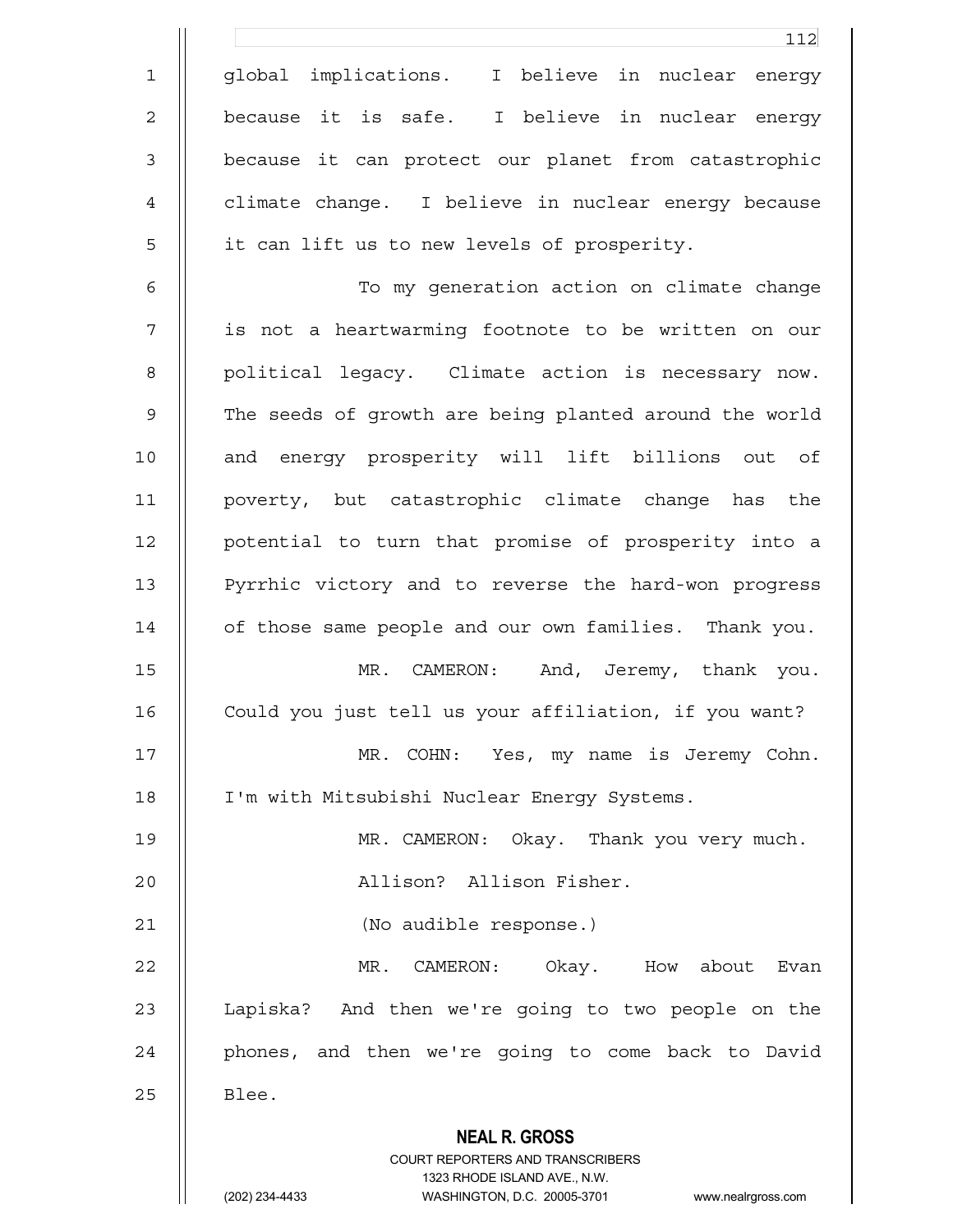global implications. I believe in nuclear energy because it is safe. I believe in nuclear energy because it can protect our planet from catastrophic climate change. I believe in nuclear energy because it can lift us to new levels of prosperity.

To my generation action on climate change is not a heartwarming footnote to be written on our political legacy. Climate action is necessary now. The seeds of growth are being planted around the world and energy prosperity will lift billions out of poverty, but catastrophic climate change has the potential to turn that promise of prosperity into a Pyrrhic victory and to reverse the hard-won progress of those same people and our own families. Thank you.

MR. CAMERON: And, Jeremy, thank you. Could you just tell us your affiliation, if you want?

MR. COHN: Yes, my name is Jeremy Cohn. I'm with Mitsubishi Nuclear Energy Systems.

MR. CAMERON: Okay. Thank you very much.

Allison? Allison Fisher.

(No audible response.)

MR. CAMERON: Okay. How about Evan Lapiska? And then we're going to two people on the phones, and then we're going to come back to David Blee.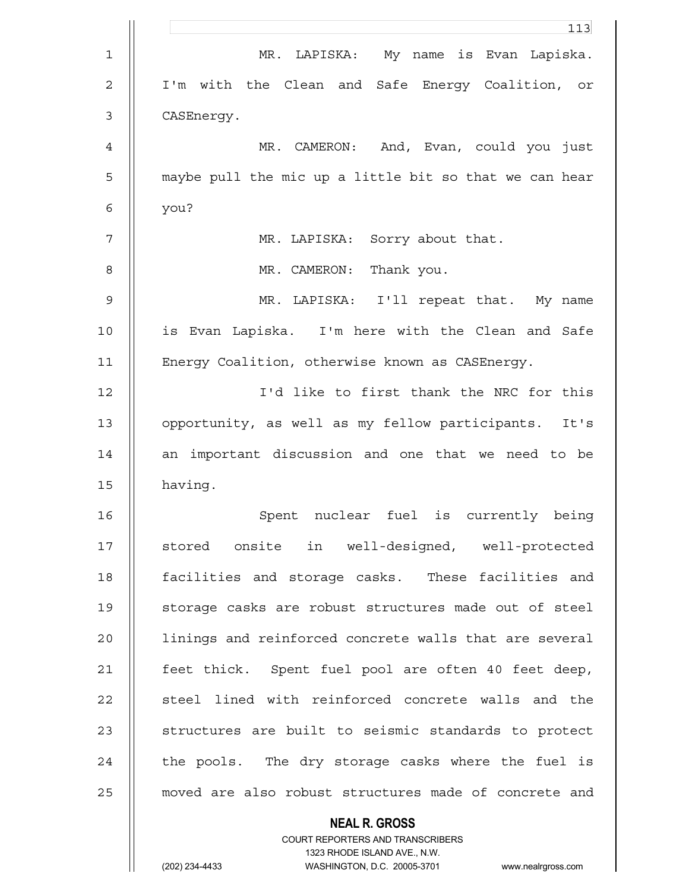MR. LAPISKA: My name is Evan Lapiska. I'm with the Clean and Safe Energy Coalition, or CASEnergy.

MR. CAMERON: And, Evan, could you just maybe pull the mic up a little bit so that we can hear you?

MR. LAPISKA: Sorry about that.

MR. CAMERON: Thank you.

MR. LAPISKA: I'll repeat that. My name is Evan Lapiska. I'm here with the Clean and Safe Energy Coalition, otherwise known as CASEnergy.

I'd like to first thank the NRC for this opportunity, as well as my fellow participants. It's an important discussion and one that we need to be having.

Spent nuclear fuel is currently being stored onsite in well-designed, well-protected facilities and storage casks. These facilities and storage casks are robust structures made out of steel linings and reinforced concrete walls that are several feet thick. Spent fuel pool are often 40 feet deep, steel lined with reinforced concrete walls and the structures are built to seismic standards to protect the pools. The dry storage casks where the fuel is moved are also robust structures made of concrete and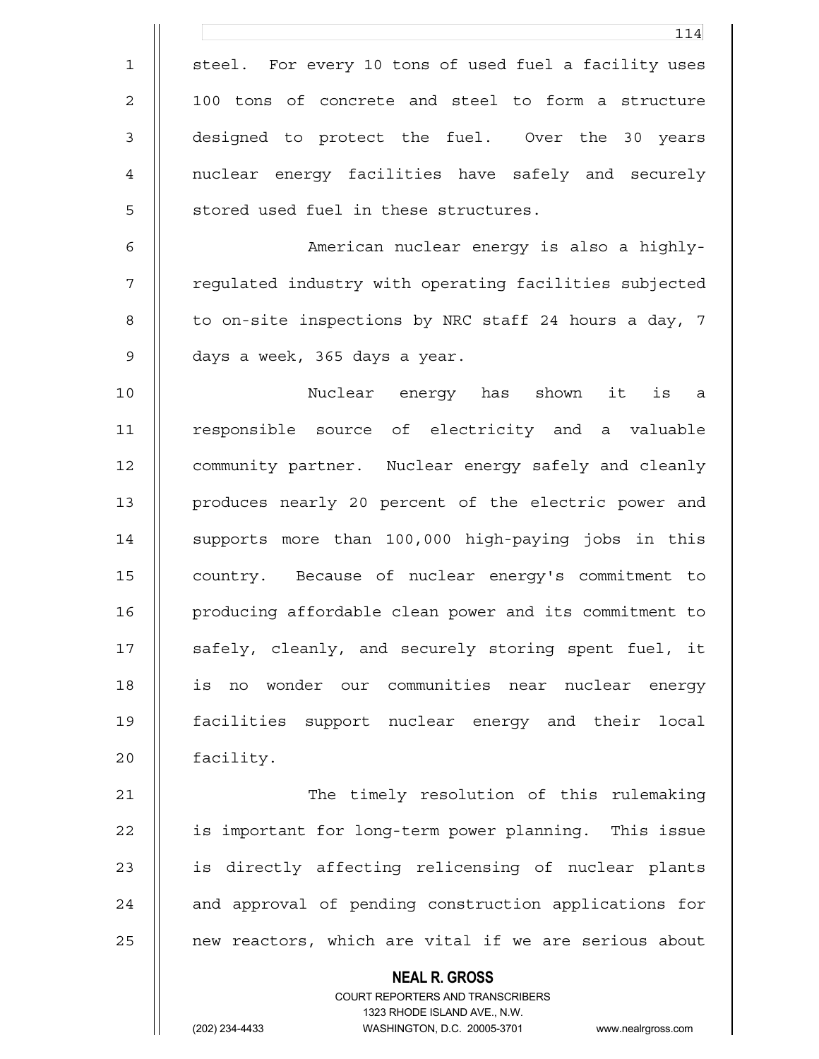steel. For every 10 tons of used fuel a facility uses 100 tons of concrete and steel to form a structure designed to protect the fuel. Over the 30 years nuclear energy facilities have safely and securely stored used fuel in these structures.

American nuclear energy is also a highly-regulated industry with operating facilities subjected to on-site inspections by NRC staff 24 hours a day, 7 days a week, 365 days a year.

Nuclear energy has shown it is a responsible source of electricity and a valuable community partner. Nuclear energy safely and cleanly produces nearly 20 percent of the electric power and supports more than 100,000 high-paying jobs in this country. Because of nuclear energy's commitment to producing affordable clean power and its commitment to safely, cleanly, and securely storing spent fuel, it is no wonder our communities near nuclear energy facilities support nuclear energy and their local facility.

The timely resolution of this rulemaking is important for long-term power planning. This issue is directly affecting relicensing of nuclear plants and approval of pending construction applications for new reactors, which are vital if we are serious about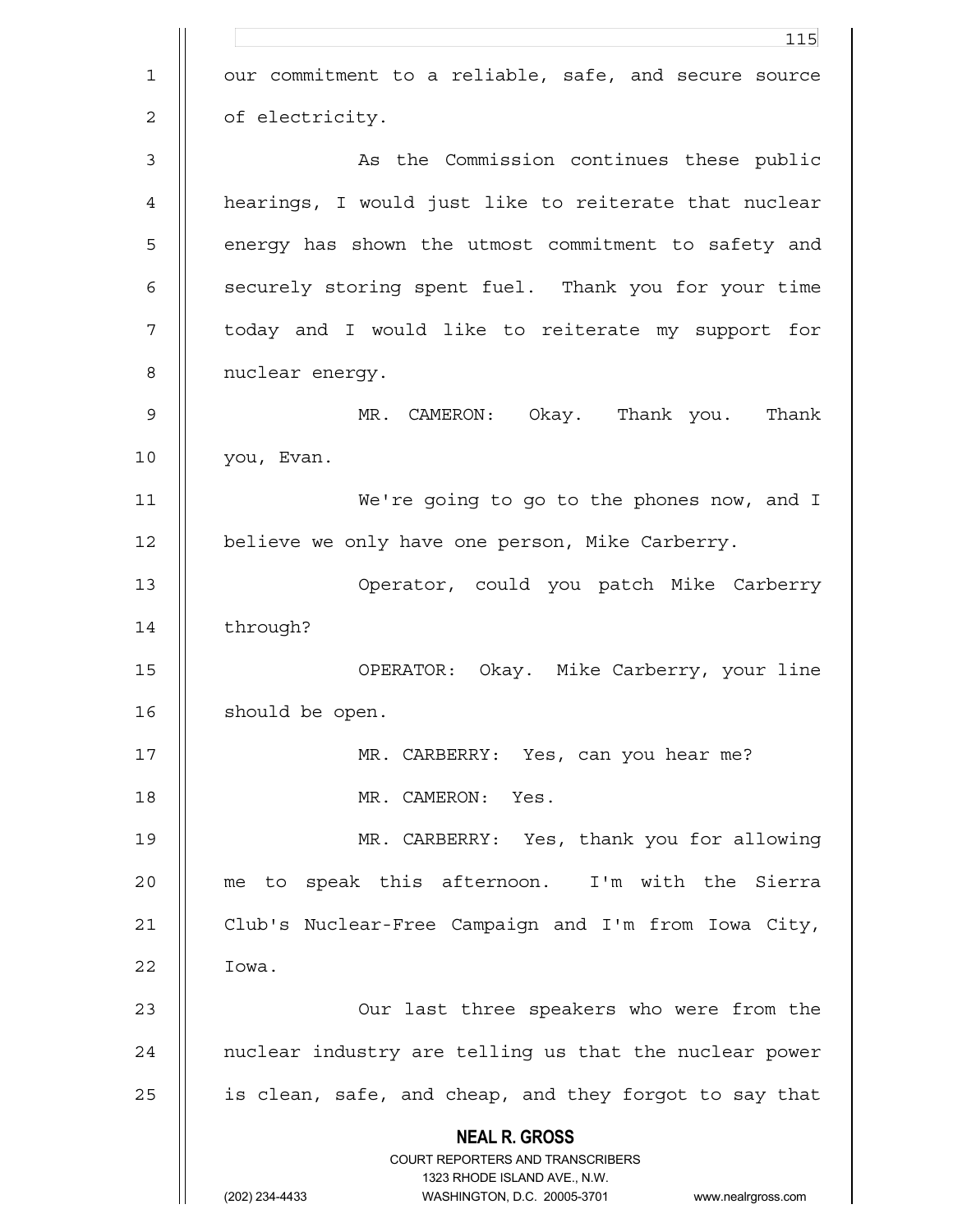our commitment to a reliable, safe, and secure source of electricity.

As the Commission continues these public hearings, I would just like to reiterate that nuclear energy has shown the utmost commitment to safety and securely storing spent fuel. Thank you for your time today and I would like to reiterate my support for nuclear energy.

MR. CAMERON: Okay. Thank you. Thank you, Evan.

We're going to go to the phones now, and I believe we only have one person, Mike Carberry.

Operator, could you patch Mike Carberry through?

OPERATOR: Okay. Mike Carberry, your line should be open.

MR. CARBERRY: Yes, can you hear me?

MR. CAMERON: Yes.

MR. CARBERRY: Yes, thank you for allowing me to speak this afternoon. I'm with the Sierra Club's Nuclear-Free Campaign and I'm from Iowa City, Iowa.

Our last three speakers who were from the nuclear industry are telling us that the nuclear power is clean, safe, and cheap, and they forgot to say that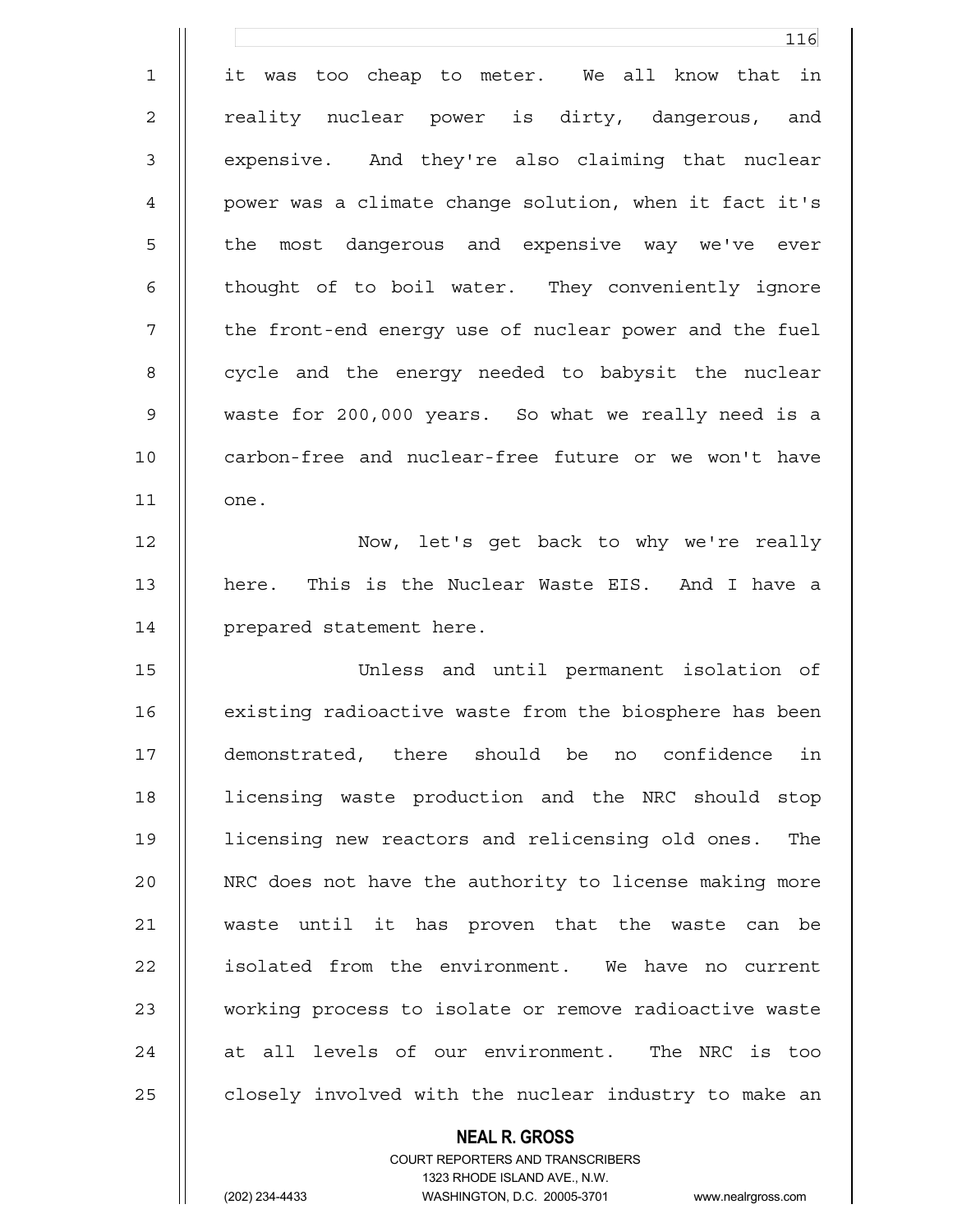it was too cheap to meter. We all know that in reality nuclear power is dirty, dangerous, and expensive. And they're also claiming that nuclear power was a climate change solution, when it fact it's the most dangerous and expensive way we've ever thought of to boil water. They conveniently ignore the front-end energy use of nuclear power and the fuel cycle and the energy needed to babysit the nuclear waste for 200,000 years. So what we really need is a carbon-free and nuclear-free future or we won't have one.

Now, let's get back to why we're really here. This is the Nuclear Waste EIS. And I have a prepared statement here.

Unless and until permanent isolation of existing radioactive waste from the biosphere has been demonstrated, there should be no confidence in licensing waste production and the NRC should stop licensing new reactors and relicensing old ones. The NRC does not have the authority to license making more waste until it has proven that the waste can be isolated from the environment. We have no current working process to isolate or remove radioactive waste at all levels of our environment. The NRC is too closely involved with the nuclear industry to make an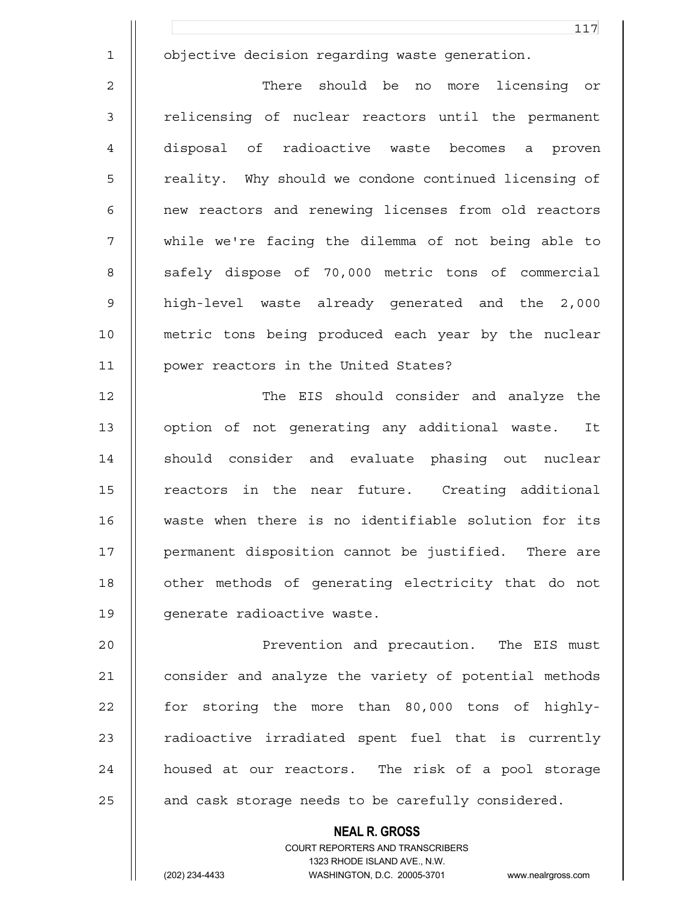objective decision regarding waste generation.

There should be no more licensing or relicensing of nuclear reactors until the permanent disposal of radioactive waste becomes a proven reality. Why should we condone continued licensing of new reactors and renewing licenses from old reactors while we're facing the dilemma of not being able to safely dispose of 70,000 metric tons of commercial high-level waste already generated and the 2,000 metric tons being produced each year by the nuclear power reactors in the United States?

The EIS should consider and analyze the option of not generating any additional waste. It should consider and evaluate phasing out nuclear reactors in the near future. Creating additional waste when there is no identifiable solution for its permanent disposition cannot be justified. There are other methods of generating electricity that do not generate radioactive waste.

Prevention and precaution. The EIS must consider and analyze the variety of potential methods for storing the more than 80,000 tons of highly-radioactive irradiated spent fuel that is currently housed at our reactors. The risk of a pool storage and cask storage needs to be carefully considered.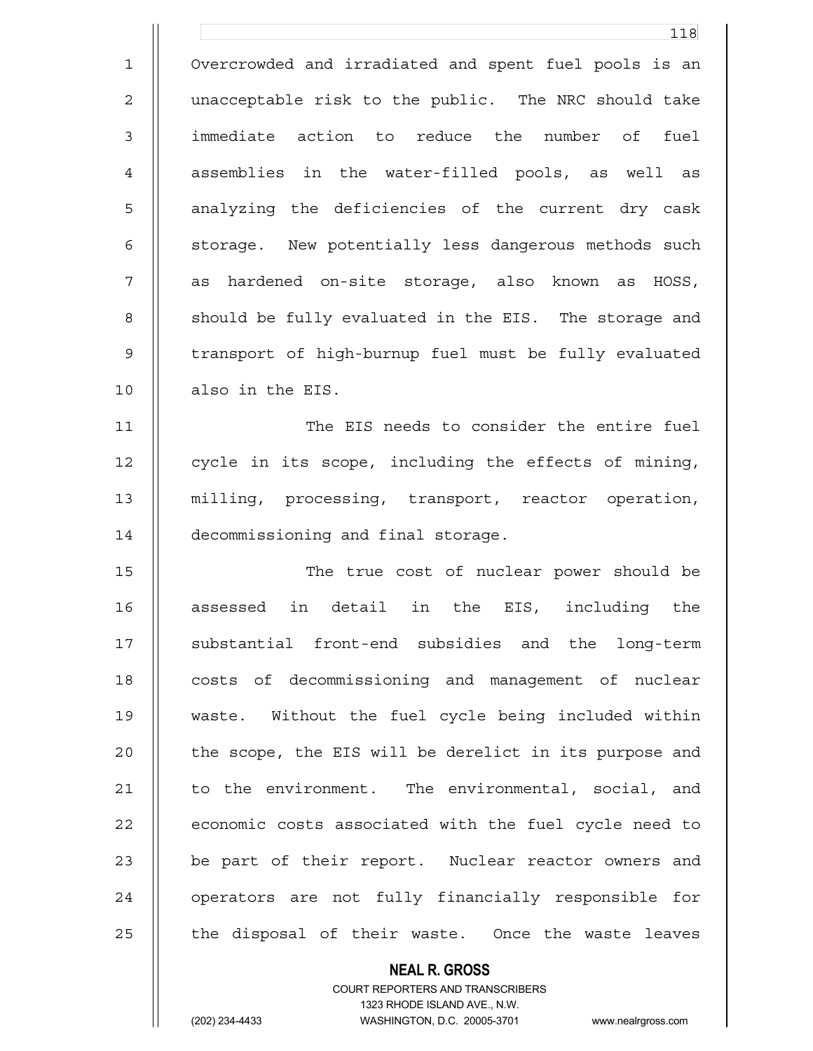Overcrowded and irradiated and spent fuel pools is an unacceptable risk to the public. The NRC should take immediate action to reduce the number of fuel assemblies in the water-filled pools, as well as analyzing the deficiencies of the current dry cask storage. New potentially less dangerous methods such as hardened on-site storage, also known as HOSS, should be fully evaluated in the EIS. The storage and transport of high-burnup fuel must be fully evaluated also in the EIS.

The EIS needs to consider the entire fuel cycle in its scope, including the effects of mining, milling, processing, transport, reactor operation, decommissioning and final storage.

The true cost of nuclear power should be assessed in detail in the EIS, including the substantial front-end subsidies and the long-term costs of decommissioning and management of nuclear waste. Without the fuel cycle being included within the scope, the EIS will be derelict in its purpose and to the environment. The environmental, social, and economic costs associated with the fuel cycle need to be part of their report. Nuclear reactor owners and operators are not fully financially responsible for the disposal of their waste. Once the waste leaves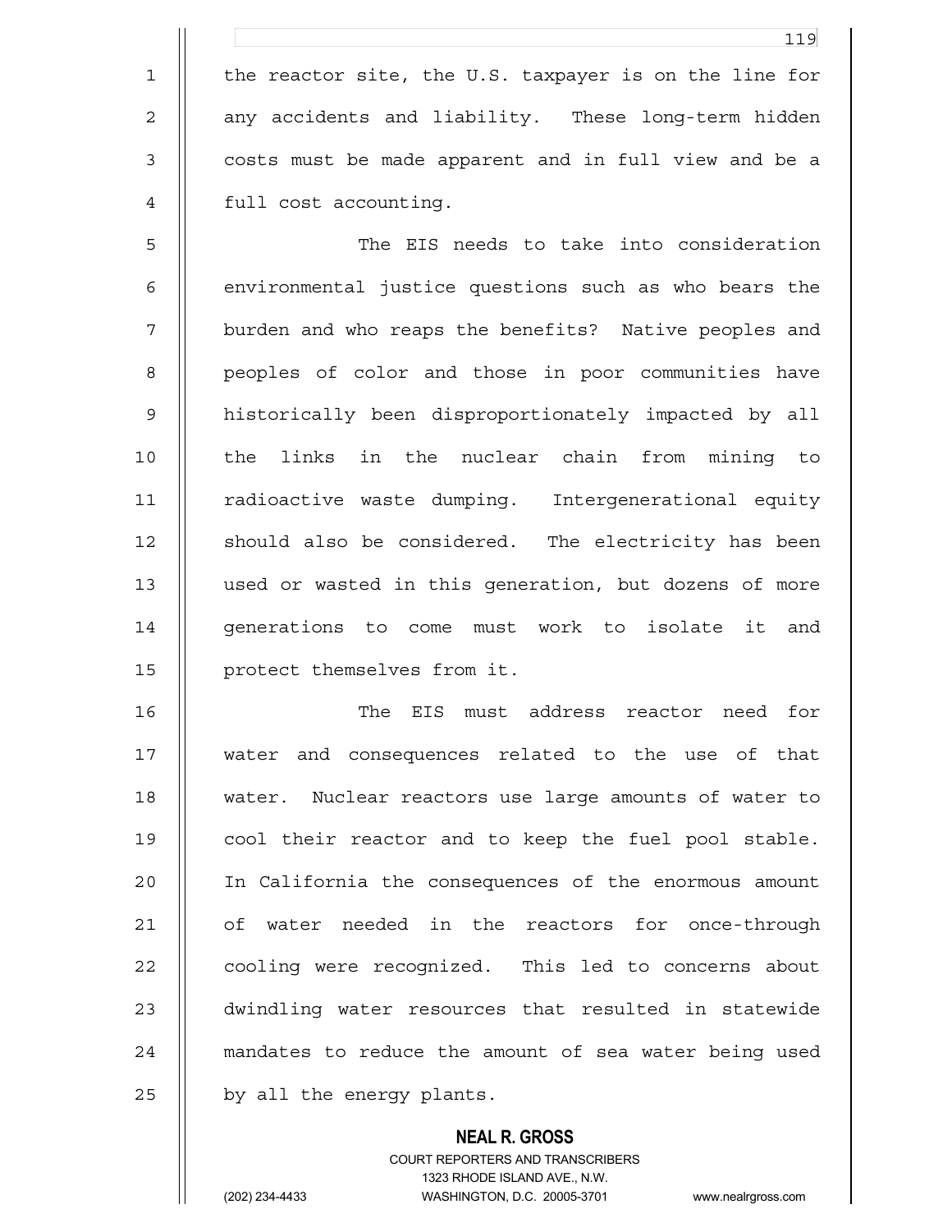the reactor site, the U.S. taxpayer is on the line for any accidents and liability. These long-term hidden costs must be made apparent and in full view and be a full cost accounting.

The EIS needs to take into consideration environmental justice questions such as who bears the burden and who reaps the benefits? Native peoples and peoples of color and those in poor communities have historically been disproportionately impacted by all the links in the nuclear chain from mining to radioactive waste dumping. Intergenerational equity should also be considered. The electricity has been used or wasted in this generation, but dozens of more generations to come must work to isolate it and protect themselves from it.

The EIS must address reactor need for water and consequences related to the use of that water. Nuclear reactors use large amounts of water to cool their reactor and to keep the fuel pool stable. In California the consequences of the enormous amount of water needed in the reactors for once-through cooling were recognized. This led to concerns about dwindling water resources that resulted in statewide mandates to reduce the amount of sea water being used by all the energy plants.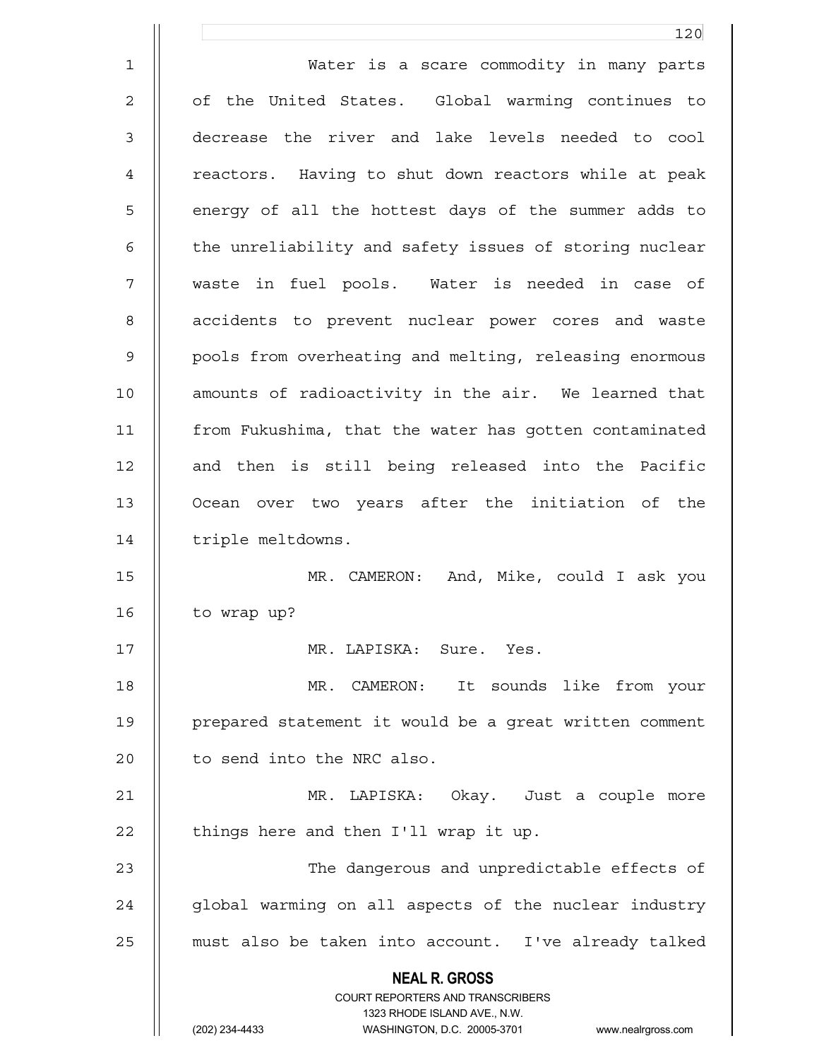Water is a scare commodity in many parts of the United States. Global warming continues to decrease the river and lake levels needed to cool reactors. Having to shut down reactors while at peak energy of all the hottest days of the summer adds to the unreliability and safety issues of storing nuclear waste in fuel pools. Water is needed in case of accidents to prevent nuclear power cores and waste pools from overheating and melting, releasing enormous amounts of radioactivity in the air. We learned that from Fukushima, that the water has gotten contaminated and then is still being released into the Pacific Ocean over two years after the initiation of the triple meltdowns.

MR. CAMERON: And, Mike, could I ask you to wrap up?

MR. LAPISKA: Sure. Yes.

MR. CAMERON: It sounds like from your prepared statement it would be a great written comment to send into the NRC also.

MR. LAPISKA: Okay. Just a couple more things here and then I'll wrap it up.

The dangerous and unpredictable effects of global warming on all aspects of the nuclear industry must also be taken into account. I've already talked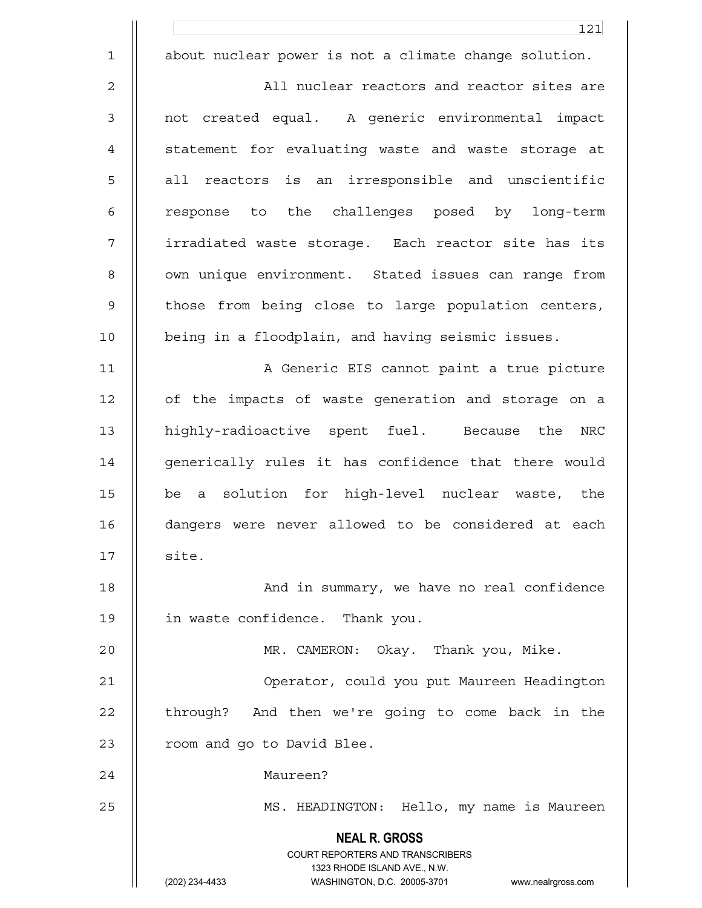about nuclear power is not a climate change solution.

All nuclear reactors and reactor sites are not created equal. A generic environmental impact statement for evaluating waste and waste storage at all reactors is an irresponsible and unscientific response to the challenges posed by long-term irradiated waste storage. Each reactor site has its own unique environment. Stated issues can range from those from being close to large population centers, being in a floodplain, and having seismic issues.

A Generic EIS cannot paint a true picture of the impacts of waste generation and storage on a highly-radioactive spent fuel. Because the NRC generically rules it has confidence that there would be a solution for high-level nuclear waste, the dangers were never allowed to be considered at each site.

And in summary, we have no real confidence in waste confidence. Thank you.

MR. CAMERON: Okay. Thank you, Mike.

Operator, could you put Maureen Headington through? And then we're going to come back in the room and go to David Blee.

Maureen?

MS. HEADINGTON: Hello, my name is Maureen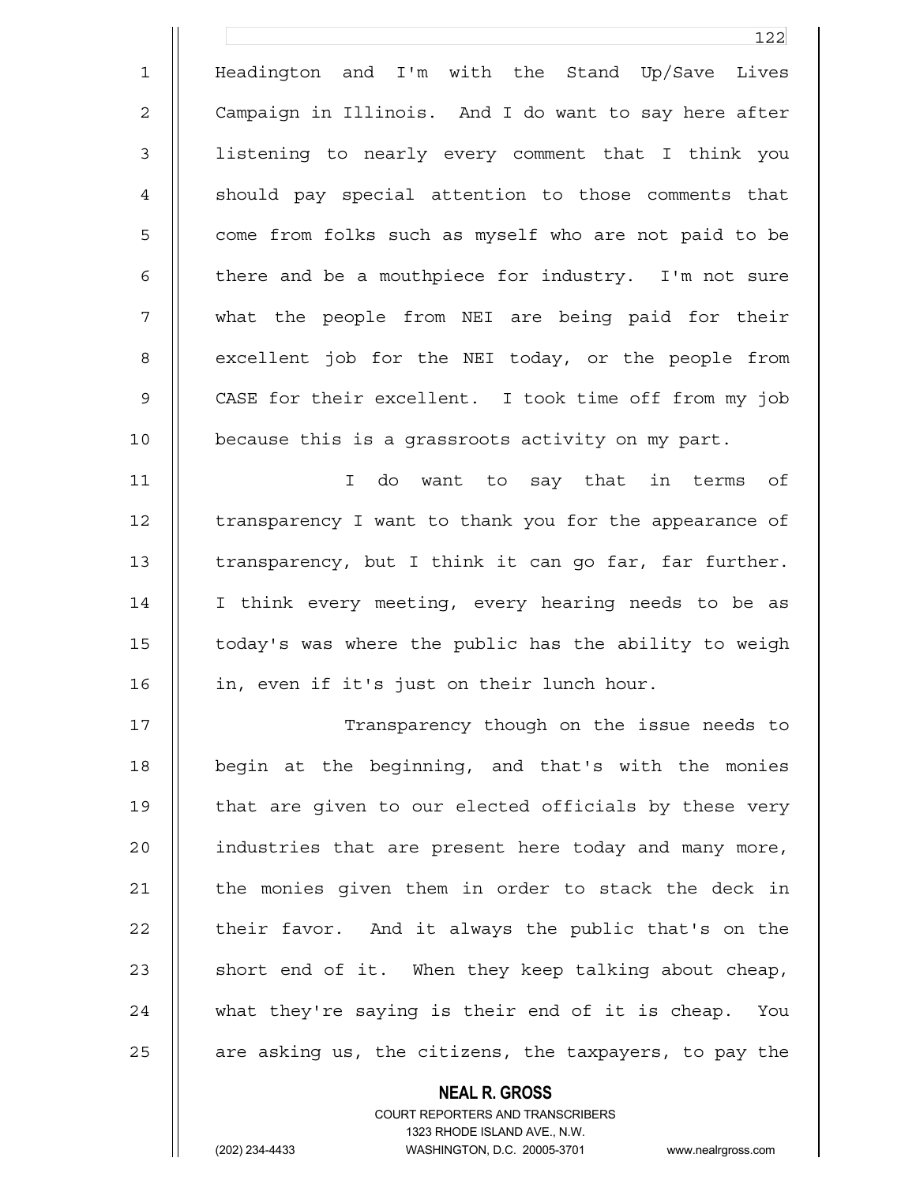Headington and I'm with the Stand Up/Save Lives Campaign in Illinois. And I do want to say here after listening to nearly every comment that I think you should pay special attention to those comments that come from folks such as myself who are not paid to be there and be a mouthpiece for industry. I'm not sure what the people from NEI are being paid for their excellent job for the NEI today, or the people from CASE for their excellent. I took time off from my job because this is a grassroots activity on my part.

I do want to say that in terms of transparency I want to thank you for the appearance of transparency, but I think it can go far, far further. I think every meeting, every hearing needs to be as today's was where the public has the ability to weigh in, even if it's just on their lunch hour.

Transparency though on the issue needs to begin at the beginning, and that's with the monies that are given to our elected officials by these very industries that are present here today and many more, the monies given them in order to stack the deck in their favor. And it always the public that's on the short end of it. When they keep talking about cheap, what they're saying is their end of it is cheap. You are asking us, the citizens, the taxpayers, to pay the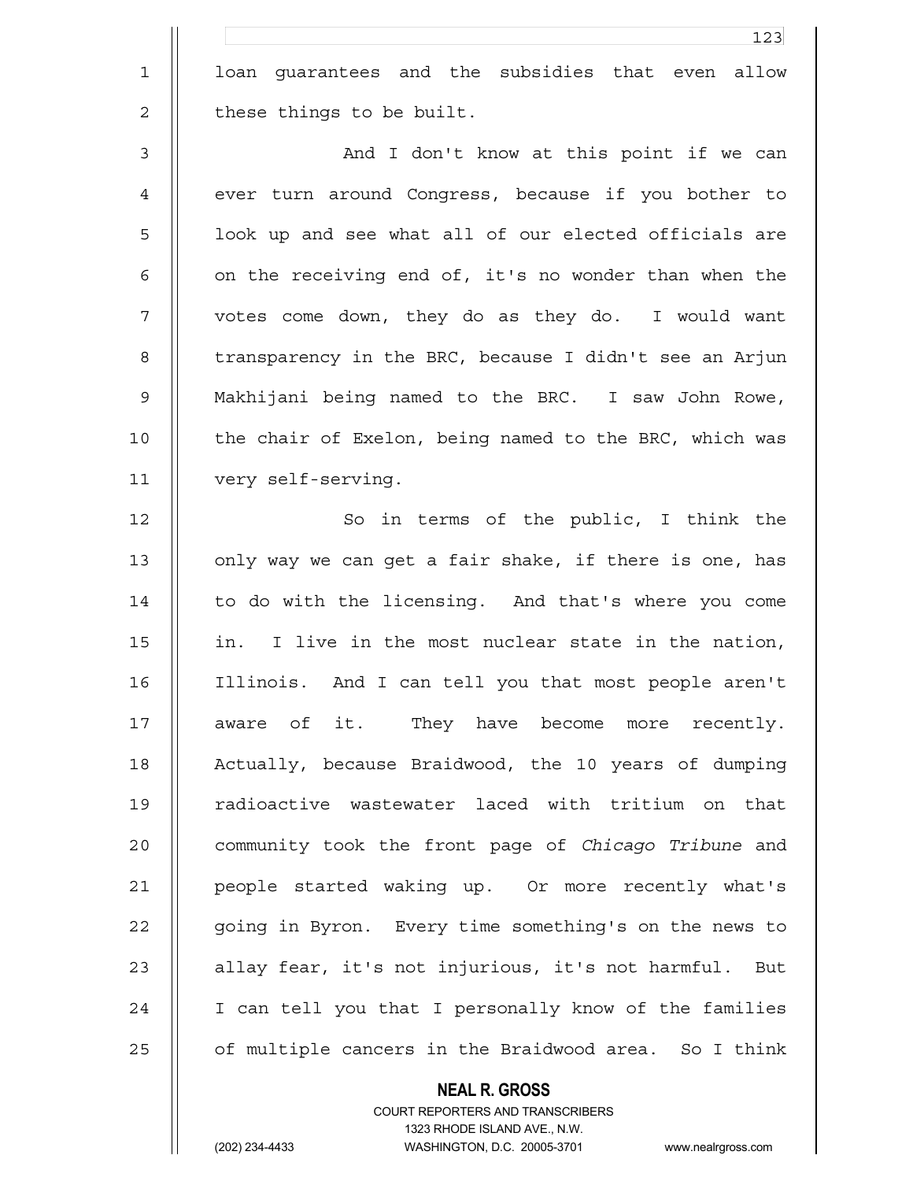loan guarantees and the subsidies that even allow these things to be built.

And I don't know at this point if we can ever turn around Congress, because if you bother to look up and see what all of our elected officials are on the receiving end of, it's no wonder than when the votes come down, they do as they do. I would want transparency in the BRC, because I didn't see an Arjun Makhijani being named to the BRC. I saw John Rowe, the chair of Exelon, being named to the BRC, which was very self-serving.

So in terms of the public, I think the only way we can get a fair shake, if there is one, has to do with the licensing. And that's where you come in. I live in the most nuclear state in the nation, Illinois. And I can tell you that most people aren't aware of it. They have become more recently. Actually, because Braidwood, the 10 years of dumping radioactive wastewater laced with tritium on that community took the front page of *Chicago Tribune* and people started waking up. Or more recently what's going in Byron. Every time something's on the news to allay fear, it's not injurious, it's not harmful. But I can tell you that I personally know of the families of multiple cancers in the Braidwood area. So I think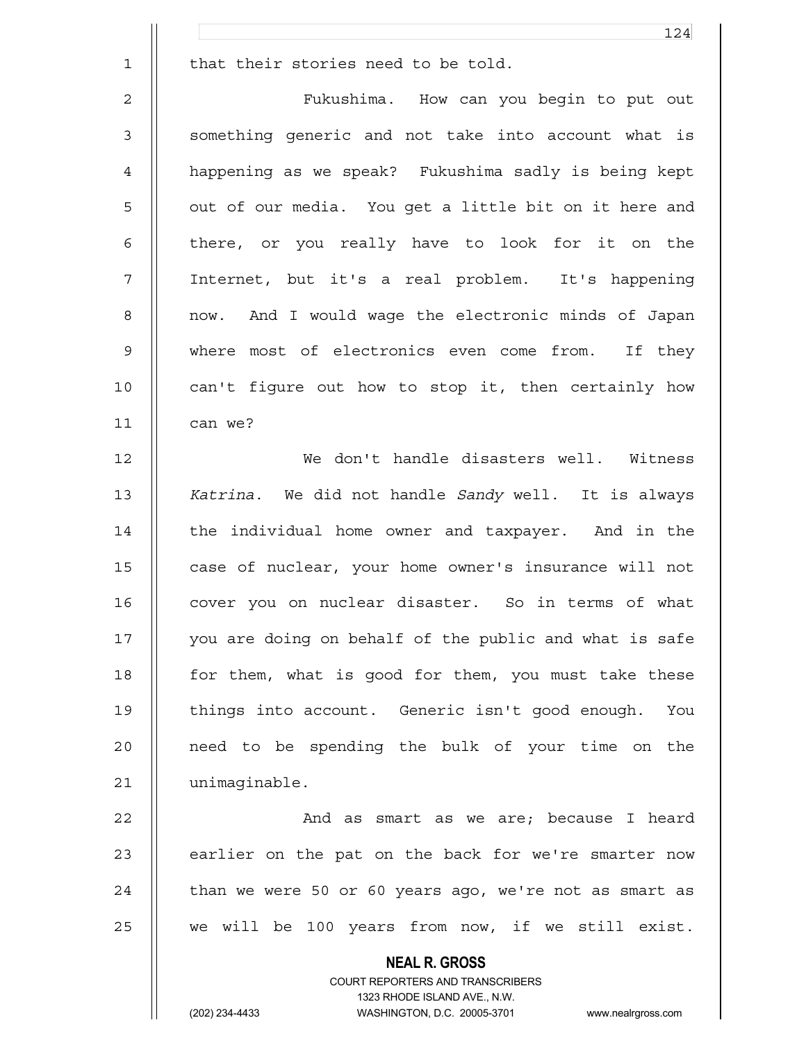that their stories need to be told.

Fukushima. How can you begin to put out something generic and not take into account what is happening as we speak? Fukushima sadly is being kept out of our media. You get a little bit on it here and there, or you really have to look for it on the Internet, but it's a real problem. It's happening now. And I would wage the electronic minds of Japan where most of electronics even come from. If they can't figure out how to stop it, then certainly how can we?

We don't handle disasters well. Witness *Katrina*. We did not handle *Sandy* well. It is always the individual home owner and taxpayer. And in the case of nuclear, your home owner's insurance will not cover you on nuclear disaster. So in terms of what you are doing on behalf of the public and what is safe for them, what is good for them, you must take these things into account. Generic isn't good enough. You need to be spending the bulk of your time on the unimaginable.

And as smart as we are; because I heard earlier on the pat on the back for we're smarter now than we were 50 or 60 years ago, we're not as smart as we will be 100 years from now, if we still exist.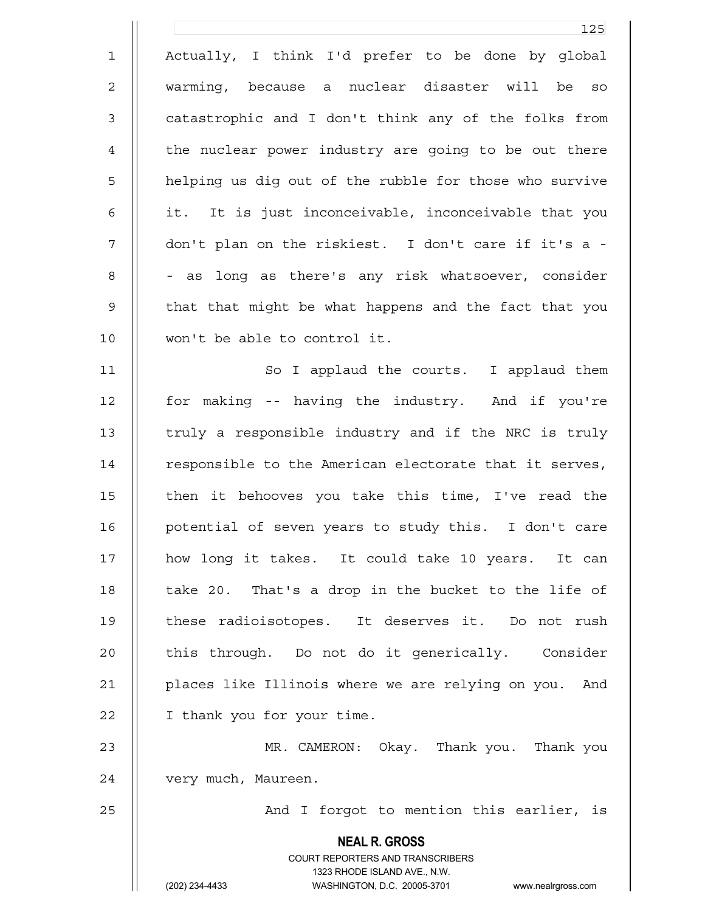Actually, I think I'd prefer to be done by global warming, because a nuclear disaster will be so catastrophic and I don't think any of the folks from the nuclear power industry are going to be out there helping us dig out of the rubble for those who survive it. It is just inconceivable, inconceivable that you don't plan on the riskiest. I don't care if it's a -- as long as there's any risk whatsoever, consider that that might be what happens and the fact that you won't be able to control it.

So I applaud the courts. I applaud them for making -- having the industry. And if you're truly a responsible industry and if the NRC is truly responsible to the American electorate that it serves, then it behooves you take this time, I've read the potential of seven years to study this. I don't care how long it takes. It could take 10 years. It can take 20. That's a drop in the bucket to the life of these radioisotopes. It deserves it. Do not rush this through. Do not do it generically. Consider places like Illinois where we are relying on you. And I thank you for your time.

MR. CAMERON: Okay. Thank you. Thank you very much, Maureen.

And I forgot to mention this earlier, is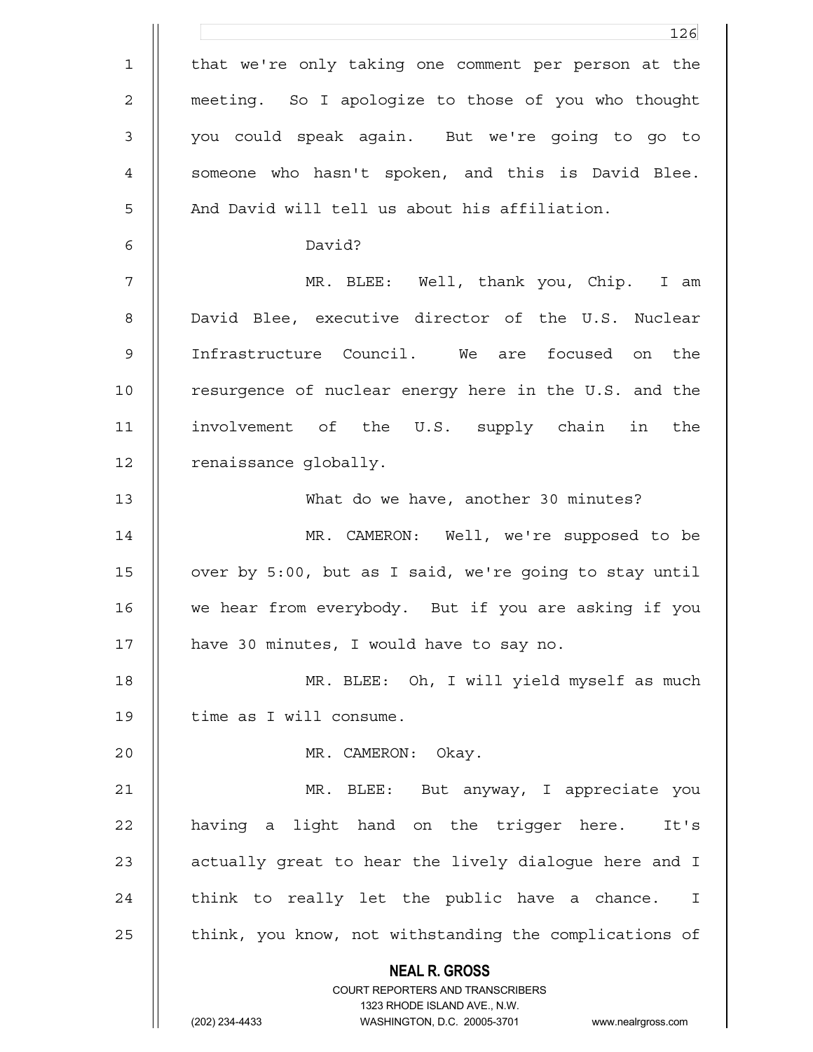that we're only taking one comment per person at the meeting. So I apologize to those of you who thought you could speak again. But we're going to go to someone who hasn't spoken, and this is David Blee. And David will tell us about his affiliation.

David?

MR. BLEE: Well, thank you, Chip. I am David Blee, executive director of the U.S. Nuclear Infrastructure Council. We are focused on the resurgence of nuclear energy here in the U.S. and the involvement of the U.S. supply chain in the renaissance globally.

What do we have, another 30 minutes?

MR. CAMERON: Well, we're supposed to be over by 5:00, but as I said, we're going to stay until we hear from everybody. But if you are asking if you have 30 minutes, I would have to say no.

MR. BLEE: Oh, I will yield myself as much time as I will consume.

MR. CAMERON: Okay.

MR. BLEE: But anyway, I appreciate you having a light hand on the trigger here. It's actually great to hear the lively dialogue here and I think to really let the public have a chance. I think, you know, not withstanding the complications of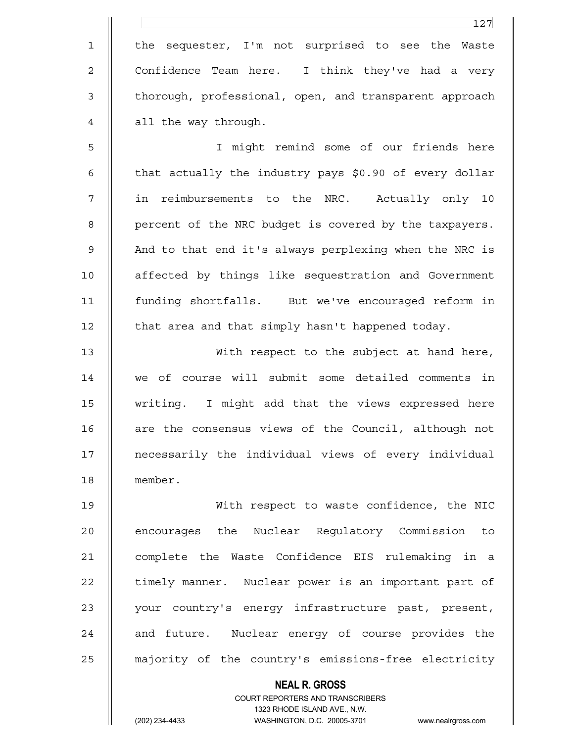the sequester, I'm not surprised to see the Waste Confidence Team here. I think they've had a very thorough, professional, open, and transparent approach all the way through.

I might remind some of our friends here that actually the industry pays $0.90 of every dollar in reimbursements to the NRC. Actually only 10 percent of the NRC budget is covered by the taxpayers. And to that end it's always perplexing when the NRC is affected by things like sequestration and Government funding shortfalls. But we've encouraged reform in that area and that simply hasn't happened today.

With respect to the subject at hand here, we of course will submit some detailed comments in writing. I might add that the views expressed here are the consensus views of the Council, although not necessarily the individual views of every individual member.

With respect to waste confidence, the NIC encourages the Nuclear Regulatory Commission to complete the Waste Confidence EIS rulemaking in a timely manner. Nuclear power is an important part of your country's energy infrastructure past, present, and future. Nuclear energy of course provides the majority of the country's emissions-free electricity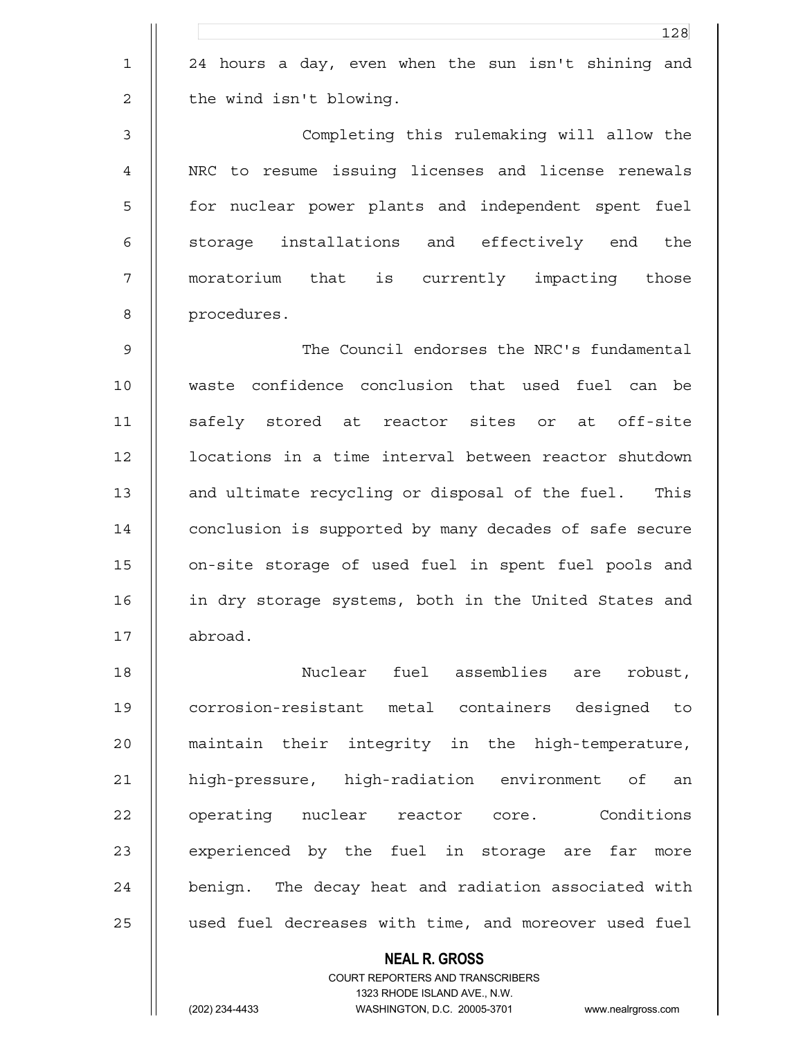24 hours a day, even when the sun isn't shining and the wind isn't blowing.

Completing this rulemaking will allow the NRC to resume issuing licenses and license renewals for nuclear power plants and independent spent fuel storage installations and effectively end the moratorium that is currently impacting those procedures.

The Council endorses the NRC's fundamental waste confidence conclusion that used fuel can be safely stored at reactor sites or at off-site locations in a time interval between reactor shutdown and ultimate recycling or disposal of the fuel. This conclusion is supported by many decades of safe secure on-site storage of used fuel in spent fuel pools and in dry storage systems, both in the United States and abroad.

Nuclear fuel assemblies are robust, corrosion-resistant metal containers designed to maintain their integrity in the high-temperature, high-pressure, high-radiation environment of an operating nuclear reactor core. Conditions experienced by the fuel in storage are far more benign. The decay heat and radiation associated with used fuel decreases with time, and moreover used fuel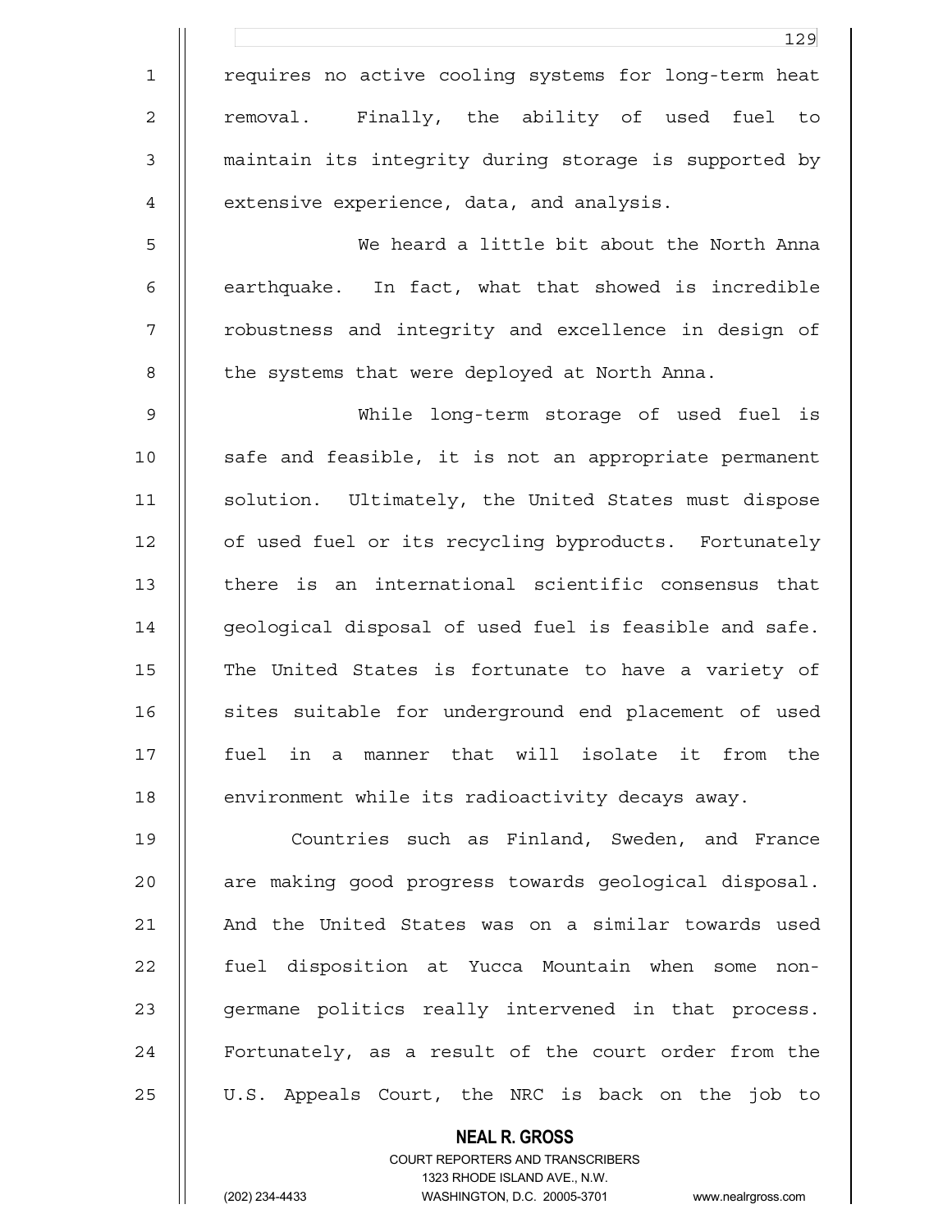requires no active cooling systems for long-term heat removal. Finally, the ability of used fuel to maintain its integrity during storage is supported by extensive experience, data, and analysis.

We heard a little bit about the North Anna earthquake. In fact, what that showed is incredible robustness and integrity and excellence in design of the systems that were deployed at North Anna.

While long-term storage of used fuel is safe and feasible, it is not an appropriate permanent solution. Ultimately, the United States must dispose of used fuel or its recycling byproducts. Fortunately there is an international scientific consensus that geological disposal of used fuel is feasible and safe. The United States is fortunate to have a variety of sites suitable for underground end placement of used fuel in a manner that will isolate it from the environment while its radioactivity decays away.

Countries such as Finland, Sweden, and France are making good progress towards geological disposal. And the United States was on a similar towards used fuel disposition at Yucca Mountain when some non-germane politics really intervened in that process. Fortunately, as a result of the court order from the U.S. Appeals Court, the NRC is back on the job to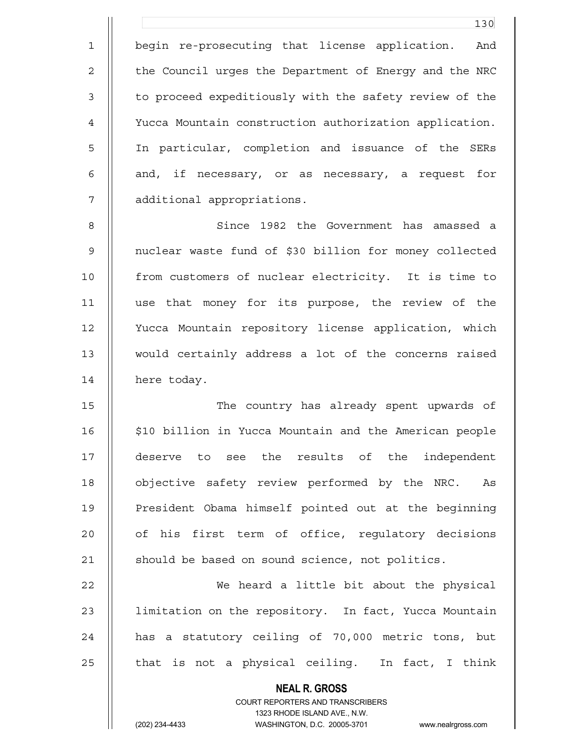begin re-prosecuting that license application. And the Council urges the Department of Energy and the NRC to proceed expeditiously with the safety review of the Yucca Mountain construction authorization application. In particular, completion and issuance of the SERs and, if necessary, or as necessary, a request for additional appropriations.

Since 1982 the Government has amassed a nuclear waste fund of $30 billion for money collected from customers of nuclear electricity. It is time to use that money for its purpose, the review of the Yucca Mountain repository license application, which would certainly address a lot of the concerns raised here today.

The country has already spent upwards of $10 billion in Yucca Mountain and the American people deserve to see the results of the independent objective safety review performed by the NRC. As President Obama himself pointed out at the beginning of his first term of office, regulatory decisions should be based on sound science, not politics.

We heard a little bit about the physical limitation on the repository. In fact, Yucca Mountain has a statutory ceiling of 70,000 metric tons, but that is not a physical ceiling. In fact, I think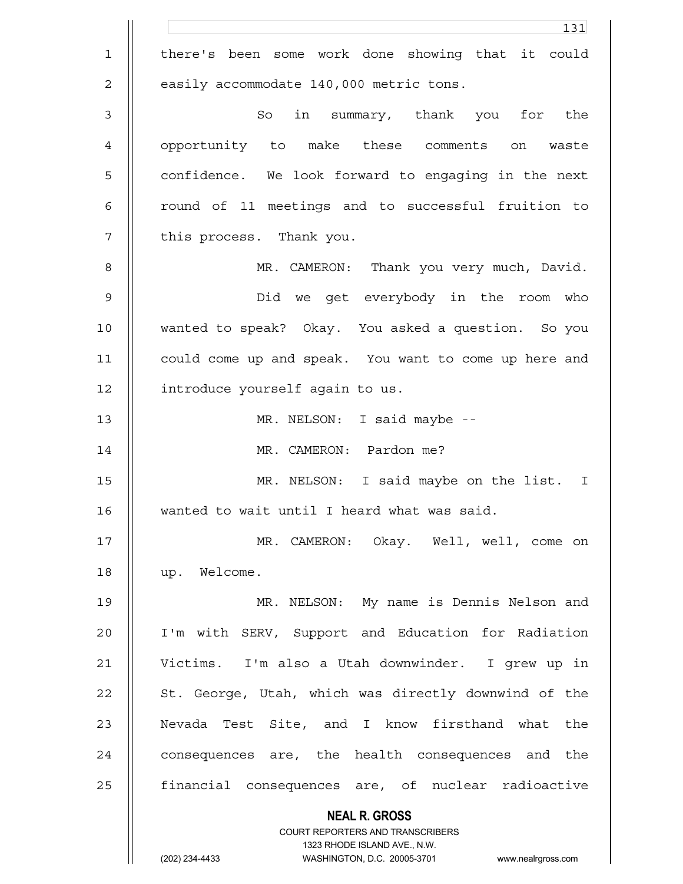there's been some work done showing that it could easily accommodate 140,000 metric tons.

So in summary, thank you for the opportunity to make these comments on waste confidence. We look forward to engaging in the next round of 11 meetings and to successful fruition to this process. Thank you.

MR. CAMERON: Thank you very much, David.

Did we get everybody in the room who wanted to speak? Okay. You asked a question. So you could come up and speak. You want to come up here and introduce yourself again to us.

MR. NELSON: I said maybe --

MR. CAMERON: Pardon me?

MR. NELSON: I said maybe on the list. I wanted to wait until I heard what was said.

MR. CAMERON: Okay. Well, well, come on up. Welcome.

MR. NELSON: My name is Dennis Nelson and I'm with SERV, Support and Education for Radiation Victims. I'm also a Utah downwinder. I grew up in St. George, Utah, which was directly downwind of the Nevada Test Site, and I know firsthand what the consequences are, the health consequences and the financial consequences are, of nuclear radioactive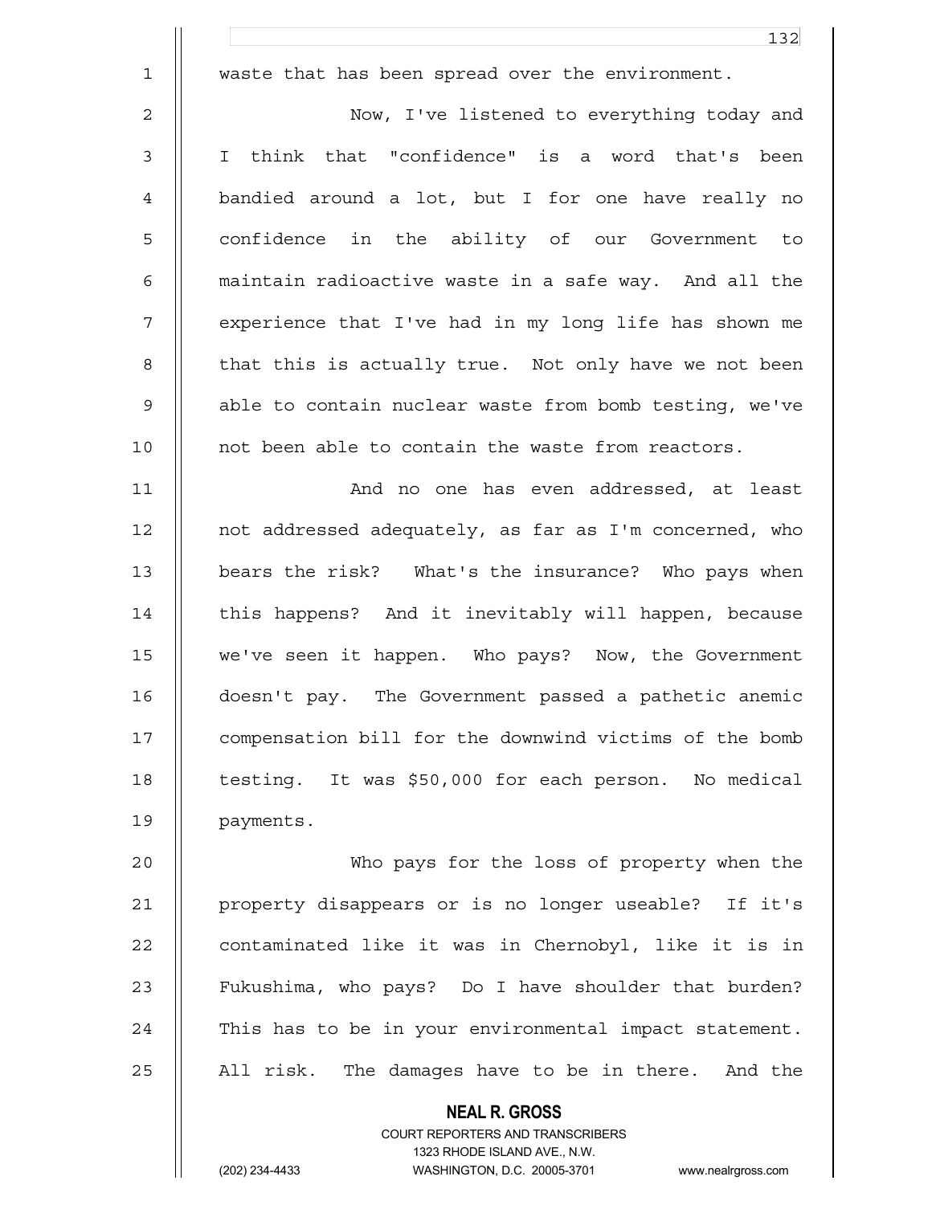waste that has been spread over the environment.

Now, I've listened to everything today and I think that "confidence" is a word that's been bandied around a lot, but I for one have really no confidence in the ability of our Government to maintain radioactive waste in a safe way. And all the experience that I've had in my long life has shown me that this is actually true. Not only have we not been able to contain nuclear waste from bomb testing, we've not been able to contain the waste from reactors.

And no one has even addressed, at least not addressed adequately, as far as I'm concerned, who bears the risk? What's the insurance? Who pays when this happens? And it inevitably will happen, because we've seen it happen. Who pays? Now, the Government doesn't pay. The Government passed a pathetic anemic compensation bill for the downwind victims of the bomb testing. It was $50,000 for each person. No medical payments.

Who pays for the loss of property when the property disappears or is no longer useable? If it's contaminated like it was in Chernobyl, like it is in Fukushima, who pays? Do I have shoulder that burden? This has to be in your environmental impact statement. All risk. The damages have to be in there. And the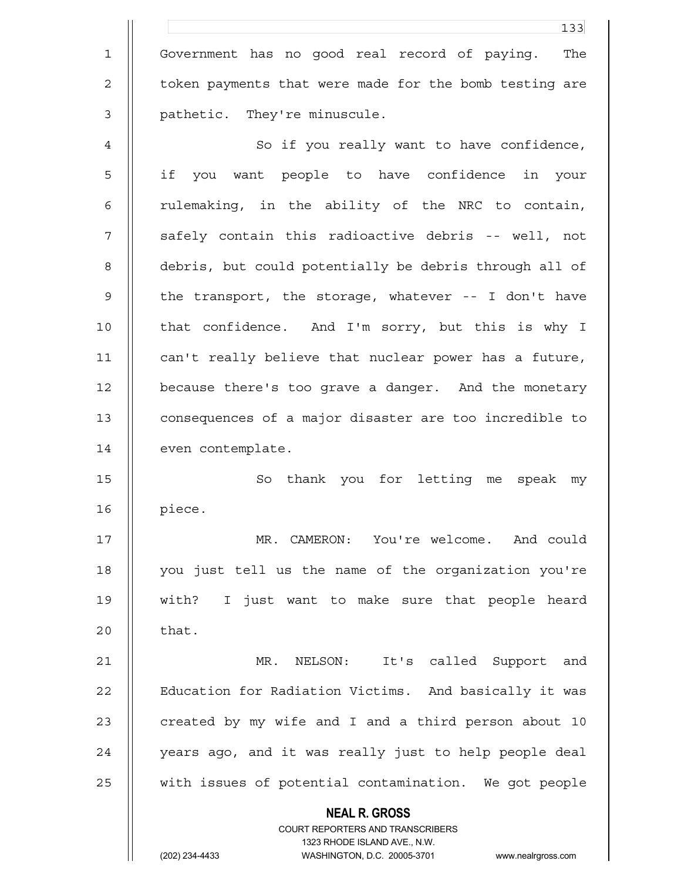Government has no good real record of paying. The token payments that were made for the bomb testing are pathetic. They're minuscule.

So if you really want to have confidence, if you want people to have confidence in your rulemaking, in the ability of the NRC to contain, safely contain this radioactive debris -- well, not debris, but could potentially be debris through all of the transport, the storage, whatever -- I don't have that confidence. And I'm sorry, but this is why I can't really believe that nuclear power has a future, because there's too grave a danger. And the monetary consequences of a major disaster are too incredible to even contemplate.

So thank you for letting me speak my piece.

MR. CAMERON: You're welcome. And could you just tell us the name of the organization you're with? I just want to make sure that people heard that.

MR. NELSON: It's called Support and Education for Radiation Victims. And basically it was created by my wife and I and a third person about 10 years ago, and it was really just to help people deal with issues of potential contamination. We got people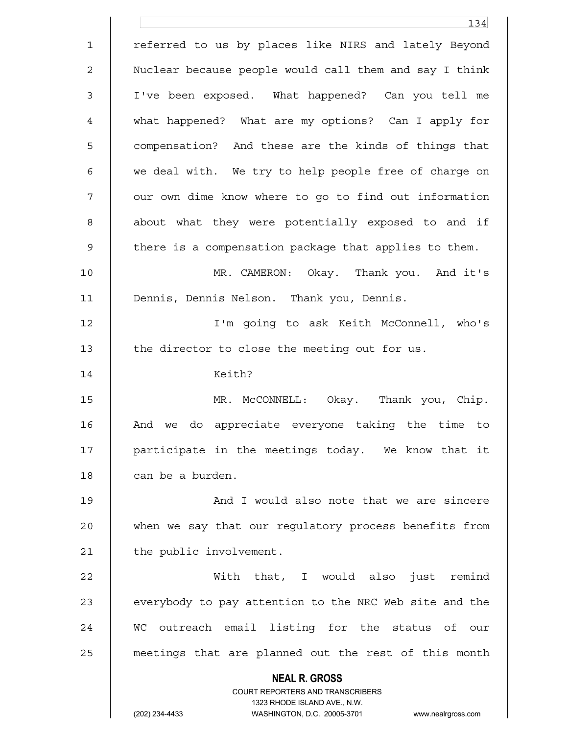referred to us by places like NIRS and lately Beyond Nuclear because people would call them and say I think I've been exposed. What happened? Can you tell me what happened? What are my options? Can I apply for compensation? And these are the kinds of things that we deal with. We try to help people free of charge on our own dime know where to go to find out information about what they were potentially exposed to and if there is a compensation package that applies to them.

MR. CAMERON: Okay. Thank you. And it's Dennis, Dennis Nelson. Thank you, Dennis.

I'm going to ask Keith McConnell, who's the director to close the meeting out for us.

Keith?

MR. McCONNELL: Okay. Thank you, Chip. And we do appreciate everyone taking the time to participate in the meetings today. We know that it can be a burden.

And I would also note that we are sincere when we say that our regulatory process benefits from the public involvement.

With that, I would also just remind everybody to pay attention to the NRC Web site and the WC outreach email listing for the status of our meetings that are planned out the rest of this month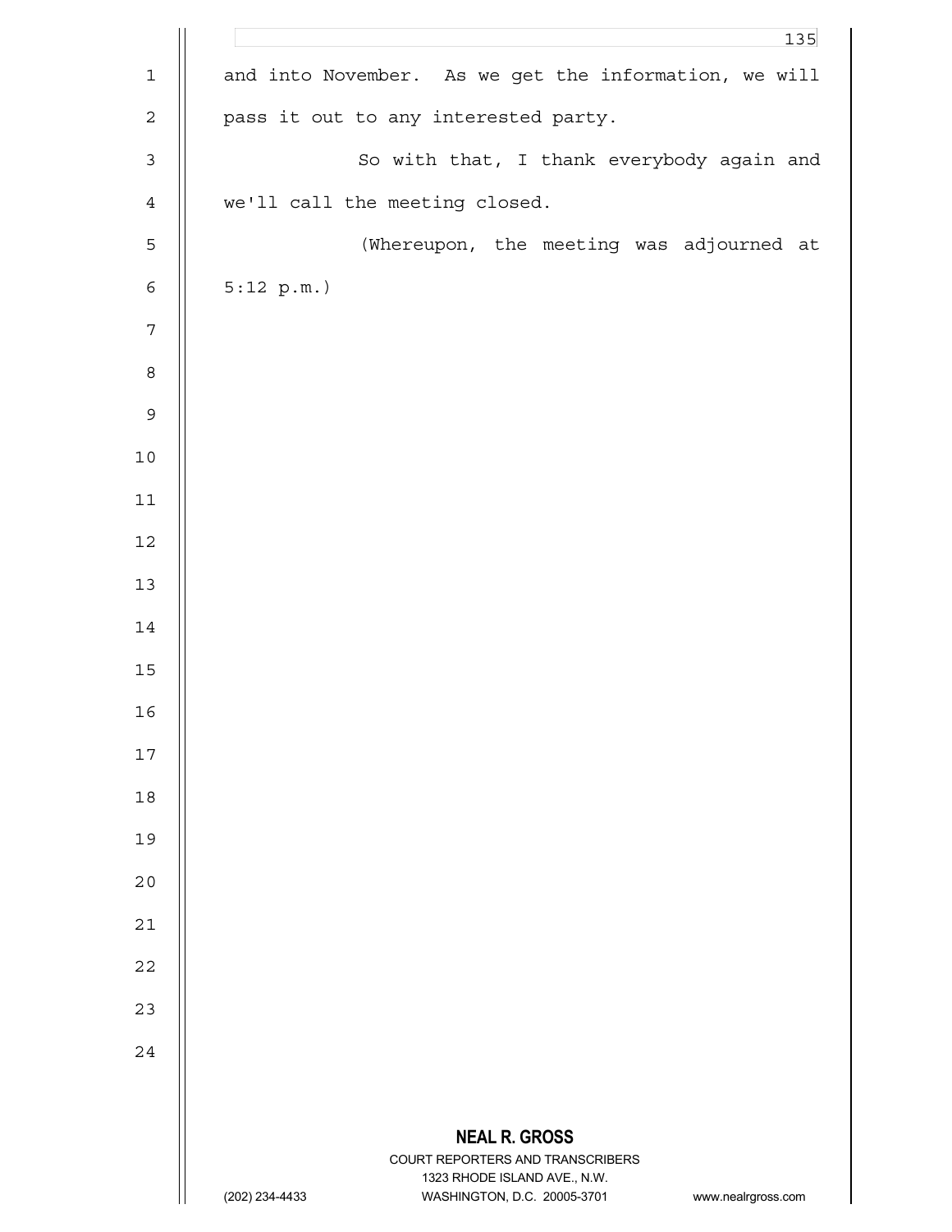and into November. As we get the information, we will pass it out to any interested party.

So with that, I thank everybody again and we'll call the meeting closed.

(Whereupon, the meeting was adjourned at 5:12 p.m.)